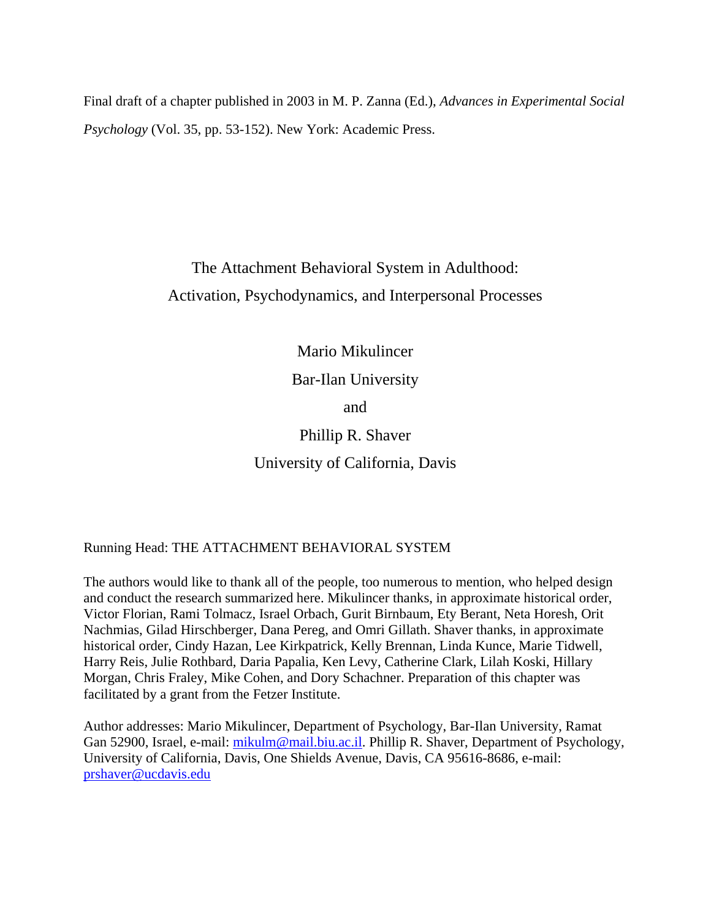Final draft of a chapter published in 2003 in M. P. Zanna (Ed.), *Advances in Experimental Social Psychology* (Vol. 35, pp. 53-152). New York: Academic Press.

# The Attachment Behavioral System in Adulthood: Activation, Psychodynamics, and Interpersonal Processes

Mario Mikulincer

Bar-Ilan University

and

Phillip R. Shaver

University of California, Davis

Running Head: THE ATTACHMENT BEHAVIORAL SYSTEM

The authors would like to thank all of the people, too numerous to mention, who helped design and conduct the research summarized here. Mikulincer thanks, in approximate historical order, Victor Florian, Rami Tolmacz, Israel Orbach, Gurit Birnbaum, Ety Berant, Neta Horesh, Orit Nachmias, Gilad Hirschberger, Dana Pereg, and Omri Gillath. Shaver thanks, in approximate historical order, Cindy Hazan, Lee Kirkpatrick, Kelly Brennan, Linda Kunce, Marie Tidwell, Harry Reis, Julie Rothbard, Daria Papalia, Ken Levy, Catherine Clark, Lilah Koski, Hillary Morgan, Chris Fraley, Mike Cohen, and Dory Schachner. Preparation of this chapter was facilitated by a grant from the Fetzer Institute.

Author addresses: Mario Mikulincer, Department of Psychology, Bar-Ilan University, Ramat Gan 52900, Israel, e-mail: mikulm@mail.biu.ac.il. Phillip R. Shaver, Department of Psychology, University of California, Davis, One Shields Avenue, Davis, CA 95616-8686, e-mail: prshaver@ucdavis.edu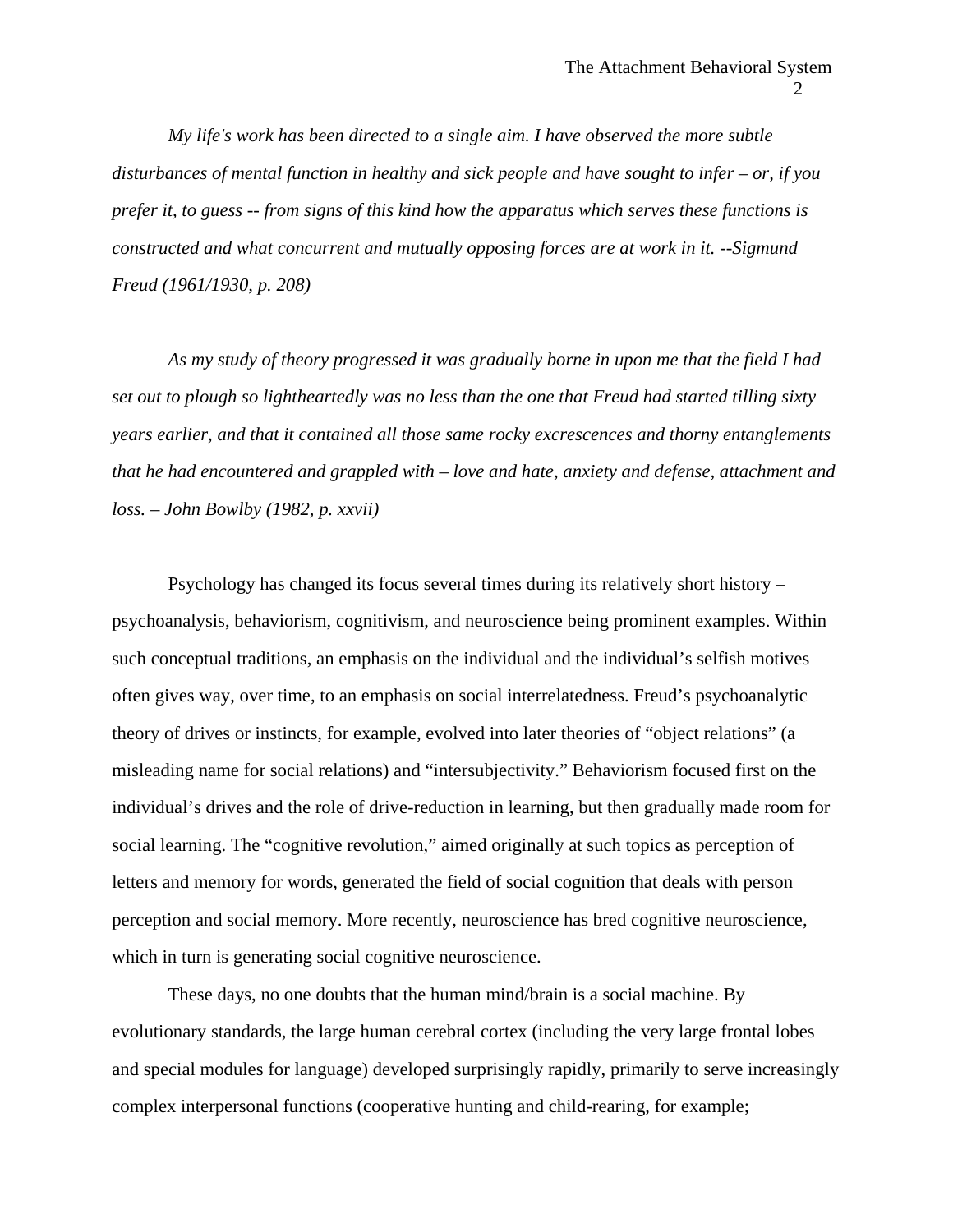*My life's work has been directed to a single aim. I have observed the more subtle disturbances of mental function in healthy and sick people and have sought to infer – or, if you prefer it, to guess -- from signs of this kind how the apparatus which serves these functions is constructed and what concurrent and mutually opposing forces are at work in it. --Sigmund Freud (1961/1930, p. 208)*

*As my study of theory progressed it was gradually borne in upon me that the field I had set out to plough so lightheartedly was no less than the one that Freud had started tilling sixty years earlier, and that it contained all those same rocky excrescences and thorny entanglements that he had encountered and grappled with – love and hate, anxiety and defense, attachment and loss. – John Bowlby (1982, p. xxvii)*

Psychology has changed its focus several times during its relatively short history – psychoanalysis, behaviorism, cognitivism, and neuroscience being prominent examples. Within such conceptual traditions, an emphasis on the individual and the individual's selfish motives often gives way, over time, to an emphasis on social interrelatedness. Freud's psychoanalytic theory of drives or instincts, for example, evolved into later theories of "object relations" (a misleading name for social relations) and "intersubjectivity." Behaviorism focused first on the individual's drives and the role of drive-reduction in learning, but then gradually made room for social learning. The "cognitive revolution," aimed originally at such topics as perception of letters and memory for words, generated the field of social cognition that deals with person perception and social memory. More recently, neuroscience has bred cognitive neuroscience, which in turn is generating social cognitive neuroscience.

These days, no one doubts that the human mind/brain is a social machine. By evolutionary standards, the large human cerebral cortex (including the very large frontal lobes and special modules for language) developed surprisingly rapidly, primarily to serve increasingly complex interpersonal functions (cooperative hunting and child-rearing, for example;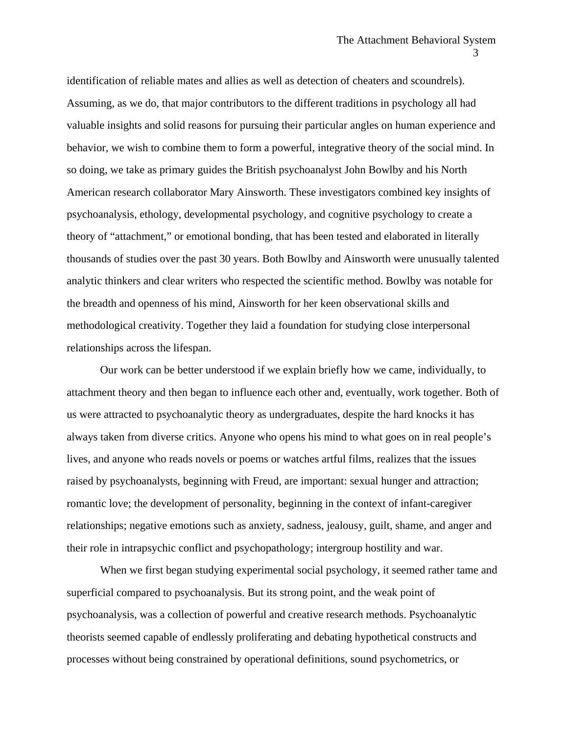identification of reliable mates and allies as well as detection of cheaters and scoundrels). Assuming, as we do, that major contributors to the different traditions in psychology all had valuable insights and solid reasons for pursuing their particular angles on human experience and behavior, we wish to combine them to form a powerful, integrative theory of the social mind. In so doing, we take as primary guides the British psychoanalyst John Bowlby and his North American research collaborator Mary Ainsworth. These investigators combined key insights of psychoanalysis, ethology, developmental psychology, and cognitive psychology to create a theory of "attachment," or emotional bonding, that has been tested and elaborated in literally thousands of studies over the past 30 years. Both Bowlby and Ainsworth were unusually talented analytic thinkers and clear writers who respected the scientific method. Bowlby was notable for the breadth and openness of his mind, Ainsworth for her keen observational skills and methodological creativity. Together they laid a foundation for studying close interpersonal relationships across the lifespan.

Our work can be better understood if we explain briefly how we came, individually, to attachment theory and then began to influence each other and, eventually, work together. Both of us were attracted to psychoanalytic theory as undergraduates, despite the hard knocks it has always taken from diverse critics. Anyone who opens his mind to what goes on in real people's lives, and anyone who reads novels or poems or watches artful films, realizes that the issues raised by psychoanalysts, beginning with Freud, are important: sexual hunger and attraction; romantic love; the development of personality, beginning in the context of infant-caregiver relationships; negative emotions such as anxiety, sadness, jealousy, guilt, shame, and anger and their role in intrapsychic conflict and psychopathology; intergroup hostility and war.

When we first began studying experimental social psychology, it seemed rather tame and superficial compared to psychoanalysis. But its strong point, and the weak point of psychoanalysis, was a collection of powerful and creative research methods. Psychoanalytic theorists seemed capable of endlessly proliferating and debating hypothetical constructs and processes without being constrained by operational definitions, sound psychometrics, or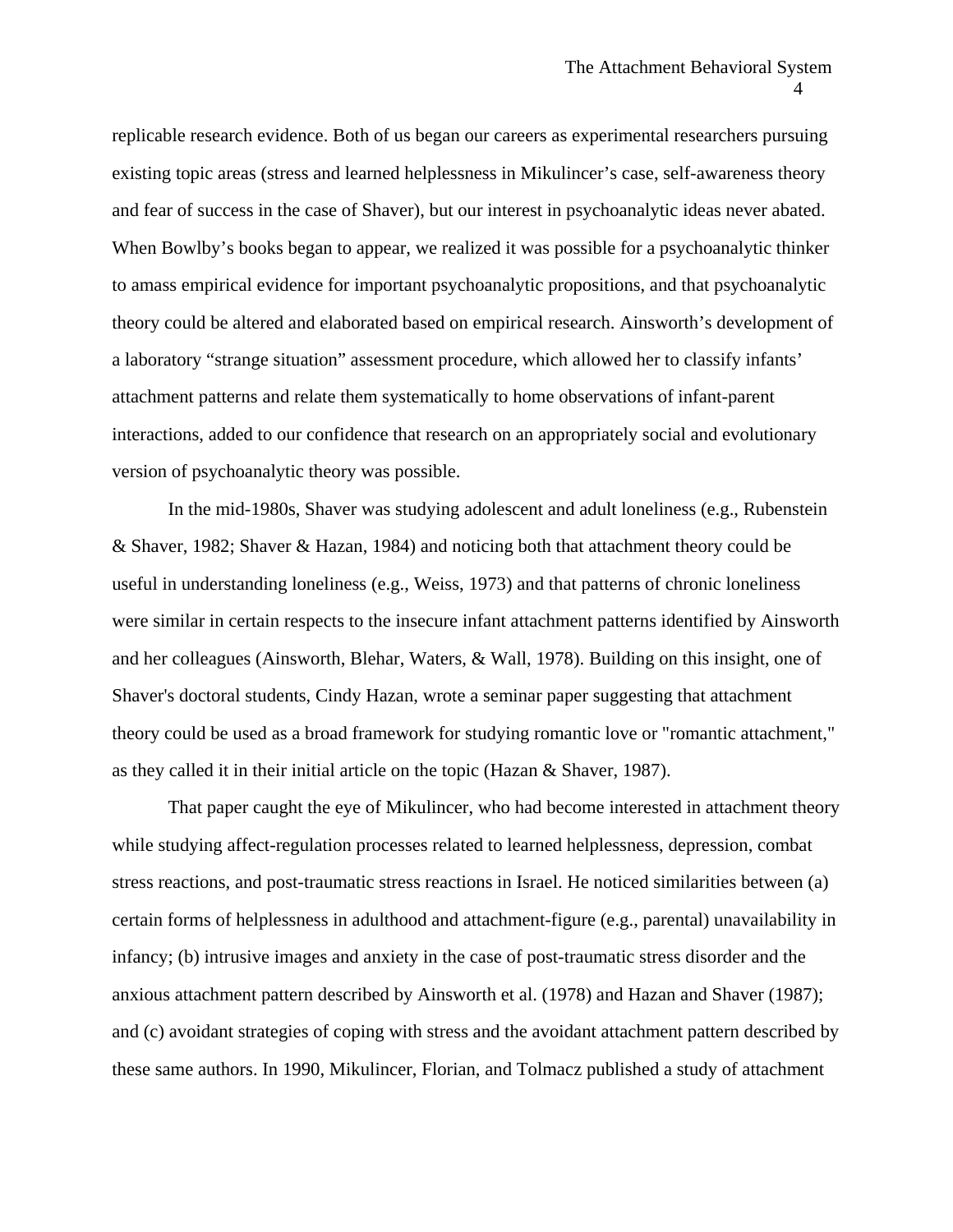replicable research evidence. Both of us began our careers as experimental researchers pursuing existing topic areas (stress and learned helplessness in Mikulincer's case, self-awareness theory and fear of success in the case of Shaver), but our interest in psychoanalytic ideas never abated. When Bowlby's books began to appear, we realized it was possible for a psychoanalytic thinker to amass empirical evidence for important psychoanalytic propositions, and that psychoanalytic theory could be altered and elaborated based on empirical research. Ainsworth's development of a laboratory "strange situation" assessment procedure, which allowed her to classify infants' attachment patterns and relate them systematically to home observations of infant-parent interactions, added to our confidence that research on an appropriately social and evolutionary version of psychoanalytic theory was possible.

In the mid-1980s, Shaver was studying adolescent and adult loneliness (e.g., Rubenstein & Shaver, 1982; Shaver & Hazan, 1984) and noticing both that attachment theory could be useful in understanding loneliness (e.g., Weiss, 1973) and that patterns of chronic loneliness were similar in certain respects to the insecure infant attachment patterns identified by Ainsworth and her colleagues (Ainsworth, Blehar, Waters, & Wall, 1978). Building on this insight, one of Shaver's doctoral students, Cindy Hazan, wrote a seminar paper suggesting that attachment theory could be used as a broad framework for studying romantic love or "romantic attachment," as they called it in their initial article on the topic (Hazan & Shaver, 1987).

That paper caught the eye of Mikulincer, who had become interested in attachment theory while studying affect-regulation processes related to learned helplessness, depression, combat stress reactions, and post-traumatic stress reactions in Israel. He noticed similarities between (a) certain forms of helplessness in adulthood and attachment-figure (e.g., parental) unavailability in infancy; (b) intrusive images and anxiety in the case of post-traumatic stress disorder and the anxious attachment pattern described by Ainsworth et al. (1978) and Hazan and Shaver (1987); and (c) avoidant strategies of coping with stress and the avoidant attachment pattern described by these same authors. In 1990, Mikulincer, Florian, and Tolmacz published a study of attachment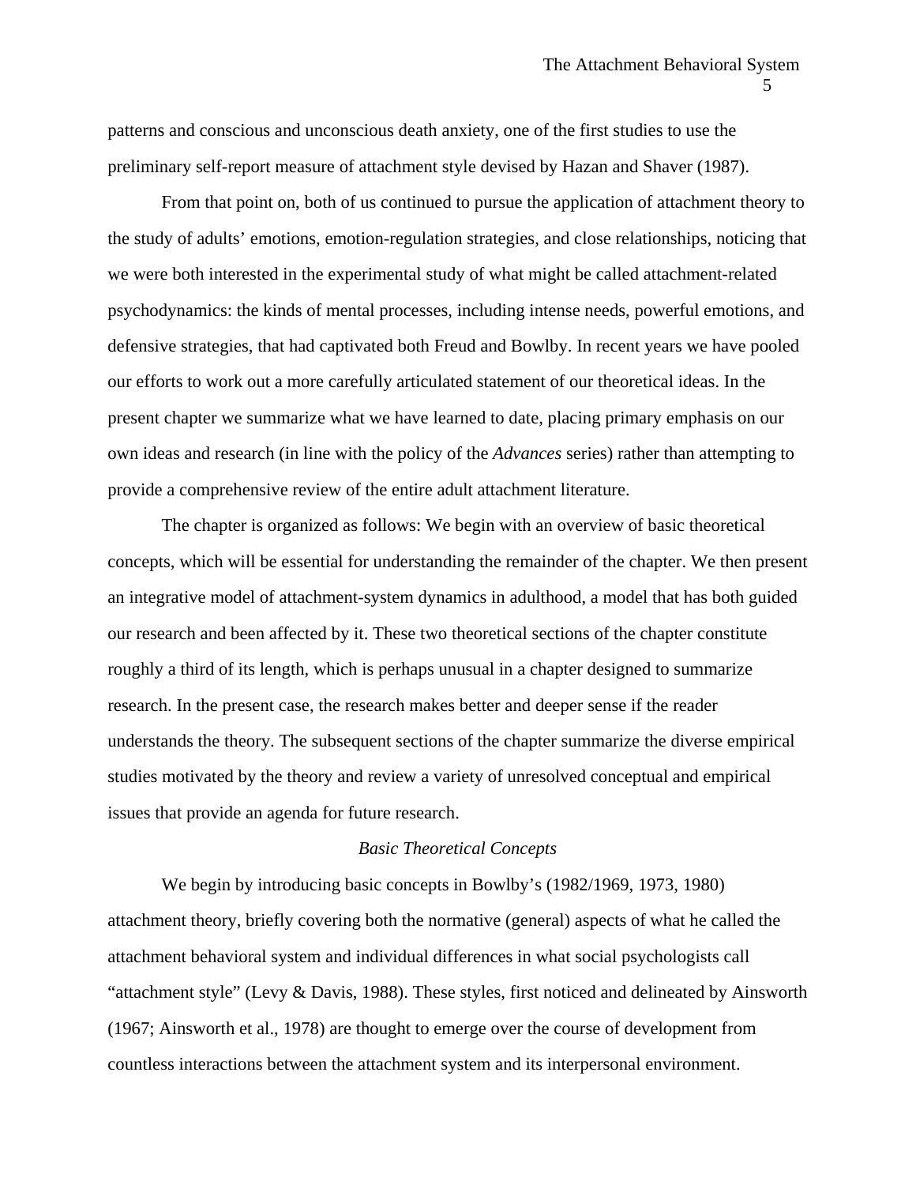patterns and conscious and unconscious death anxiety, one of the first studies to use the preliminary self-report measure of attachment style devised by Hazan and Shaver (1987).

From that point on, both of us continued to pursue the application of attachment theory to the study of adults' emotions, emotion-regulation strategies, and close relationships, noticing that we were both interested in the experimental study of what might be called attachment-related psychodynamics: the kinds of mental processes, including intense needs, powerful emotions, and defensive strategies, that had captivated both Freud and Bowlby. In recent years we have pooled our efforts to work out a more carefully articulated statement of our theoretical ideas. In the present chapter we summarize what we have learned to date, placing primary emphasis on our own ideas and research (in line with the policy of the *Advances* series) rather than attempting to provide a comprehensive review of the entire adult attachment literature.

The chapter is organized as follows: We begin with an overview of basic theoretical concepts, which will be essential for understanding the remainder of the chapter. We then present an integrative model of attachment-system dynamics in adulthood, a model that has both guided our research and been affected by it. These two theoretical sections of the chapter constitute roughly a third of its length, which is perhaps unusual in a chapter designed to summarize research. In the present case, the research makes better and deeper sense if the reader understands the theory. The subsequent sections of the chapter summarize the diverse empirical studies motivated by the theory and review a variety of unresolved conceptual and empirical issues that provide an agenda for future research.

## *Basic Theoretical Concepts*

We begin by introducing basic concepts in Bowlby's (1982/1969, 1973, 1980) attachment theory, briefly covering both the normative (general) aspects of what he called the attachment behavioral system and individual differences in what social psychologists call "attachment style" (Levy & Davis, 1988). These styles, first noticed and delineated by Ainsworth (1967; Ainsworth et al., 1978) are thought to emerge over the course of development from countless interactions between the attachment system and its interpersonal environment.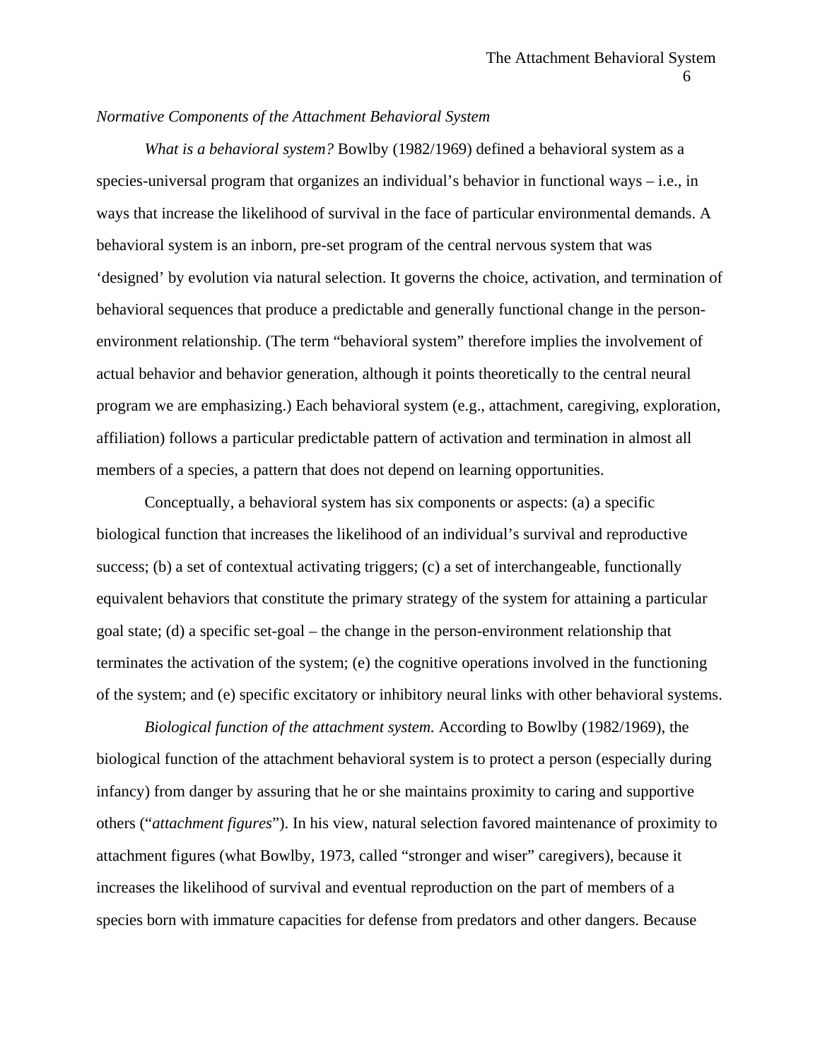*Normative Components of the Attachment Behavioral System*

*What is a behavioral system?* Bowlby (1982/1969) defined a behavioral system as a species-universal program that organizes an individual's behavior in functional ways – i.e., in ways that increase the likelihood of survival in the face of particular environmental demands. A behavioral system is an inborn, pre-set program of the central nervous system that was 'designed' by evolution via natural selection. It governs the choice, activation, and termination of behavioral sequences that produce a predictable and generally functional change in the person-environment relationship. (The term "behavioral system" therefore implies the involvement of actual behavior and behavior generation, although it points theoretically to the central neural program we are emphasizing.) Each behavioral system (e.g., attachment, caregiving, exploration, affiliation) follows a particular predictable pattern of activation and termination in almost all members of a species, a pattern that does not depend on learning opportunities.

Conceptually, a behavioral system has six components or aspects: (a) a specific biological function that increases the likelihood of an individual's survival and reproductive success; (b) a set of contextual activating triggers; (c) a set of interchangeable, functionally equivalent behaviors that constitute the primary strategy of the system for attaining a particular goal state; (d) a specific set-goal – the change in the person-environment relationship that terminates the activation of the system; (e) the cognitive operations involved in the functioning of the system; and (e) specific excitatory or inhibitory neural links with other behavioral systems.

*Biological function of the attachment system.* According to Bowlby (1982/1969), the biological function of the attachment behavioral system is to protect a person (especially during infancy) from danger by assuring that he or she maintains proximity to caring and supportive others ("*attachment figures*"). In his view, natural selection favored maintenance of proximity to attachment figures (what Bowlby, 1973, called "stronger and wiser" caregivers), because it increases the likelihood of survival and eventual reproduction on the part of members of a species born with immature capacities for defense from predators and other dangers. Because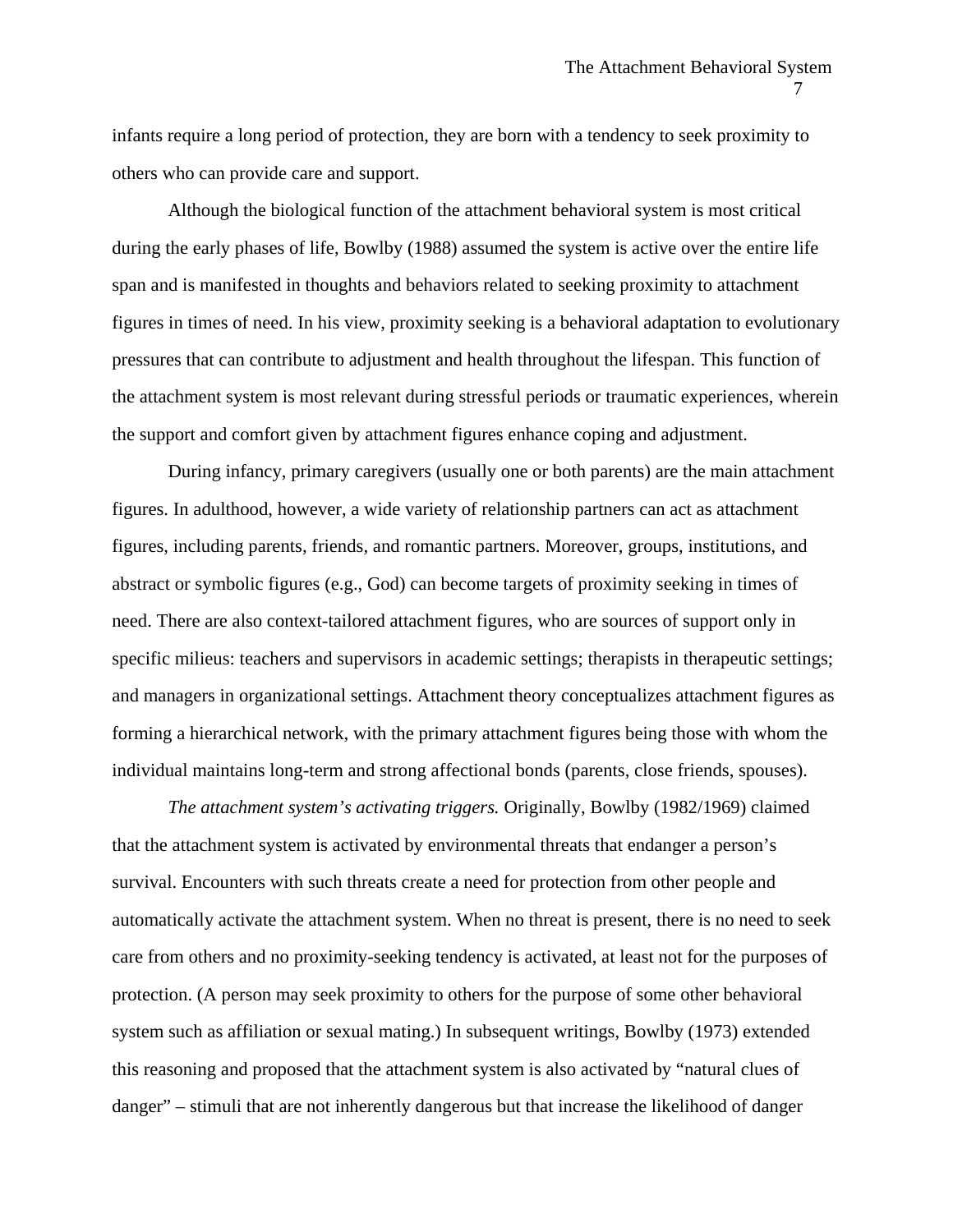infants require a long period of protection, they are born with a tendency to seek proximity to others who can provide care and support.

Although the biological function of the attachment behavioral system is most critical during the early phases of life, Bowlby (1988) assumed the system is active over the entire life span and is manifested in thoughts and behaviors related to seeking proximity to attachment figures in times of need. In his view, proximity seeking is a behavioral adaptation to evolutionary pressures that can contribute to adjustment and health throughout the lifespan. This function of the attachment system is most relevant during stressful periods or traumatic experiences, wherein the support and comfort given by attachment figures enhance coping and adjustment.

During infancy, primary caregivers (usually one or both parents) are the main attachment figures. In adulthood, however, a wide variety of relationship partners can act as attachment figures, including parents, friends, and romantic partners. Moreover, groups, institutions, and abstract or symbolic figures (e.g., God) can become targets of proximity seeking in times of need. There are also context-tailored attachment figures, who are sources of support only in specific milieus: teachers and supervisors in academic settings; therapists in therapeutic settings; and managers in organizational settings. Attachment theory conceptualizes attachment figures as forming a hierarchical network, with the primary attachment figures being those with whom the individual maintains long-term and strong affectional bonds (parents, close friends, spouses).

*The attachment system's activating triggers.* Originally, Bowlby (1982/1969) claimed that the attachment system is activated by environmental threats that endanger a person's survival. Encounters with such threats create a need for protection from other people and automatically activate the attachment system. When no threat is present, there is no need to seek care from others and no proximity-seeking tendency is activated, at least not for the purposes of protection. (A person may seek proximity to others for the purpose of some other behavioral system such as affiliation or sexual mating.) In subsequent writings, Bowlby (1973) extended this reasoning and proposed that the attachment system is also activated by "natural clues of danger" – stimuli that are not inherently dangerous but that increase the likelihood of danger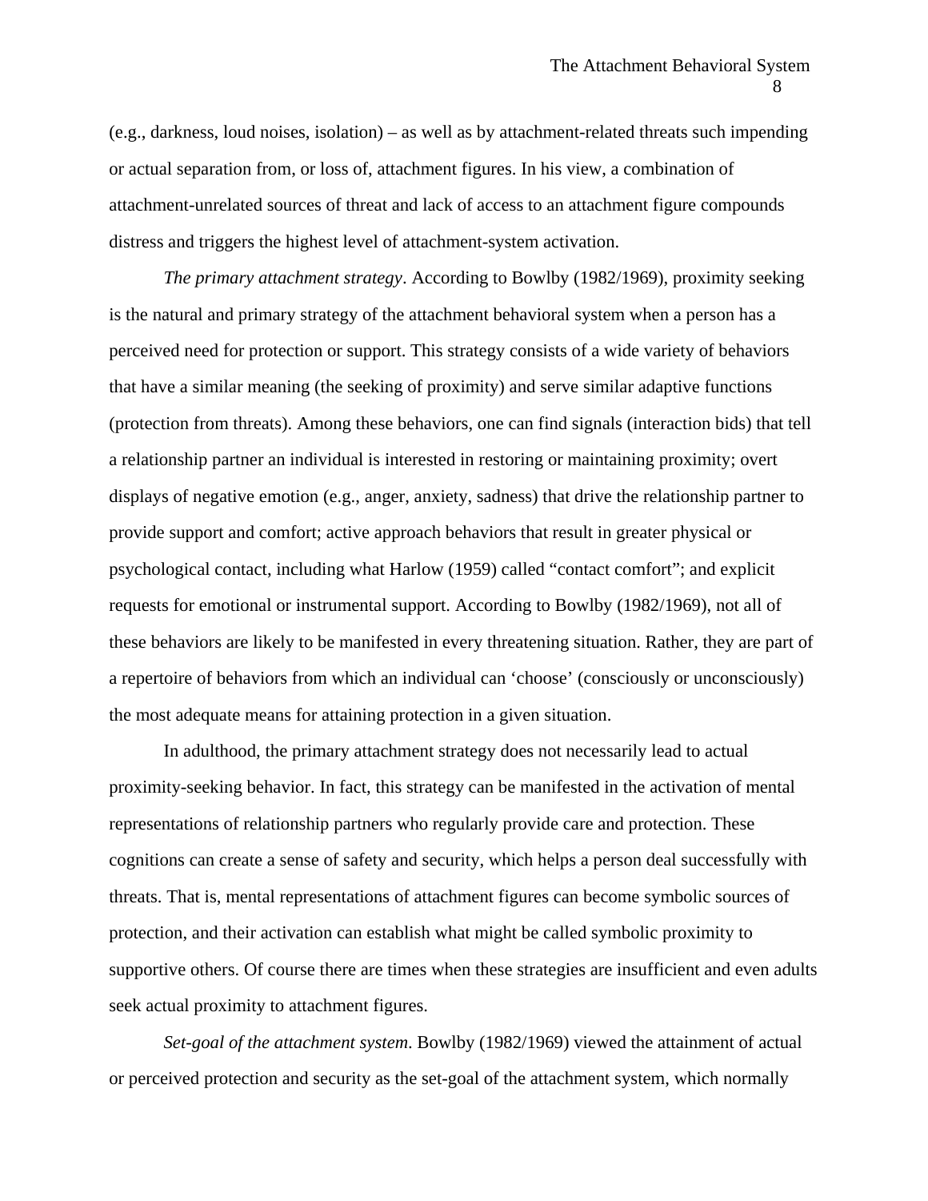(e.g., darkness, loud noises, isolation) – as well as by attachment-related threats such impending or actual separation from, or loss of, attachment figures. In his view, a combination of attachment-unrelated sources of threat and lack of access to an attachment figure compounds distress and triggers the highest level of attachment-system activation.

*The primary attachment strategy*. According to Bowlby (1982/1969), proximity seeking is the natural and primary strategy of the attachment behavioral system when a person has a perceived need for protection or support. This strategy consists of a wide variety of behaviors that have a similar meaning (the seeking of proximity) and serve similar adaptive functions (protection from threats). Among these behaviors, one can find signals (interaction bids) that tell a relationship partner an individual is interested in restoring or maintaining proximity; overt displays of negative emotion (e.g., anger, anxiety, sadness) that drive the relationship partner to provide support and comfort; active approach behaviors that result in greater physical or psychological contact, including what Harlow (1959) called "contact comfort"; and explicit requests for emotional or instrumental support. According to Bowlby (1982/1969), not all of these behaviors are likely to be manifested in every threatening situation. Rather, they are part of a repertoire of behaviors from which an individual can 'choose' (consciously or unconsciously) the most adequate means for attaining protection in a given situation.

In adulthood, the primary attachment strategy does not necessarily lead to actual proximity-seeking behavior. In fact, this strategy can be manifested in the activation of mental representations of relationship partners who regularly provide care and protection. These cognitions can create a sense of safety and security, which helps a person deal successfully with threats. That is, mental representations of attachment figures can become symbolic sources of protection, and their activation can establish what might be called symbolic proximity to supportive others. Of course there are times when these strategies are insufficient and even adults seek actual proximity to attachment figures.

*Set-goal of the attachment system*. Bowlby (1982/1969) viewed the attainment of actual or perceived protection and security as the set-goal of the attachment system, which normally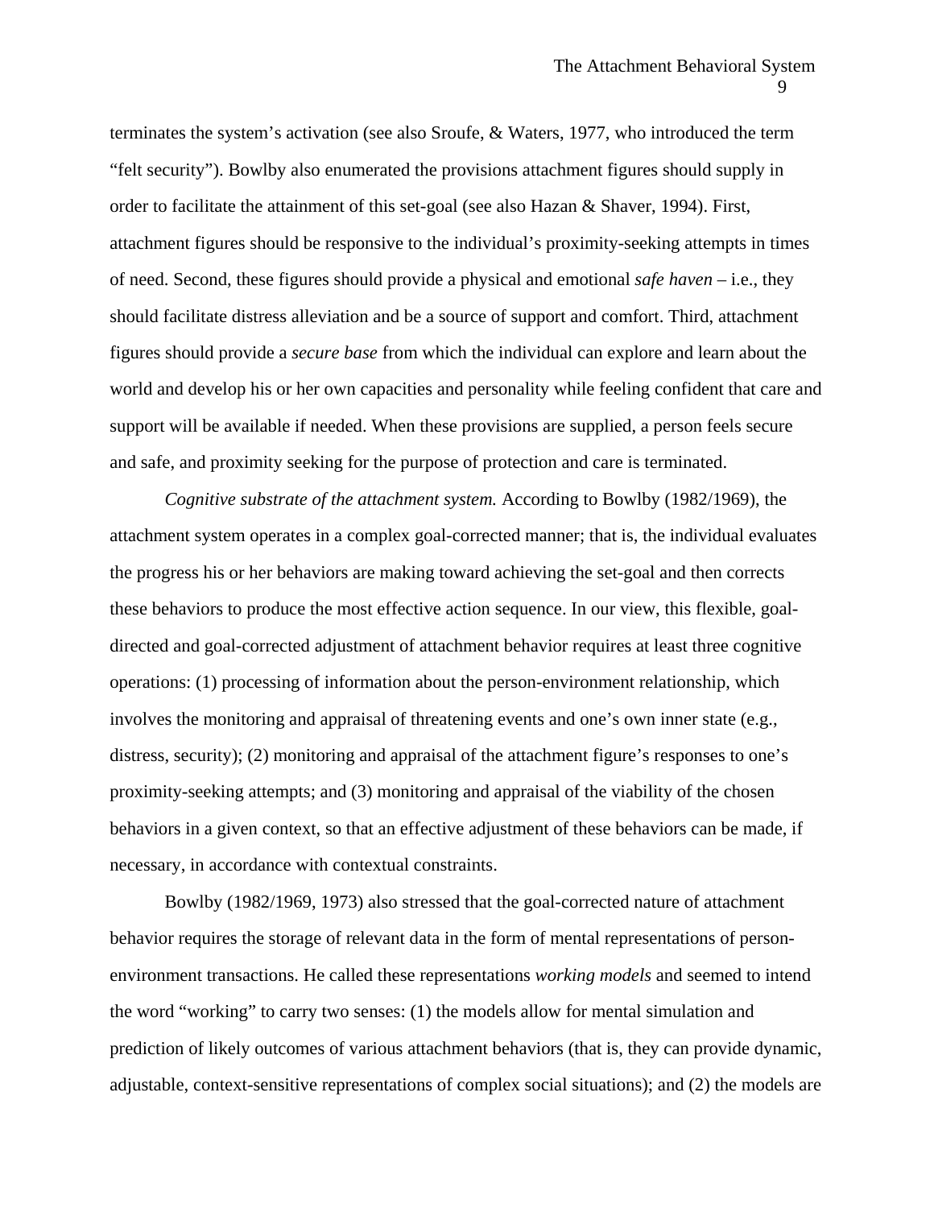terminates the system's activation (see also Sroufe, & Waters, 1977, who introduced the term "felt security"). Bowlby also enumerated the provisions attachment figures should supply in order to facilitate the attainment of this set-goal (see also Hazan & Shaver, 1994). First, attachment figures should be responsive to the individual's proximity-seeking attempts in times of need. Second, these figures should provide a physical and emotional *safe haven* – i.e., they should facilitate distress alleviation and be a source of support and comfort. Third, attachment figures should provide a *secure base* from which the individual can explore and learn about the world and develop his or her own capacities and personality while feeling confident that care and support will be available if needed. When these provisions are supplied, a person feels secure and safe, and proximity seeking for the purpose of protection and care is terminated.

*Cognitive substrate of the attachment system.* According to Bowlby (1982/1969), the attachment system operates in a complex goal-corrected manner; that is, the individual evaluates the progress his or her behaviors are making toward achieving the set-goal and then corrects these behaviors to produce the most effective action sequence. In our view, this flexible, goal-directed and goal-corrected adjustment of attachment behavior requires at least three cognitive operations: (1) processing of information about the person-environment relationship, which involves the monitoring and appraisal of threatening events and one's own inner state (e.g., distress, security); (2) monitoring and appraisal of the attachment figure's responses to one's proximity-seeking attempts; and (3) monitoring and appraisal of the viability of the chosen behaviors in a given context, so that an effective adjustment of these behaviors can be made, if necessary, in accordance with contextual constraints.

Bowlby (1982/1969, 1973) also stressed that the goal-corrected nature of attachment behavior requires the storage of relevant data in the form of mental representations of person-environment transactions. He called these representations *working models* and seemed to intend the word "working" to carry two senses: (1) the models allow for mental simulation and prediction of likely outcomes of various attachment behaviors (that is, they can provide dynamic, adjustable, context-sensitive representations of complex social situations); and (2) the models are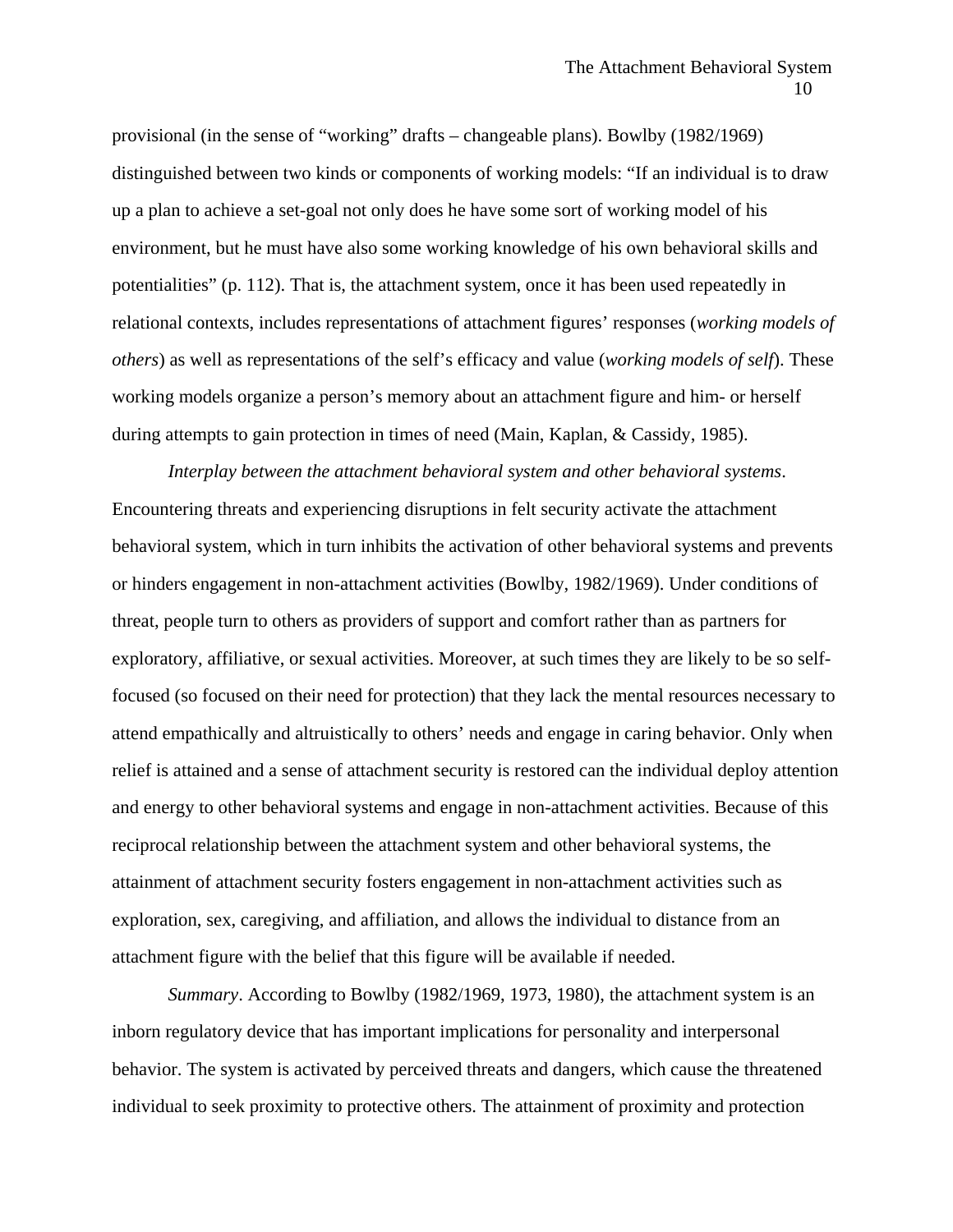provisional (in the sense of “working” drafts – changeable plans). Bowlby (1982/1969) distinguished between two kinds or components of working models: “If an individual is to draw up a plan to achieve a set-goal not only does he have some sort of working model of his environment, but he must have also some working knowledge of his own behavioral skills and potentialities” (p. 112). That is, the attachment system, once it has been used repeatedly in relational contexts, includes representations of attachment figures’ responses (*working models of others*) as well as representations of the self’s efficacy and value (*working models of self*). These working models organize a person’s memory about an attachment figure and him- or herself during attempts to gain protection in times of need (Main, Kaplan, & Cassidy, 1985).

*Interplay between the attachment behavioral system and other behavioral systems*. Encountering threats and experiencing disruptions in felt security activate the attachment behavioral system, which in turn inhibits the activation of other behavioral systems and prevents or hinders engagement in non-attachment activities (Bowlby, 1982/1969). Under conditions of threat, people turn to others as providers of support and comfort rather than as partners for exploratory, affiliative, or sexual activities. Moreover, at such times they are likely to be so self-focused (so focused on their need for protection) that they lack the mental resources necessary to attend empathically and altruistically to others’ needs and engage in caring behavior. Only when relief is attained and a sense of attachment security is restored can the individual deploy attention and energy to other behavioral systems and engage in non-attachment activities. Because of this reciprocal relationship between the attachment system and other behavioral systems, the attainment of attachment security fosters engagement in non-attachment activities such as exploration, sex, caregiving, and affiliation, and allows the individual to distance from an attachment figure with the belief that this figure will be available if needed.

*Summary*. According to Bowlby (1982/1969, 1973, 1980), the attachment system is an inborn regulatory device that has important implications for personality and interpersonal behavior. The system is activated by perceived threats and dangers, which cause the threatened individual to seek proximity to protective others. The attainment of proximity and protection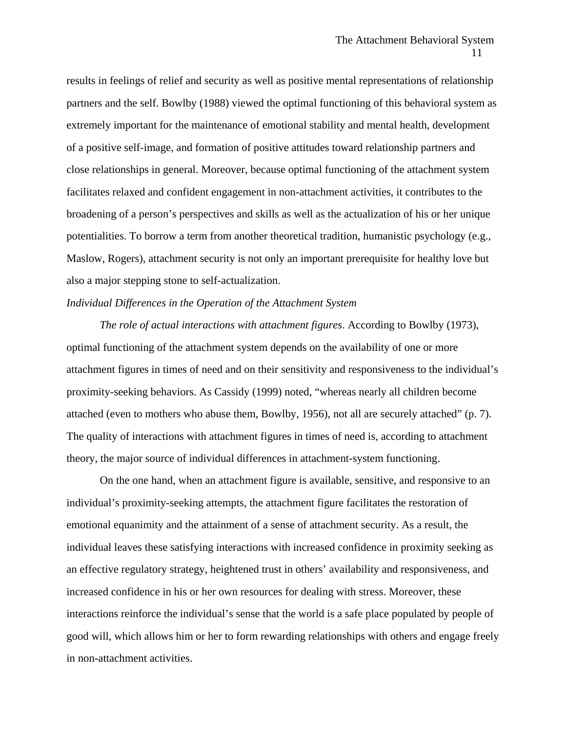results in feelings of relief and security as well as positive mental representations of relationship partners and the self. Bowlby (1988) viewed the optimal functioning of this behavioral system as extremely important for the maintenance of emotional stability and mental health, development of a positive self-image, and formation of positive attitudes toward relationship partners and close relationships in general. Moreover, because optimal functioning of the attachment system facilitates relaxed and confident engagement in non-attachment activities, it contributes to the broadening of a person's perspectives and skills as well as the actualization of his or her unique potentialities. To borrow a term from another theoretical tradition, humanistic psychology (e.g., Maslow, Rogers), attachment security is not only an important prerequisite for healthy love but also a major stepping stone to self-actualization.

### *Individual Differences in the Operation of the Attachment System*

*The role of actual interactions with attachment figures*. According to Bowlby (1973), optimal functioning of the attachment system depends on the availability of one or more attachment figures in times of need and on their sensitivity and responsiveness to the individual's proximity-seeking behaviors. As Cassidy (1999) noted, "whereas nearly all children become attached (even to mothers who abuse them, Bowlby, 1956), not all are securely attached" (p. 7). The quality of interactions with attachment figures in times of need is, according to attachment theory, the major source of individual differences in attachment-system functioning.

On the one hand, when an attachment figure is available, sensitive, and responsive to an individual's proximity-seeking attempts, the attachment figure facilitates the restoration of emotional equanimity and the attainment of a sense of attachment security. As a result, the individual leaves these satisfying interactions with increased confidence in proximity seeking as an effective regulatory strategy, heightened trust in others' availability and responsiveness, and increased confidence in his or her own resources for dealing with stress. Moreover, these interactions reinforce the individual's sense that the world is a safe place populated by people of good will, which allows him or her to form rewarding relationships with others and engage freely in non-attachment activities.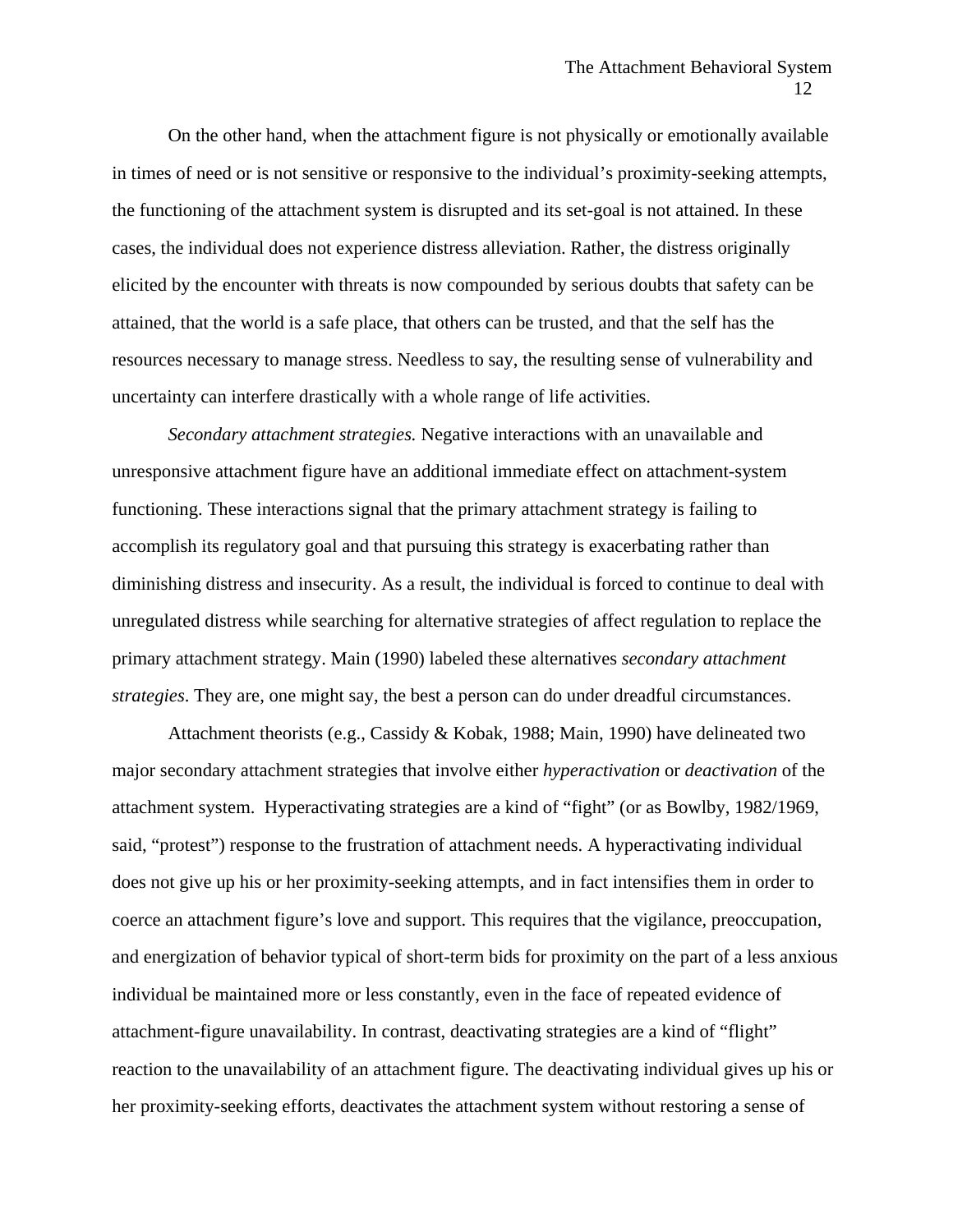On the other hand, when the attachment figure is not physically or emotionally available in times of need or is not sensitive or responsive to the individual's proximity-seeking attempts, the functioning of the attachment system is disrupted and its set-goal is not attained. In these cases, the individual does not experience distress alleviation. Rather, the distress originally elicited by the encounter with threats is now compounded by serious doubts that safety can be attained, that the world is a safe place, that others can be trusted, and that the self has the resources necessary to manage stress. Needless to say, the resulting sense of vulnerability and uncertainty can interfere drastically with a whole range of life activities.

*Secondary attachment strategies.* Negative interactions with an unavailable and unresponsive attachment figure have an additional immediate effect on attachment-system functioning. These interactions signal that the primary attachment strategy is failing to accomplish its regulatory goal and that pursuing this strategy is exacerbating rather than diminishing distress and insecurity. As a result, the individual is forced to continue to deal with unregulated distress while searching for alternative strategies of affect regulation to replace the primary attachment strategy. Main (1990) labeled these alternatives *secondary attachment strategies*. They are, one might say, the best a person can do under dreadful circumstances.

Attachment theorists (e.g., Cassidy & Kobak, 1988; Main, 1990) have delineated two major secondary attachment strategies that involve either *hyperactivation* or *deactivation* of the attachment system. Hyperactivating strategies are a kind of "fight" (or as Bowlby, 1982/1969, said, "protest") response to the frustration of attachment needs. A hyperactivating individual does not give up his or her proximity-seeking attempts, and in fact intensifies them in order to coerce an attachment figure's love and support. This requires that the vigilance, preoccupation, and energization of behavior typical of short-term bids for proximity on the part of a less anxious individual be maintained more or less constantly, even in the face of repeated evidence of attachment-figure unavailability. In contrast, deactivating strategies are a kind of "flight" reaction to the unavailability of an attachment figure. The deactivating individual gives up his or her proximity-seeking efforts, deactivates the attachment system without restoring a sense of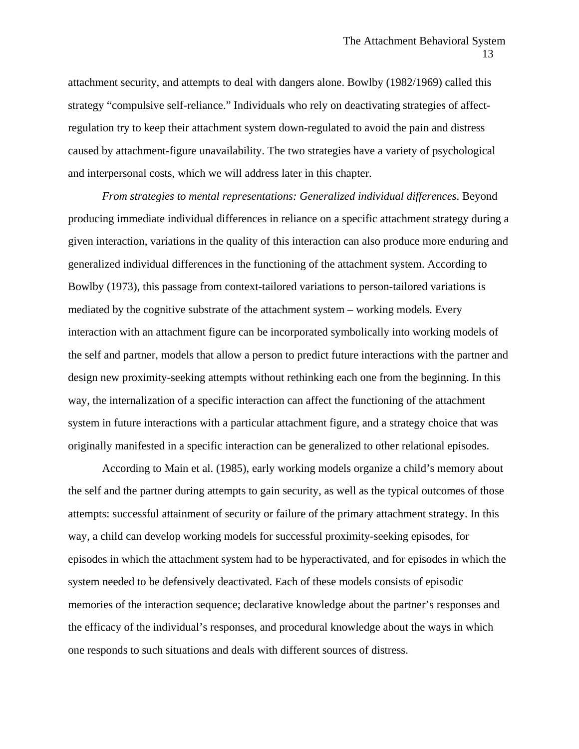attachment security, and attempts to deal with dangers alone. Bowlby (1982/1969) called this strategy “compulsive self-reliance.” Individuals who rely on deactivating strategies of affect-regulation try to keep their attachment system down-regulated to avoid the pain and distress caused by attachment-figure unavailability. The two strategies have a variety of psychological and interpersonal costs, which we will address later in this chapter.

*From strategies to mental representations: Generalized individual differences.* Beyond producing immediate individual differences in reliance on a specific attachment strategy during a given interaction, variations in the quality of this interaction can also produce more enduring and generalized individual differences in the functioning of the attachment system. According to Bowlby (1973), this passage from context-tailored variations to person-tailored variations is mediated by the cognitive substrate of the attachment system – working models. Every interaction with an attachment figure can be incorporated symbolically into working models of the self and partner, models that allow a person to predict future interactions with the partner and design new proximity-seeking attempts without rethinking each one from the beginning. In this way, the internalization of a specific interaction can affect the functioning of the attachment system in future interactions with a particular attachment figure, and a strategy choice that was originally manifested in a specific interaction can be generalized to other relational episodes.

According to Main et al. (1985), early working models organize a child’s memory about the self and the partner during attempts to gain security, as well as the typical outcomes of those attempts: successful attainment of security or failure of the primary attachment strategy. In this way, a child can develop working models for successful proximity-seeking episodes, for episodes in which the attachment system had to be hyperactivated, and for episodes in which the system needed to be defensively deactivated. Each of these models consists of episodic memories of the interaction sequence; declarative knowledge about the partner’s responses and the efficacy of the individual’s responses, and procedural knowledge about the ways in which one responds to such situations and deals with different sources of distress.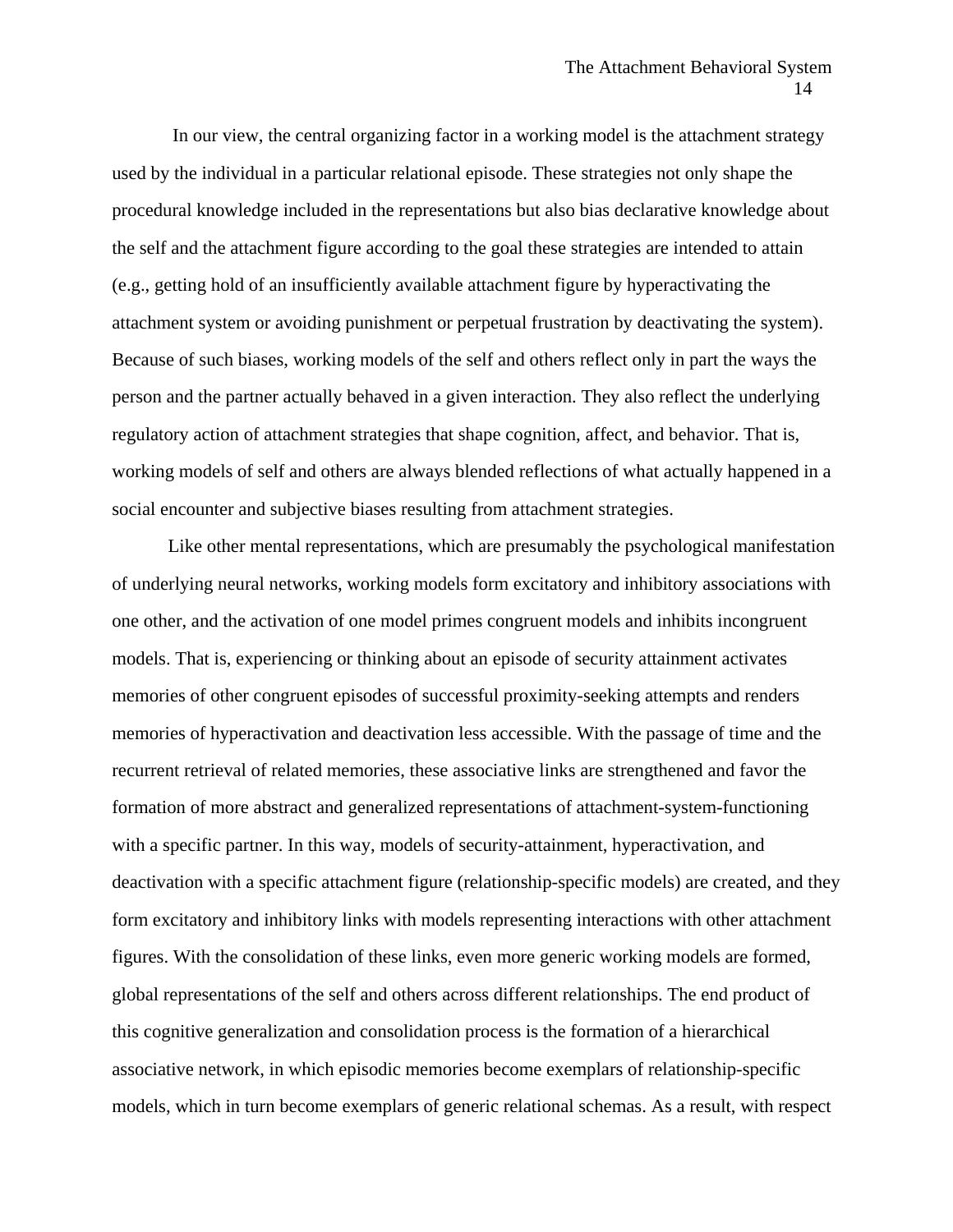In our view, the central organizing factor in a working model is the attachment strategy used by the individual in a particular relational episode. These strategies not only shape the procedural knowledge included in the representations but also bias declarative knowledge about the self and the attachment figure according to the goal these strategies are intended to attain (e.g., getting hold of an insufficiently available attachment figure by hyperactivating the attachment system or avoiding punishment or perpetual frustration by deactivating the system). Because of such biases, working models of the self and others reflect only in part the ways the person and the partner actually behaved in a given interaction. They also reflect the underlying regulatory action of attachment strategies that shape cognition, affect, and behavior. That is, working models of self and others are always blended reflections of what actually happened in a social encounter and subjective biases resulting from attachment strategies.

Like other mental representations, which are presumably the psychological manifestation of underlying neural networks, working models form excitatory and inhibitory associations with one other, and the activation of one model primes congruent models and inhibits incongruent models. That is, experiencing or thinking about an episode of security attainment activates memories of other congruent episodes of successful proximity-seeking attempts and renders memories of hyperactivation and deactivation less accessible. With the passage of time and the recurrent retrieval of related memories, these associative links are strengthened and favor the formation of more abstract and generalized representations of attachment-system-functioning with a specific partner. In this way, models of security-attainment, hyperactivation, and deactivation with a specific attachment figure (relationship-specific models) are created, and they form excitatory and inhibitory links with models representing interactions with other attachment figures. With the consolidation of these links, even more generic working models are formed, global representations of the self and others across different relationships. The end product of this cognitive generalization and consolidation process is the formation of a hierarchical associative network, in which episodic memories become exemplars of relationship-specific models, which in turn become exemplars of generic relational schemas. As a result, with respect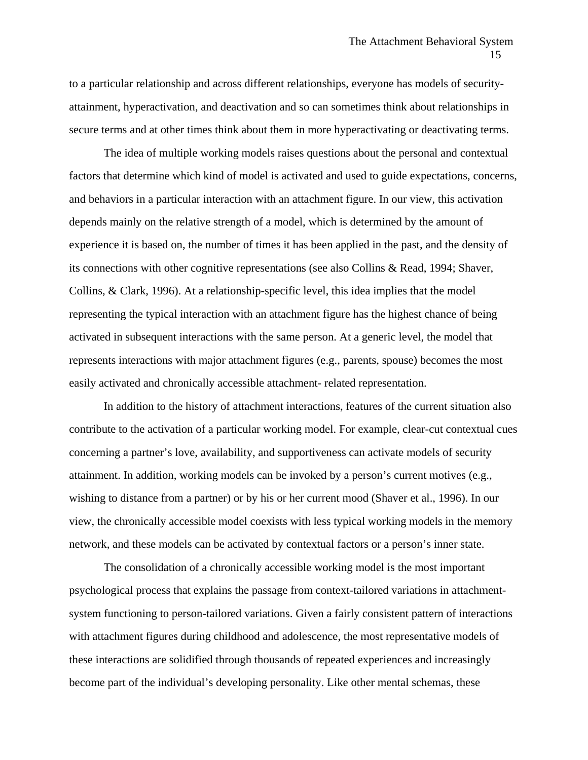to a particular relationship and across different relationships, everyone has models of security-attainment, hyperactivation, and deactivation and so can sometimes think about relationships in secure terms and at other times think about them in more hyperactivating or deactivating terms.

The idea of multiple working models raises questions about the personal and contextual factors that determine which kind of model is activated and used to guide expectations, concerns, and behaviors in a particular interaction with an attachment figure. In our view, this activation depends mainly on the relative strength of a model, which is determined by the amount of experience it is based on, the number of times it has been applied in the past, and the density of its connections with other cognitive representations (see also Collins & Read, 1994; Shaver, Collins, & Clark, 1996). At a relationship-specific level, this idea implies that the model representing the typical interaction with an attachment figure has the highest chance of being activated in subsequent interactions with the same person. At a generic level, the model that represents interactions with major attachment figures (e.g., parents, spouse) becomes the most easily activated and chronically accessible attachment- related representation.

In addition to the history of attachment interactions, features of the current situation also contribute to the activation of a particular working model. For example, clear-cut contextual cues concerning a partner's love, availability, and supportiveness can activate models of security attainment. In addition, working models can be invoked by a person's current motives (e.g., wishing to distance from a partner) or by his or her current mood (Shaver et al., 1996). In our view, the chronically accessible model coexists with less typical working models in the memory network, and these models can be activated by contextual factors or a person's inner state.

The consolidation of a chronically accessible working model is the most important psychological process that explains the passage from context-tailored variations in attachment-system functioning to person-tailored variations. Given a fairly consistent pattern of interactions with attachment figures during childhood and adolescence, the most representative models of these interactions are solidified through thousands of repeated experiences and increasingly become part of the individual's developing personality. Like other mental schemas, these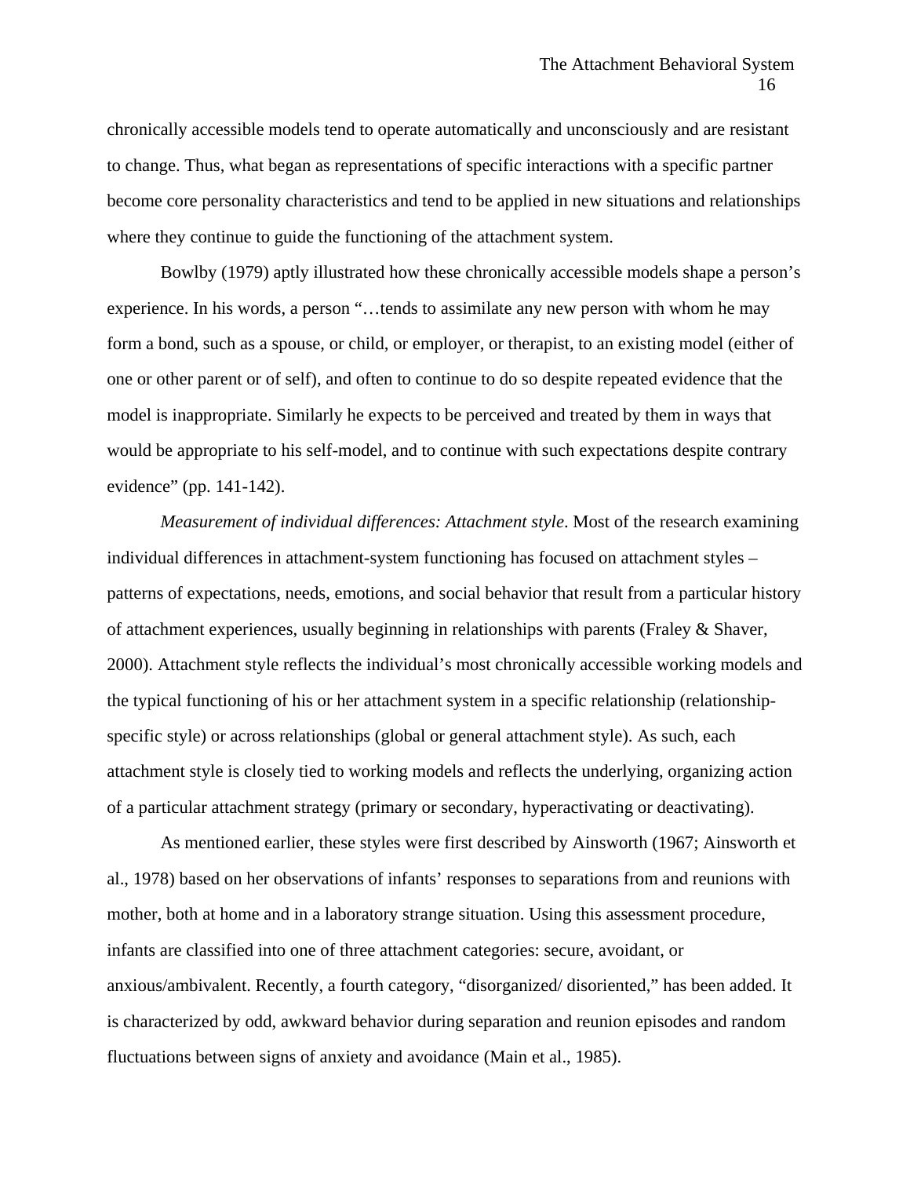chronically accessible models tend to operate automatically and unconsciously and are resistant to change. Thus, what began as representations of specific interactions with a specific partner become core personality characteristics and tend to be applied in new situations and relationships where they continue to guide the functioning of the attachment system.

Bowlby (1979) aptly illustrated how these chronically accessible models shape a person's experience. In his words, a person "…tends to assimilate any new person with whom he may form a bond, such as a spouse, or child, or employer, or therapist, to an existing model (either of one or other parent or of self), and often to continue to do so despite repeated evidence that the model is inappropriate. Similarly he expects to be perceived and treated by them in ways that would be appropriate to his self-model, and to continue with such expectations despite contrary evidence" (pp. 141-142).

*Measurement of individual differences: Attachment style*. Most of the research examining individual differences in attachment-system functioning has focused on attachment styles – patterns of expectations, needs, emotions, and social behavior that result from a particular history of attachment experiences, usually beginning in relationships with parents (Fraley & Shaver, 2000). Attachment style reflects the individual's most chronically accessible working models and the typical functioning of his or her attachment system in a specific relationship (relationship-specific style) or across relationships (global or general attachment style). As such, each attachment style is closely tied to working models and reflects the underlying, organizing action of a particular attachment strategy (primary or secondary, hyperactivating or deactivating).

As mentioned earlier, these styles were first described by Ainsworth (1967; Ainsworth et al., 1978) based on her observations of infants' responses to separations from and reunions with mother, both at home and in a laboratory strange situation. Using this assessment procedure, infants are classified into one of three attachment categories: secure, avoidant, or anxious/ambivalent. Recently, a fourth category, "disorganized/ disoriented," has been added. It is characterized by odd, awkward behavior during separation and reunion episodes and random fluctuations between signs of anxiety and avoidance (Main et al., 1985).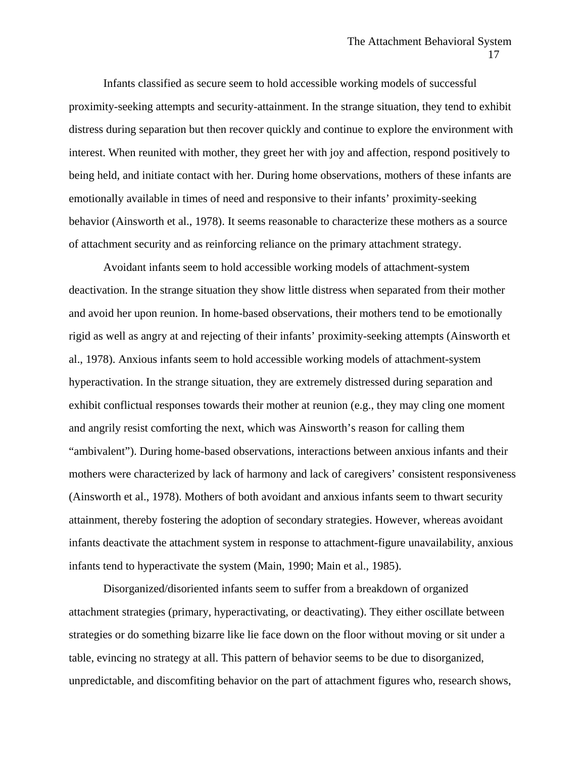Infants classified as secure seem to hold accessible working models of successful proximity-seeking attempts and security-attainment. In the strange situation, they tend to exhibit distress during separation but then recover quickly and continue to explore the environment with interest. When reunited with mother, they greet her with joy and affection, respond positively to being held, and initiate contact with her. During home observations, mothers of these infants are emotionally available in times of need and responsive to their infants' proximity-seeking behavior (Ainsworth et al., 1978). It seems reasonable to characterize these mothers as a source of attachment security and as reinforcing reliance on the primary attachment strategy.

Avoidant infants seem to hold accessible working models of attachment-system deactivation. In the strange situation they show little distress when separated from their mother and avoid her upon reunion. In home-based observations, their mothers tend to be emotionally rigid as well as angry at and rejecting of their infants' proximity-seeking attempts (Ainsworth et al., 1978). Anxious infants seem to hold accessible working models of attachment-system hyperactivation. In the strange situation, they are extremely distressed during separation and exhibit conflictual responses towards their mother at reunion (e.g., they may cling one moment and angrily resist comforting the next, which was Ainsworth's reason for calling them "ambivalent"). During home-based observations, interactions between anxious infants and their mothers were characterized by lack of harmony and lack of caregivers' consistent responsiveness (Ainsworth et al., 1978). Mothers of both avoidant and anxious infants seem to thwart security attainment, thereby fostering the adoption of secondary strategies. However, whereas avoidant infants deactivate the attachment system in response to attachment-figure unavailability, anxious infants tend to hyperactivate the system (Main, 1990; Main et al., 1985).

Disorganized/disoriented infants seem to suffer from a breakdown of organized attachment strategies (primary, hyperactivating, or deactivating). They either oscillate between strategies or do something bizarre like lie face down on the floor without moving or sit under a table, evincing no strategy at all. This pattern of behavior seems to be due to disorganized, unpredictable, and discomfiting behavior on the part of attachment figures who, research shows,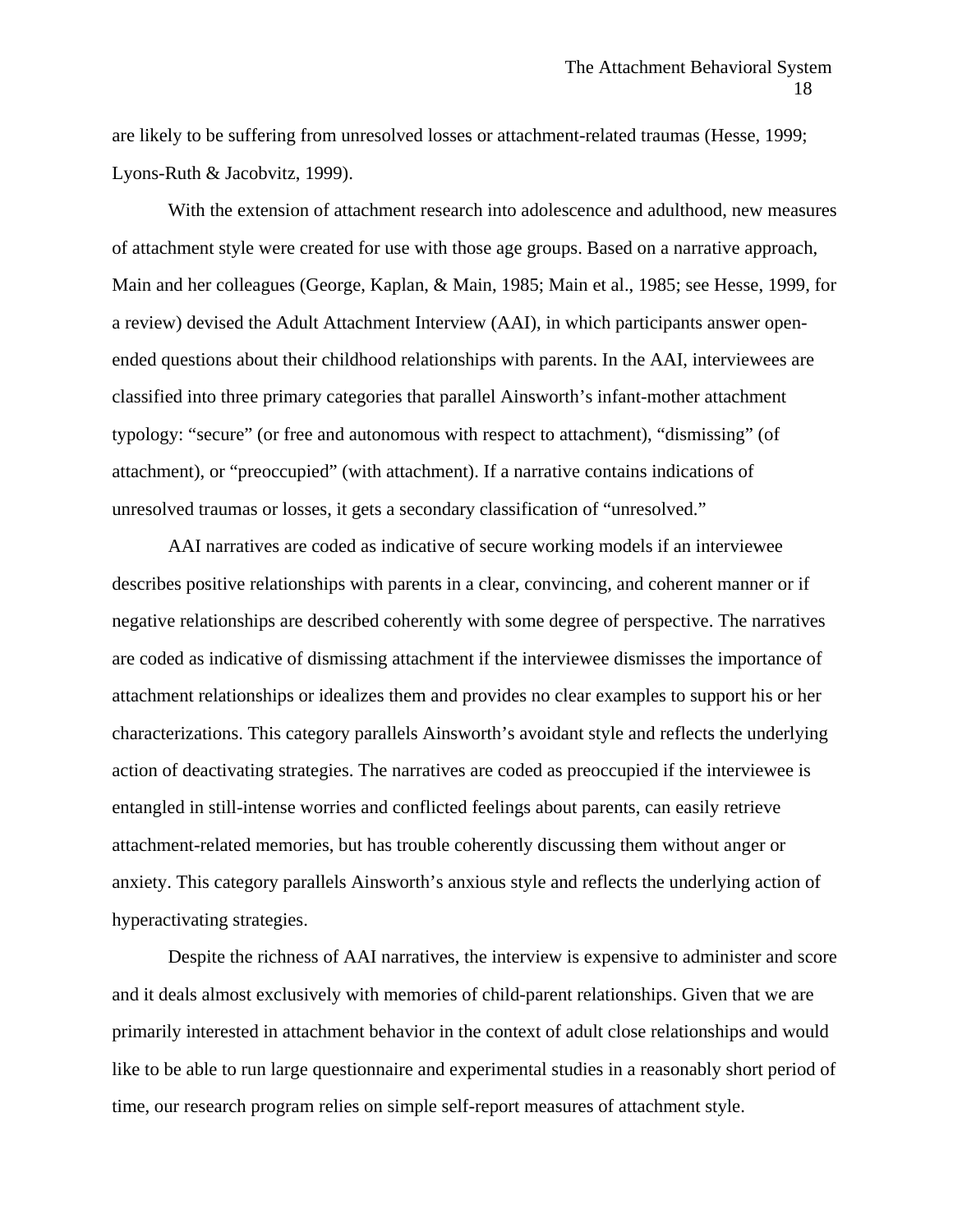are likely to be suffering from unresolved losses or attachment-related traumas (Hesse, 1999; Lyons-Ruth & Jacobvitz, 1999).

With the extension of attachment research into adolescence and adulthood, new measures of attachment style were created for use with those age groups. Based on a narrative approach, Main and her colleagues (George, Kaplan, & Main, 1985; Main et al., 1985; see Hesse, 1999, for a review) devised the Adult Attachment Interview (AAI), in which participants answer open-ended questions about their childhood relationships with parents. In the AAI, interviewees are classified into three primary categories that parallel Ainsworth's infant-mother attachment typology: "secure" (or free and autonomous with respect to attachment), "dismissing" (of attachment), or "preoccupied" (with attachment). If a narrative contains indications of unresolved traumas or losses, it gets a secondary classification of "unresolved."

AAI narratives are coded as indicative of secure working models if an interviewee describes positive relationships with parents in a clear, convincing, and coherent manner or if negative relationships are described coherently with some degree of perspective. The narratives are coded as indicative of dismissing attachment if the interviewee dismisses the importance of attachment relationships or idealizes them and provides no clear examples to support his or her characterizations. This category parallels Ainsworth's avoidant style and reflects the underlying action of deactivating strategies. The narratives are coded as preoccupied if the interviewee is entangled in still-intense worries and conflicted feelings about parents, can easily retrieve attachment-related memories, but has trouble coherently discussing them without anger or anxiety. This category parallels Ainsworth's anxious style and reflects the underlying action of hyperactivating strategies.

Despite the richness of AAI narratives, the interview is expensive to administer and score and it deals almost exclusively with memories of child-parent relationships. Given that we are primarily interested in attachment behavior in the context of adult close relationships and would like to be able to run large questionnaire and experimental studies in a reasonably short period of time, our research program relies on simple self-report measures of attachment style.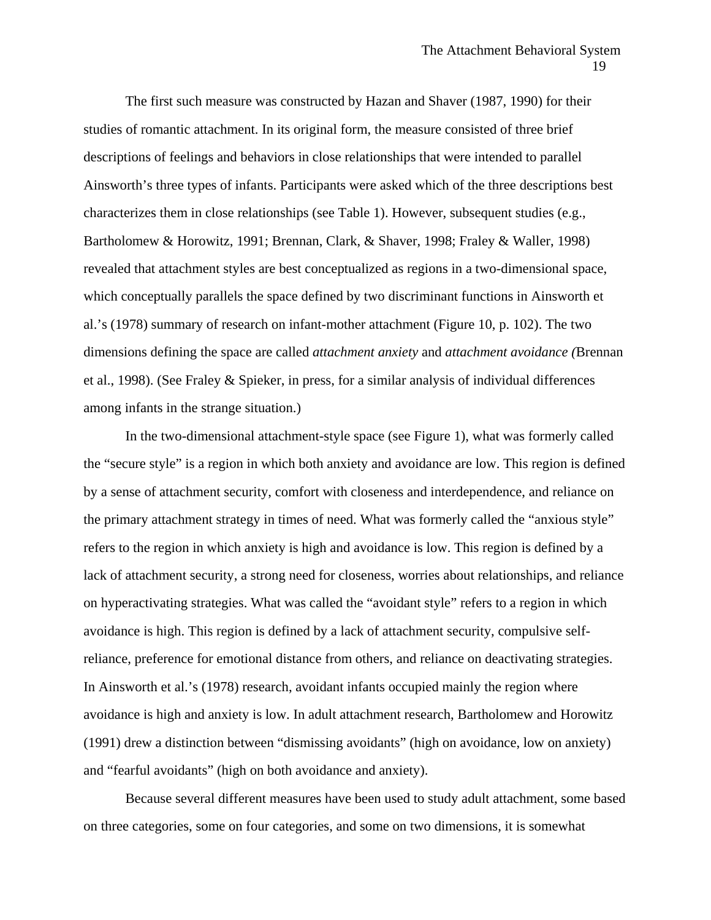The first such measure was constructed by Hazan and Shaver (1987, 1990) for their studies of romantic attachment. In its original form, the measure consisted of three brief descriptions of feelings and behaviors in close relationships that were intended to parallel Ainsworth's three types of infants. Participants were asked which of the three descriptions best characterizes them in close relationships (see Table 1). However, subsequent studies (e.g., Bartholomew & Horowitz, 1991; Brennan, Clark, & Shaver, 1998; Fraley & Waller, 1998) revealed that attachment styles are best conceptualized as regions in a two-dimensional space, which conceptually parallels the space defined by two discriminant functions in Ainsworth et al.'s (1978) summary of research on infant-mother attachment (Figure 10, p. 102). The two dimensions defining the space are called *attachment anxiety* and *attachment avoidance (*Brennan et al., 1998). (See Fraley & Spieker, in press, for a similar analysis of individual differences among infants in the strange situation.)

In the two-dimensional attachment-style space (see Figure 1), what was formerly called the "secure style" is a region in which both anxiety and avoidance are low. This region is defined by a sense of attachment security, comfort with closeness and interdependence, and reliance on the primary attachment strategy in times of need. What was formerly called the "anxious style" refers to the region in which anxiety is high and avoidance is low. This region is defined by a lack of attachment security, a strong need for closeness, worries about relationships, and reliance on hyperactivating strategies. What was called the "avoidant style" refers to a region in which avoidance is high. This region is defined by a lack of attachment security, compulsive self-reliance, preference for emotional distance from others, and reliance on deactivating strategies. In Ainsworth et al.'s (1978) research, avoidant infants occupied mainly the region where avoidance is high and anxiety is low. In adult attachment research, Bartholomew and Horowitz (1991) drew a distinction between "dismissing avoidants" (high on avoidance, low on anxiety) and "fearful avoidants" (high on both avoidance and anxiety).

Because several different measures have been used to study adult attachment, some based on three categories, some on four categories, and some on two dimensions, it is somewhat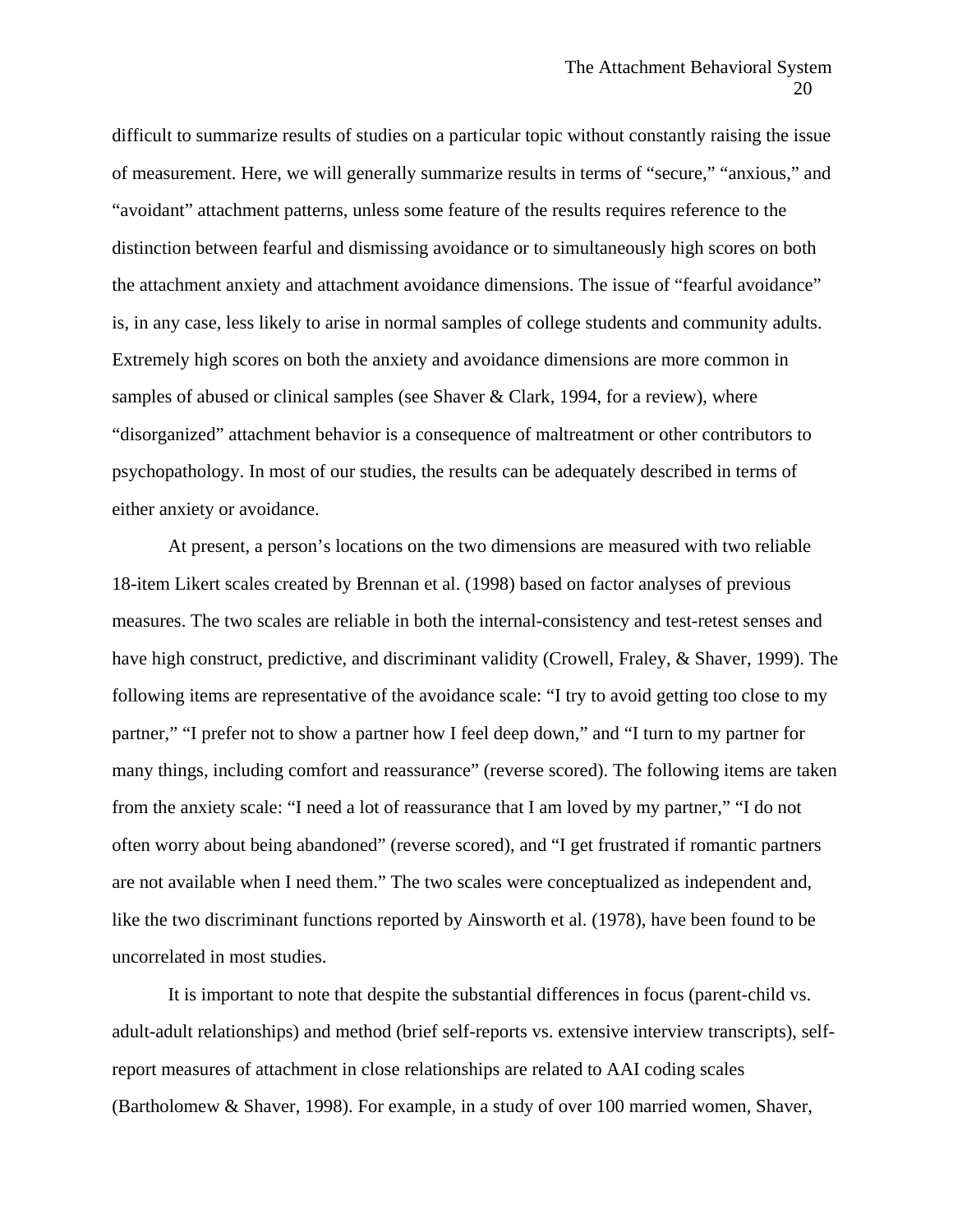difficult to summarize results of studies on a particular topic without constantly raising the issue of measurement. Here, we will generally summarize results in terms of “secure,” “anxious,” and “avoidant” attachment patterns, unless some feature of the results requires reference to the distinction between fearful and dismissing avoidance or to simultaneously high scores on both the attachment anxiety and attachment avoidance dimensions. The issue of “fearful avoidance” is, in any case, less likely to arise in normal samples of college students and community adults. Extremely high scores on both the anxiety and avoidance dimensions are more common in samples of abused or clinical samples (see Shaver & Clark, 1994, for a review), where “disorganized” attachment behavior is a consequence of maltreatment or other contributors to psychopathology. In most of our studies, the results can be adequately described in terms of either anxiety or avoidance.

At present, a person’s locations on the two dimensions are measured with two reliable 18-item Likert scales created by Brennan et al. (1998) based on factor analyses of previous measures. The two scales are reliable in both the internal-consistency and test-retest senses and have high construct, predictive, and discriminant validity (Crowell, Fraley, & Shaver, 1999). The following items are representative of the avoidance scale: “I try to avoid getting too close to my partner,” “I prefer not to show a partner how I feel deep down,” and “I turn to my partner for many things, including comfort and reassurance” (reverse scored). The following items are taken from the anxiety scale: “I need a lot of reassurance that I am loved by my partner,” “I do not often worry about being abandoned” (reverse scored), and “I get frustrated if romantic partners are not available when I need them.” The two scales were conceptualized as independent and, like the two discriminant functions reported by Ainsworth et al. (1978), have been found to be uncorrelated in most studies.

It is important to note that despite the substantial differences in focus (parent-child vs. adult-adult relationships) and method (brief self-reports vs. extensive interview transcripts), self-report measures of attachment in close relationships are related to AAI coding scales (Bartholomew & Shaver, 1998). For example, in a study of over 100 married women, Shaver,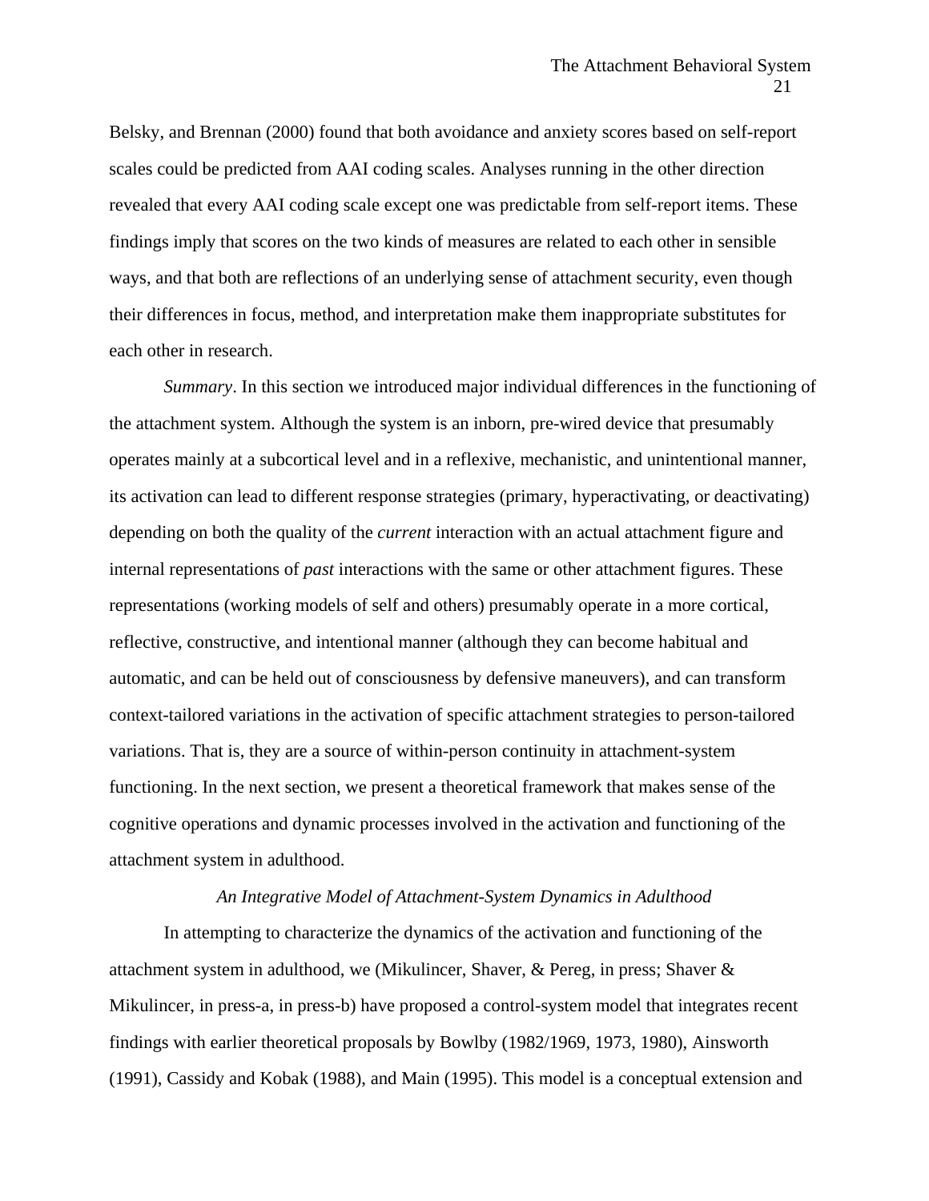Belsky, and Brennan (2000) found that both avoidance and anxiety scores based on self-report scales could be predicted from AAI coding scales. Analyses running in the other direction revealed that every AAI coding scale except one was predictable from self-report items. These findings imply that scores on the two kinds of measures are related to each other in sensible ways, and that both are reflections of an underlying sense of attachment security, even though their differences in focus, method, and interpretation make them inappropriate substitutes for each other in research.

*Summary*. In this section we introduced major individual differences in the functioning of the attachment system. Although the system is an inborn, pre-wired device that presumably operates mainly at a subcortical level and in a reflexive, mechanistic, and unintentional manner, its activation can lead to different response strategies (primary, hyperactivating, or deactivating) depending on both the quality of the *current* interaction with an actual attachment figure and internal representations of *past* interactions with the same or other attachment figures. These representations (working models of self and others) presumably operate in a more cortical, reflective, constructive, and intentional manner (although they can become habitual and automatic, and can be held out of consciousness by defensive maneuvers), and can transform context-tailored variations in the activation of specific attachment strategies to person-tailored variations. That is, they are a source of within-person continuity in attachment-system functioning. In the next section, we present a theoretical framework that makes sense of the cognitive operations and dynamic processes involved in the activation and functioning of the attachment system in adulthood.

## *An Integrative Model of Attachment-System Dynamics in Adulthood*

In attempting to characterize the dynamics of the activation and functioning of the attachment system in adulthood, we (Mikulincer, Shaver, & Pereg, in press; Shaver & Mikulincer, in press-a, in press-b) have proposed a control-system model that integrates recent findings with earlier theoretical proposals by Bowlby (1982/1969, 1973, 1980), Ainsworth (1991), Cassidy and Kobak (1988), and Main (1995). This model is a conceptual extension and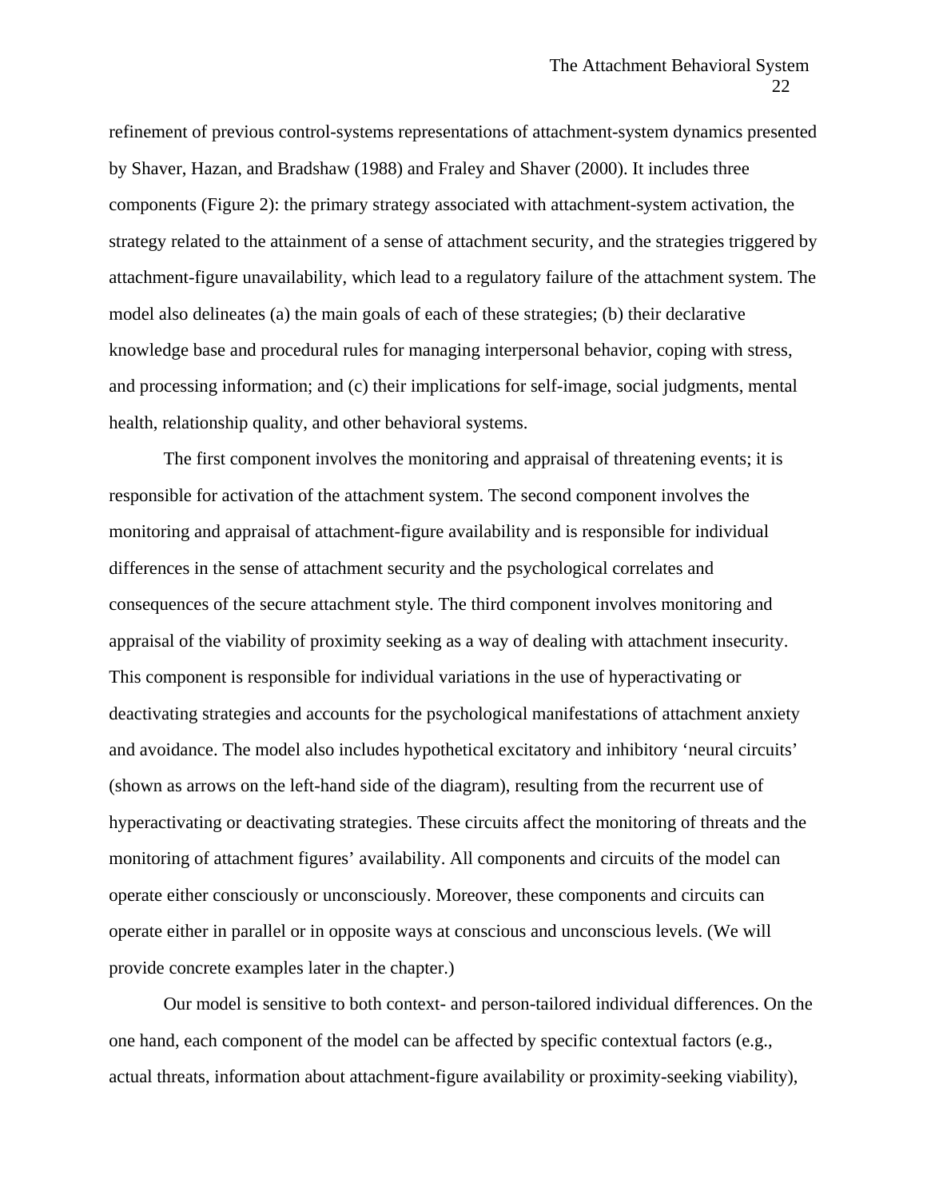refinement of previous control-systems representations of attachment-system dynamics presented by Shaver, Hazan, and Bradshaw (1988) and Fraley and Shaver (2000). It includes three components (Figure 2): the primary strategy associated with attachment-system activation, the strategy related to the attainment of a sense of attachment security, and the strategies triggered by attachment-figure unavailability, which lead to a regulatory failure of the attachment system. The model also delineates (a) the main goals of each of these strategies; (b) their declarative knowledge base and procedural rules for managing interpersonal behavior, coping with stress, and processing information; and (c) their implications for self-image, social judgments, mental health, relationship quality, and other behavioral systems.

The first component involves the monitoring and appraisal of threatening events; it is responsible for activation of the attachment system. The second component involves the monitoring and appraisal of attachment-figure availability and is responsible for individual differences in the sense of attachment security and the psychological correlates and consequences of the secure attachment style. The third component involves monitoring and appraisal of the viability of proximity seeking as a way of dealing with attachment insecurity. This component is responsible for individual variations in the use of hyperactivating or deactivating strategies and accounts for the psychological manifestations of attachment anxiety and avoidance. The model also includes hypothetical excitatory and inhibitory 'neural circuits' (shown as arrows on the left-hand side of the diagram), resulting from the recurrent use of hyperactivating or deactivating strategies. These circuits affect the monitoring of threats and the monitoring of attachment figures' availability. All components and circuits of the model can operate either consciously or unconsciously. Moreover, these components and circuits can operate either in parallel or in opposite ways at conscious and unconscious levels. (We will provide concrete examples later in the chapter.)

Our model is sensitive to both context- and person-tailored individual differences. On the one hand, each component of the model can be affected by specific contextual factors (e.g., actual threats, information about attachment-figure availability or proximity-seeking viability),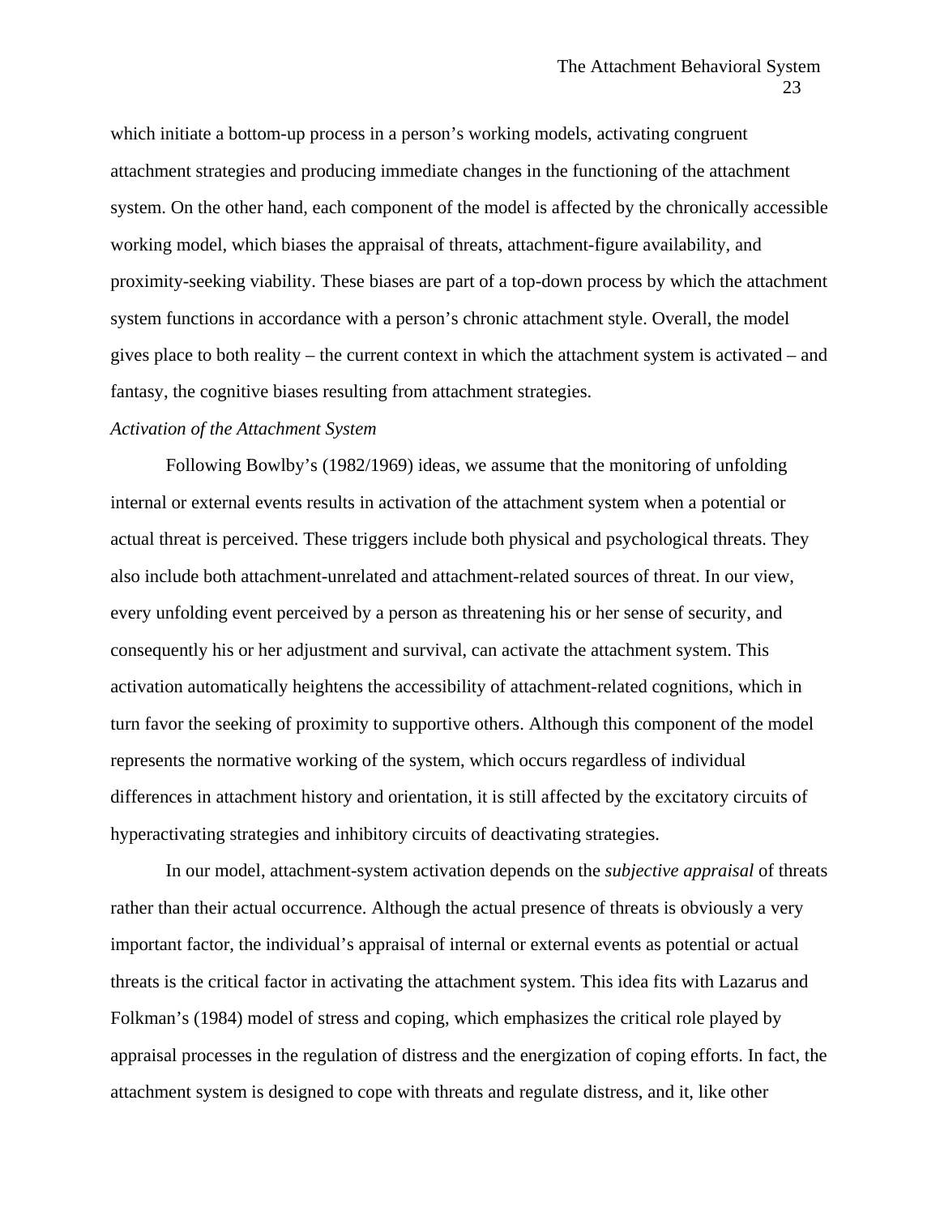which initiate a bottom-up process in a person's working models, activating congruent attachment strategies and producing immediate changes in the functioning of the attachment system. On the other hand, each component of the model is affected by the chronically accessible working model, which biases the appraisal of threats, attachment-figure availability, and proximity-seeking viability. These biases are part of a top-down process by which the attachment system functions in accordance with a person's chronic attachment style. Overall, the model gives place to both reality – the current context in which the attachment system is activated – and fantasy, the cognitive biases resulting from attachment strategies.

### *Activation of the Attachment System*

Following Bowlby's (1982/1969) ideas, we assume that the monitoring of unfolding internal or external events results in activation of the attachment system when a potential or actual threat is perceived. These triggers include both physical and psychological threats. They also include both attachment-unrelated and attachment-related sources of threat. In our view, every unfolding event perceived by a person as threatening his or her sense of security, and consequently his or her adjustment and survival, can activate the attachment system. This activation automatically heightens the accessibility of attachment-related cognitions, which in turn favor the seeking of proximity to supportive others. Although this component of the model represents the normative working of the system, which occurs regardless of individual differences in attachment history and orientation, it is still affected by the excitatory circuits of hyperactivating strategies and inhibitory circuits of deactivating strategies.

In our model, attachment-system activation depends on the *subjective appraisal* of threats rather than their actual occurrence. Although the actual presence of threats is obviously a very important factor, the individual's appraisal of internal or external events as potential or actual threats is the critical factor in activating the attachment system. This idea fits with Lazarus and Folkman's (1984) model of stress and coping, which emphasizes the critical role played by appraisal processes in the regulation of distress and the energization of coping efforts. In fact, the attachment system is designed to cope with threats and regulate distress, and it, like other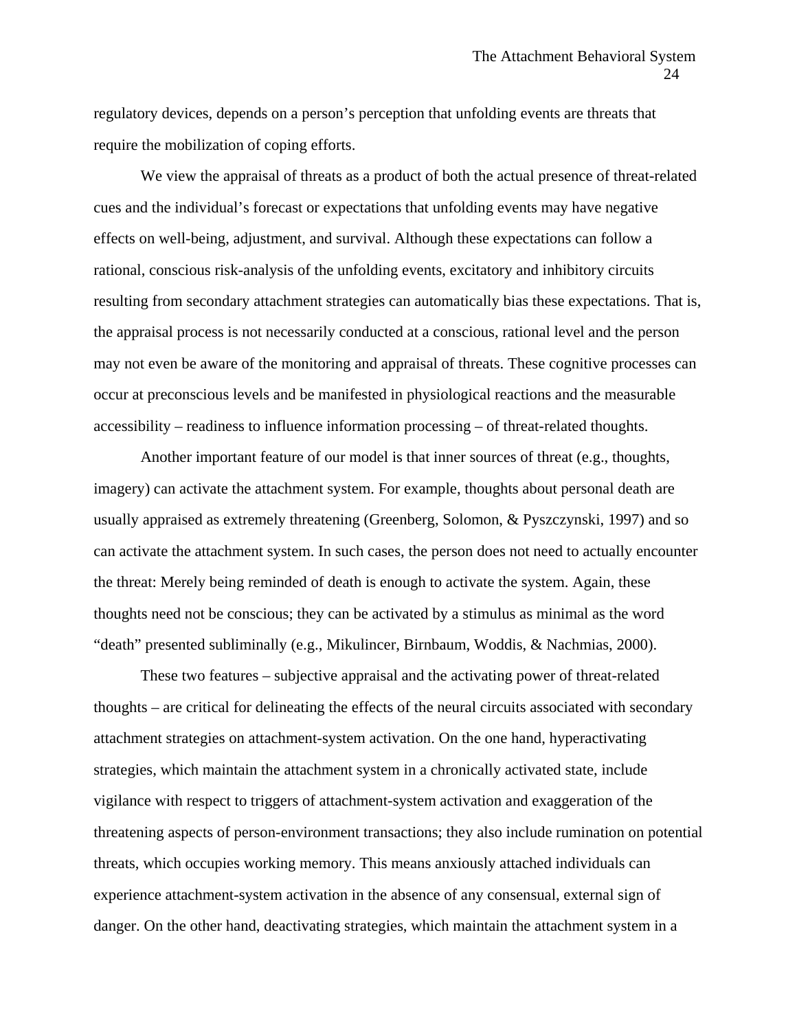regulatory devices, depends on a person's perception that unfolding events are threats that require the mobilization of coping efforts.

We view the appraisal of threats as a product of both the actual presence of threat-related cues and the individual's forecast or expectations that unfolding events may have negative effects on well-being, adjustment, and survival. Although these expectations can follow a rational, conscious risk-analysis of the unfolding events, excitatory and inhibitory circuits resulting from secondary attachment strategies can automatically bias these expectations. That is, the appraisal process is not necessarily conducted at a conscious, rational level and the person may not even be aware of the monitoring and appraisal of threats. These cognitive processes can occur at preconscious levels and be manifested in physiological reactions and the measurable accessibility – readiness to influence information processing – of threat-related thoughts.

Another important feature of our model is that inner sources of threat (e.g., thoughts, imagery) can activate the attachment system. For example, thoughts about personal death are usually appraised as extremely threatening (Greenberg, Solomon, & Pyszczynski, 1997) and so can activate the attachment system. In such cases, the person does not need to actually encounter the threat: Merely being reminded of death is enough to activate the system. Again, these thoughts need not be conscious; they can be activated by a stimulus as minimal as the word "death" presented subliminally (e.g., Mikulincer, Birnbaum, Woddis, & Nachmias, 2000).

These two features – subjective appraisal and the activating power of threat-related thoughts – are critical for delineating the effects of the neural circuits associated with secondary attachment strategies on attachment-system activation. On the one hand, hyperactivating strategies, which maintain the attachment system in a chronically activated state, include vigilance with respect to triggers of attachment-system activation and exaggeration of the threatening aspects of person-environment transactions; they also include rumination on potential threats, which occupies working memory. This means anxiously attached individuals can experience attachment-system activation in the absence of any consensual, external sign of danger. On the other hand, deactivating strategies, which maintain the attachment system in a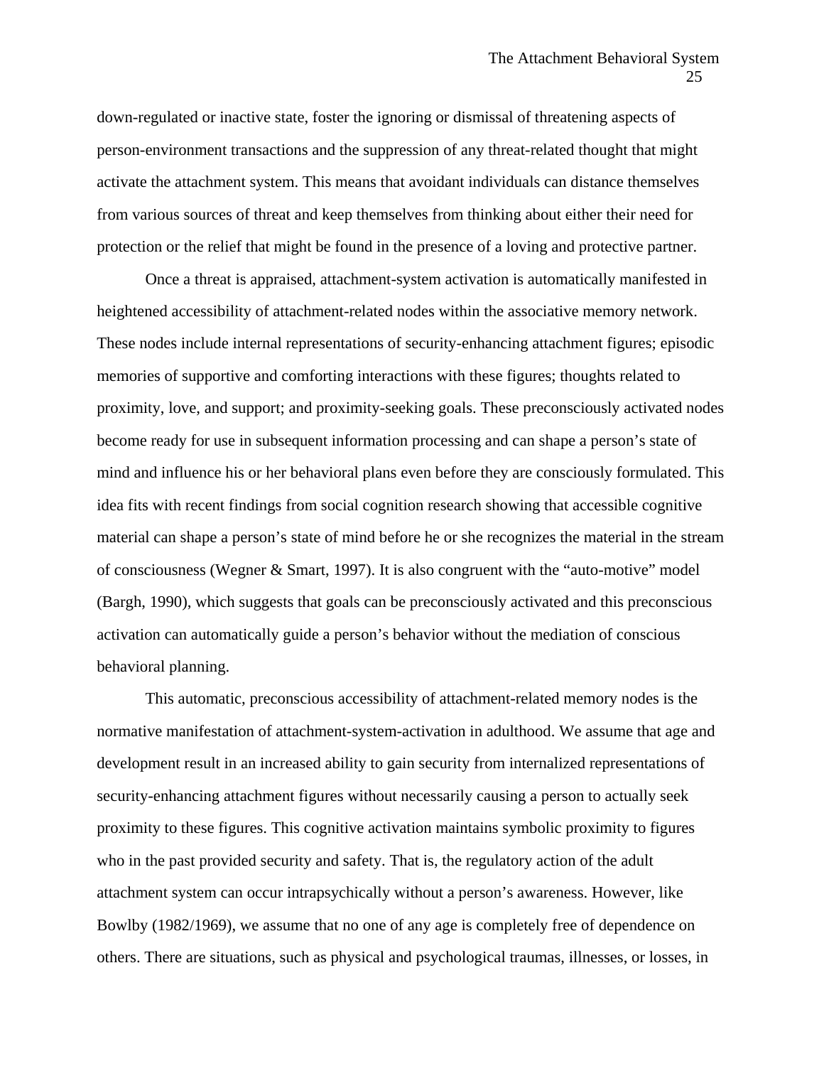down-regulated or inactive state, foster the ignoring or dismissal of threatening aspects of person-environment transactions and the suppression of any threat-related thought that might activate the attachment system. This means that avoidant individuals can distance themselves from various sources of threat and keep themselves from thinking about either their need for protection or the relief that might be found in the presence of a loving and protective partner.

Once a threat is appraised, attachment-system activation is automatically manifested in heightened accessibility of attachment-related nodes within the associative memory network. These nodes include internal representations of security-enhancing attachment figures; episodic memories of supportive and comforting interactions with these figures; thoughts related to proximity, love, and support; and proximity-seeking goals. These preconsciously activated nodes become ready for use in subsequent information processing and can shape a person's state of mind and influence his or her behavioral plans even before they are consciously formulated. This idea fits with recent findings from social cognition research showing that accessible cognitive material can shape a person's state of mind before he or she recognizes the material in the stream of consciousness (Wegner & Smart, 1997). It is also congruent with the "auto-motive" model (Bargh, 1990), which suggests that goals can be preconsciously activated and this preconscious activation can automatically guide a person's behavior without the mediation of conscious behavioral planning.

This automatic, preconscious accessibility of attachment-related memory nodes is the normative manifestation of attachment-system-activation in adulthood. We assume that age and development result in an increased ability to gain security from internalized representations of security-enhancing attachment figures without necessarily causing a person to actually seek proximity to these figures. This cognitive activation maintains symbolic proximity to figures who in the past provided security and safety. That is, the regulatory action of the adult attachment system can occur intrapsychically without a person's awareness. However, like Bowlby (1982/1969), we assume that no one of any age is completely free of dependence on others. There are situations, such as physical and psychological traumas, illnesses, or losses, in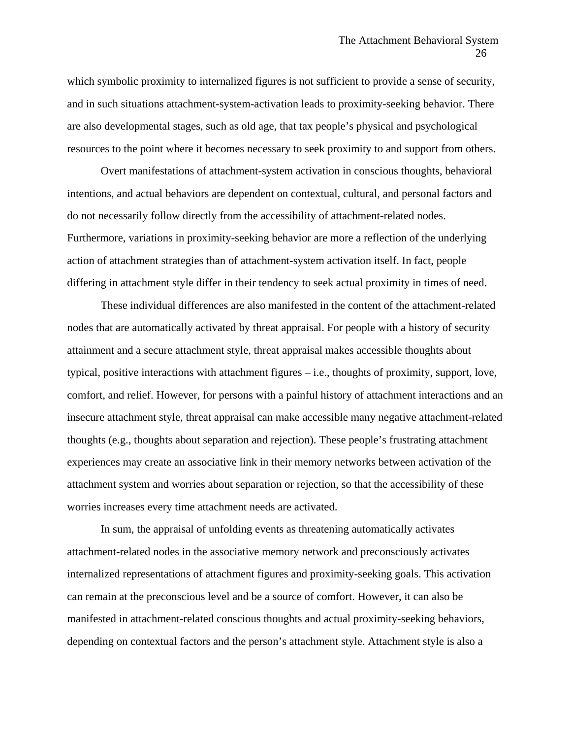which symbolic proximity to internalized figures is not sufficient to provide a sense of security, and in such situations attachment-system-activation leads to proximity-seeking behavior. There are also developmental stages, such as old age, that tax people's physical and psychological resources to the point where it becomes necessary to seek proximity to and support from others.

Overt manifestations of attachment-system activation in conscious thoughts, behavioral intentions, and actual behaviors are dependent on contextual, cultural, and personal factors and do not necessarily follow directly from the accessibility of attachment-related nodes. Furthermore, variations in proximity-seeking behavior are more a reflection of the underlying action of attachment strategies than of attachment-system activation itself. In fact, people differing in attachment style differ in their tendency to seek actual proximity in times of need.

These individual differences are also manifested in the content of the attachment-related nodes that are automatically activated by threat appraisal. For people with a history of security attainment and a secure attachment style, threat appraisal makes accessible thoughts about typical, positive interactions with attachment figures – i.e., thoughts of proximity, support, love, comfort, and relief. However, for persons with a painful history of attachment interactions and an insecure attachment style, threat appraisal can make accessible many negative attachment-related thoughts (e.g., thoughts about separation and rejection). These people's frustrating attachment experiences may create an associative link in their memory networks between activation of the attachment system and worries about separation or rejection, so that the accessibility of these worries increases every time attachment needs are activated.

In sum, the appraisal of unfolding events as threatening automatically activates attachment-related nodes in the associative memory network and preconsciously activates internalized representations of attachment figures and proximity-seeking goals. This activation can remain at the preconscious level and be a source of comfort. However, it can also be manifested in attachment-related conscious thoughts and actual proximity-seeking behaviors, depending on contextual factors and the person's attachment style. Attachment style is also a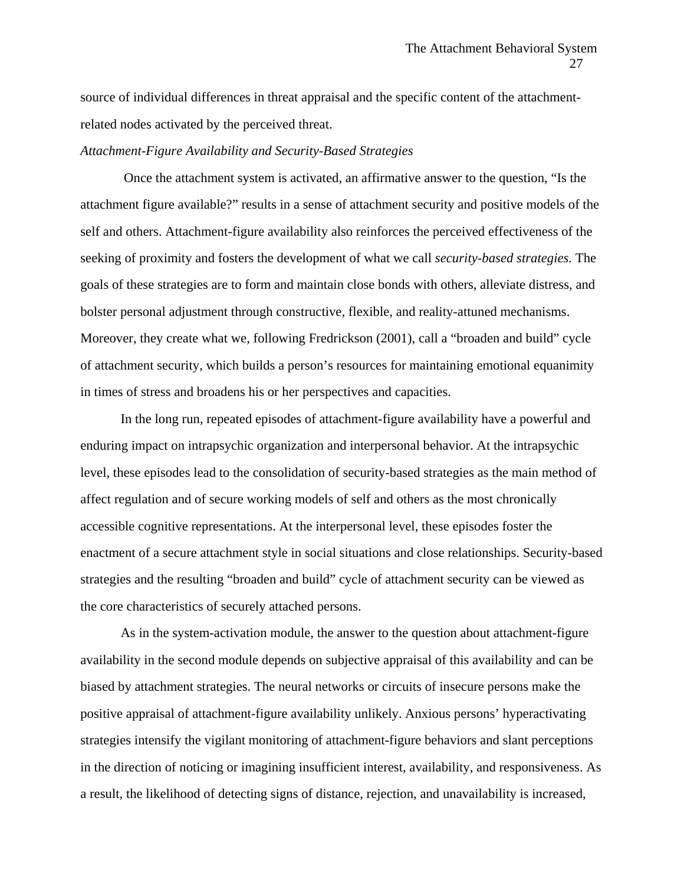source of individual differences in threat appraisal and the specific content of the attachment-related nodes activated by the perceived threat.

*Attachment-Figure Availability and Security-Based Strategies*

Once the attachment system is activated, an affirmative answer to the question, "Is the attachment figure available?" results in a sense of attachment security and positive models of the self and others. Attachment-figure availability also reinforces the perceived effectiveness of the seeking of proximity and fosters the development of what we call *security-based strategies.* The goals of these strategies are to form and maintain close bonds with others, alleviate distress, and bolster personal adjustment through constructive, flexible, and reality-attuned mechanisms. Moreover, they create what we, following Fredrickson (2001), call a "broaden and build" cycle of attachment security, which builds a person's resources for maintaining emotional equanimity in times of stress and broadens his or her perspectives and capacities.

In the long run, repeated episodes of attachment-figure availability have a powerful and enduring impact on intrapsychic organization and interpersonal behavior. At the intrapsychic level, these episodes lead to the consolidation of security-based strategies as the main method of affect regulation and of secure working models of self and others as the most chronically accessible cognitive representations. At the interpersonal level, these episodes foster the enactment of a secure attachment style in social situations and close relationships. Security-based strategies and the resulting "broaden and build" cycle of attachment security can be viewed as the core characteristics of securely attached persons.

As in the system-activation module, the answer to the question about attachment-figure availability in the second module depends on subjective appraisal of this availability and can be biased by attachment strategies. The neural networks or circuits of insecure persons make the positive appraisal of attachment-figure availability unlikely. Anxious persons' hyperactivating strategies intensify the vigilant monitoring of attachment-figure behaviors and slant perceptions in the direction of noticing or imagining insufficient interest, availability, and responsiveness. As a result, the likelihood of detecting signs of distance, rejection, and unavailability is increased,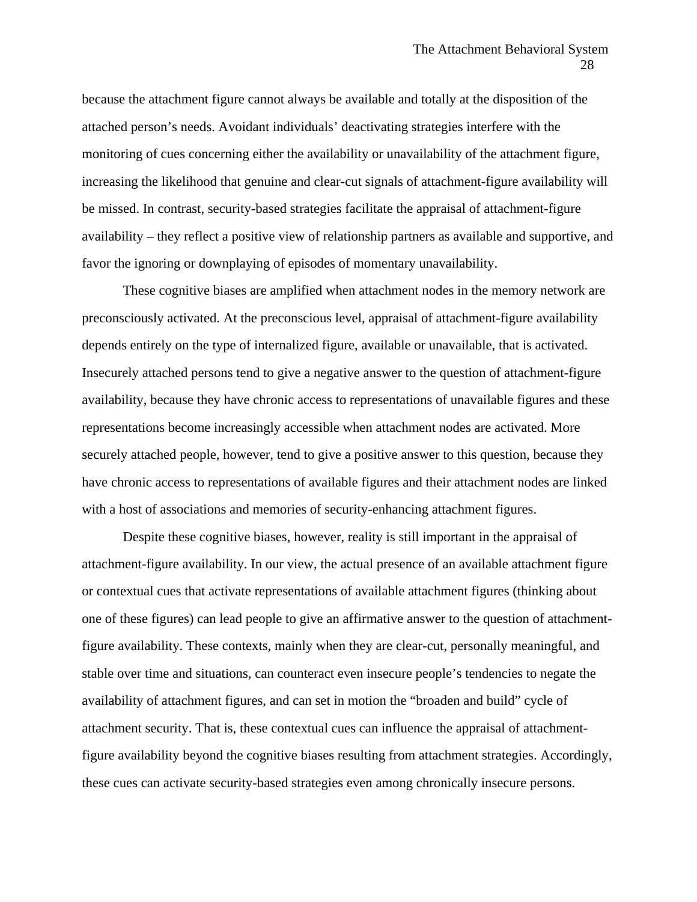because the attachment figure cannot always be available and totally at the disposition of the attached person's needs. Avoidant individuals' deactivating strategies interfere with the monitoring of cues concerning either the availability or unavailability of the attachment figure, increasing the likelihood that genuine and clear-cut signals of attachment-figure availability will be missed. In contrast, security-based strategies facilitate the appraisal of attachment-figure availability – they reflect a positive view of relationship partners as available and supportive, and favor the ignoring or downplaying of episodes of momentary unavailability.

These cognitive biases are amplified when attachment nodes in the memory network are preconsciously activated. At the preconscious level, appraisal of attachment-figure availability depends entirely on the type of internalized figure, available or unavailable, that is activated. Insecurely attached persons tend to give a negative answer to the question of attachment-figure availability, because they have chronic access to representations of unavailable figures and these representations become increasingly accessible when attachment nodes are activated. More securely attached people, however, tend to give a positive answer to this question, because they have chronic access to representations of available figures and their attachment nodes are linked with a host of associations and memories of security-enhancing attachment figures.

Despite these cognitive biases, however, reality is still important in the appraisal of attachment-figure availability. In our view, the actual presence of an available attachment figure or contextual cues that activate representations of available attachment figures (thinking about one of these figures) can lead people to give an affirmative answer to the question of attachment-figure availability. These contexts, mainly when they are clear-cut, personally meaningful, and stable over time and situations, can counteract even insecure people's tendencies to negate the availability of attachment figures, and can set in motion the "broaden and build" cycle of attachment security. That is, these contextual cues can influence the appraisal of attachment-figure availability beyond the cognitive biases resulting from attachment strategies. Accordingly, these cues can activate security-based strategies even among chronically insecure persons.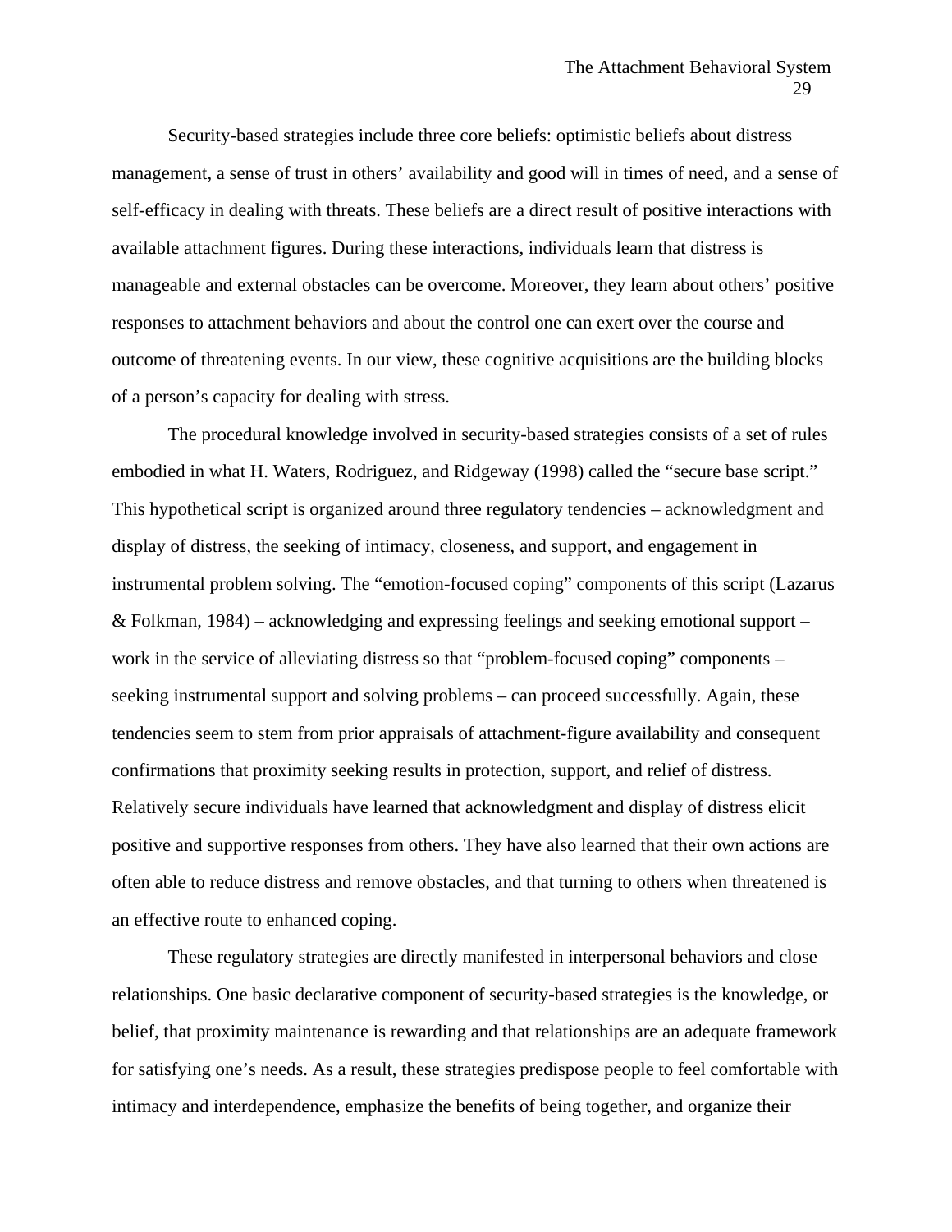Security-based strategies include three core beliefs: optimistic beliefs about distress management, a sense of trust in others' availability and good will in times of need, and a sense of self-efficacy in dealing with threats. These beliefs are a direct result of positive interactions with available attachment figures. During these interactions, individuals learn that distress is manageable and external obstacles can be overcome. Moreover, they learn about others' positive responses to attachment behaviors and about the control one can exert over the course and outcome of threatening events. In our view, these cognitive acquisitions are the building blocks of a person's capacity for dealing with stress.

The procedural knowledge involved in security-based strategies consists of a set of rules embodied in what H. Waters, Rodriguez, and Ridgeway (1998) called the "secure base script." This hypothetical script is organized around three regulatory tendencies – acknowledgment and display of distress, the seeking of intimacy, closeness, and support, and engagement in instrumental problem solving. The "emotion-focused coping" components of this script (Lazarus & Folkman, 1984) – acknowledging and expressing feelings and seeking emotional support – work in the service of alleviating distress so that "problem-focused coping" components – seeking instrumental support and solving problems – can proceed successfully. Again, these tendencies seem to stem from prior appraisals of attachment-figure availability and consequent confirmations that proximity seeking results in protection, support, and relief of distress. Relatively secure individuals have learned that acknowledgment and display of distress elicit positive and supportive responses from others. They have also learned that their own actions are often able to reduce distress and remove obstacles, and that turning to others when threatened is an effective route to enhanced coping.

These regulatory strategies are directly manifested in interpersonal behaviors and close relationships. One basic declarative component of security-based strategies is the knowledge, or belief, that proximity maintenance is rewarding and that relationships are an adequate framework for satisfying one's needs. As a result, these strategies predispose people to feel comfortable with intimacy and interdependence, emphasize the benefits of being together, and organize their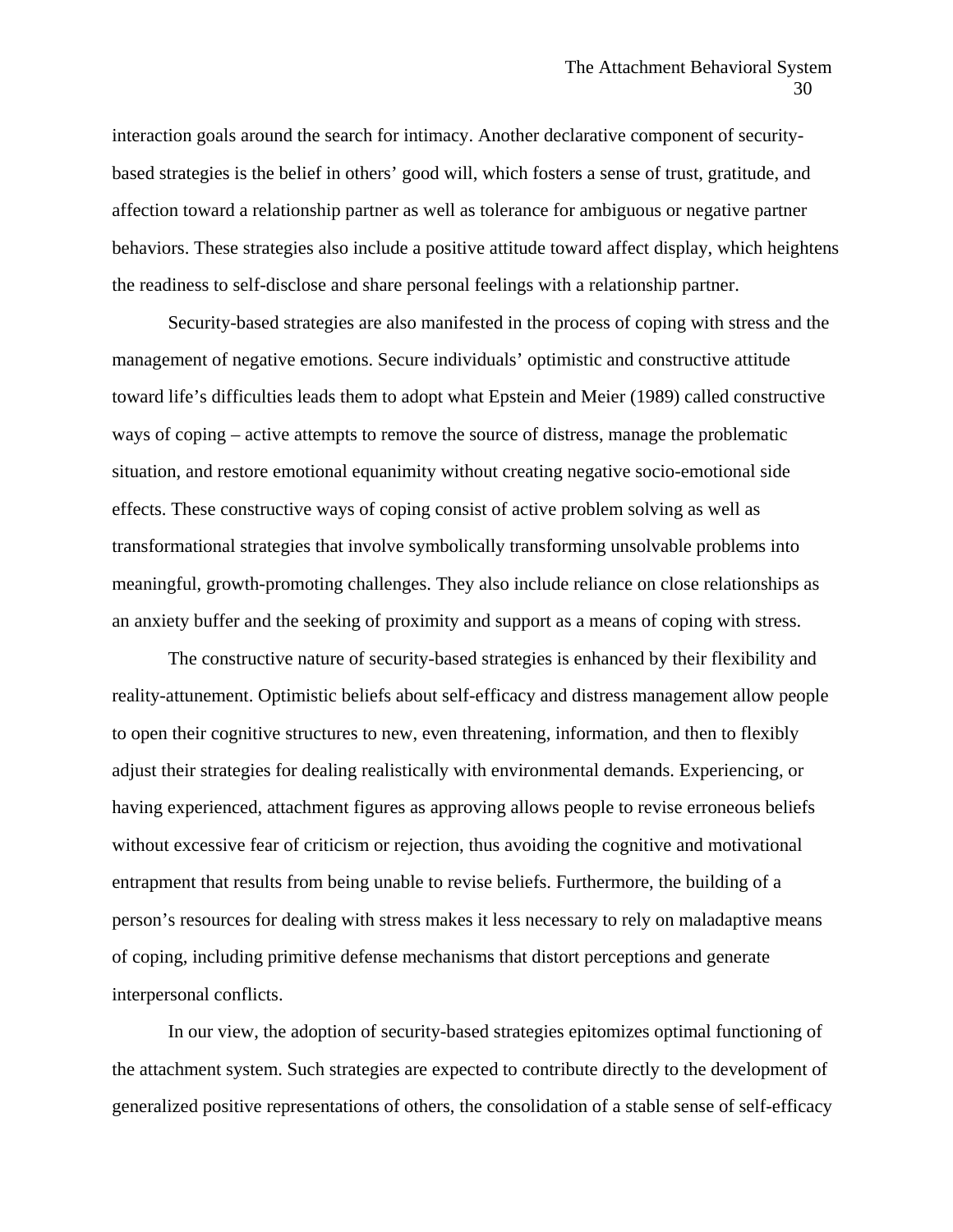interaction goals around the search for intimacy. Another declarative component of security-based strategies is the belief in others' good will, which fosters a sense of trust, gratitude, and affection toward a relationship partner as well as tolerance for ambiguous or negative partner behaviors. These strategies also include a positive attitude toward affect display, which heightens the readiness to self-disclose and share personal feelings with a relationship partner.

Security-based strategies are also manifested in the process of coping with stress and the management of negative emotions. Secure individuals' optimistic and constructive attitude toward life's difficulties leads them to adopt what Epstein and Meier (1989) called constructive ways of coping – active attempts to remove the source of distress, manage the problematic situation, and restore emotional equanimity without creating negative socio-emotional side effects. These constructive ways of coping consist of active problem solving as well as transformational strategies that involve symbolically transforming unsolvable problems into meaningful, growth-promoting challenges. They also include reliance on close relationships as an anxiety buffer and the seeking of proximity and support as a means of coping with stress.

The constructive nature of security-based strategies is enhanced by their flexibility and reality-attunement. Optimistic beliefs about self-efficacy and distress management allow people to open their cognitive structures to new, even threatening, information, and then to flexibly adjust their strategies for dealing realistically with environmental demands. Experiencing, or having experienced, attachment figures as approving allows people to revise erroneous beliefs without excessive fear of criticism or rejection, thus avoiding the cognitive and motivational entrapment that results from being unable to revise beliefs. Furthermore, the building of a person's resources for dealing with stress makes it less necessary to rely on maladaptive means of coping, including primitive defense mechanisms that distort perceptions and generate interpersonal conflicts.

In our view, the adoption of security-based strategies epitomizes optimal functioning of the attachment system. Such strategies are expected to contribute directly to the development of generalized positive representations of others, the consolidation of a stable sense of self-efficacy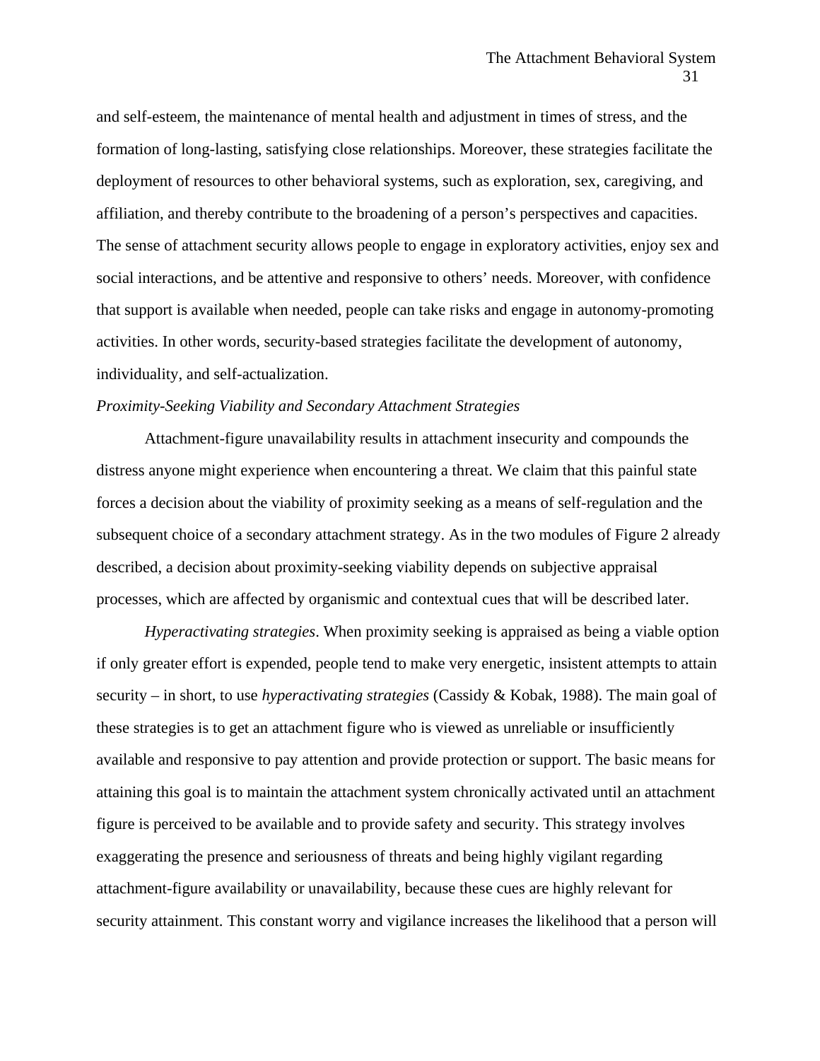and self-esteem, the maintenance of mental health and adjustment in times of stress, and the formation of long-lasting, satisfying close relationships. Moreover, these strategies facilitate the deployment of resources to other behavioral systems, such as exploration, sex, caregiving, and affiliation, and thereby contribute to the broadening of a person's perspectives and capacities. The sense of attachment security allows people to engage in exploratory activities, enjoy sex and social interactions, and be attentive and responsive to others' needs. Moreover, with confidence that support is available when needed, people can take risks and engage in autonomy-promoting activities. In other words, security-based strategies facilitate the development of autonomy, individuality, and self-actualization.

*Proximity-Seeking Viability and Secondary Attachment Strategies*

Attachment-figure unavailability results in attachment insecurity and compounds the distress anyone might experience when encountering a threat. We claim that this painful state forces a decision about the viability of proximity seeking as a means of self-regulation and the subsequent choice of a secondary attachment strategy. As in the two modules of Figure 2 already described, a decision about proximity-seeking viability depends on subjective appraisal processes, which are affected by organismic and contextual cues that will be described later.

*Hyperactivating strategies*. When proximity seeking is appraised as being a viable option if only greater effort is expended, people tend to make very energetic, insistent attempts to attain security – in short, to use *hyperactivating strategies* (Cassidy & Kobak, 1988). The main goal of these strategies is to get an attachment figure who is viewed as unreliable or insufficiently available and responsive to pay attention and provide protection or support. The basic means for attaining this goal is to maintain the attachment system chronically activated until an attachment figure is perceived to be available and to provide safety and security. This strategy involves exaggerating the presence and seriousness of threats and being highly vigilant regarding attachment-figure availability or unavailability, because these cues are highly relevant for security attainment. This constant worry and vigilance increases the likelihood that a person will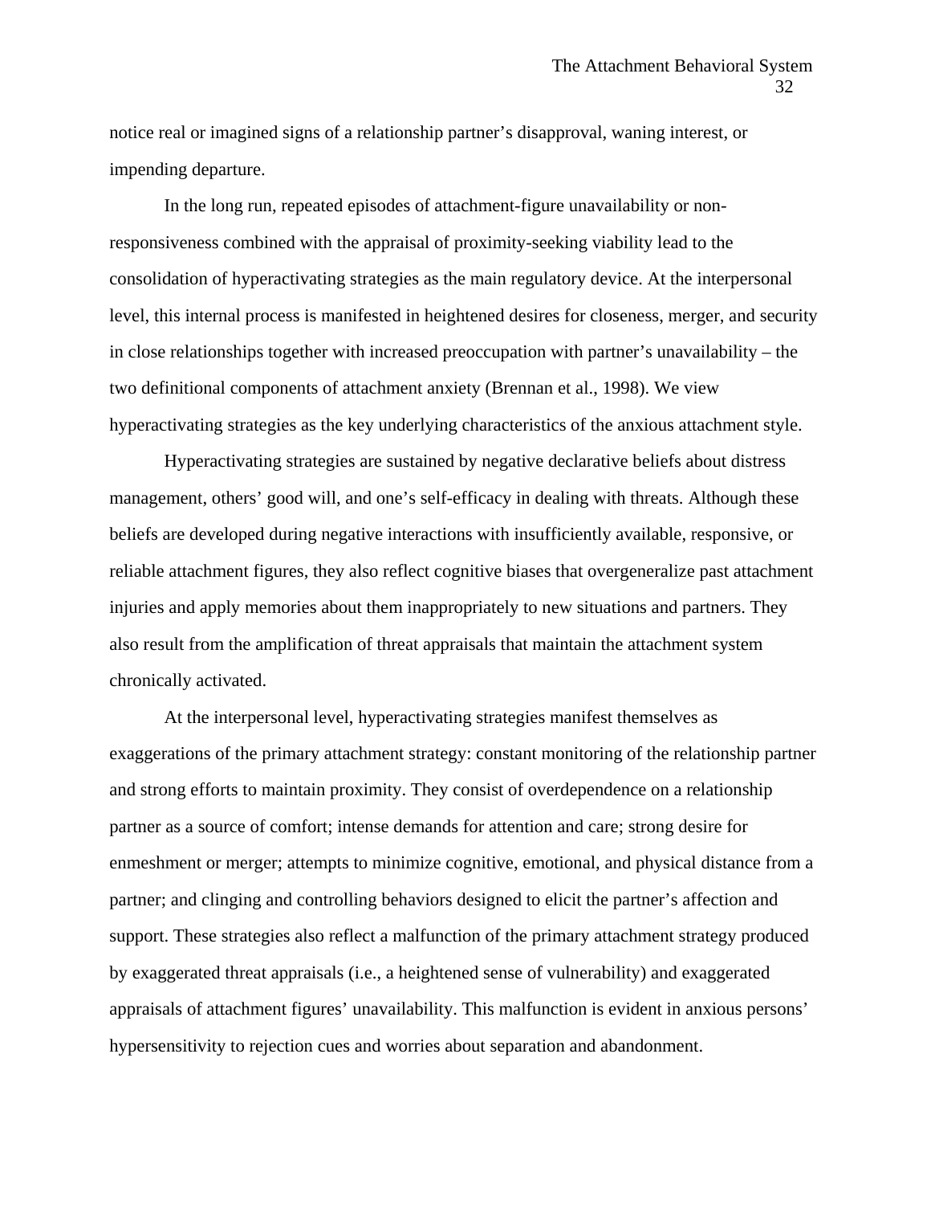notice real or imagined signs of a relationship partner's disapproval, waning interest, or impending departure.

In the long run, repeated episodes of attachment-figure unavailability or non-responsiveness combined with the appraisal of proximity-seeking viability lead to the consolidation of hyperactivating strategies as the main regulatory device. At the interpersonal level, this internal process is manifested in heightened desires for closeness, merger, and security in close relationships together with increased preoccupation with partner's unavailability – the two definitional components of attachment anxiety (Brennan et al., 1998). We view hyperactivating strategies as the key underlying characteristics of the anxious attachment style.

Hyperactivating strategies are sustained by negative declarative beliefs about distress management, others' good will, and one's self-efficacy in dealing with threats. Although these beliefs are developed during negative interactions with insufficiently available, responsive, or reliable attachment figures, they also reflect cognitive biases that overgeneralize past attachment injuries and apply memories about them inappropriately to new situations and partners. They also result from the amplification of threat appraisals that maintain the attachment system chronically activated.

At the interpersonal level, hyperactivating strategies manifest themselves as exaggerations of the primary attachment strategy: constant monitoring of the relationship partner and strong efforts to maintain proximity. They consist of overdependence on a relationship partner as a source of comfort; intense demands for attention and care; strong desire for enmeshment or merger; attempts to minimize cognitive, emotional, and physical distance from a partner; and clinging and controlling behaviors designed to elicit the partner's affection and support. These strategies also reflect a malfunction of the primary attachment strategy produced by exaggerated threat appraisals (i.e., a heightened sense of vulnerability) and exaggerated appraisals of attachment figures' unavailability. This malfunction is evident in anxious persons' hypersensitivity to rejection cues and worries about separation and abandonment.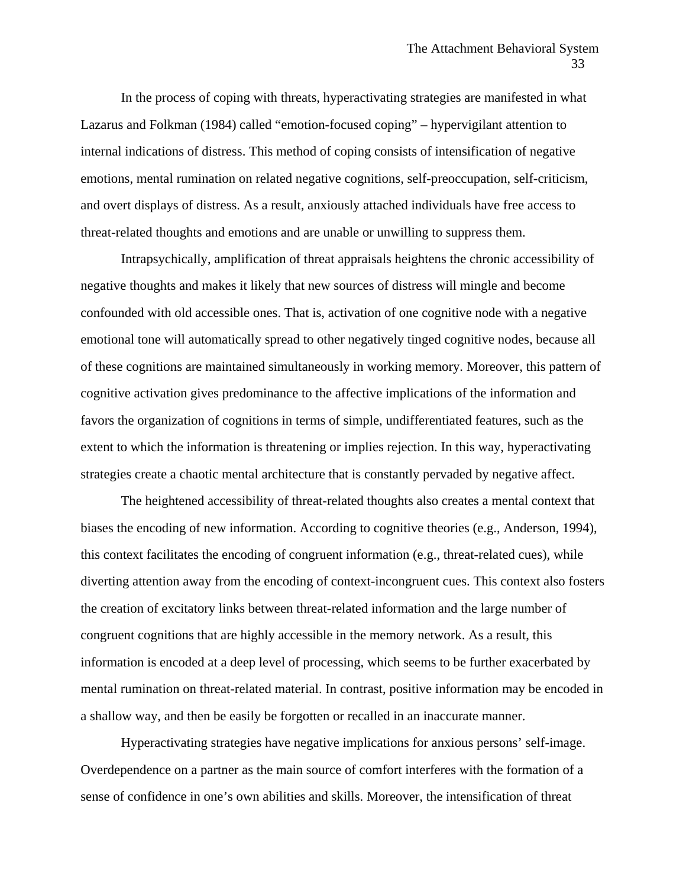In the process of coping with threats, hyperactivating strategies are manifested in what Lazarus and Folkman (1984) called "emotion-focused coping" – hypervigilant attention to internal indications of distress. This method of coping consists of intensification of negative emotions, mental rumination on related negative cognitions, self-preoccupation, self-criticism, and overt displays of distress. As a result, anxiously attached individuals have free access to threat-related thoughts and emotions and are unable or unwilling to suppress them.

Intrapsychically, amplification of threat appraisals heightens the chronic accessibility of negative thoughts and makes it likely that new sources of distress will mingle and become confounded with old accessible ones. That is, activation of one cognitive node with a negative emotional tone will automatically spread to other negatively tinged cognitive nodes, because all of these cognitions are maintained simultaneously in working memory. Moreover, this pattern of cognitive activation gives predominance to the affective implications of the information and favors the organization of cognitions in terms of simple, undifferentiated features, such as the extent to which the information is threatening or implies rejection. In this way, hyperactivating strategies create a chaotic mental architecture that is constantly pervaded by negative affect.

The heightened accessibility of threat-related thoughts also creates a mental context that biases the encoding of new information. According to cognitive theories (e.g., Anderson, 1994), this context facilitates the encoding of congruent information (e.g., threat-related cues), while diverting attention away from the encoding of context-incongruent cues. This context also fosters the creation of excitatory links between threat-related information and the large number of congruent cognitions that are highly accessible in the memory network. As a result, this information is encoded at a deep level of processing, which seems to be further exacerbated by mental rumination on threat-related material. In contrast, positive information may be encoded in a shallow way, and then be easily be forgotten or recalled in an inaccurate manner.

Hyperactivating strategies have negative implications for anxious persons' self-image. Overdependence on a partner as the main source of comfort interferes with the formation of a sense of confidence in one's own abilities and skills. Moreover, the intensification of threat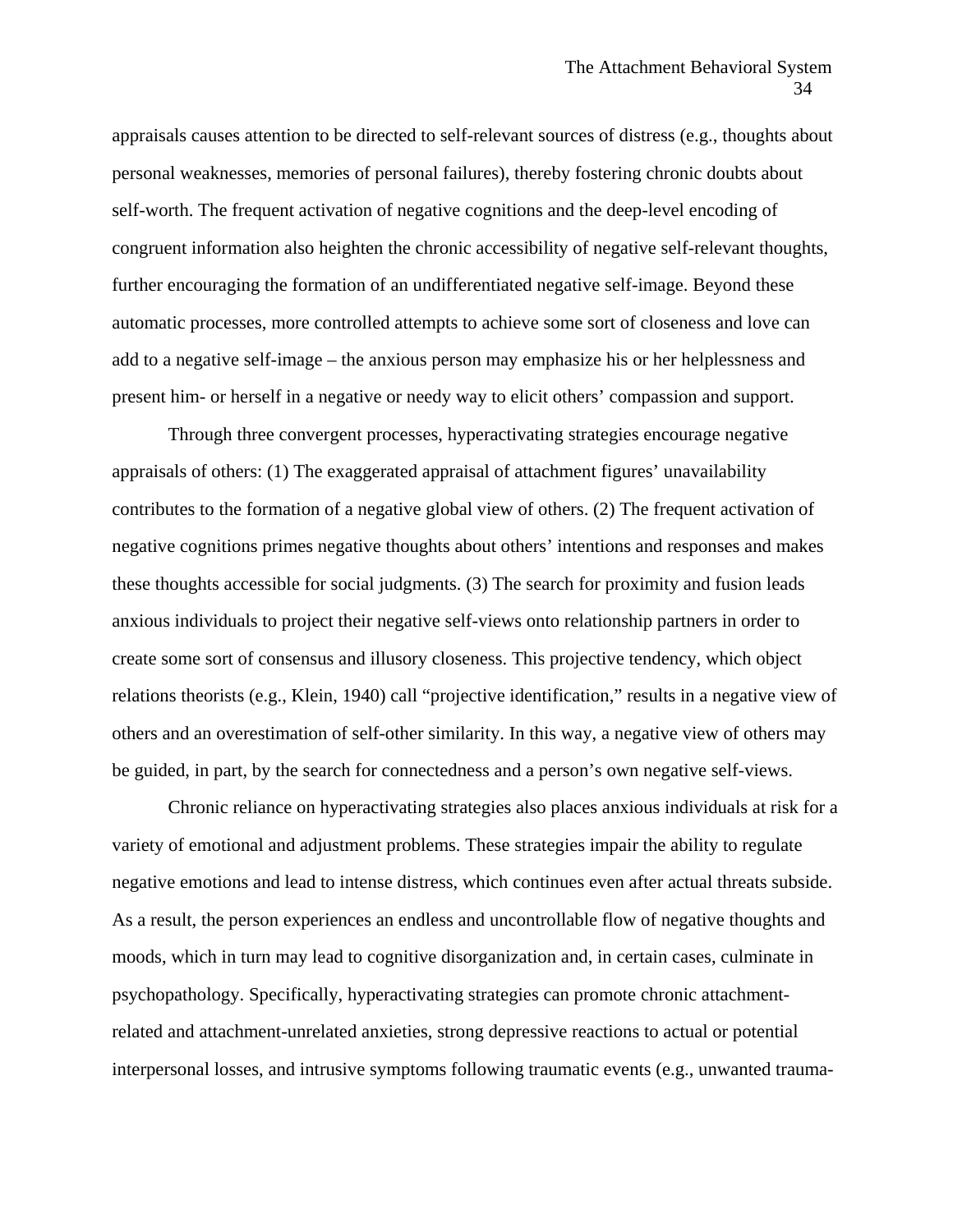appraisals causes attention to be directed to self-relevant sources of distress (e.g., thoughts about personal weaknesses, memories of personal failures), thereby fostering chronic doubts about self-worth. The frequent activation of negative cognitions and the deep-level encoding of congruent information also heighten the chronic accessibility of negative self-relevant thoughts, further encouraging the formation of an undifferentiated negative self-image. Beyond these automatic processes, more controlled attempts to achieve some sort of closeness and love can add to a negative self-image – the anxious person may emphasize his or her helplessness and present him- or herself in a negative or needy way to elicit others' compassion and support.

Through three convergent processes, hyperactivating strategies encourage negative appraisals of others: (1) The exaggerated appraisal of attachment figures' unavailability contributes to the formation of a negative global view of others. (2) The frequent activation of negative cognitions primes negative thoughts about others' intentions and responses and makes these thoughts accessible for social judgments. (3) The search for proximity and fusion leads anxious individuals to project their negative self-views onto relationship partners in order to create some sort of consensus and illusory closeness. This projective tendency, which object relations theorists (e.g., Klein, 1940) call "projective identification," results in a negative view of others and an overestimation of self-other similarity. In this way, a negative view of others may be guided, in part, by the search for connectedness and a person's own negative self-views.

Chronic reliance on hyperactivating strategies also places anxious individuals at risk for a variety of emotional and adjustment problems. These strategies impair the ability to regulate negative emotions and lead to intense distress, which continues even after actual threats subside. As a result, the person experiences an endless and uncontrollable flow of negative thoughts and moods, which in turn may lead to cognitive disorganization and, in certain cases, culminate in psychopathology. Specifically, hyperactivating strategies can promote chronic attachment-related and attachment-unrelated anxieties, strong depressive reactions to actual or potential interpersonal losses, and intrusive symptoms following traumatic events (e.g., unwanted trauma-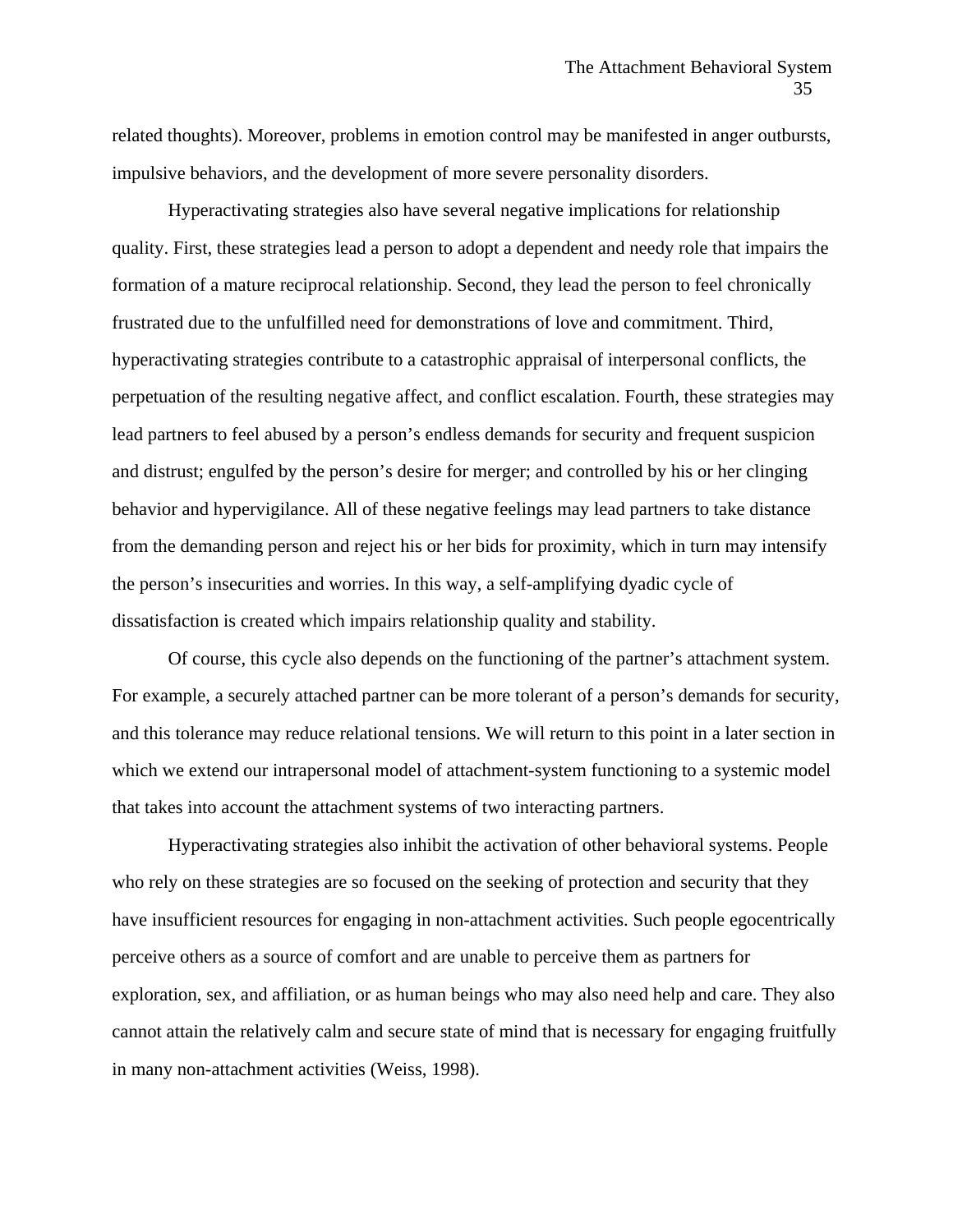related thoughts). Moreover, problems in emotion control may be manifested in anger outbursts, impulsive behaviors, and the development of more severe personality disorders.

Hyperactivating strategies also have several negative implications for relationship quality. First, these strategies lead a person to adopt a dependent and needy role that impairs the formation of a mature reciprocal relationship. Second, they lead the person to feel chronically frustrated due to the unfulfilled need for demonstrations of love and commitment. Third, hyperactivating strategies contribute to a catastrophic appraisal of interpersonal conflicts, the perpetuation of the resulting negative affect, and conflict escalation. Fourth, these strategies may lead partners to feel abused by a person's endless demands for security and frequent suspicion and distrust; engulfed by the person's desire for merger; and controlled by his or her clinging behavior and hypervigilance. All of these negative feelings may lead partners to take distance from the demanding person and reject his or her bids for proximity, which in turn may intensify the person's insecurities and worries. In this way, a self-amplifying dyadic cycle of dissatisfaction is created which impairs relationship quality and stability.

Of course, this cycle also depends on the functioning of the partner's attachment system. For example, a securely attached partner can be more tolerant of a person's demands for security, and this tolerance may reduce relational tensions. We will return to this point in a later section in which we extend our intrapersonal model of attachment-system functioning to a systemic model that takes into account the attachment systems of two interacting partners.

Hyperactivating strategies also inhibit the activation of other behavioral systems. People who rely on these strategies are so focused on the seeking of protection and security that they have insufficient resources for engaging in non-attachment activities. Such people egocentrically perceive others as a source of comfort and are unable to perceive them as partners for exploration, sex, and affiliation, or as human beings who may also need help and care. They also cannot attain the relatively calm and secure state of mind that is necessary for engaging fruitfully in many non-attachment activities (Weiss, 1998).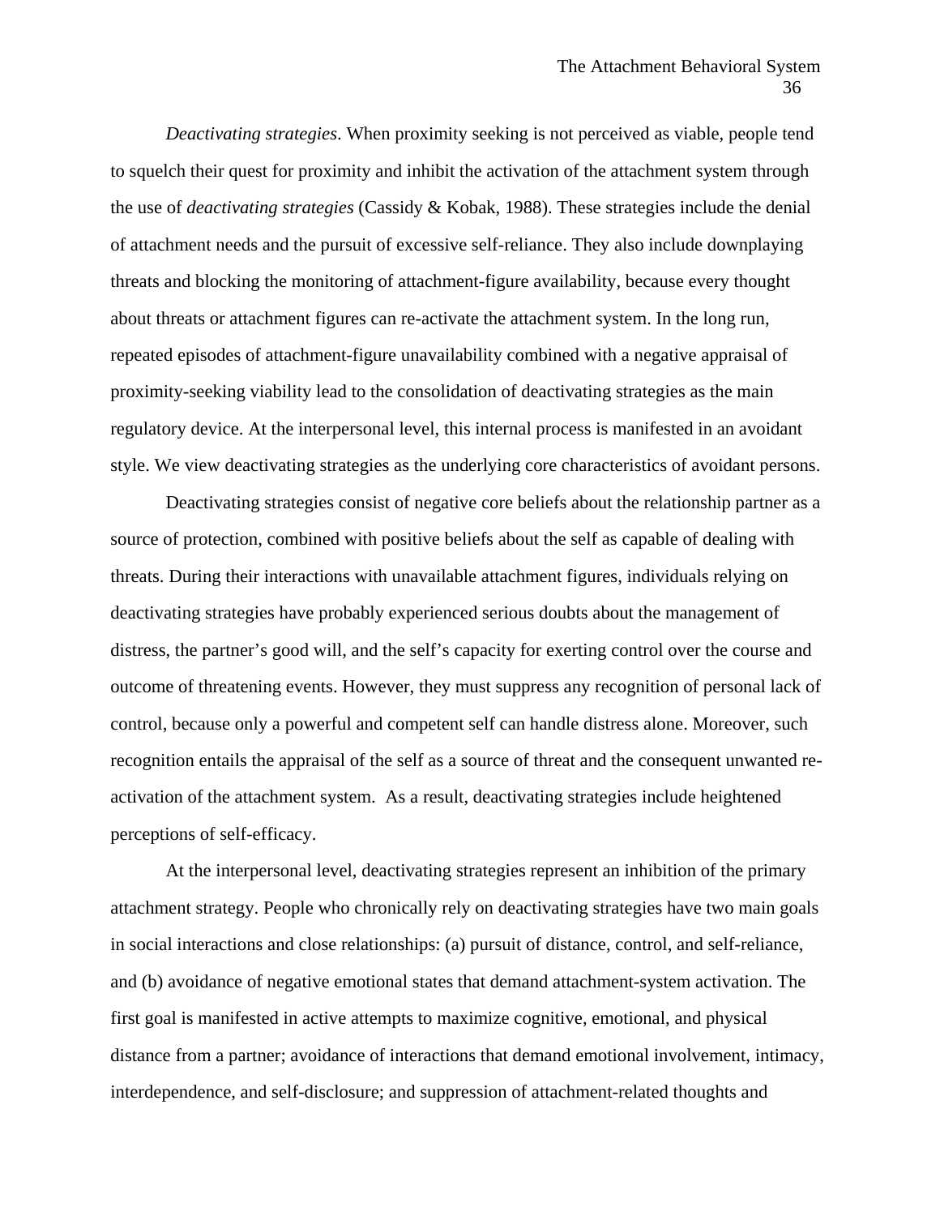*Deactivating strategies*. When proximity seeking is not perceived as viable, people tend to squelch their quest for proximity and inhibit the activation of the attachment system through the use of *deactivating strategies* (Cassidy & Kobak, 1988). These strategies include the denial of attachment needs and the pursuit of excessive self-reliance. They also include downplaying threats and blocking the monitoring of attachment-figure availability, because every thought about threats or attachment figures can re-activate the attachment system. In the long run, repeated episodes of attachment-figure unavailability combined with a negative appraisal of proximity-seeking viability lead to the consolidation of deactivating strategies as the main regulatory device. At the interpersonal level, this internal process is manifested in an avoidant style. We view deactivating strategies as the underlying core characteristics of avoidant persons.

Deactivating strategies consist of negative core beliefs about the relationship partner as a source of protection, combined with positive beliefs about the self as capable of dealing with threats. During their interactions with unavailable attachment figures, individuals relying on deactivating strategies have probably experienced serious doubts about the management of distress, the partner's good will, and the self's capacity for exerting control over the course and outcome of threatening events. However, they must suppress any recognition of personal lack of control, because only a powerful and competent self can handle distress alone. Moreover, such recognition entails the appraisal of the self as a source of threat and the consequent unwanted re-activation of the attachment system. As a result, deactivating strategies include heightened perceptions of self-efficacy.

At the interpersonal level, deactivating strategies represent an inhibition of the primary attachment strategy. People who chronically rely on deactivating strategies have two main goals in social interactions and close relationships: (a) pursuit of distance, control, and self-reliance, and (b) avoidance of negative emotional states that demand attachment-system activation. The first goal is manifested in active attempts to maximize cognitive, emotional, and physical distance from a partner; avoidance of interactions that demand emotional involvement, intimacy, interdependence, and self-disclosure; and suppression of attachment-related thoughts and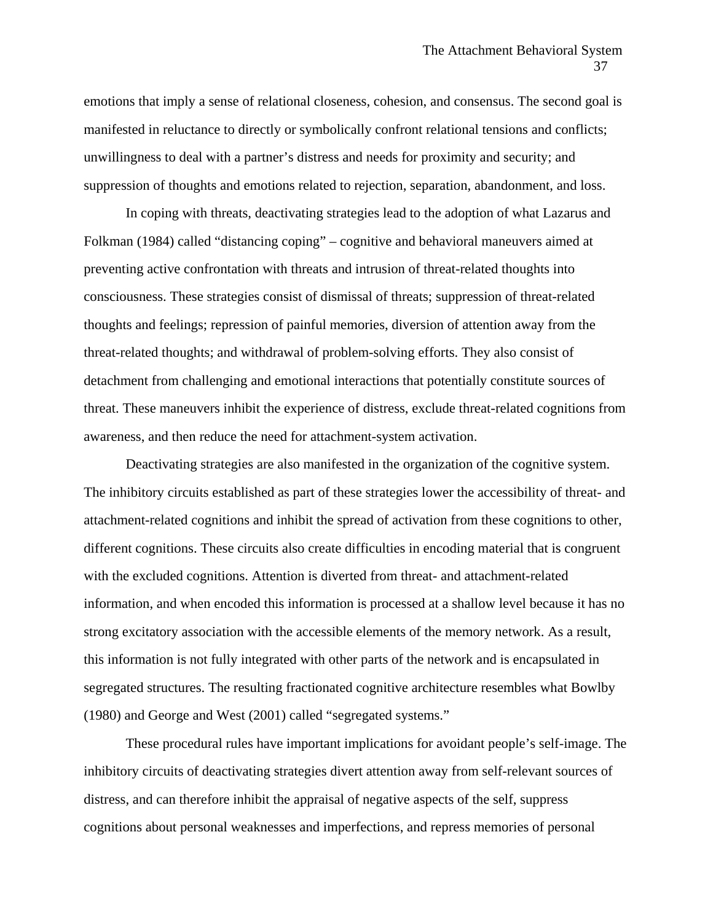emotions that imply a sense of relational closeness, cohesion, and consensus. The second goal is manifested in reluctance to directly or symbolically confront relational tensions and conflicts; unwillingness to deal with a partner's distress and needs for proximity and security; and suppression of thoughts and emotions related to rejection, separation, abandonment, and loss.

In coping with threats, deactivating strategies lead to the adoption of what Lazarus and Folkman (1984) called "distancing coping" – cognitive and behavioral maneuvers aimed at preventing active confrontation with threats and intrusion of threat-related thoughts into consciousness. These strategies consist of dismissal of threats; suppression of threat-related thoughts and feelings; repression of painful memories, diversion of attention away from the threat-related thoughts; and withdrawal of problem-solving efforts. They also consist of detachment from challenging and emotional interactions that potentially constitute sources of threat. These maneuvers inhibit the experience of distress, exclude threat-related cognitions from awareness, and then reduce the need for attachment-system activation.

Deactivating strategies are also manifested in the organization of the cognitive system. The inhibitory circuits established as part of these strategies lower the accessibility of threat- and attachment-related cognitions and inhibit the spread of activation from these cognitions to other, different cognitions. These circuits also create difficulties in encoding material that is congruent with the excluded cognitions. Attention is diverted from threat- and attachment-related information, and when encoded this information is processed at a shallow level because it has no strong excitatory association with the accessible elements of the memory network. As a result, this information is not fully integrated with other parts of the network and is encapsulated in segregated structures. The resulting fractionated cognitive architecture resembles what Bowlby (1980) and George and West (2001) called "segregated systems."

These procedural rules have important implications for avoidant people's self-image. The inhibitory circuits of deactivating strategies divert attention away from self-relevant sources of distress, and can therefore inhibit the appraisal of negative aspects of the self, suppress cognitions about personal weaknesses and imperfections, and repress memories of personal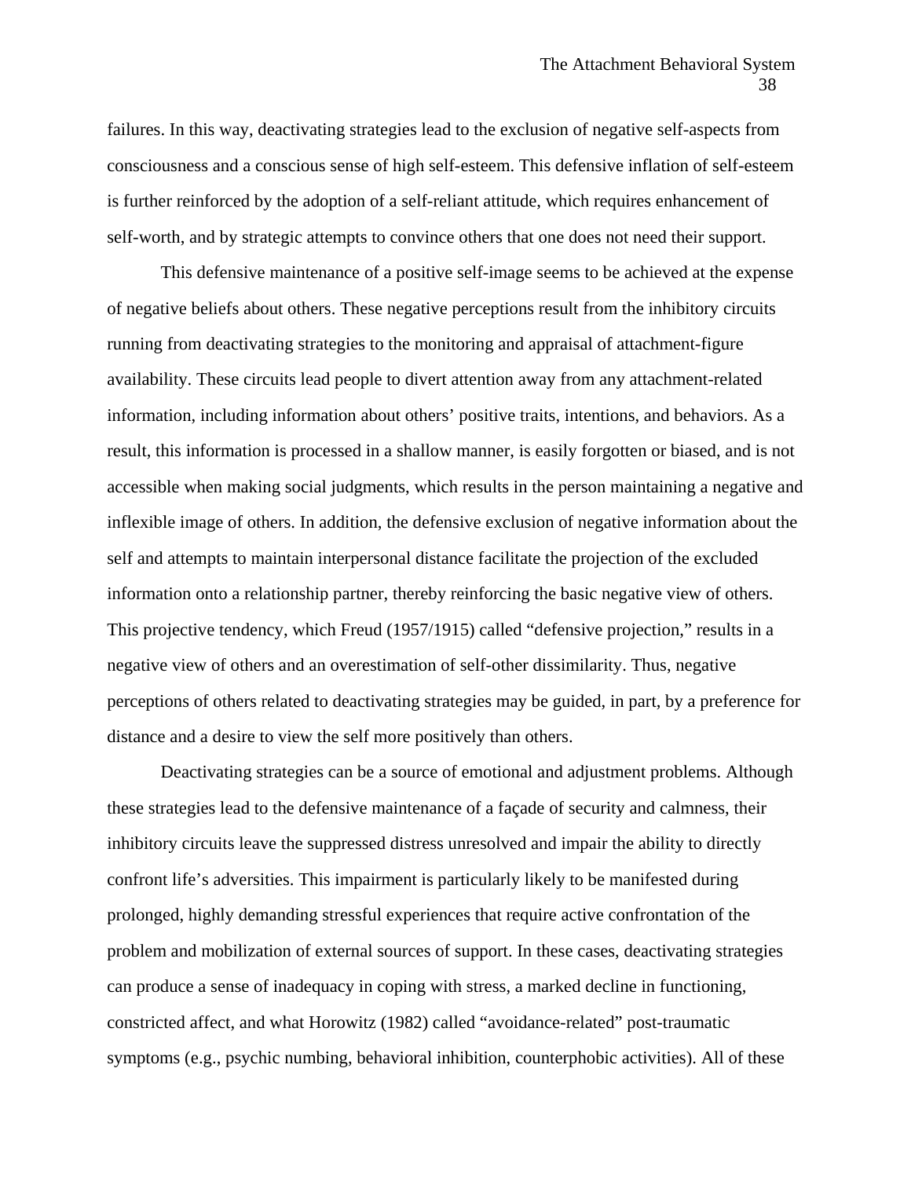failures. In this way, deactivating strategies lead to the exclusion of negative self-aspects from consciousness and a conscious sense of high self-esteem. This defensive inflation of self-esteem is further reinforced by the adoption of a self-reliant attitude, which requires enhancement of self-worth, and by strategic attempts to convince others that one does not need their support.

This defensive maintenance of a positive self-image seems to be achieved at the expense of negative beliefs about others. These negative perceptions result from the inhibitory circuits running from deactivating strategies to the monitoring and appraisal of attachment-figure availability. These circuits lead people to divert attention away from any attachment-related information, including information about others' positive traits, intentions, and behaviors. As a result, this information is processed in a shallow manner, is easily forgotten or biased, and is not accessible when making social judgments, which results in the person maintaining a negative and inflexible image of others. In addition, the defensive exclusion of negative information about the self and attempts to maintain interpersonal distance facilitate the projection of the excluded information onto a relationship partner, thereby reinforcing the basic negative view of others. This projective tendency, which Freud (1957/1915) called "defensive projection," results in a negative view of others and an overestimation of self-other dissimilarity. Thus, negative perceptions of others related to deactivating strategies may be guided, in part, by a preference for distance and a desire to view the self more positively than others.

Deactivating strategies can be a source of emotional and adjustment problems. Although these strategies lead to the defensive maintenance of a façade of security and calmness, their inhibitory circuits leave the suppressed distress unresolved and impair the ability to directly confront life's adversities. This impairment is particularly likely to be manifested during prolonged, highly demanding stressful experiences that require active confrontation of the problem and mobilization of external sources of support. In these cases, deactivating strategies can produce a sense of inadequacy in coping with stress, a marked decline in functioning, constricted affect, and what Horowitz (1982) called "avoidance-related" post-traumatic symptoms (e.g., psychic numbing, behavioral inhibition, counterphobic activities). All of these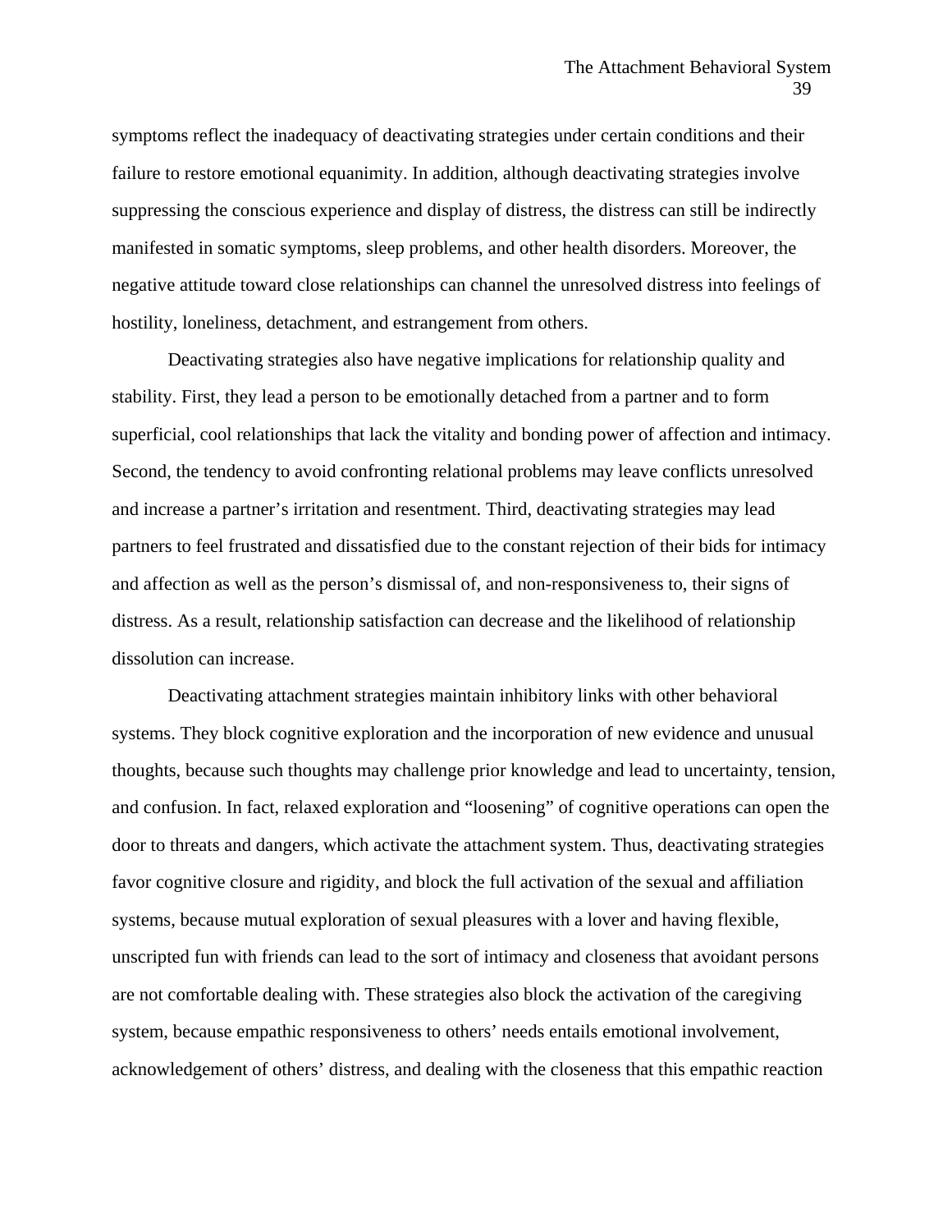symptoms reflect the inadequacy of deactivating strategies under certain conditions and their failure to restore emotional equanimity. In addition, although deactivating strategies involve suppressing the conscious experience and display of distress, the distress can still be indirectly manifested in somatic symptoms, sleep problems, and other health disorders. Moreover, the negative attitude toward close relationships can channel the unresolved distress into feelings of hostility, loneliness, detachment, and estrangement from others.

Deactivating strategies also have negative implications for relationship quality and stability. First, they lead a person to be emotionally detached from a partner and to form superficial, cool relationships that lack the vitality and bonding power of affection and intimacy. Second, the tendency to avoid confronting relational problems may leave conflicts unresolved and increase a partner's irritation and resentment. Third, deactivating strategies may lead partners to feel frustrated and dissatisfied due to the constant rejection of their bids for intimacy and affection as well as the person's dismissal of, and non-responsiveness to, their signs of distress. As a result, relationship satisfaction can decrease and the likelihood of relationship dissolution can increase.

Deactivating attachment strategies maintain inhibitory links with other behavioral systems. They block cognitive exploration and the incorporation of new evidence and unusual thoughts, because such thoughts may challenge prior knowledge and lead to uncertainty, tension, and confusion. In fact, relaxed exploration and "loosening" of cognitive operations can open the door to threats and dangers, which activate the attachment system. Thus, deactivating strategies favor cognitive closure and rigidity, and block the full activation of the sexual and affiliation systems, because mutual exploration of sexual pleasures with a lover and having flexible, unscripted fun with friends can lead to the sort of intimacy and closeness that avoidant persons are not comfortable dealing with. These strategies also block the activation of the caregiving system, because empathic responsiveness to others' needs entails emotional involvement, acknowledgement of others' distress, and dealing with the closeness that this empathic reaction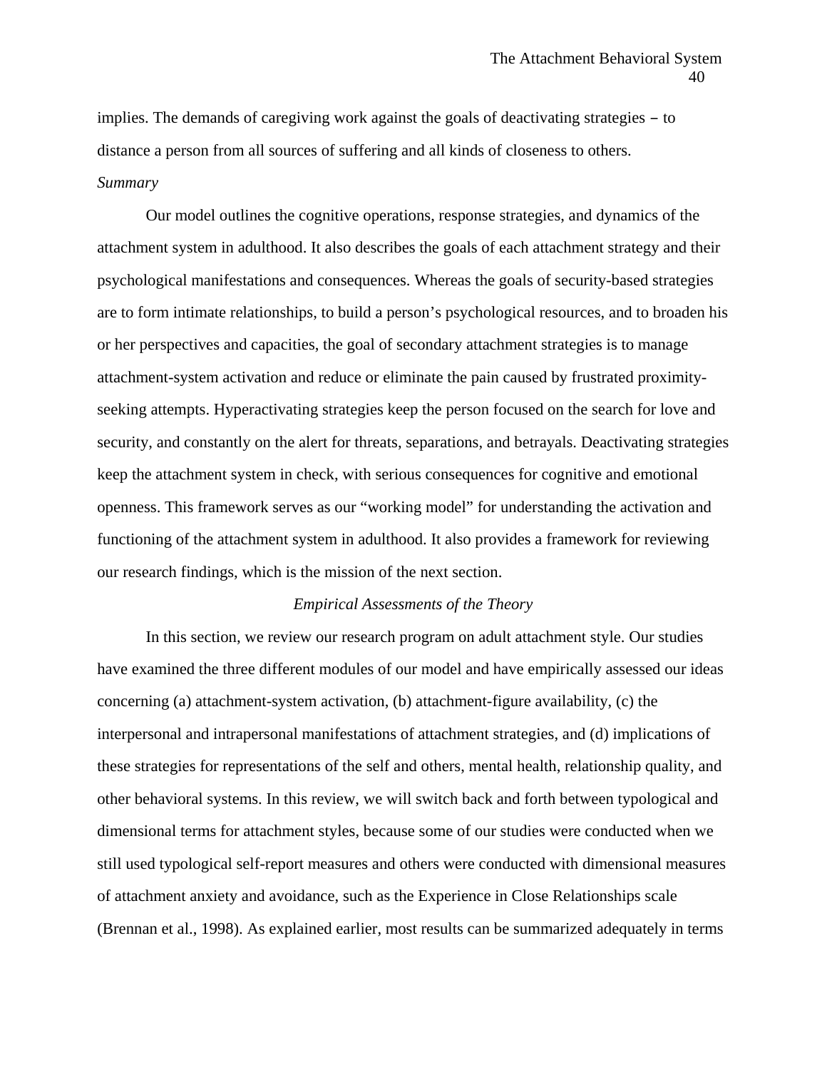implies. The demands of caregiving work against the goals of deactivating strategies – to distance a person from all sources of suffering and all kinds of closeness to others.

*Summary*

Our model outlines the cognitive operations, response strategies, and dynamics of the attachment system in adulthood. It also describes the goals of each attachment strategy and their psychological manifestations and consequences. Whereas the goals of security-based strategies are to form intimate relationships, to build a person's psychological resources, and to broaden his or her perspectives and capacities, the goal of secondary attachment strategies is to manage attachment-system activation and reduce or eliminate the pain caused by frustrated proximity-seeking attempts. Hyperactivating strategies keep the person focused on the search for love and security, and constantly on the alert for threats, separations, and betrayals. Deactivating strategies keep the attachment system in check, with serious consequences for cognitive and emotional openness. This framework serves as our "working model" for understanding the activation and functioning of the attachment system in adulthood. It also provides a framework for reviewing our research findings, which is the mission of the next section.

## *Empirical Assessments of the Theory*

In this section, we review our research program on adult attachment style. Our studies have examined the three different modules of our model and have empirically assessed our ideas concerning (a) attachment-system activation, (b) attachment-figure availability, (c) the interpersonal and intrapersonal manifestations of attachment strategies, and (d) implications of these strategies for representations of the self and others, mental health, relationship quality, and other behavioral systems. In this review, we will switch back and forth between typological and dimensional terms for attachment styles, because some of our studies were conducted when we still used typological self-report measures and others were conducted with dimensional measures of attachment anxiety and avoidance, such as the Experience in Close Relationships scale (Brennan et al., 1998). As explained earlier, most results can be summarized adequately in terms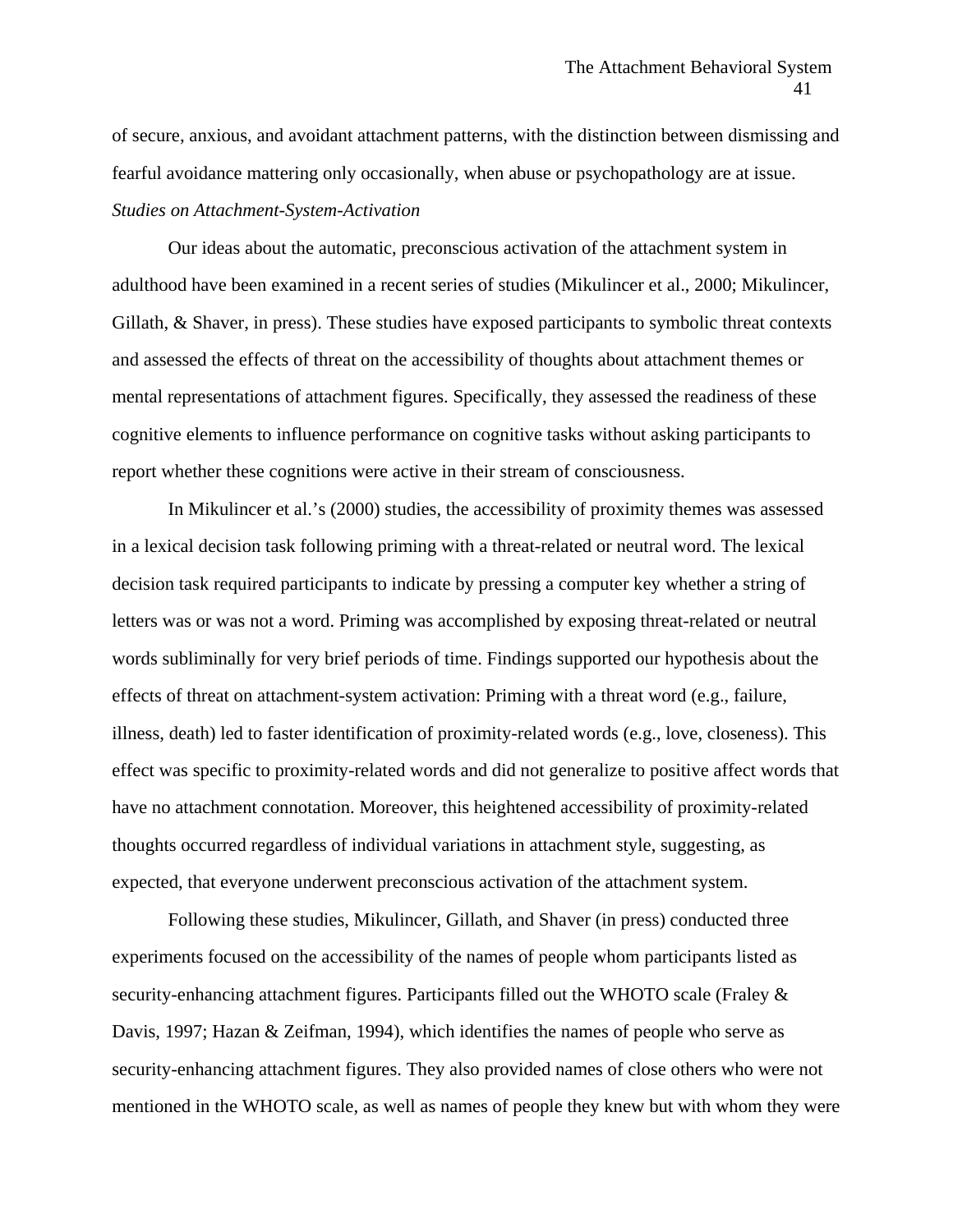of secure, anxious, and avoidant attachment patterns, with the distinction between dismissing and fearful avoidance mattering only occasionally, when abuse or psychopathology are at issue.

*Studies on Attachment-System-Activation*

Our ideas about the automatic, preconscious activation of the attachment system in adulthood have been examined in a recent series of studies (Mikulincer et al., 2000; Mikulincer, Gillath, & Shaver, in press). These studies have exposed participants to symbolic threat contexts and assessed the effects of threat on the accessibility of thoughts about attachment themes or mental representations of attachment figures. Specifically, they assessed the readiness of these cognitive elements to influence performance on cognitive tasks without asking participants to report whether these cognitions were active in their stream of consciousness.

In Mikulincer et al.'s (2000) studies, the accessibility of proximity themes was assessed in a lexical decision task following priming with a threat-related or neutral word. The lexical decision task required participants to indicate by pressing a computer key whether a string of letters was or was not a word. Priming was accomplished by exposing threat-related or neutral words subliminally for very brief periods of time. Findings supported our hypothesis about the effects of threat on attachment-system activation: Priming with a threat word (e.g., failure, illness, death) led to faster identification of proximity-related words (e.g., love, closeness). This effect was specific to proximity-related words and did not generalize to positive affect words that have no attachment connotation. Moreover, this heightened accessibility of proximity-related thoughts occurred regardless of individual variations in attachment style, suggesting, as expected, that everyone underwent preconscious activation of the attachment system.

Following these studies, Mikulincer, Gillath, and Shaver (in press) conducted three experiments focused on the accessibility of the names of people whom participants listed as security-enhancing attachment figures. Participants filled out the WHOTO scale (Fraley & Davis, 1997; Hazan & Zeifman, 1994), which identifies the names of people who serve as security-enhancing attachment figures. They also provided names of close others who were not mentioned in the WHOTO scale, as well as names of people they knew but with whom they were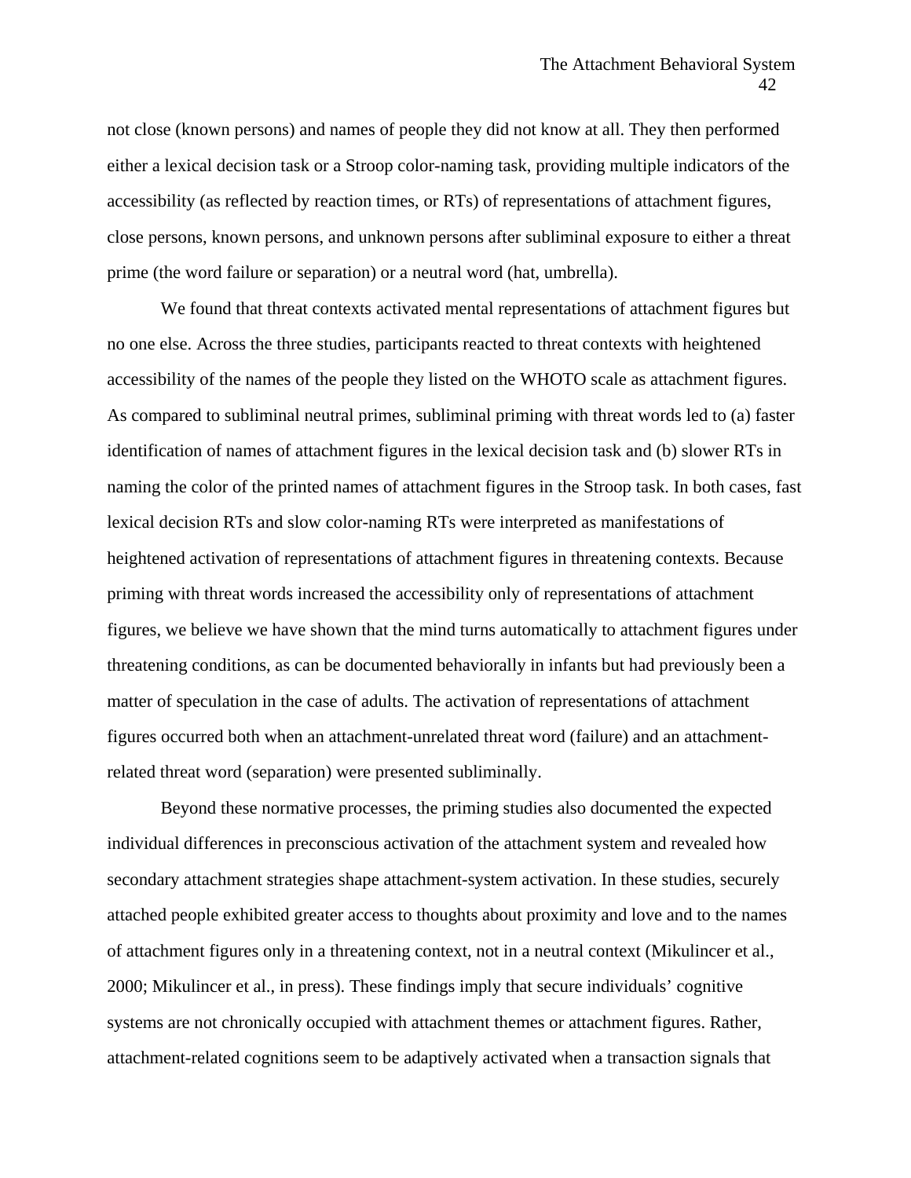not close (known persons) and names of people they did not know at all. They then performed either a lexical decision task or a Stroop color-naming task, providing multiple indicators of the accessibility (as reflected by reaction times, or RTs) of representations of attachment figures, close persons, known persons, and unknown persons after subliminal exposure to either a threat prime (the word failure or separation) or a neutral word (hat, umbrella).

We found that threat contexts activated mental representations of attachment figures but no one else. Across the three studies, participants reacted to threat contexts with heightened accessibility of the names of the people they listed on the WHOTO scale as attachment figures. As compared to subliminal neutral primes, subliminal priming with threat words led to (a) faster identification of names of attachment figures in the lexical decision task and (b) slower RTs in naming the color of the printed names of attachment figures in the Stroop task. In both cases, fast lexical decision RTs and slow color-naming RTs were interpreted as manifestations of heightened activation of representations of attachment figures in threatening contexts. Because priming with threat words increased the accessibility only of representations of attachment figures, we believe we have shown that the mind turns automatically to attachment figures under threatening conditions, as can be documented behaviorally in infants but had previously been a matter of speculation in the case of adults. The activation of representations of attachment figures occurred both when an attachment-unrelated threat word (failure) and an attachment-related threat word (separation) were presented subliminally.

Beyond these normative processes, the priming studies also documented the expected individual differences in preconscious activation of the attachment system and revealed how secondary attachment strategies shape attachment-system activation. In these studies, securely attached people exhibited greater access to thoughts about proximity and love and to the names of attachment figures only in a threatening context, not in a neutral context (Mikulincer et al., 2000; Mikulincer et al., in press). These findings imply that secure individuals' cognitive systems are not chronically occupied with attachment themes or attachment figures. Rather, attachment-related cognitions seem to be adaptively activated when a transaction signals that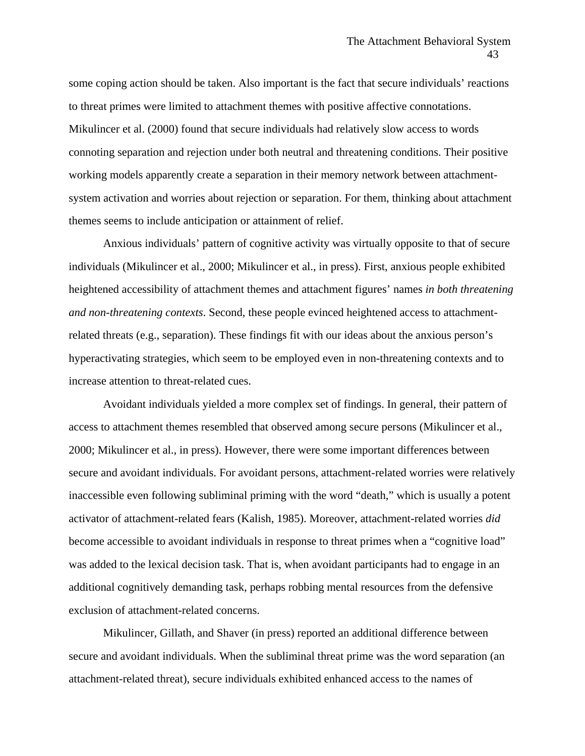some coping action should be taken. Also important is the fact that secure individuals' reactions to threat primes were limited to attachment themes with positive affective connotations. Mikulincer et al. (2000) found that secure individuals had relatively slow access to words connoting separation and rejection under both neutral and threatening conditions. Their positive working models apparently create a separation in their memory network between attachment-system activation and worries about rejection or separation. For them, thinking about attachment themes seems to include anticipation or attainment of relief.

Anxious individuals' pattern of cognitive activity was virtually opposite to that of secure individuals (Mikulincer et al., 2000; Mikulincer et al., in press). First, anxious people exhibited heightened accessibility of attachment themes and attachment figures' names *in both threatening and non-threatening contexts*. Second, these people evinced heightened access to attachment-related threats (e.g., separation). These findings fit with our ideas about the anxious person's hyperactivating strategies, which seem to be employed even in non-threatening contexts and to increase attention to threat-related cues.

Avoidant individuals yielded a more complex set of findings. In general, their pattern of access to attachment themes resembled that observed among secure persons (Mikulincer et al., 2000; Mikulincer et al., in press). However, there were some important differences between secure and avoidant individuals. For avoidant persons, attachment-related worries were relatively inaccessible even following subliminal priming with the word "death," which is usually a potent activator of attachment-related fears (Kalish, 1985). Moreover, attachment-related worries *did* become accessible to avoidant individuals in response to threat primes when a "cognitive load" was added to the lexical decision task. That is, when avoidant participants had to engage in an additional cognitively demanding task, perhaps robbing mental resources from the defensive exclusion of attachment-related concerns.

Mikulincer, Gillath, and Shaver (in press) reported an additional difference between secure and avoidant individuals. When the subliminal threat prime was the word separation (an attachment-related threat), secure individuals exhibited enhanced access to the names of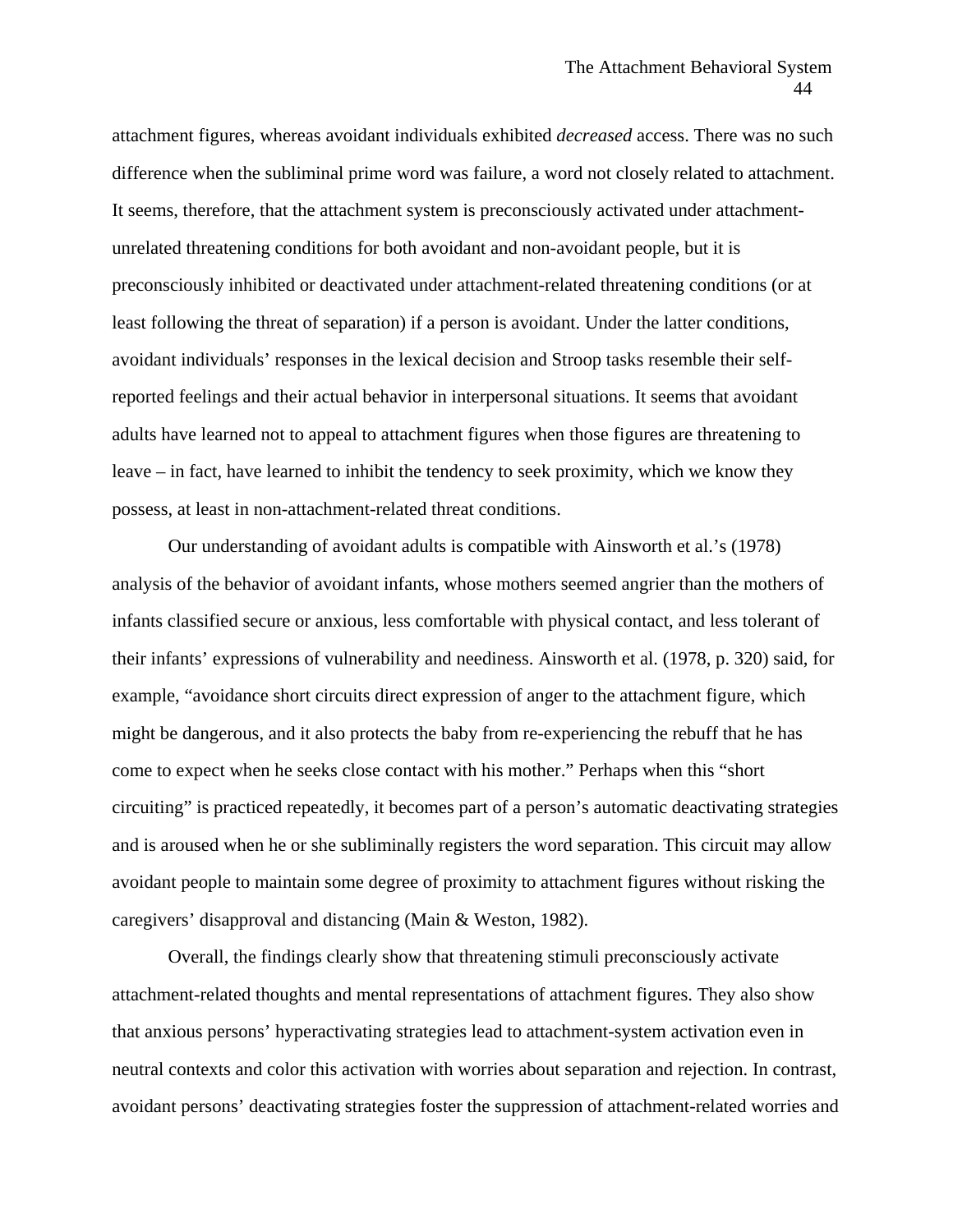attachment figures, whereas avoidant individuals exhibited *decreased* access. There was no such difference when the subliminal prime word was failure, a word not closely related to attachment. It seems, therefore, that the attachment system is preconsciously activated under attachment-unrelated threatening conditions for both avoidant and non-avoidant people, but it is preconsciously inhibited or deactivated under attachment-related threatening conditions (or at least following the threat of separation) if a person is avoidant. Under the latter conditions, avoidant individuals' responses in the lexical decision and Stroop tasks resemble their self-reported feelings and their actual behavior in interpersonal situations. It seems that avoidant adults have learned not to appeal to attachment figures when those figures are threatening to leave – in fact, have learned to inhibit the tendency to seek proximity, which we know they possess, at least in non-attachment-related threat conditions.

Our understanding of avoidant adults is compatible with Ainsworth et al.'s (1978) analysis of the behavior of avoidant infants, whose mothers seemed angrier than the mothers of infants classified secure or anxious, less comfortable with physical contact, and less tolerant of their infants' expressions of vulnerability and neediness. Ainsworth et al. (1978, p. 320) said, for example, "avoidance short circuits direct expression of anger to the attachment figure, which might be dangerous, and it also protects the baby from re-experiencing the rebuff that he has come to expect when he seeks close contact with his mother." Perhaps when this "short circuiting" is practiced repeatedly, it becomes part of a person's automatic deactivating strategies and is aroused when he or she subliminally registers the word separation. This circuit may allow avoidant people to maintain some degree of proximity to attachment figures without risking the caregivers' disapproval and distancing (Main & Weston, 1982).

Overall, the findings clearly show that threatening stimuli preconsciously activate attachment-related thoughts and mental representations of attachment figures. They also show that anxious persons' hyperactivating strategies lead to attachment-system activation even in neutral contexts and color this activation with worries about separation and rejection. In contrast, avoidant persons' deactivating strategies foster the suppression of attachment-related worries and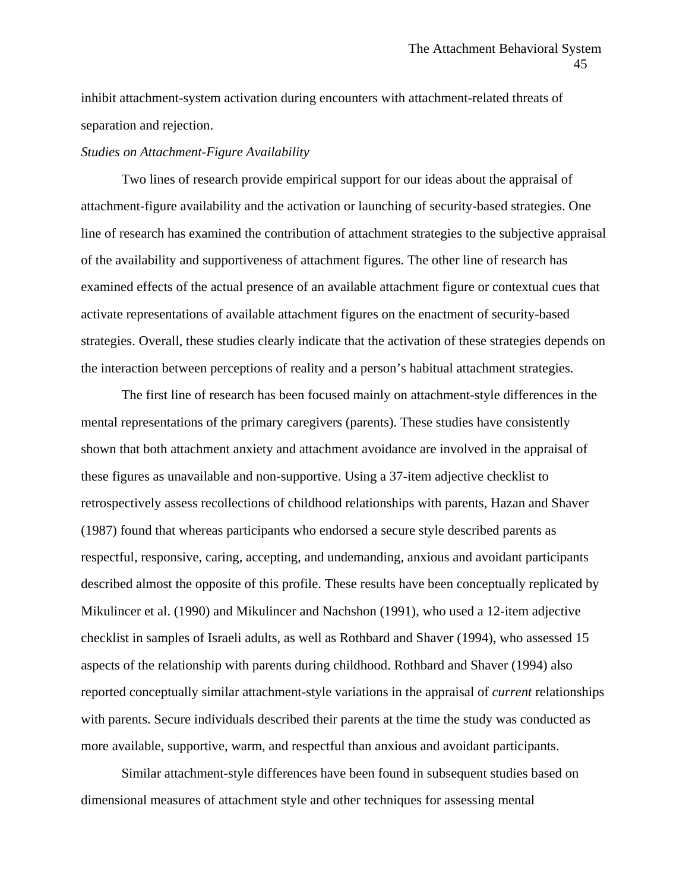inhibit attachment-system activation during encounters with attachment-related threats of separation and rejection.

*Studies on Attachment-Figure Availability*

Two lines of research provide empirical support for our ideas about the appraisal of attachment-figure availability and the activation or launching of security-based strategies. One line of research has examined the contribution of attachment strategies to the subjective appraisal of the availability and supportiveness of attachment figures. The other line of research has examined effects of the actual presence of an available attachment figure or contextual cues that activate representations of available attachment figures on the enactment of security-based strategies. Overall, these studies clearly indicate that the activation of these strategies depends on the interaction between perceptions of reality and a person's habitual attachment strategies.

The first line of research has been focused mainly on attachment-style differences in the mental representations of the primary caregivers (parents). These studies have consistently shown that both attachment anxiety and attachment avoidance are involved in the appraisal of these figures as unavailable and non-supportive. Using a 37-item adjective checklist to retrospectively assess recollections of childhood relationships with parents, Hazan and Shaver (1987) found that whereas participants who endorsed a secure style described parents as respectful, responsive, caring, accepting, and undemanding, anxious and avoidant participants described almost the opposite of this profile. These results have been conceptually replicated by Mikulincer et al. (1990) and Mikulincer and Nachshon (1991), who used a 12-item adjective checklist in samples of Israeli adults, as well as Rothbard and Shaver (1994), who assessed 15 aspects of the relationship with parents during childhood. Rothbard and Shaver (1994) also reported conceptually similar attachment-style variations in the appraisal of *current* relationships with parents. Secure individuals described their parents at the time the study was conducted as more available, supportive, warm, and respectful than anxious and avoidant participants.

Similar attachment-style differences have been found in subsequent studies based on dimensional measures of attachment style and other techniques for assessing mental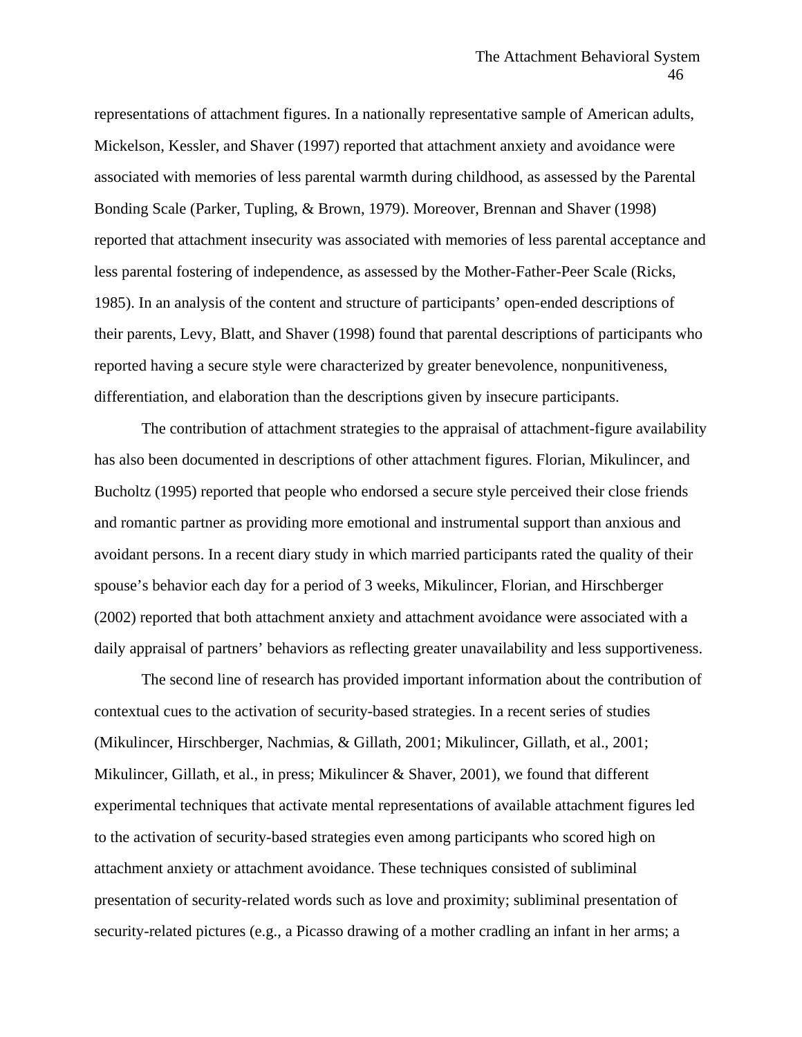representations of attachment figures. In a nationally representative sample of American adults, Mickelson, Kessler, and Shaver (1997) reported that attachment anxiety and avoidance were associated with memories of less parental warmth during childhood, as assessed by the Parental Bonding Scale (Parker, Tupling, & Brown, 1979). Moreover, Brennan and Shaver (1998) reported that attachment insecurity was associated with memories of less parental acceptance and less parental fostering of independence, as assessed by the Mother-Father-Peer Scale (Ricks, 1985). In an analysis of the content and structure of participants' open-ended descriptions of their parents, Levy, Blatt, and Shaver (1998) found that parental descriptions of participants who reported having a secure style were characterized by greater benevolence, nonpunitiveness, differentiation, and elaboration than the descriptions given by insecure participants.

The contribution of attachment strategies to the appraisal of attachment-figure availability has also been documented in descriptions of other attachment figures. Florian, Mikulincer, and Bucholtz (1995) reported that people who endorsed a secure style perceived their close friends and romantic partner as providing more emotional and instrumental support than anxious and avoidant persons. In a recent diary study in which married participants rated the quality of their spouse's behavior each day for a period of 3 weeks, Mikulincer, Florian, and Hirschberger (2002) reported that both attachment anxiety and attachment avoidance were associated with a daily appraisal of partners' behaviors as reflecting greater unavailability and less supportiveness.

The second line of research has provided important information about the contribution of contextual cues to the activation of security-based strategies. In a recent series of studies (Mikulincer, Hirschberger, Nachmias, & Gillath, 2001; Mikulincer, Gillath, et al., 2001; Mikulincer, Gillath, et al., in press; Mikulincer & Shaver, 2001), we found that different experimental techniques that activate mental representations of available attachment figures led to the activation of security-based strategies even among participants who scored high on attachment anxiety or attachment avoidance. These techniques consisted of subliminal presentation of security-related words such as love and proximity; subliminal presentation of security-related pictures (e.g., a Picasso drawing of a mother cradling an infant in her arms; a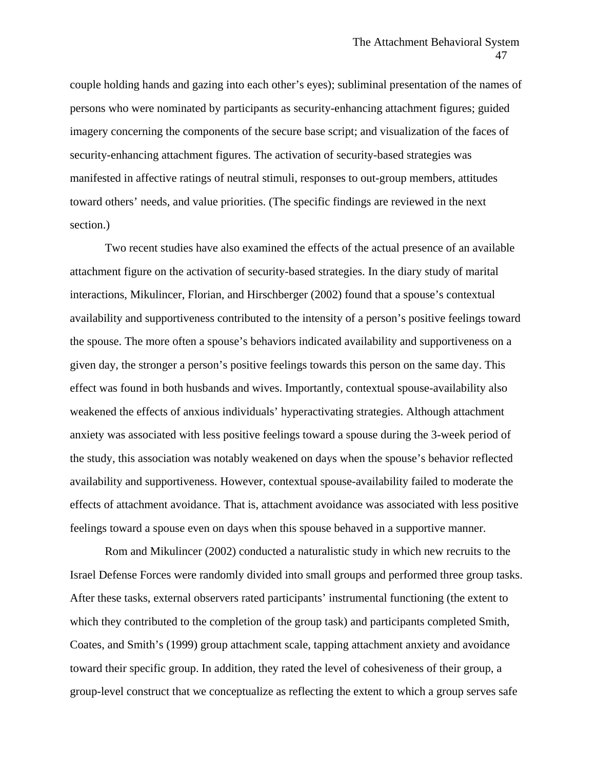couple holding hands and gazing into each other's eyes); subliminal presentation of the names of persons who were nominated by participants as security-enhancing attachment figures; guided imagery concerning the components of the secure base script; and visualization of the faces of security-enhancing attachment figures. The activation of security-based strategies was manifested in affective ratings of neutral stimuli, responses to out-group members, attitudes toward others' needs, and value priorities. (The specific findings are reviewed in the next section.)

Two recent studies have also examined the effects of the actual presence of an available attachment figure on the activation of security-based strategies. In the diary study of marital interactions, Mikulincer, Florian, and Hirschberger (2002) found that a spouse's contextual availability and supportiveness contributed to the intensity of a person's positive feelings toward the spouse. The more often a spouse's behaviors indicated availability and supportiveness on a given day, the stronger a person's positive feelings towards this person on the same day. This effect was found in both husbands and wives. Importantly, contextual spouse-availability also weakened the effects of anxious individuals' hyperactivating strategies. Although attachment anxiety was associated with less positive feelings toward a spouse during the 3-week period of the study, this association was notably weakened on days when the spouse's behavior reflected availability and supportiveness. However, contextual spouse-availability failed to moderate the effects of attachment avoidance. That is, attachment avoidance was associated with less positive feelings toward a spouse even on days when this spouse behaved in a supportive manner.

Rom and Mikulincer (2002) conducted a naturalistic study in which new recruits to the Israel Defense Forces were randomly divided into small groups and performed three group tasks. After these tasks, external observers rated participants' instrumental functioning (the extent to which they contributed to the completion of the group task) and participants completed Smith, Coates, and Smith's (1999) group attachment scale, tapping attachment anxiety and avoidance toward their specific group. In addition, they rated the level of cohesiveness of their group, a group-level construct that we conceptualize as reflecting the extent to which a group serves safe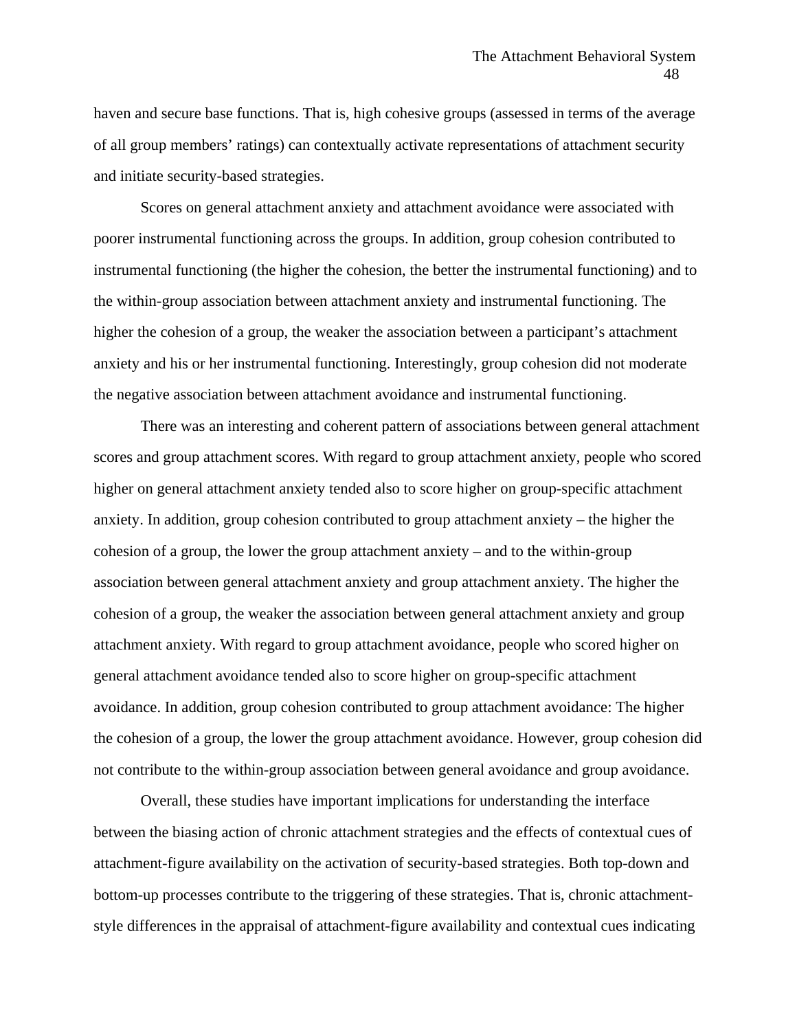haven and secure base functions. That is, high cohesive groups (assessed in terms of the average of all group members' ratings) can contextually activate representations of attachment security and initiate security-based strategies.

Scores on general attachment anxiety and attachment avoidance were associated with poorer instrumental functioning across the groups. In addition, group cohesion contributed to instrumental functioning (the higher the cohesion, the better the instrumental functioning) and to the within-group association between attachment anxiety and instrumental functioning. The higher the cohesion of a group, the weaker the association between a participant's attachment anxiety and his or her instrumental functioning. Interestingly, group cohesion did not moderate the negative association between attachment avoidance and instrumental functioning.

There was an interesting and coherent pattern of associations between general attachment scores and group attachment scores. With regard to group attachment anxiety, people who scored higher on general attachment anxiety tended also to score higher on group-specific attachment anxiety. In addition, group cohesion contributed to group attachment anxiety – the higher the cohesion of a group, the lower the group attachment anxiety – and to the within-group association between general attachment anxiety and group attachment anxiety. The higher the cohesion of a group, the weaker the association between general attachment anxiety and group attachment anxiety. With regard to group attachment avoidance, people who scored higher on general attachment avoidance tended also to score higher on group-specific attachment avoidance. In addition, group cohesion contributed to group attachment avoidance: The higher the cohesion of a group, the lower the group attachment avoidance. However, group cohesion did not contribute to the within-group association between general avoidance and group avoidance.

Overall, these studies have important implications for understanding the interface between the biasing action of chronic attachment strategies and the effects of contextual cues of attachment-figure availability on the activation of security-based strategies. Both top-down and bottom-up processes contribute to the triggering of these strategies. That is, chronic attachment-style differences in the appraisal of attachment-figure availability and contextual cues indicating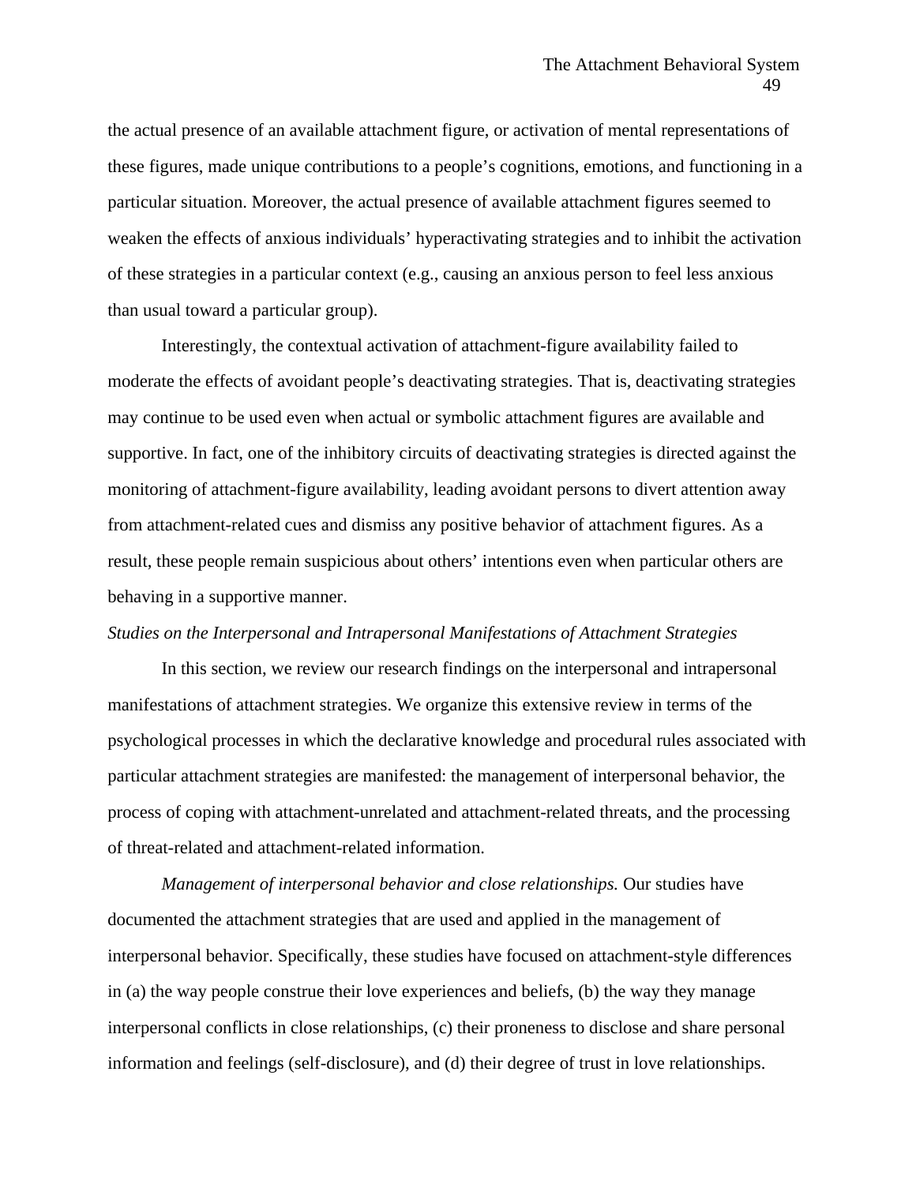the actual presence of an available attachment figure, or activation of mental representations of these figures, made unique contributions to a people's cognitions, emotions, and functioning in a particular situation. Moreover, the actual presence of available attachment figures seemed to weaken the effects of anxious individuals' hyperactivating strategies and to inhibit the activation of these strategies in a particular context (e.g., causing an anxious person to feel less anxious than usual toward a particular group).

Interestingly, the contextual activation of attachment-figure availability failed to moderate the effects of avoidant people's deactivating strategies. That is, deactivating strategies may continue to be used even when actual or symbolic attachment figures are available and supportive. In fact, one of the inhibitory circuits of deactivating strategies is directed against the monitoring of attachment-figure availability, leading avoidant persons to divert attention away from attachment-related cues and dismiss any positive behavior of attachment figures. As a result, these people remain suspicious about others' intentions even when particular others are behaving in a supportive manner.

*Studies on the Interpersonal and Intrapersonal Manifestations of Attachment Strategies*

In this section, we review our research findings on the interpersonal and intrapersonal manifestations of attachment strategies. We organize this extensive review in terms of the psychological processes in which the declarative knowledge and procedural rules associated with particular attachment strategies are manifested: the management of interpersonal behavior, the process of coping with attachment-unrelated and attachment-related threats, and the processing of threat-related and attachment-related information.

*Management of interpersonal behavior and close relationships.* Our studies have documented the attachment strategies that are used and applied in the management of interpersonal behavior. Specifically, these studies have focused on attachment-style differences in (a) the way people construe their love experiences and beliefs, (b) the way they manage interpersonal conflicts in close relationships, (c) their proneness to disclose and share personal information and feelings (self-disclosure), and (d) their degree of trust in love relationships.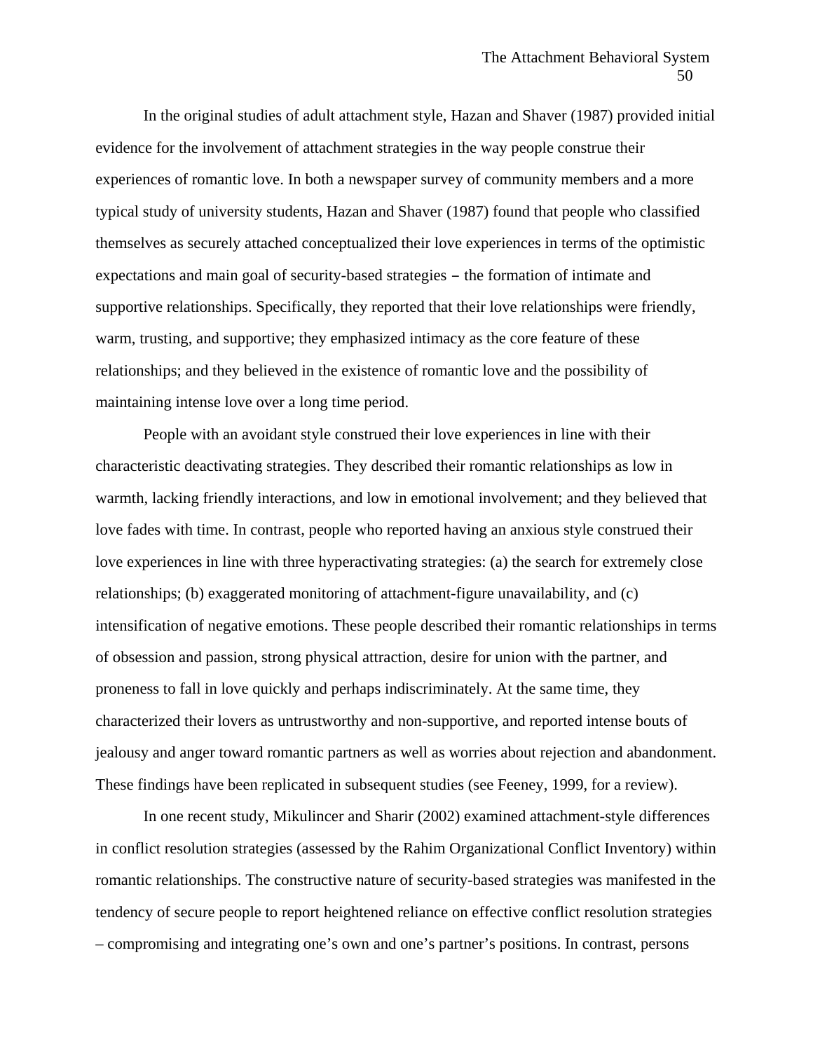In the original studies of adult attachment style, Hazan and Shaver (1987) provided initial evidence for the involvement of attachment strategies in the way people construe their experiences of romantic love. In both a newspaper survey of community members and a more typical study of university students, Hazan and Shaver (1987) found that people who classified themselves as securely attached conceptualized their love experiences in terms of the optimistic expectations and main goal of security-based strategies – the formation of intimate and supportive relationships. Specifically, they reported that their love relationships were friendly, warm, trusting, and supportive; they emphasized intimacy as the core feature of these relationships; and they believed in the existence of romantic love and the possibility of maintaining intense love over a long time period.

People with an avoidant style construed their love experiences in line with their characteristic deactivating strategies. They described their romantic relationships as low in warmth, lacking friendly interactions, and low in emotional involvement; and they believed that love fades with time. In contrast, people who reported having an anxious style construed their love experiences in line with three hyperactivating strategies: (a) the search for extremely close relationships; (b) exaggerated monitoring of attachment-figure unavailability, and (c) intensification of negative emotions. These people described their romantic relationships in terms of obsession and passion, strong physical attraction, desire for union with the partner, and proneness to fall in love quickly and perhaps indiscriminately. At the same time, they characterized their lovers as untrustworthy and non-supportive, and reported intense bouts of jealousy and anger toward romantic partners as well as worries about rejection and abandonment. These findings have been replicated in subsequent studies (see Feeney, 1999, for a review).

In one recent study, Mikulincer and Sharir (2002) examined attachment-style differences in conflict resolution strategies (assessed by the Rahim Organizational Conflict Inventory) within romantic relationships. The constructive nature of security-based strategies was manifested in the tendency of secure people to report heightened reliance on effective conflict resolution strategies – compromising and integrating one's own and one's partner's positions. In contrast, persons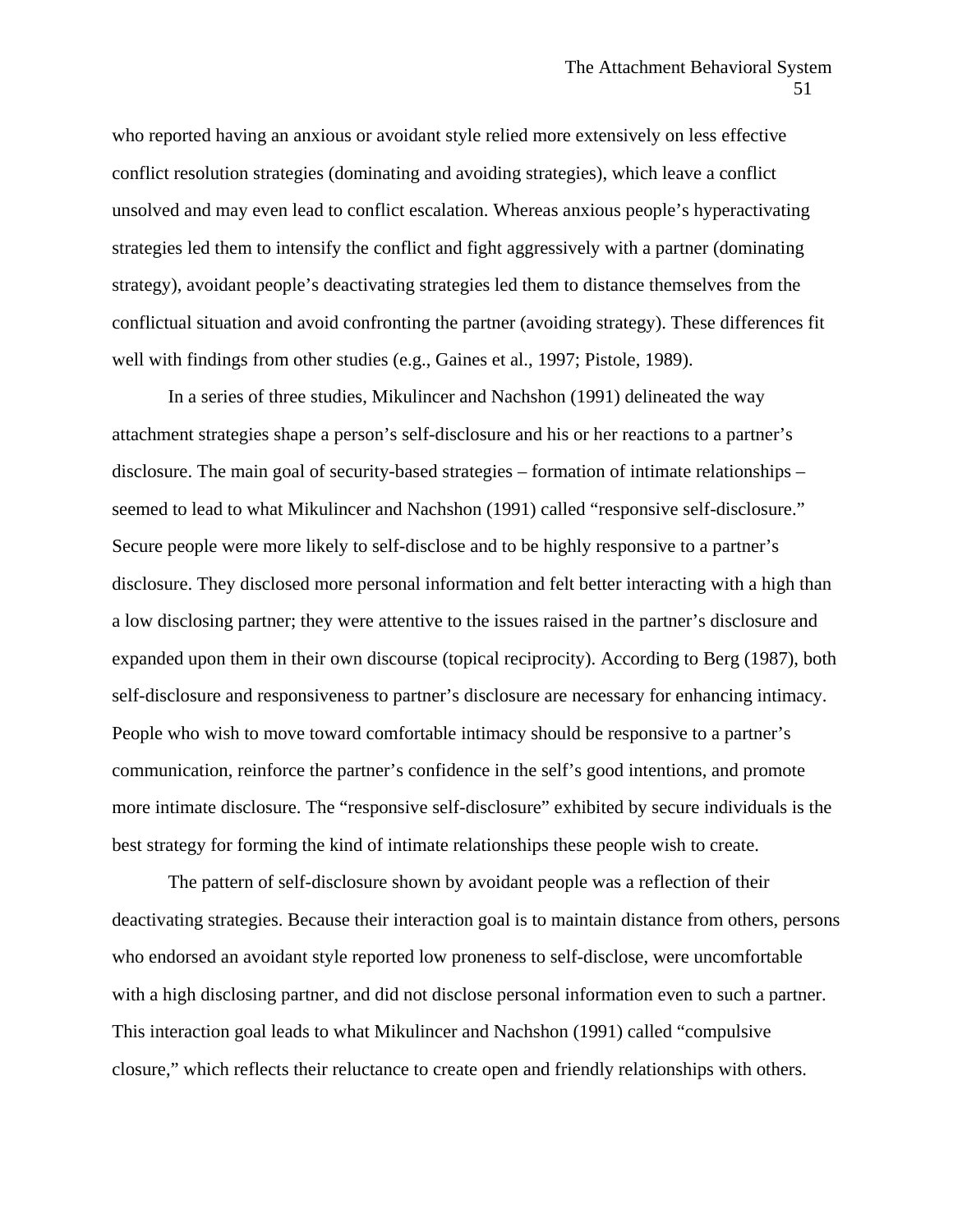who reported having an anxious or avoidant style relied more extensively on less effective conflict resolution strategies (dominating and avoiding strategies), which leave a conflict unsolved and may even lead to conflict escalation. Whereas anxious people's hyperactivating strategies led them to intensify the conflict and fight aggressively with a partner (dominating strategy), avoidant people's deactivating strategies led them to distance themselves from the conflictual situation and avoid confronting the partner (avoiding strategy). These differences fit well with findings from other studies (e.g., Gaines et al., 1997; Pistole, 1989).

In a series of three studies, Mikulincer and Nachshon (1991) delineated the way attachment strategies shape a person's self-disclosure and his or her reactions to a partner's disclosure. The main goal of security-based strategies – formation of intimate relationships – seemed to lead to what Mikulincer and Nachshon (1991) called "responsive self-disclosure." Secure people were more likely to self-disclose and to be highly responsive to a partner's disclosure. They disclosed more personal information and felt better interacting with a high than a low disclosing partner; they were attentive to the issues raised in the partner's disclosure and expanded upon them in their own discourse (topical reciprocity). According to Berg (1987), both self-disclosure and responsiveness to partner's disclosure are necessary for enhancing intimacy. People who wish to move toward comfortable intimacy should be responsive to a partner's communication, reinforce the partner's confidence in the self's good intentions, and promote more intimate disclosure. The "responsive self-disclosure" exhibited by secure individuals is the best strategy for forming the kind of intimate relationships these people wish to create.

The pattern of self-disclosure shown by avoidant people was a reflection of their deactivating strategies. Because their interaction goal is to maintain distance from others, persons who endorsed an avoidant style reported low proneness to self-disclose, were uncomfortable with a high disclosing partner, and did not disclose personal information even to such a partner. This interaction goal leads to what Mikulincer and Nachshon (1991) called "compulsive closure," which reflects their reluctance to create open and friendly relationships with others.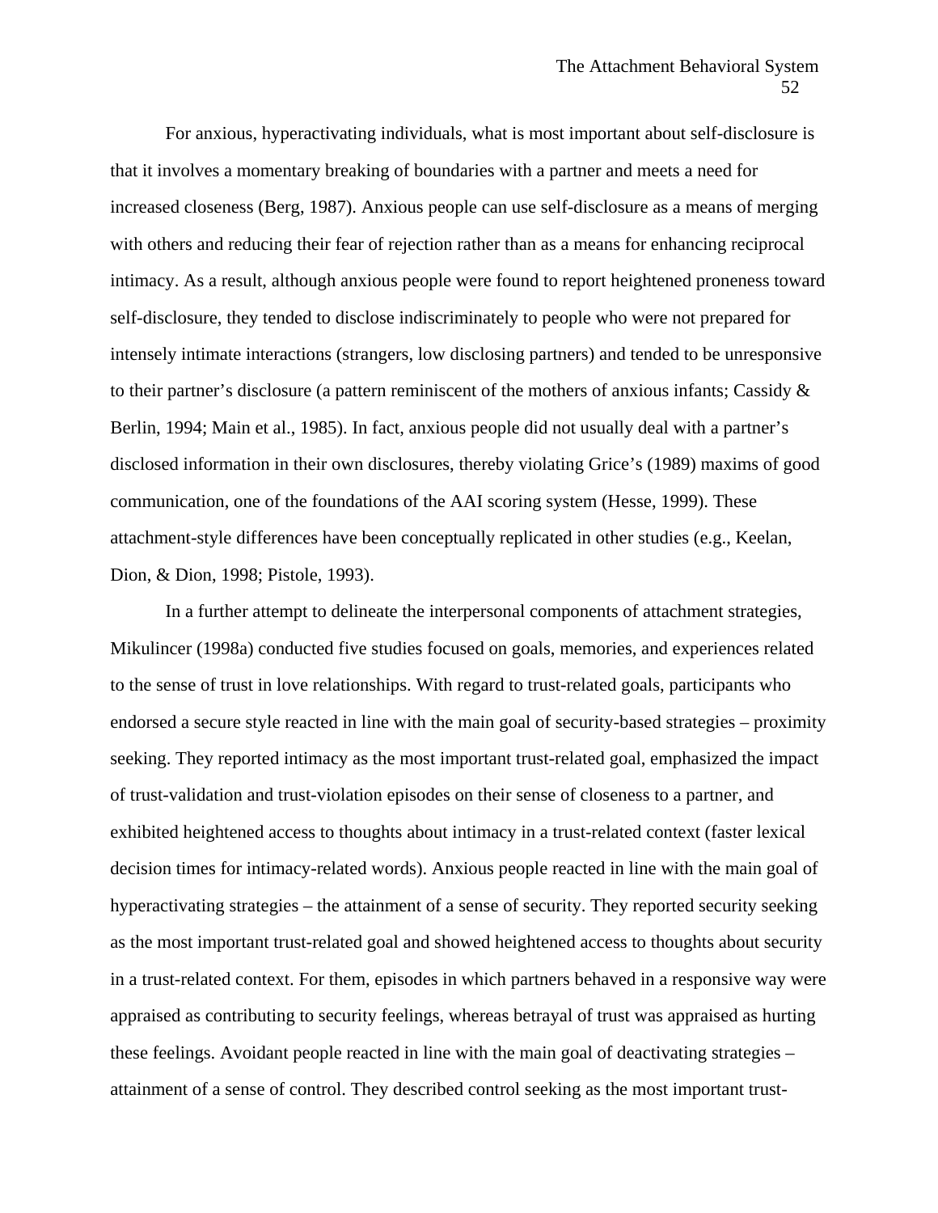For anxious, hyperactivating individuals, what is most important about self-disclosure is that it involves a momentary breaking of boundaries with a partner and meets a need for increased closeness (Berg, 1987). Anxious people can use self-disclosure as a means of merging with others and reducing their fear of rejection rather than as a means for enhancing reciprocal intimacy. As a result, although anxious people were found to report heightened proneness toward self-disclosure, they tended to disclose indiscriminately to people who were not prepared for intensely intimate interactions (strangers, low disclosing partners) and tended to be unresponsive to their partner's disclosure (a pattern reminiscent of the mothers of anxious infants; Cassidy & Berlin, 1994; Main et al., 1985). In fact, anxious people did not usually deal with a partner's disclosed information in their own disclosures, thereby violating Grice's (1989) maxims of good communication, one of the foundations of the AAI scoring system (Hesse, 1999). These attachment-style differences have been conceptually replicated in other studies (e.g., Keelan, Dion, & Dion, 1998; Pistole, 1993).

In a further attempt to delineate the interpersonal components of attachment strategies, Mikulincer (1998a) conducted five studies focused on goals, memories, and experiences related to the sense of trust in love relationships. With regard to trust-related goals, participants who endorsed a secure style reacted in line with the main goal of security-based strategies – proximity seeking. They reported intimacy as the most important trust-related goal, emphasized the impact of trust-validation and trust-violation episodes on their sense of closeness to a partner, and exhibited heightened access to thoughts about intimacy in a trust-related context (faster lexical decision times for intimacy-related words). Anxious people reacted in line with the main goal of hyperactivating strategies – the attainment of a sense of security. They reported security seeking as the most important trust-related goal and showed heightened access to thoughts about security in a trust-related context. For them, episodes in which partners behaved in a responsive way were appraised as contributing to security feelings, whereas betrayal of trust was appraised as hurting these feelings. Avoidant people reacted in line with the main goal of deactivating strategies – attainment of a sense of control. They described control seeking as the most important trust-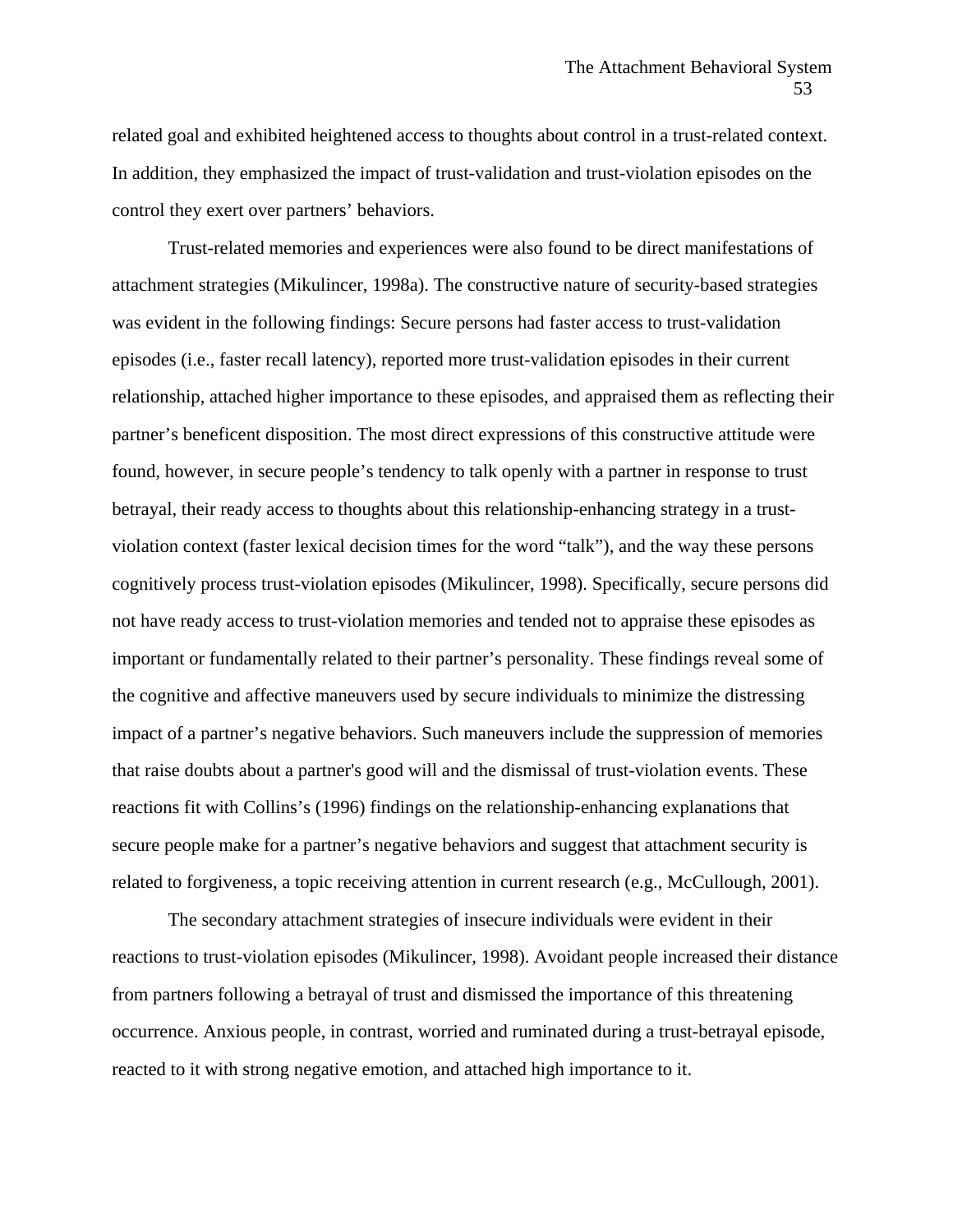related goal and exhibited heightened access to thoughts about control in a trust-related context. In addition, they emphasized the impact of trust-validation and trust-violation episodes on the control they exert over partners' behaviors.

Trust-related memories and experiences were also found to be direct manifestations of attachment strategies (Mikulincer, 1998a). The constructive nature of security-based strategies was evident in the following findings: Secure persons had faster access to trust-validation episodes (i.e., faster recall latency), reported more trust-validation episodes in their current relationship, attached higher importance to these episodes, and appraised them as reflecting their partner's beneficent disposition. The most direct expressions of this constructive attitude were found, however, in secure people's tendency to talk openly with a partner in response to trust betrayal, their ready access to thoughts about this relationship-enhancing strategy in a trust-violation context (faster lexical decision times for the word "talk"), and the way these persons cognitively process trust-violation episodes (Mikulincer, 1998). Specifically, secure persons did not have ready access to trust-violation memories and tended not to appraise these episodes as important or fundamentally related to their partner's personality. These findings reveal some of the cognitive and affective maneuvers used by secure individuals to minimize the distressing impact of a partner's negative behaviors. Such maneuvers include the suppression of memories that raise doubts about a partner's good will and the dismissal of trust-violation events. These reactions fit with Collins's (1996) findings on the relationship-enhancing explanations that secure people make for a partner's negative behaviors and suggest that attachment security is related to forgiveness, a topic receiving attention in current research (e.g., McCullough, 2001).

The secondary attachment strategies of insecure individuals were evident in their reactions to trust-violation episodes (Mikulincer, 1998). Avoidant people increased their distance from partners following a betrayal of trust and dismissed the importance of this threatening occurrence. Anxious people, in contrast, worried and ruminated during a trust-betrayal episode, reacted to it with strong negative emotion, and attached high importance to it.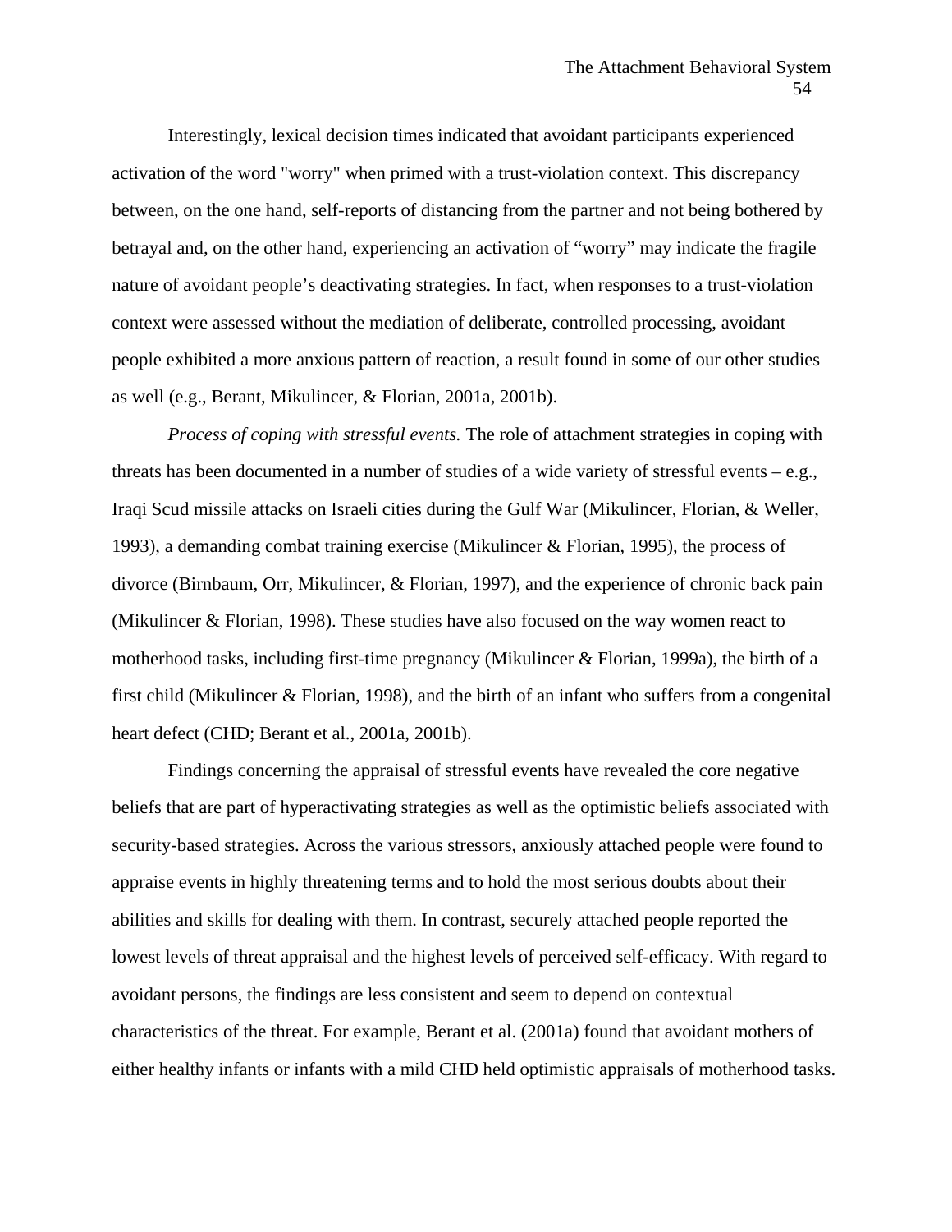Interestingly, lexical decision times indicated that avoidant participants experienced activation of the word "worry" when primed with a trust-violation context. This discrepancy between, on the one hand, self-reports of distancing from the partner and not being bothered by betrayal and, on the other hand, experiencing an activation of "worry" may indicate the fragile nature of avoidant people's deactivating strategies. In fact, when responses to a trust-violation context were assessed without the mediation of deliberate, controlled processing, avoidant people exhibited a more anxious pattern of reaction, a result found in some of our other studies as well (e.g., Berant, Mikulincer, & Florian, 2001a, 2001b).

*Process of coping with stressful events.* The role of attachment strategies in coping with threats has been documented in a number of studies of a wide variety of stressful events – e.g., Iraqi Scud missile attacks on Israeli cities during the Gulf War (Mikulincer, Florian, & Weller, 1993), a demanding combat training exercise (Mikulincer & Florian, 1995), the process of divorce (Birnbaum, Orr, Mikulincer, & Florian, 1997), and the experience of chronic back pain (Mikulincer & Florian, 1998). These studies have also focused on the way women react to motherhood tasks, including first-time pregnancy (Mikulincer & Florian, 1999a), the birth of a first child (Mikulincer & Florian, 1998), and the birth of an infant who suffers from a congenital heart defect (CHD; Berant et al., 2001a, 2001b).

Findings concerning the appraisal of stressful events have revealed the core negative beliefs that are part of hyperactivating strategies as well as the optimistic beliefs associated with security-based strategies. Across the various stressors, anxiously attached people were found to appraise events in highly threatening terms and to hold the most serious doubts about their abilities and skills for dealing with them. In contrast, securely attached people reported the lowest levels of threat appraisal and the highest levels of perceived self-efficacy. With regard to avoidant persons, the findings are less consistent and seem to depend on contextual characteristics of the threat. For example, Berant et al. (2001a) found that avoidant mothers of either healthy infants or infants with a mild CHD held optimistic appraisals of motherhood tasks.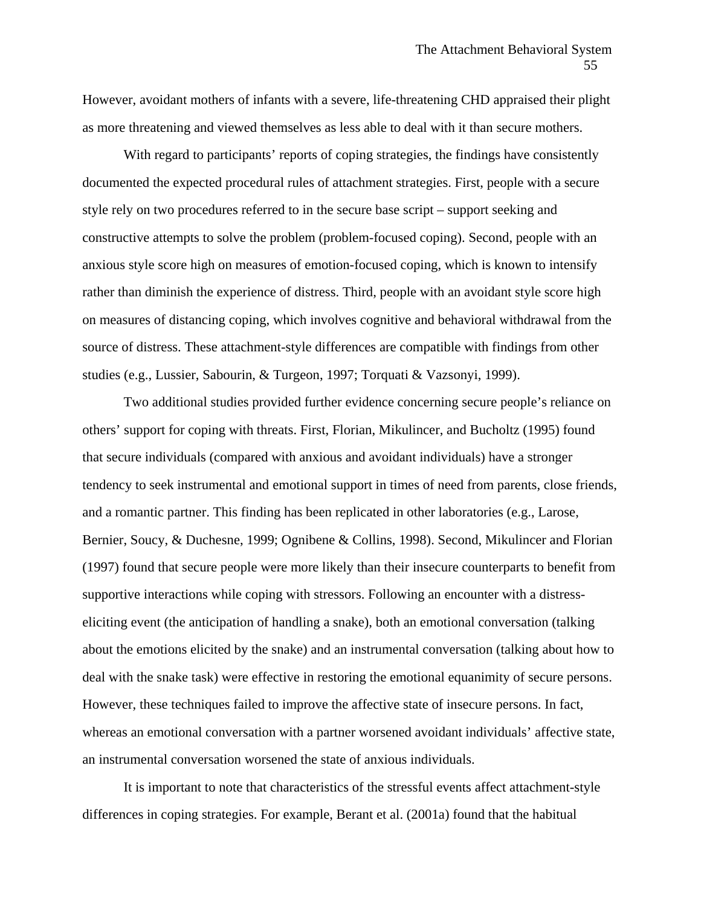However, avoidant mothers of infants with a severe, life-threatening CHD appraised their plight as more threatening and viewed themselves as less able to deal with it than secure mothers.

With regard to participants' reports of coping strategies, the findings have consistently documented the expected procedural rules of attachment strategies. First, people with a secure style rely on two procedures referred to in the secure base script – support seeking and constructive attempts to solve the problem (problem-focused coping). Second, people with an anxious style score high on measures of emotion-focused coping, which is known to intensify rather than diminish the experience of distress. Third, people with an avoidant style score high on measures of distancing coping, which involves cognitive and behavioral withdrawal from the source of distress. These attachment-style differences are compatible with findings from other studies (e.g., Lussier, Sabourin, & Turgeon, 1997; Torquati & Vazsonyi, 1999).

Two additional studies provided further evidence concerning secure people's reliance on others' support for coping with threats. First, Florian, Mikulincer, and Bucholtz (1995) found that secure individuals (compared with anxious and avoidant individuals) have a stronger tendency to seek instrumental and emotional support in times of need from parents, close friends, and a romantic partner. This finding has been replicated in other laboratories (e.g., Larose, Bernier, Soucy, & Duchesne, 1999; Ognibene & Collins, 1998). Second, Mikulincer and Florian (1997) found that secure people were more likely than their insecure counterparts to benefit from supportive interactions while coping with stressors. Following an encounter with a distress-eliciting event (the anticipation of handling a snake), both an emotional conversation (talking about the emotions elicited by the snake) and an instrumental conversation (talking about how to deal with the snake task) were effective in restoring the emotional equanimity of secure persons. However, these techniques failed to improve the affective state of insecure persons. In fact, whereas an emotional conversation with a partner worsened avoidant individuals' affective state, an instrumental conversation worsened the state of anxious individuals.

It is important to note that characteristics of the stressful events affect attachment-style differences in coping strategies. For example, Berant et al. (2001a) found that the habitual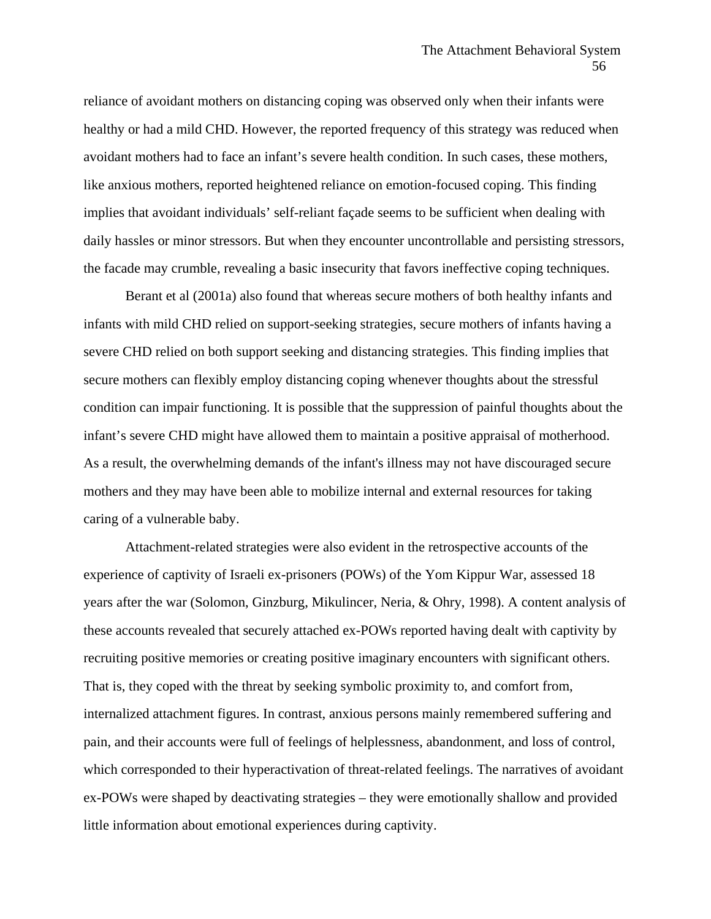reliance of avoidant mothers on distancing coping was observed only when their infants were healthy or had a mild CHD. However, the reported frequency of this strategy was reduced when avoidant mothers had to face an infant's severe health condition. In such cases, these mothers, like anxious mothers, reported heightened reliance on emotion-focused coping. This finding implies that avoidant individuals' self-reliant façade seems to be sufficient when dealing with daily hassles or minor stressors. But when they encounter uncontrollable and persisting stressors, the facade may crumble, revealing a basic insecurity that favors ineffective coping techniques.

Berant et al (2001a) also found that whereas secure mothers of both healthy infants and infants with mild CHD relied on support-seeking strategies, secure mothers of infants having a severe CHD relied on both support seeking and distancing strategies. This finding implies that secure mothers can flexibly employ distancing coping whenever thoughts about the stressful condition can impair functioning. It is possible that the suppression of painful thoughts about the infant's severe CHD might have allowed them to maintain a positive appraisal of motherhood. As a result, the overwhelming demands of the infant's illness may not have discouraged secure mothers and they may have been able to mobilize internal and external resources for taking caring of a vulnerable baby.

Attachment-related strategies were also evident in the retrospective accounts of the experience of captivity of Israeli ex-prisoners (POWs) of the Yom Kippur War, assessed 18 years after the war (Solomon, Ginzburg, Mikulincer, Neria, & Ohry, 1998). A content analysis of these accounts revealed that securely attached ex-POWs reported having dealt with captivity by recruiting positive memories or creating positive imaginary encounters with significant others. That is, they coped with the threat by seeking symbolic proximity to, and comfort from, internalized attachment figures. In contrast, anxious persons mainly remembered suffering and pain, and their accounts were full of feelings of helplessness, abandonment, and loss of control, which corresponded to their hyperactivation of threat-related feelings. The narratives of avoidant ex-POWs were shaped by deactivating strategies – they were emotionally shallow and provided little information about emotional experiences during captivity.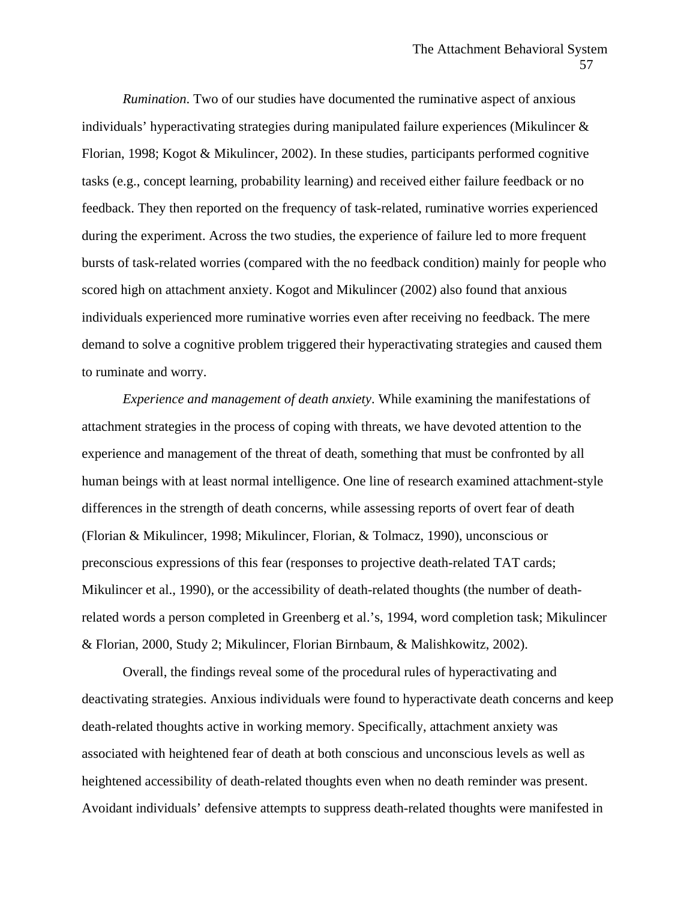*Rumination*. Two of our studies have documented the ruminative aspect of anxious individuals' hyperactivating strategies during manipulated failure experiences (Mikulincer & Florian, 1998; Kogot & Mikulincer, 2002). In these studies, participants performed cognitive tasks (e.g., concept learning, probability learning) and received either failure feedback or no feedback. They then reported on the frequency of task-related, ruminative worries experienced during the experiment. Across the two studies, the experience of failure led to more frequent bursts of task-related worries (compared with the no feedback condition) mainly for people who scored high on attachment anxiety. Kogot and Mikulincer (2002) also found that anxious individuals experienced more ruminative worries even after receiving no feedback. The mere demand to solve a cognitive problem triggered their hyperactivating strategies and caused them to ruminate and worry.

*Experience and management of death anxiety*. While examining the manifestations of attachment strategies in the process of coping with threats, we have devoted attention to the experience and management of the threat of death, something that must be confronted by all human beings with at least normal intelligence. One line of research examined attachment-style differences in the strength of death concerns, while assessing reports of overt fear of death (Florian & Mikulincer, 1998; Mikulincer, Florian, & Tolmacz, 1990), unconscious or preconscious expressions of this fear (responses to projective death-related TAT cards; Mikulincer et al., 1990), or the accessibility of death-related thoughts (the number of death-related words a person completed in Greenberg et al.'s, 1994, word completion task; Mikulincer & Florian, 2000, Study 2; Mikulincer, Florian Birnbaum, & Malishkowitz, 2002).

Overall, the findings reveal some of the procedural rules of hyperactivating and deactivating strategies. Anxious individuals were found to hyperactivate death concerns and keep death-related thoughts active in working memory. Specifically, attachment anxiety was associated with heightened fear of death at both conscious and unconscious levels as well as heightened accessibility of death-related thoughts even when no death reminder was present. Avoidant individuals' defensive attempts to suppress death-related thoughts were manifested in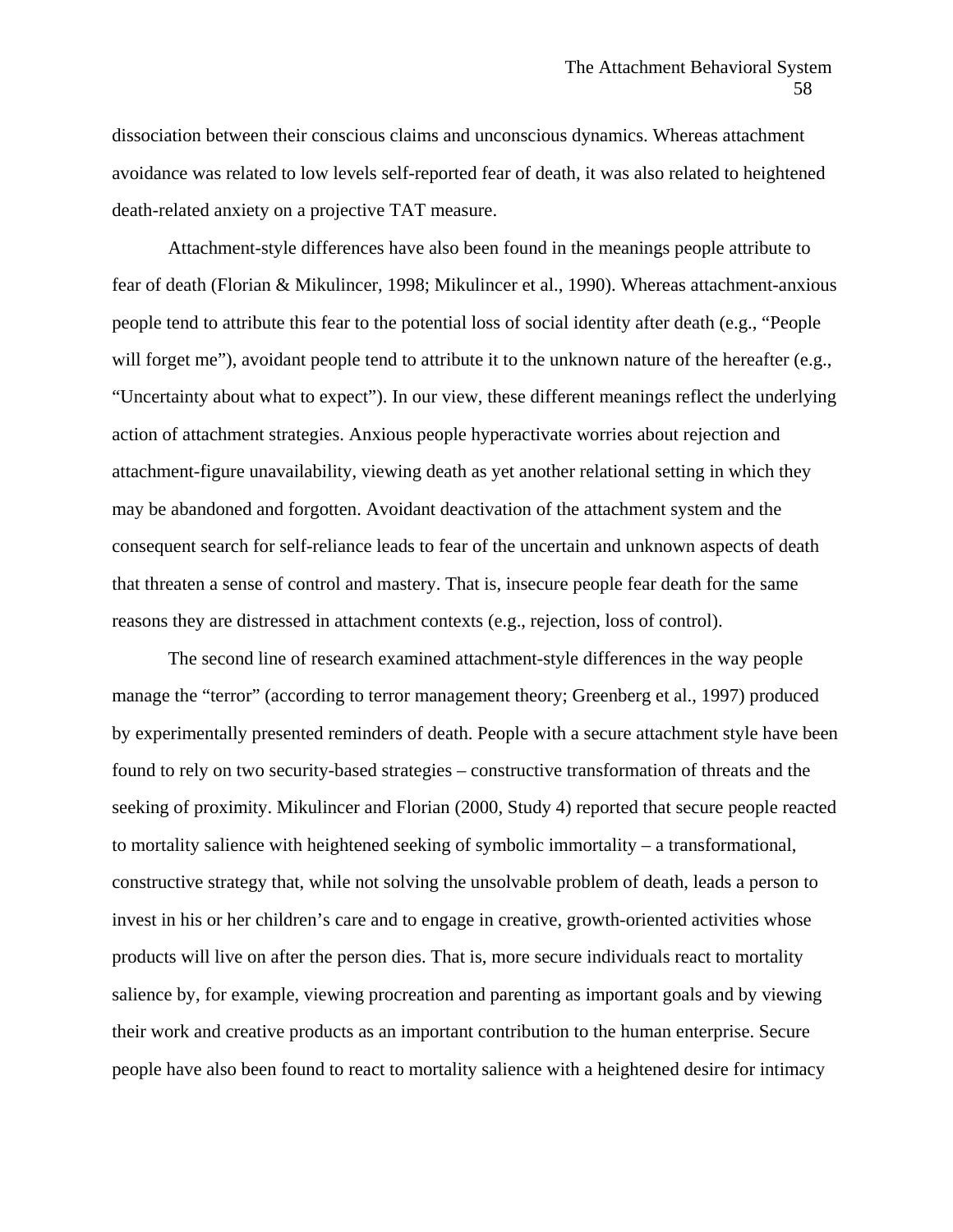dissociation between their conscious claims and unconscious dynamics. Whereas attachment avoidance was related to low levels self-reported fear of death, it was also related to heightened death-related anxiety on a projective TAT measure.

Attachment-style differences have also been found in the meanings people attribute to fear of death (Florian & Mikulincer, 1998; Mikulincer et al., 1990). Whereas attachment-anxious people tend to attribute this fear to the potential loss of social identity after death (e.g., "People will forget me"), avoidant people tend to attribute it to the unknown nature of the hereafter (e.g., "Uncertainty about what to expect"). In our view, these different meanings reflect the underlying action of attachment strategies. Anxious people hyperactivate worries about rejection and attachment-figure unavailability, viewing death as yet another relational setting in which they may be abandoned and forgotten. Avoidant deactivation of the attachment system and the consequent search for self-reliance leads to fear of the uncertain and unknown aspects of death that threaten a sense of control and mastery. That is, insecure people fear death for the same reasons they are distressed in attachment contexts (e.g., rejection, loss of control).

The second line of research examined attachment-style differences in the way people manage the "terror" (according to terror management theory; Greenberg et al., 1997) produced by experimentally presented reminders of death. People with a secure attachment style have been found to rely on two security-based strategies – constructive transformation of threats and the seeking of proximity. Mikulincer and Florian (2000, Study 4) reported that secure people reacted to mortality salience with heightened seeking of symbolic immortality – a transformational, constructive strategy that, while not solving the unsolvable problem of death, leads a person to invest in his or her children's care and to engage in creative, growth-oriented activities whose products will live on after the person dies. That is, more secure individuals react to mortality salience by, for example, viewing procreation and parenting as important goals and by viewing their work and creative products as an important contribution to the human enterprise. Secure people have also been found to react to mortality salience with a heightened desire for intimacy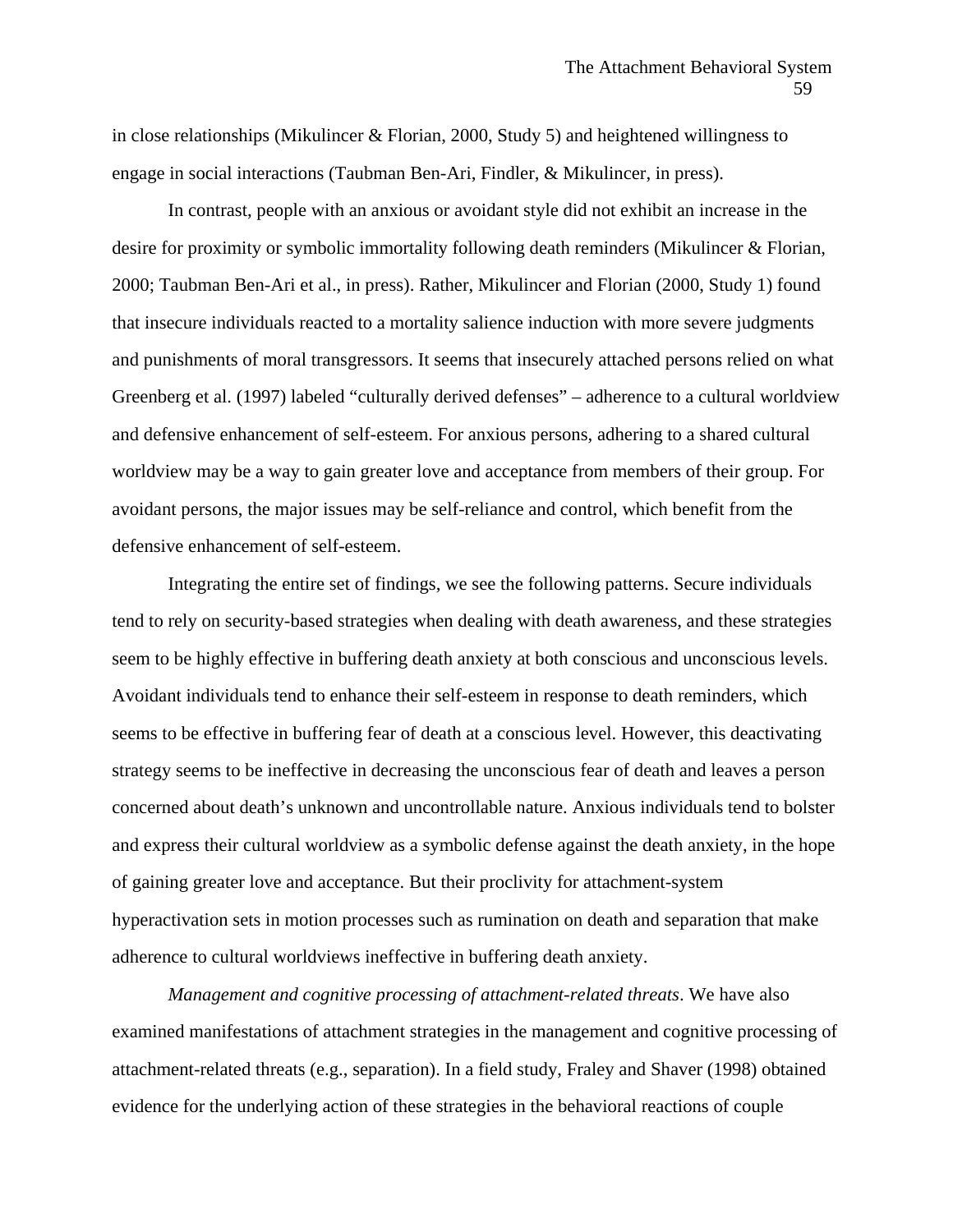in close relationships (Mikulincer & Florian, 2000, Study 5) and heightened willingness to engage in social interactions (Taubman Ben-Ari, Findler, & Mikulincer, in press).

In contrast, people with an anxious or avoidant style did not exhibit an increase in the desire for proximity or symbolic immortality following death reminders (Mikulincer & Florian, 2000; Taubman Ben-Ari et al., in press). Rather, Mikulincer and Florian (2000, Study 1) found that insecure individuals reacted to a mortality salience induction with more severe judgments and punishments of moral transgressors. It seems that insecurely attached persons relied on what Greenberg et al. (1997) labeled "culturally derived defenses" – adherence to a cultural worldview and defensive enhancement of self-esteem. For anxious persons, adhering to a shared cultural worldview may be a way to gain greater love and acceptance from members of their group. For avoidant persons, the major issues may be self-reliance and control, which benefit from the defensive enhancement of self-esteem.

Integrating the entire set of findings, we see the following patterns. Secure individuals tend to rely on security-based strategies when dealing with death awareness, and these strategies seem to be highly effective in buffering death anxiety at both conscious and unconscious levels. Avoidant individuals tend to enhance their self-esteem in response to death reminders, which seems to be effective in buffering fear of death at a conscious level. However, this deactivating strategy seems to be ineffective in decreasing the unconscious fear of death and leaves a person concerned about death's unknown and uncontrollable nature. Anxious individuals tend to bolster and express their cultural worldview as a symbolic defense against the death anxiety, in the hope of gaining greater love and acceptance. But their proclivity for attachment-system hyperactivation sets in motion processes such as rumination on death and separation that make adherence to cultural worldviews ineffective in buffering death anxiety.

*Management and cognitive processing of attachment-related threats*. We have also examined manifestations of attachment strategies in the management and cognitive processing of attachment-related threats (e.g., separation). In a field study, Fraley and Shaver (1998) obtained evidence for the underlying action of these strategies in the behavioral reactions of couple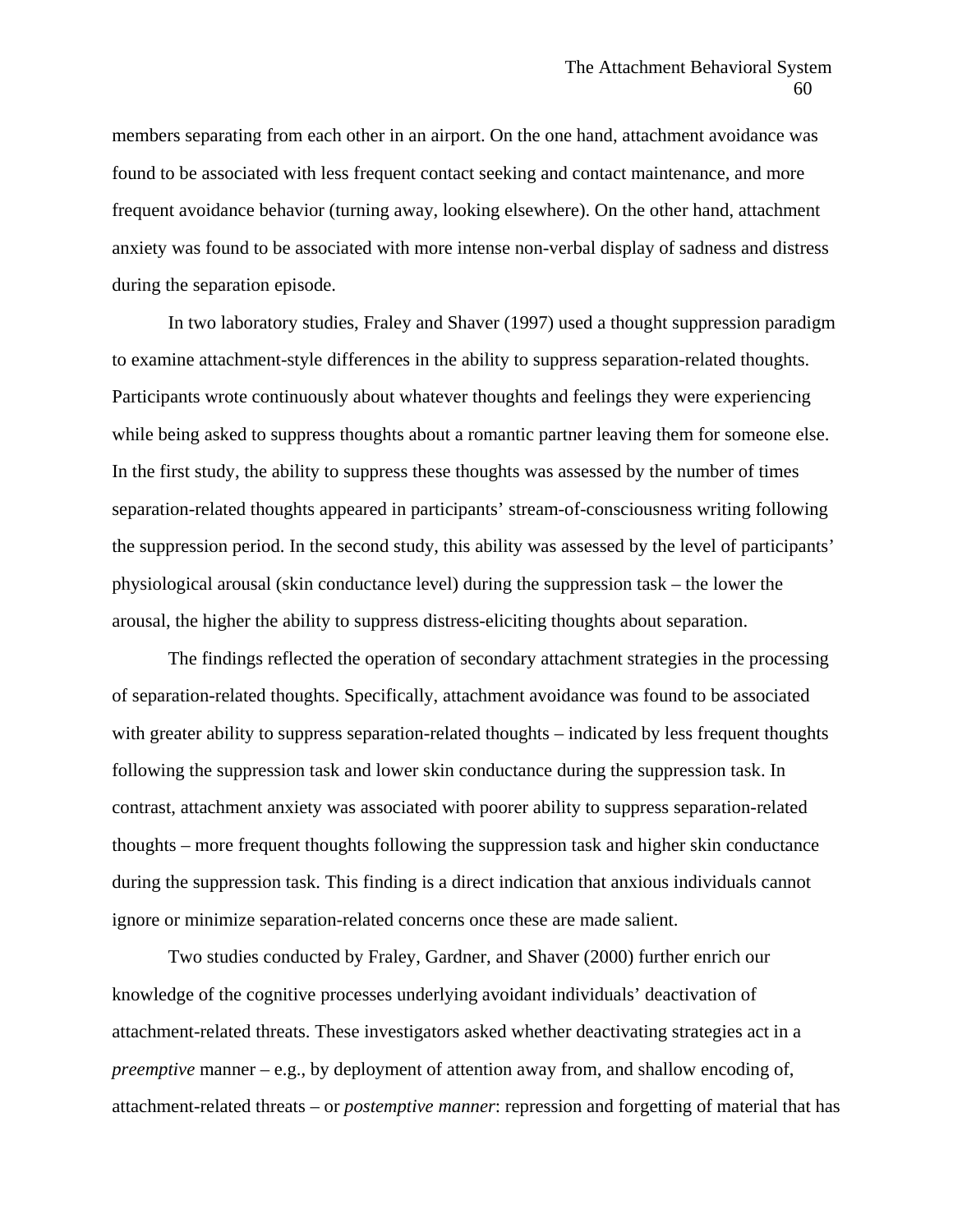members separating from each other in an airport. On the one hand, attachment avoidance was found to be associated with less frequent contact seeking and contact maintenance, and more frequent avoidance behavior (turning away, looking elsewhere). On the other hand, attachment anxiety was found to be associated with more intense non-verbal display of sadness and distress during the separation episode.

In two laboratory studies, Fraley and Shaver (1997) used a thought suppression paradigm to examine attachment-style differences in the ability to suppress separation-related thoughts. Participants wrote continuously about whatever thoughts and feelings they were experiencing while being asked to suppress thoughts about a romantic partner leaving them for someone else. In the first study, the ability to suppress these thoughts was assessed by the number of times separation-related thoughts appeared in participants' stream-of-consciousness writing following the suppression period. In the second study, this ability was assessed by the level of participants' physiological arousal (skin conductance level) during the suppression task – the lower the arousal, the higher the ability to suppress distress-eliciting thoughts about separation.

The findings reflected the operation of secondary attachment strategies in the processing of separation-related thoughts. Specifically, attachment avoidance was found to be associated with greater ability to suppress separation-related thoughts – indicated by less frequent thoughts following the suppression task and lower skin conductance during the suppression task. In contrast, attachment anxiety was associated with poorer ability to suppress separation-related thoughts – more frequent thoughts following the suppression task and higher skin conductance during the suppression task. This finding is a direct indication that anxious individuals cannot ignore or minimize separation-related concerns once these are made salient.

Two studies conducted by Fraley, Gardner, and Shaver (2000) further enrich our knowledge of the cognitive processes underlying avoidant individuals' deactivation of attachment-related threats. These investigators asked whether deactivating strategies act in a *preemptive* manner – e.g., by deployment of attention away from, and shallow encoding of, attachment-related threats – or *postemptive manner*: repression and forgetting of material that has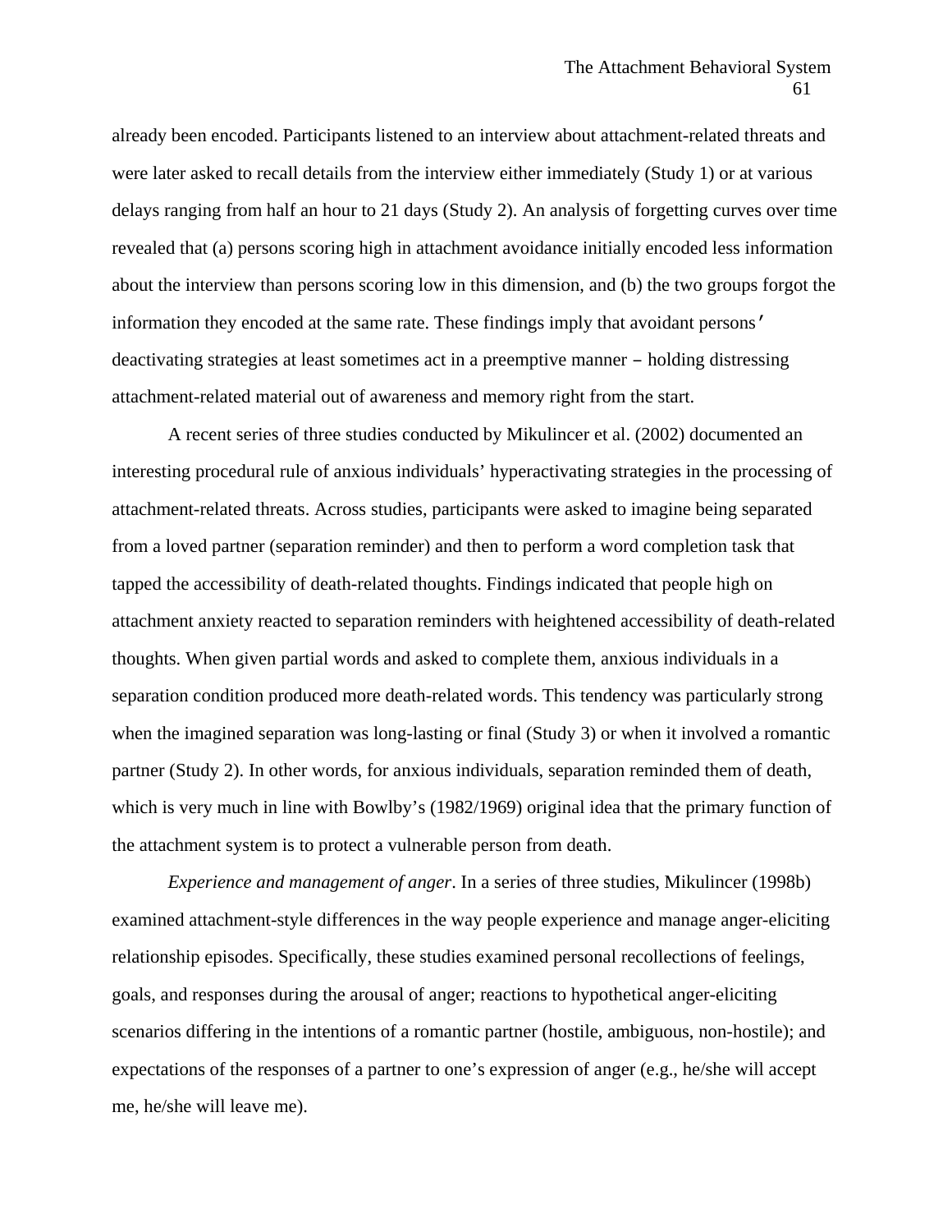already been encoded. Participants listened to an interview about attachment-related threats and were later asked to recall details from the interview either immediately (Study 1) or at various delays ranging from half an hour to 21 days (Study 2). An analysis of forgetting curves over time revealed that (a) persons scoring high in attachment avoidance initially encoded less information about the interview than persons scoring low in this dimension, and (b) the two groups forgot the information they encoded at the same rate. These findings imply that avoidant persons′ deactivating strategies at least sometimes act in a preemptive manner – holding distressing attachment-related material out of awareness and memory right from the start.

A recent series of three studies conducted by Mikulincer et al. (2002) documented an interesting procedural rule of anxious individuals' hyperactivating strategies in the processing of attachment-related threats. Across studies, participants were asked to imagine being separated from a loved partner (separation reminder) and then to perform a word completion task that tapped the accessibility of death-related thoughts. Findings indicated that people high on attachment anxiety reacted to separation reminders with heightened accessibility of death-related thoughts. When given partial words and asked to complete them, anxious individuals in a separation condition produced more death-related words. This tendency was particularly strong when the imagined separation was long-lasting or final (Study 3) or when it involved a romantic partner (Study 2). In other words, for anxious individuals, separation reminded them of death, which is very much in line with Bowlby's (1982/1969) original idea that the primary function of the attachment system is to protect a vulnerable person from death.

*Experience and management of anger*. In a series of three studies, Mikulincer (1998b) examined attachment-style differences in the way people experience and manage anger-eliciting relationship episodes. Specifically, these studies examined personal recollections of feelings, goals, and responses during the arousal of anger; reactions to hypothetical anger-eliciting scenarios differing in the intentions of a romantic partner (hostile, ambiguous, non-hostile); and expectations of the responses of a partner to one's expression of anger (e.g., he/she will accept me, he/she will leave me).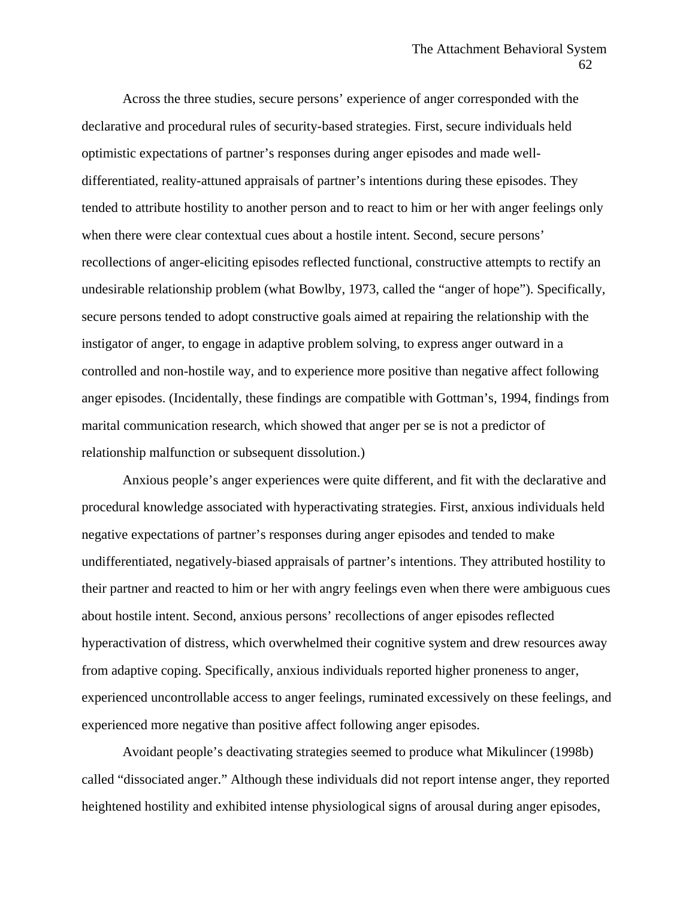Across the three studies, secure persons' experience of anger corresponded with the declarative and procedural rules of security-based strategies. First, secure individuals held optimistic expectations of partner's responses during anger episodes and made well-differentiated, reality-attuned appraisals of partner's intentions during these episodes. They tended to attribute hostility to another person and to react to him or her with anger feelings only when there were clear contextual cues about a hostile intent. Second, secure persons' recollections of anger-eliciting episodes reflected functional, constructive attempts to rectify an undesirable relationship problem (what Bowlby, 1973, called the "anger of hope"). Specifically, secure persons tended to adopt constructive goals aimed at repairing the relationship with the instigator of anger, to engage in adaptive problem solving, to express anger outward in a controlled and non-hostile way, and to experience more positive than negative affect following anger episodes. (Incidentally, these findings are compatible with Gottman's, 1994, findings from marital communication research, which showed that anger per se is not a predictor of relationship malfunction or subsequent dissolution.)

Anxious people's anger experiences were quite different, and fit with the declarative and procedural knowledge associated with hyperactivating strategies. First, anxious individuals held negative expectations of partner's responses during anger episodes and tended to make undifferentiated, negatively-biased appraisals of partner's intentions. They attributed hostility to their partner and reacted to him or her with angry feelings even when there were ambiguous cues about hostile intent. Second, anxious persons' recollections of anger episodes reflected hyperactivation of distress, which overwhelmed their cognitive system and drew resources away from adaptive coping. Specifically, anxious individuals reported higher proneness to anger, experienced uncontrollable access to anger feelings, ruminated excessively on these feelings, and experienced more negative than positive affect following anger episodes.

Avoidant people's deactivating strategies seemed to produce what Mikulincer (1998b) called "dissociated anger." Although these individuals did not report intense anger, they reported heightened hostility and exhibited intense physiological signs of arousal during anger episodes,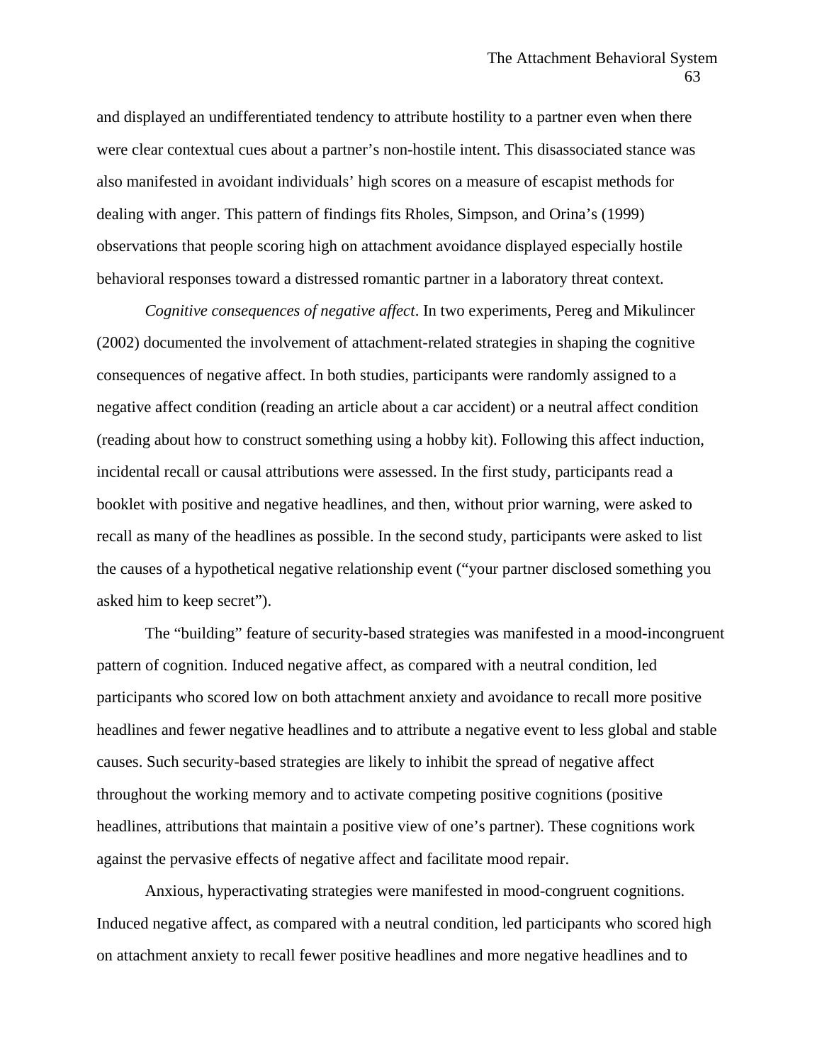and displayed an undifferentiated tendency to attribute hostility to a partner even when there were clear contextual cues about a partner's non-hostile intent. This disassociated stance was also manifested in avoidant individuals' high scores on a measure of escapist methods for dealing with anger. This pattern of findings fits Rholes, Simpson, and Orina's (1999) observations that people scoring high on attachment avoidance displayed especially hostile behavioral responses toward a distressed romantic partner in a laboratory threat context.

*Cognitive consequences of negative affect*. In two experiments, Pereg and Mikulincer (2002) documented the involvement of attachment-related strategies in shaping the cognitive consequences of negative affect. In both studies, participants were randomly assigned to a negative affect condition (reading an article about a car accident) or a neutral affect condition (reading about how to construct something using a hobby kit). Following this affect induction, incidental recall or causal attributions were assessed. In the first study, participants read a booklet with positive and negative headlines, and then, without prior warning, were asked to recall as many of the headlines as possible. In the second study, participants were asked to list the causes of a hypothetical negative relationship event ("your partner disclosed something you asked him to keep secret").

The "building" feature of security-based strategies was manifested in a mood-incongruent pattern of cognition. Induced negative affect, as compared with a neutral condition, led participants who scored low on both attachment anxiety and avoidance to recall more positive headlines and fewer negative headlines and to attribute a negative event to less global and stable causes. Such security-based strategies are likely to inhibit the spread of negative affect throughout the working memory and to activate competing positive cognitions (positive headlines, attributions that maintain a positive view of one's partner). These cognitions work against the pervasive effects of negative affect and facilitate mood repair.

Anxious, hyperactivating strategies were manifested in mood-congruent cognitions. Induced negative affect, as compared with a neutral condition, led participants who scored high on attachment anxiety to recall fewer positive headlines and more negative headlines and to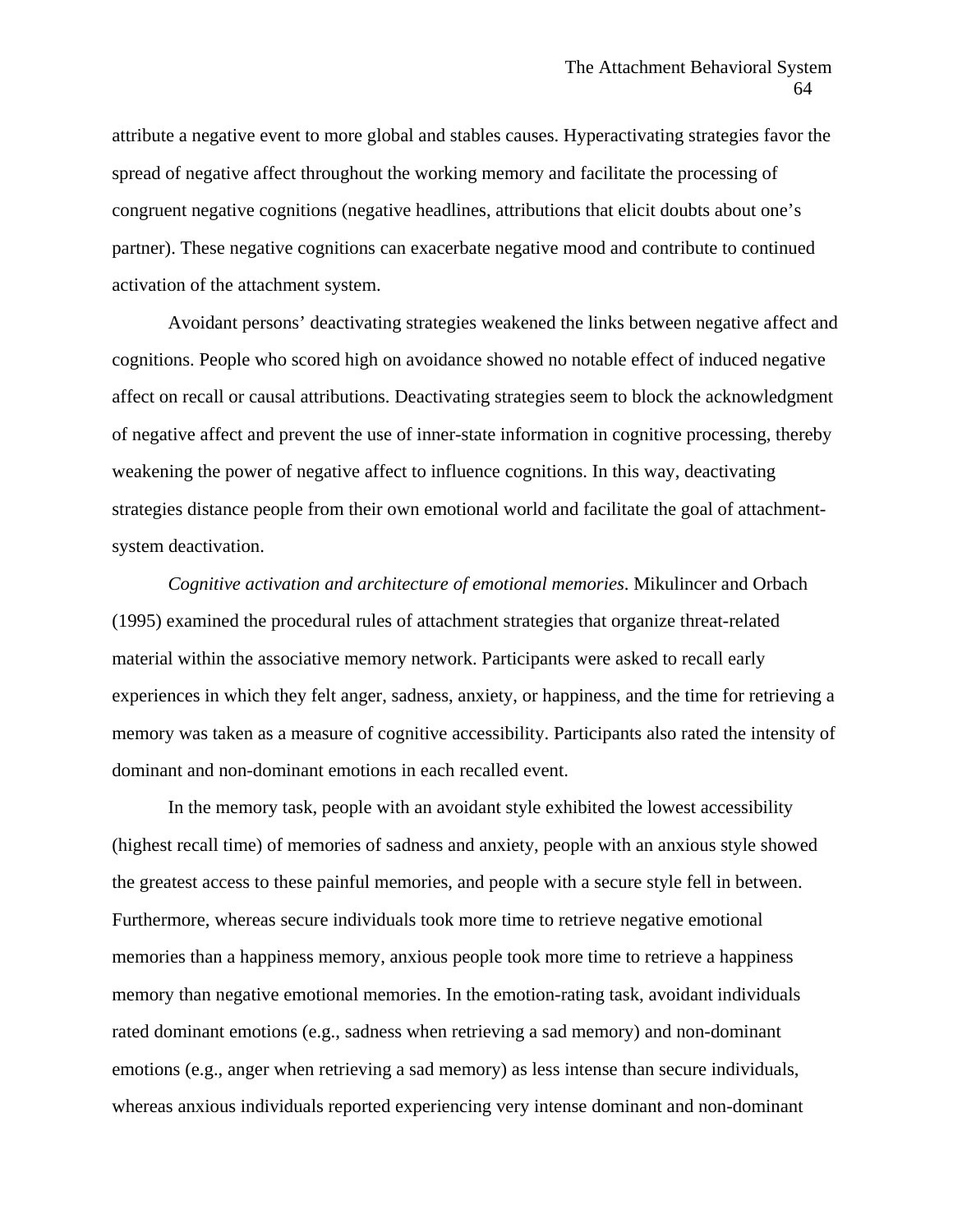attribute a negative event to more global and stables causes. Hyperactivating strategies favor the spread of negative affect throughout the working memory and facilitate the processing of congruent negative cognitions (negative headlines, attributions that elicit doubts about one's partner). These negative cognitions can exacerbate negative mood and contribute to continued activation of the attachment system.

Avoidant persons' deactivating strategies weakened the links between negative affect and cognitions. People who scored high on avoidance showed no notable effect of induced negative affect on recall or causal attributions. Deactivating strategies seem to block the acknowledgment of negative affect and prevent the use of inner-state information in cognitive processing, thereby weakening the power of negative affect to influence cognitions. In this way, deactivating strategies distance people from their own emotional world and facilitate the goal of attachment-system deactivation.

*Cognitive activation and architecture of emotional memories*. Mikulincer and Orbach (1995) examined the procedural rules of attachment strategies that organize threat-related material within the associative memory network. Participants were asked to recall early experiences in which they felt anger, sadness, anxiety, or happiness, and the time for retrieving a memory was taken as a measure of cognitive accessibility. Participants also rated the intensity of dominant and non-dominant emotions in each recalled event.

In the memory task, people with an avoidant style exhibited the lowest accessibility (highest recall time) of memories of sadness and anxiety, people with an anxious style showed the greatest access to these painful memories, and people with a secure style fell in between. Furthermore, whereas secure individuals took more time to retrieve negative emotional memories than a happiness memory, anxious people took more time to retrieve a happiness memory than negative emotional memories. In the emotion-rating task, avoidant individuals rated dominant emotions (e.g., sadness when retrieving a sad memory) and non-dominant emotions (e.g., anger when retrieving a sad memory) as less intense than secure individuals, whereas anxious individuals reported experiencing very intense dominant and non-dominant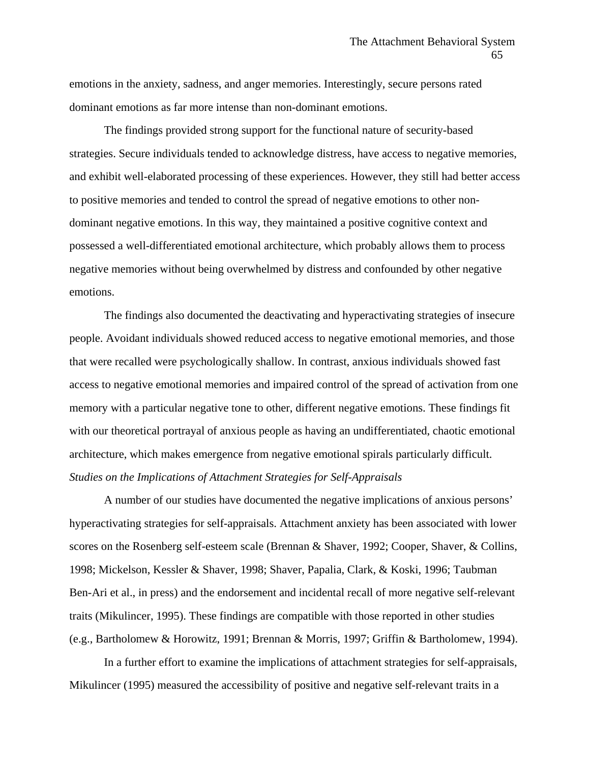emotions in the anxiety, sadness, and anger memories. Interestingly, secure persons rated dominant emotions as far more intense than non-dominant emotions.

The findings provided strong support for the functional nature of security-based strategies. Secure individuals tended to acknowledge distress, have access to negative memories, and exhibit well-elaborated processing of these experiences. However, they still had better access to positive memories and tended to control the spread of negative emotions to other non-dominant negative emotions. In this way, they maintained a positive cognitive context and possessed a well-differentiated emotional architecture, which probably allows them to process negative memories without being overwhelmed by distress and confounded by other negative emotions.

The findings also documented the deactivating and hyperactivating strategies of insecure people. Avoidant individuals showed reduced access to negative emotional memories, and those that were recalled were psychologically shallow. In contrast, anxious individuals showed fast access to negative emotional memories and impaired control of the spread of activation from one memory with a particular negative tone to other, different negative emotions. These findings fit with our theoretical portrayal of anxious people as having an undifferentiated, chaotic emotional architecture, which makes emergence from negative emotional spirals particularly difficult.

*Studies on the Implications of Attachment Strategies for Self-Appraisals*

A number of our studies have documented the negative implications of anxious persons' hyperactivating strategies for self-appraisals. Attachment anxiety has been associated with lower scores on the Rosenberg self-esteem scale (Brennan & Shaver, 1992; Cooper, Shaver, & Collins, 1998; Mickelson, Kessler & Shaver, 1998; Shaver, Papalia, Clark, & Koski, 1996; Taubman Ben-Ari et al., in press) and the endorsement and incidental recall of more negative self-relevant traits (Mikulincer, 1995). These findings are compatible with those reported in other studies (e.g., Bartholomew & Horowitz, 1991; Brennan & Morris, 1997; Griffin & Bartholomew, 1994).

In a further effort to examine the implications of attachment strategies for self-appraisals, Mikulincer (1995) measured the accessibility of positive and negative self-relevant traits in a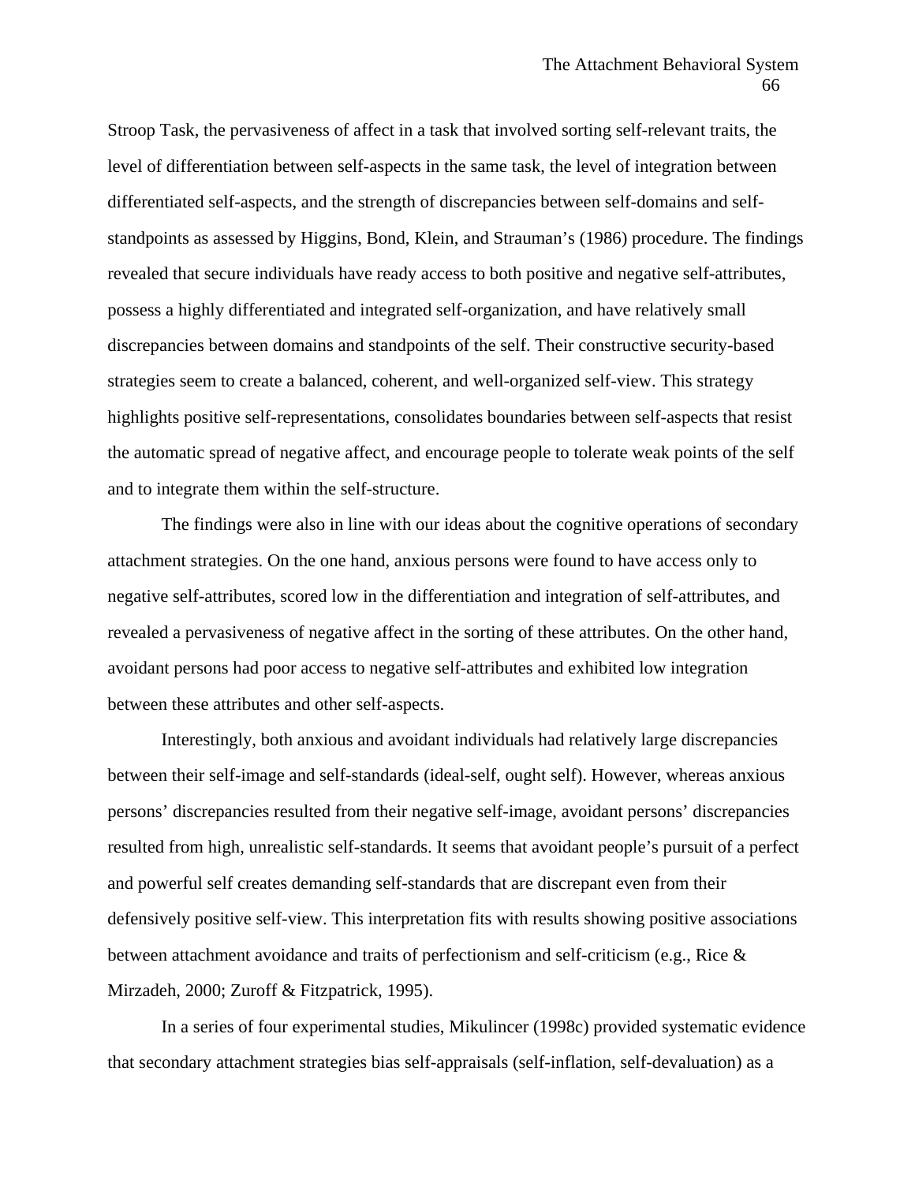Stroop Task, the pervasiveness of affect in a task that involved sorting self-relevant traits, the level of differentiation between self-aspects in the same task, the level of integration between differentiated self-aspects, and the strength of discrepancies between self-domains and self-standpoints as assessed by Higgins, Bond, Klein, and Strauman's (1986) procedure. The findings revealed that secure individuals have ready access to both positive and negative self-attributes, possess a highly differentiated and integrated self-organization, and have relatively small discrepancies between domains and standpoints of the self. Their constructive security-based strategies seem to create a balanced, coherent, and well-organized self-view. This strategy highlights positive self-representations, consolidates boundaries between self-aspects that resist the automatic spread of negative affect, and encourage people to tolerate weak points of the self and to integrate them within the self-structure.

The findings were also in line with our ideas about the cognitive operations of secondary attachment strategies. On the one hand, anxious persons were found to have access only to negative self-attributes, scored low in the differentiation and integration of self-attributes, and revealed a pervasiveness of negative affect in the sorting of these attributes. On the other hand, avoidant persons had poor access to negative self-attributes and exhibited low integration between these attributes and other self-aspects.

Interestingly, both anxious and avoidant individuals had relatively large discrepancies between their self-image and self-standards (ideal-self, ought self). However, whereas anxious persons' discrepancies resulted from their negative self-image, avoidant persons' discrepancies resulted from high, unrealistic self-standards. It seems that avoidant people's pursuit of a perfect and powerful self creates demanding self-standards that are discrepant even from their defensively positive self-view. This interpretation fits with results showing positive associations between attachment avoidance and traits of perfectionism and self-criticism (e.g., Rice & Mirzadeh, 2000; Zuroff & Fitzpatrick, 1995).

In a series of four experimental studies, Mikulincer (1998c) provided systematic evidence that secondary attachment strategies bias self-appraisals (self-inflation, self-devaluation) as a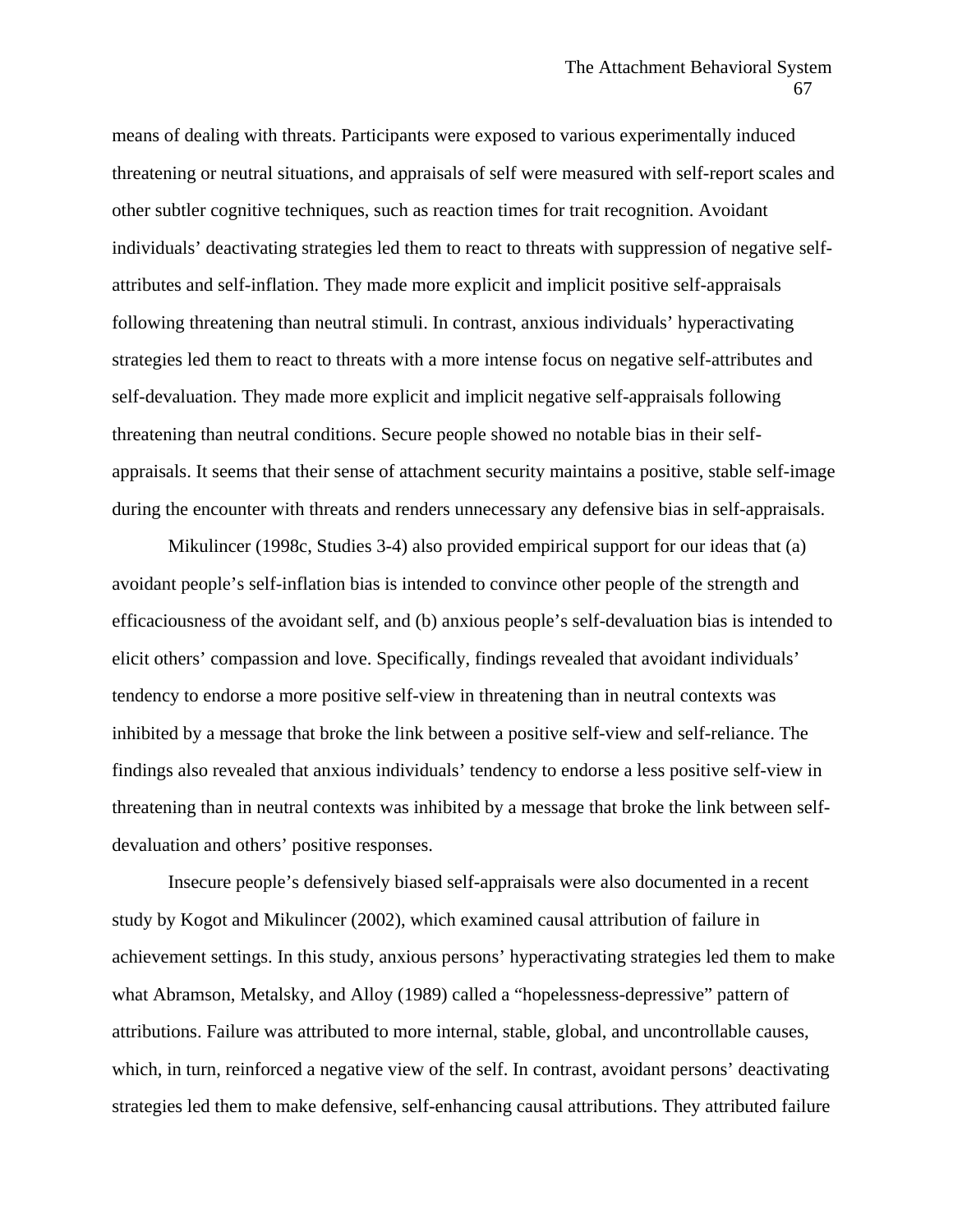means of dealing with threats. Participants were exposed to various experimentally induced threatening or neutral situations, and appraisals of self were measured with self-report scales and other subtler cognitive techniques, such as reaction times for trait recognition. Avoidant individuals' deactivating strategies led them to react to threats with suppression of negative self-attributes and self-inflation. They made more explicit and implicit positive self-appraisals following threatening than neutral stimuli. In contrast, anxious individuals' hyperactivating strategies led them to react to threats with a more intense focus on negative self-attributes and self-devaluation. They made more explicit and implicit negative self-appraisals following threatening than neutral conditions. Secure people showed no notable bias in their self-appraisals. It seems that their sense of attachment security maintains a positive, stable self-image during the encounter with threats and renders unnecessary any defensive bias in self-appraisals.

Mikulincer (1998c, Studies 3-4) also provided empirical support for our ideas that (a) avoidant people's self-inflation bias is intended to convince other people of the strength and efficaciousness of the avoidant self, and (b) anxious people's self-devaluation bias is intended to elicit others' compassion and love. Specifically, findings revealed that avoidant individuals' tendency to endorse a more positive self-view in threatening than in neutral contexts was inhibited by a message that broke the link between a positive self-view and self-reliance. The findings also revealed that anxious individuals' tendency to endorse a less positive self-view in threatening than in neutral contexts was inhibited by a message that broke the link between self-devaluation and others' positive responses.

Insecure people's defensively biased self-appraisals were also documented in a recent study by Kogot and Mikulincer (2002), which examined causal attribution of failure in achievement settings. In this study, anxious persons' hyperactivating strategies led them to make what Abramson, Metalsky, and Alloy (1989) called a "hopelessness-depressive" pattern of attributions. Failure was attributed to more internal, stable, global, and uncontrollable causes, which, in turn, reinforced a negative view of the self. In contrast, avoidant persons' deactivating strategies led them to make defensive, self-enhancing causal attributions. They attributed failure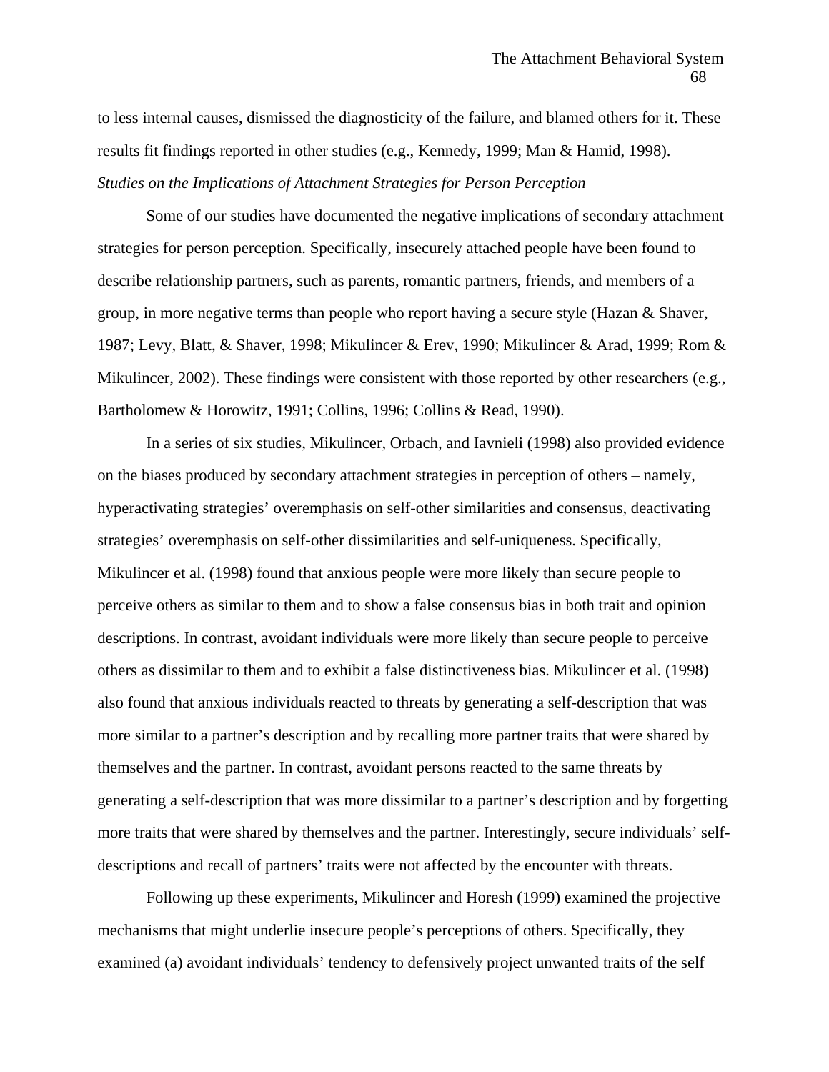to less internal causes, dismissed the diagnosticity of the failure, and blamed others for it. These results fit findings reported in other studies (e.g., Kennedy, 1999; Man & Hamid, 1998).

*Studies on the Implications of Attachment Strategies for Person Perception*

Some of our studies have documented the negative implications of secondary attachment strategies for person perception. Specifically, insecurely attached people have been found to describe relationship partners, such as parents, romantic partners, friends, and members of a group, in more negative terms than people who report having a secure style (Hazan & Shaver, 1987; Levy, Blatt, & Shaver, 1998; Mikulincer & Erev, 1990; Mikulincer & Arad, 1999; Rom & Mikulincer, 2002). These findings were consistent with those reported by other researchers (e.g., Bartholomew & Horowitz, 1991; Collins, 1996; Collins & Read, 1990).

In a series of six studies, Mikulincer, Orbach, and Iavnieli (1998) also provided evidence on the biases produced by secondary attachment strategies in perception of others – namely, hyperactivating strategies' overemphasis on self-other similarities and consensus, deactivating strategies' overemphasis on self-other dissimilarities and self-uniqueness. Specifically, Mikulincer et al. (1998) found that anxious people were more likely than secure people to perceive others as similar to them and to show a false consensus bias in both trait and opinion descriptions. In contrast, avoidant individuals were more likely than secure people to perceive others as dissimilar to them and to exhibit a false distinctiveness bias. Mikulincer et al. (1998) also found that anxious individuals reacted to threats by generating a self-description that was more similar to a partner's description and by recalling more partner traits that were shared by themselves and the partner. In contrast, avoidant persons reacted to the same threats by generating a self-description that was more dissimilar to a partner's description and by forgetting more traits that were shared by themselves and the partner. Interestingly, secure individuals' self-descriptions and recall of partners' traits were not affected by the encounter with threats.

Following up these experiments, Mikulincer and Horesh (1999) examined the projective mechanisms that might underlie insecure people's perceptions of others. Specifically, they examined (a) avoidant individuals' tendency to defensively project unwanted traits of the self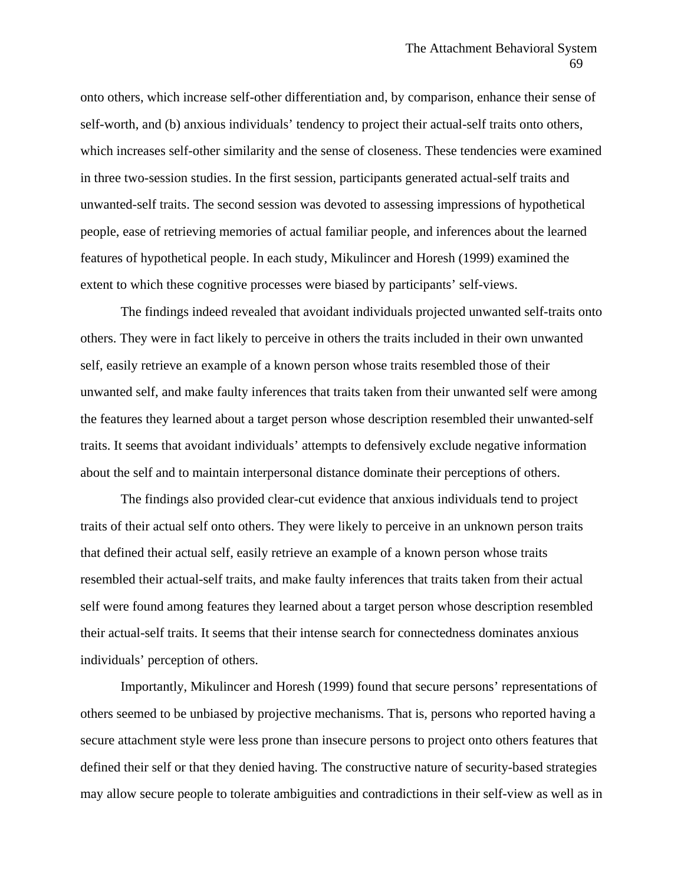onto others, which increase self-other differentiation and, by comparison, enhance their sense of self-worth, and (b) anxious individuals' tendency to project their actual-self traits onto others, which increases self-other similarity and the sense of closeness. These tendencies were examined in three two-session studies. In the first session, participants generated actual-self traits and unwanted-self traits. The second session was devoted to assessing impressions of hypothetical people, ease of retrieving memories of actual familiar people, and inferences about the learned features of hypothetical people. In each study, Mikulincer and Horesh (1999) examined the extent to which these cognitive processes were biased by participants' self-views.

The findings indeed revealed that avoidant individuals projected unwanted self-traits onto others. They were in fact likely to perceive in others the traits included in their own unwanted self, easily retrieve an example of a known person whose traits resembled those of their unwanted self, and make faulty inferences that traits taken from their unwanted self were among the features they learned about a target person whose description resembled their unwanted-self traits. It seems that avoidant individuals' attempts to defensively exclude negative information about the self and to maintain interpersonal distance dominate their perceptions of others.

The findings also provided clear-cut evidence that anxious individuals tend to project traits of their actual self onto others. They were likely to perceive in an unknown person traits that defined their actual self, easily retrieve an example of a known person whose traits resembled their actual-self traits, and make faulty inferences that traits taken from their actual self were found among features they learned about a target person whose description resembled their actual-self traits. It seems that their intense search for connectedness dominates anxious individuals' perception of others.

Importantly, Mikulincer and Horesh (1999) found that secure persons' representations of others seemed to be unbiased by projective mechanisms. That is, persons who reported having a secure attachment style were less prone than insecure persons to project onto others features that defined their self or that they denied having. The constructive nature of security-based strategies may allow secure people to tolerate ambiguities and contradictions in their self-view as well as in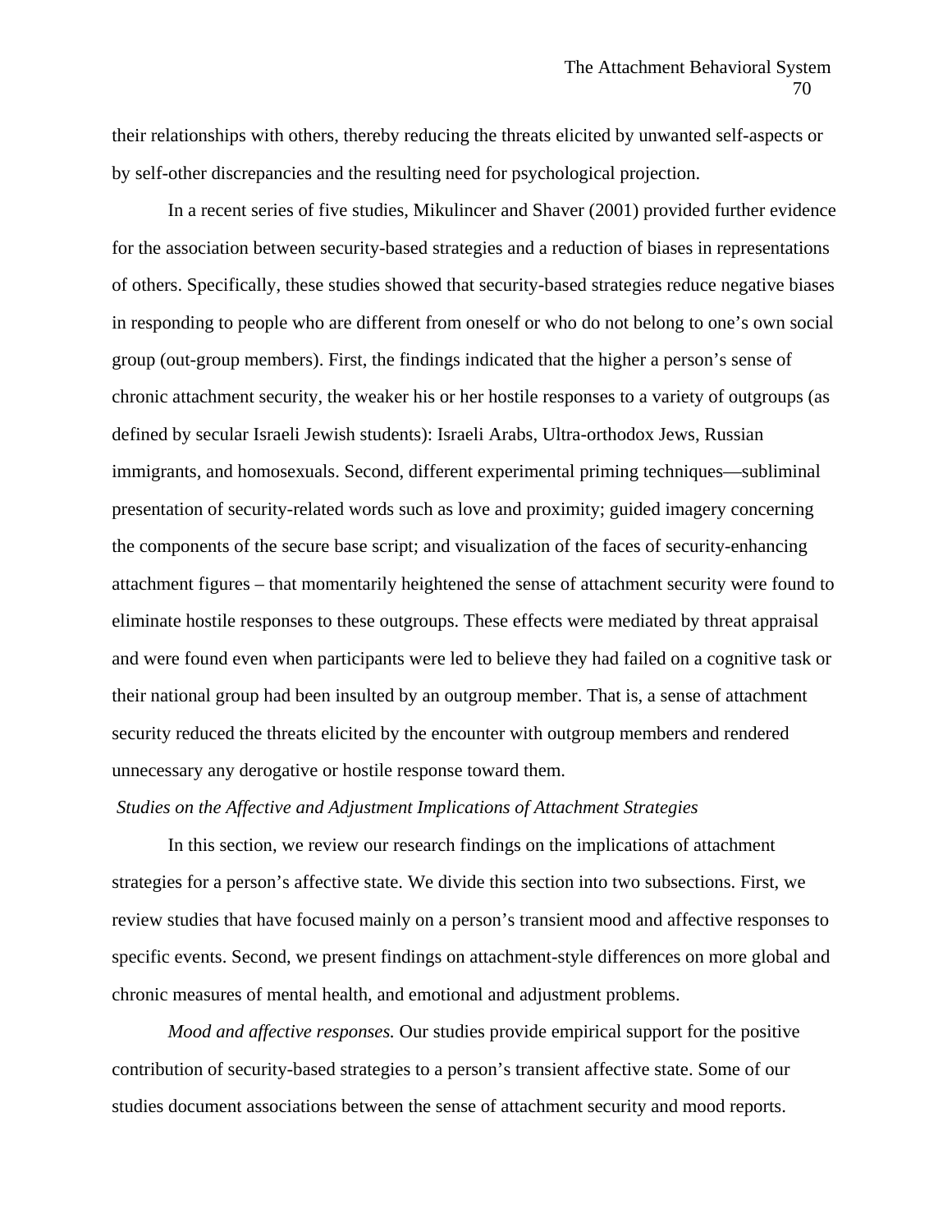their relationships with others, thereby reducing the threats elicited by unwanted self-aspects or by self-other discrepancies and the resulting need for psychological projection.

In a recent series of five studies, Mikulincer and Shaver (2001) provided further evidence for the association between security-based strategies and a reduction of biases in representations of others. Specifically, these studies showed that security-based strategies reduce negative biases in responding to people who are different from oneself or who do not belong to one's own social group (out-group members). First, the findings indicated that the higher a person's sense of chronic attachment security, the weaker his or her hostile responses to a variety of outgroups (as defined by secular Israeli Jewish students): Israeli Arabs, Ultra-orthodox Jews, Russian immigrants, and homosexuals. Second, different experimental priming techniques—subliminal presentation of security-related words such as love and proximity; guided imagery concerning the components of the secure base script; and visualization of the faces of security-enhancing attachment figures – that momentarily heightened the sense of attachment security were found to eliminate hostile responses to these outgroups. These effects were mediated by threat appraisal and were found even when participants were led to believe they had failed on a cognitive task or their national group had been insulted by an outgroup member. That is, a sense of attachment security reduced the threats elicited by the encounter with outgroup members and rendered unnecessary any derogative or hostile response toward them.

### *Studies on the Affective and Adjustment Implications of Attachment Strategies*

In this section, we review our research findings on the implications of attachment strategies for a person's affective state. We divide this section into two subsections. First, we review studies that have focused mainly on a person's transient mood and affective responses to specific events. Second, we present findings on attachment-style differences on more global and chronic measures of mental health, and emotional and adjustment problems.

*Mood and affective responses.* Our studies provide empirical support for the positive contribution of security-based strategies to a person's transient affective state. Some of our studies document associations between the sense of attachment security and mood reports.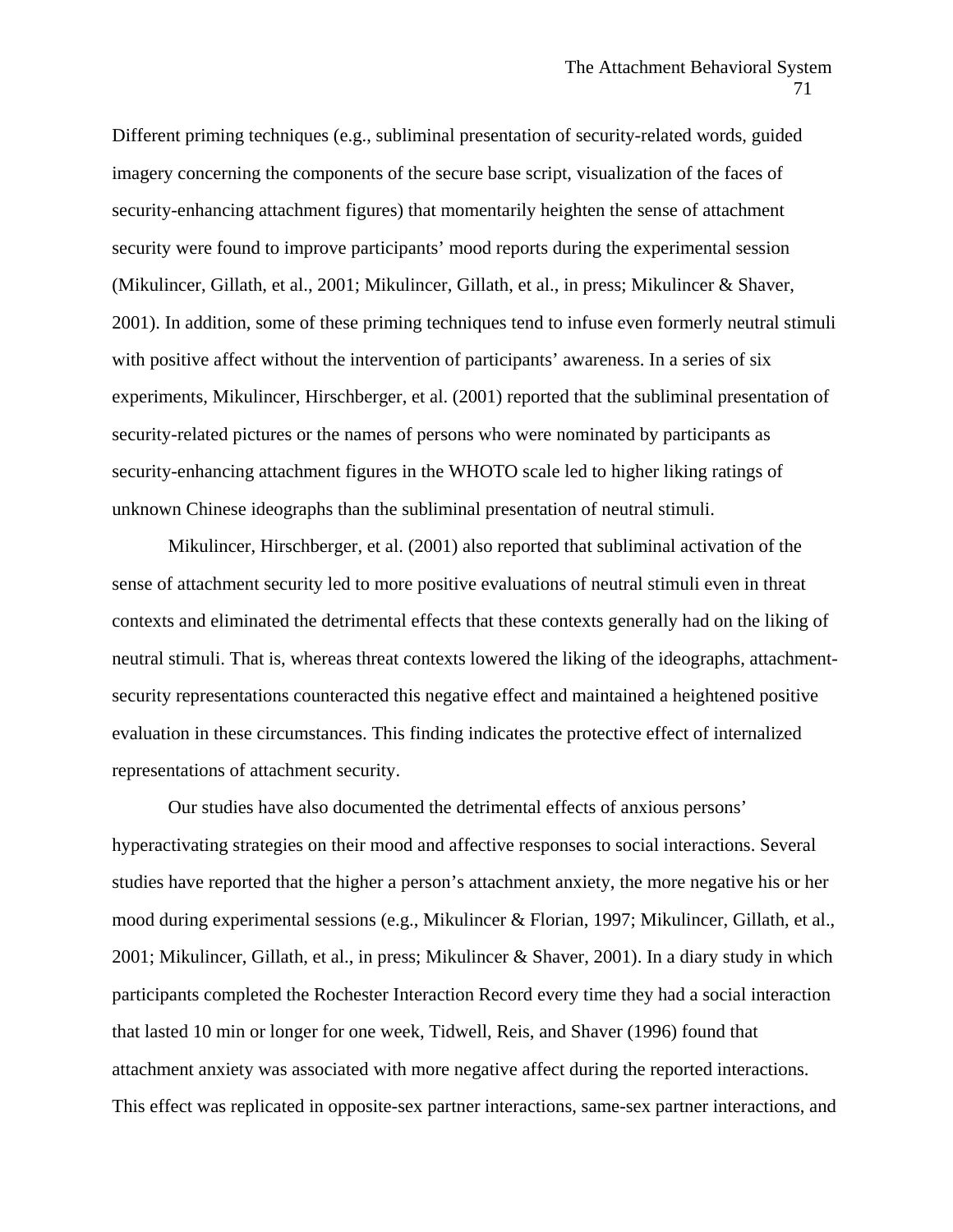Different priming techniques (e.g., subliminal presentation of security-related words, guided imagery concerning the components of the secure base script, visualization of the faces of security-enhancing attachment figures) that momentarily heighten the sense of attachment security were found to improve participants' mood reports during the experimental session (Mikulincer, Gillath, et al., 2001; Mikulincer, Gillath, et al., in press; Mikulincer & Shaver, 2001). In addition, some of these priming techniques tend to infuse even formerly neutral stimuli with positive affect without the intervention of participants' awareness. In a series of six experiments, Mikulincer, Hirschberger, et al. (2001) reported that the subliminal presentation of security-related pictures or the names of persons who were nominated by participants as security-enhancing attachment figures in the WHOTO scale led to higher liking ratings of unknown Chinese ideographs than the subliminal presentation of neutral stimuli.

Mikulincer, Hirschberger, et al. (2001) also reported that subliminal activation of the sense of attachment security led to more positive evaluations of neutral stimuli even in threat contexts and eliminated the detrimental effects that these contexts generally had on the liking of neutral stimuli. That is, whereas threat contexts lowered the liking of the ideographs, attachment-security representations counteracted this negative effect and maintained a heightened positive evaluation in these circumstances. This finding indicates the protective effect of internalized representations of attachment security.

Our studies have also documented the detrimental effects of anxious persons' hyperactivating strategies on their mood and affective responses to social interactions. Several studies have reported that the higher a person's attachment anxiety, the more negative his or her mood during experimental sessions (e.g., Mikulincer & Florian, 1997; Mikulincer, Gillath, et al., 2001; Mikulincer, Gillath, et al., in press; Mikulincer & Shaver, 2001). In a diary study in which participants completed the Rochester Interaction Record every time they had a social interaction that lasted 10 min or longer for one week, Tidwell, Reis, and Shaver (1996) found that attachment anxiety was associated with more negative affect during the reported interactions. This effect was replicated in opposite-sex partner interactions, same-sex partner interactions, and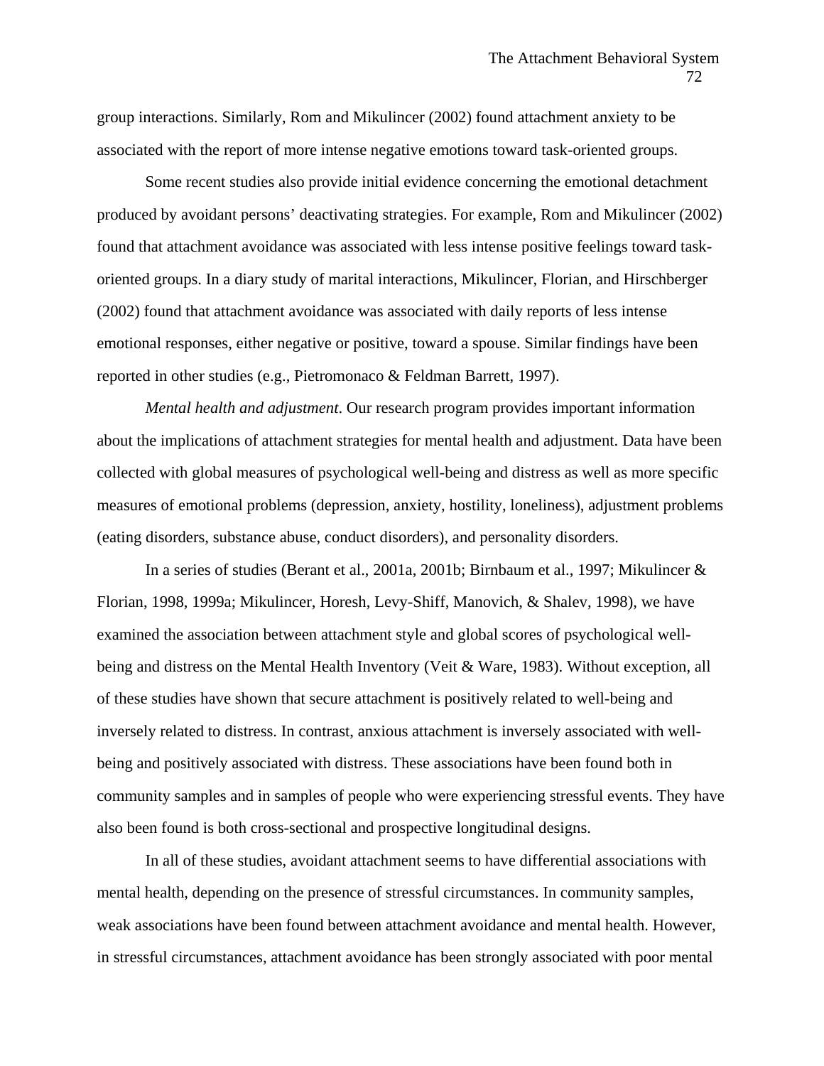group interactions. Similarly, Rom and Mikulincer (2002) found attachment anxiety to be associated with the report of more intense negative emotions toward task-oriented groups.

Some recent studies also provide initial evidence concerning the emotional detachment produced by avoidant persons' deactivating strategies. For example, Rom and Mikulincer (2002) found that attachment avoidance was associated with less intense positive feelings toward task-oriented groups. In a diary study of marital interactions, Mikulincer, Florian, and Hirschberger (2002) found that attachment avoidance was associated with daily reports of less intense emotional responses, either negative or positive, toward a spouse. Similar findings have been reported in other studies (e.g., Pietromonaco & Feldman Barrett, 1997).

*Mental health and adjustment*. Our research program provides important information about the implications of attachment strategies for mental health and adjustment. Data have been collected with global measures of psychological well-being and distress as well as more specific measures of emotional problems (depression, anxiety, hostility, loneliness), adjustment problems (eating disorders, substance abuse, conduct disorders), and personality disorders.

In a series of studies (Berant et al., 2001a, 2001b; Birnbaum et al., 1997; Mikulincer & Florian, 1998, 1999a; Mikulincer, Horesh, Levy-Shiff, Manovich, & Shalev, 1998), we have examined the association between attachment style and global scores of psychological well-being and distress on the Mental Health Inventory (Veit & Ware, 1983). Without exception, all of these studies have shown that secure attachment is positively related to well-being and inversely related to distress. In contrast, anxious attachment is inversely associated with well-being and positively associated with distress. These associations have been found both in community samples and in samples of people who were experiencing stressful events. They have also been found is both cross-sectional and prospective longitudinal designs.

In all of these studies, avoidant attachment seems to have differential associations with mental health, depending on the presence of stressful circumstances. In community samples, weak associations have been found between attachment avoidance and mental health. However, in stressful circumstances, attachment avoidance has been strongly associated with poor mental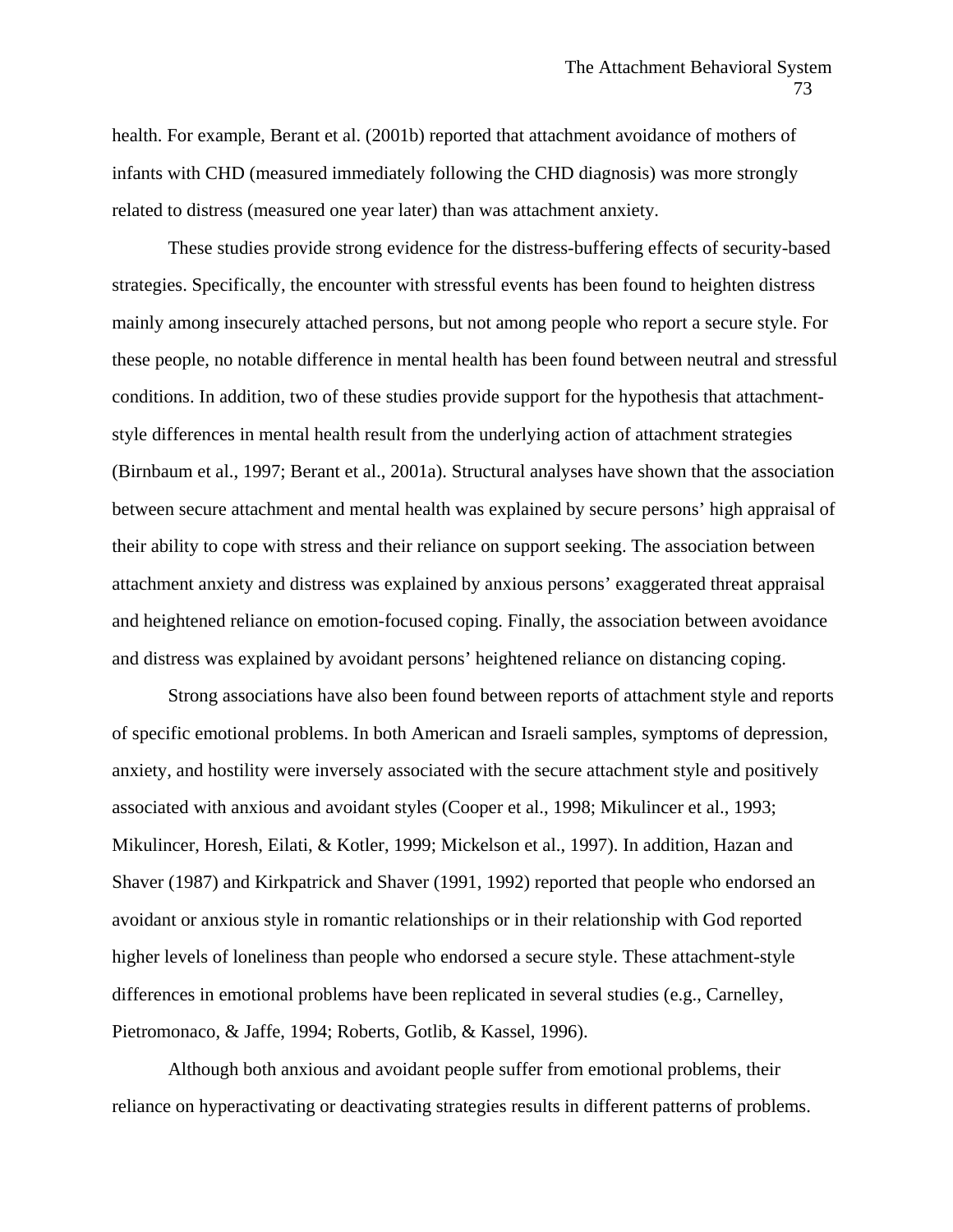health. For example, Berant et al. (2001b) reported that attachment avoidance of mothers of infants with CHD (measured immediately following the CHD diagnosis) was more strongly related to distress (measured one year later) than was attachment anxiety.

These studies provide strong evidence for the distress-buffering effects of security-based strategies. Specifically, the encounter with stressful events has been found to heighten distress mainly among insecurely attached persons, but not among people who report a secure style. For these people, no notable difference in mental health has been found between neutral and stressful conditions. In addition, two of these studies provide support for the hypothesis that attachment-style differences in mental health result from the underlying action of attachment strategies (Birnbaum et al., 1997; Berant et al., 2001a). Structural analyses have shown that the association between secure attachment and mental health was explained by secure persons' high appraisal of their ability to cope with stress and their reliance on support seeking. The association between attachment anxiety and distress was explained by anxious persons' exaggerated threat appraisal and heightened reliance on emotion-focused coping. Finally, the association between avoidance and distress was explained by avoidant persons' heightened reliance on distancing coping.

Strong associations have also been found between reports of attachment style and reports of specific emotional problems. In both American and Israeli samples, symptoms of depression, anxiety, and hostility were inversely associated with the secure attachment style and positively associated with anxious and avoidant styles (Cooper et al., 1998; Mikulincer et al., 1993; Mikulincer, Horesh, Eilati, & Kotler, 1999; Mickelson et al., 1997). In addition, Hazan and Shaver (1987) and Kirkpatrick and Shaver (1991, 1992) reported that people who endorsed an avoidant or anxious style in romantic relationships or in their relationship with God reported higher levels of loneliness than people who endorsed a secure style. These attachment-style differences in emotional problems have been replicated in several studies (e.g., Carnelley, Pietromonaco, & Jaffe, 1994; Roberts, Gotlib, & Kassel, 1996).

Although both anxious and avoidant people suffer from emotional problems, their reliance on hyperactivating or deactivating strategies results in different patterns of problems.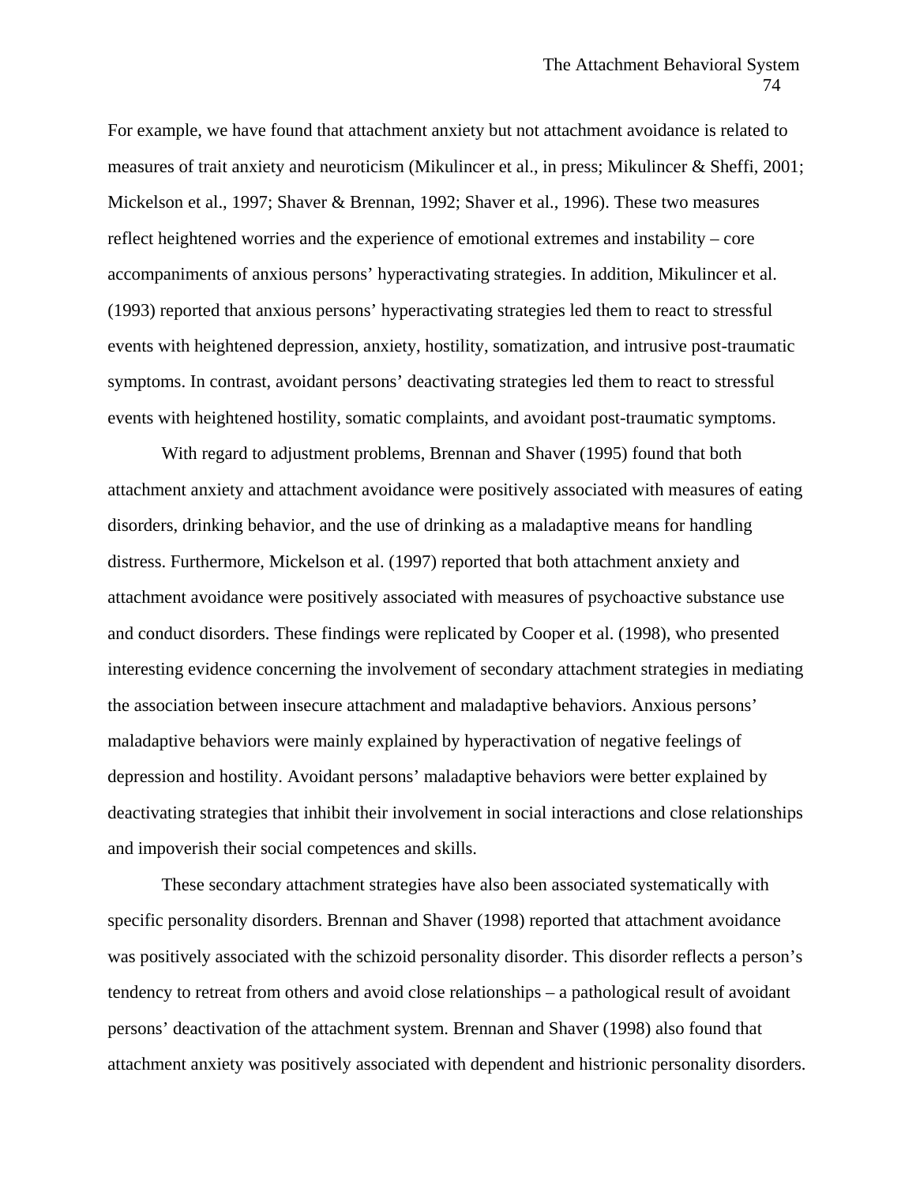For example, we have found that attachment anxiety but not attachment avoidance is related to measures of trait anxiety and neuroticism (Mikulincer et al., in press; Mikulincer & Sheffi, 2001; Mickelson et al., 1997; Shaver & Brennan, 1992; Shaver et al., 1996). These two measures reflect heightened worries and the experience of emotional extremes and instability – core accompaniments of anxious persons' hyperactivating strategies. In addition, Mikulincer et al. (1993) reported that anxious persons' hyperactivating strategies led them to react to stressful events with heightened depression, anxiety, hostility, somatization, and intrusive post-traumatic symptoms. In contrast, avoidant persons' deactivating strategies led them to react to stressful events with heightened hostility, somatic complaints, and avoidant post-traumatic symptoms.

With regard to adjustment problems, Brennan and Shaver (1995) found that both attachment anxiety and attachment avoidance were positively associated with measures of eating disorders, drinking behavior, and the use of drinking as a maladaptive means for handling distress. Furthermore, Mickelson et al. (1997) reported that both attachment anxiety and attachment avoidance were positively associated with measures of psychoactive substance use and conduct disorders. These findings were replicated by Cooper et al. (1998), who presented interesting evidence concerning the involvement of secondary attachment strategies in mediating the association between insecure attachment and maladaptive behaviors. Anxious persons' maladaptive behaviors were mainly explained by hyperactivation of negative feelings of depression and hostility. Avoidant persons' maladaptive behaviors were better explained by deactivating strategies that inhibit their involvement in social interactions and close relationships and impoverish their social competences and skills.

These secondary attachment strategies have also been associated systematically with specific personality disorders. Brennan and Shaver (1998) reported that attachment avoidance was positively associated with the schizoid personality disorder. This disorder reflects a person's tendency to retreat from others and avoid close relationships – a pathological result of avoidant persons' deactivation of the attachment system. Brennan and Shaver (1998) also found that attachment anxiety was positively associated with dependent and histrionic personality disorders.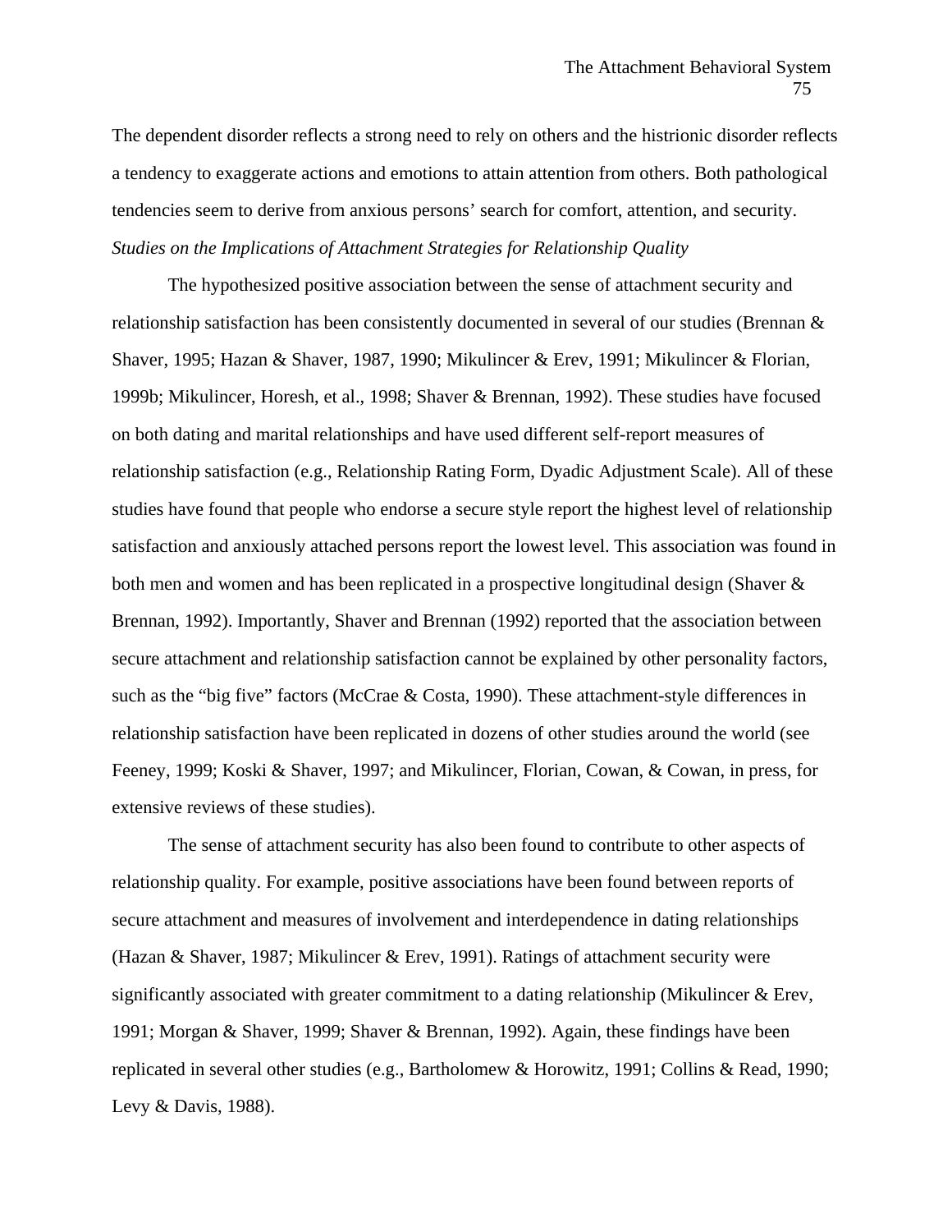The dependent disorder reflects a strong need to rely on others and the histrionic disorder reflects a tendency to exaggerate actions and emotions to attain attention from others. Both pathological tendencies seem to derive from anxious persons' search for comfort, attention, and security.

*Studies on the Implications of Attachment Strategies for Relationship Quality*

The hypothesized positive association between the sense of attachment security and relationship satisfaction has been consistently documented in several of our studies (Brennan & Shaver, 1995; Hazan & Shaver, 1987, 1990; Mikulincer & Erev, 1991; Mikulincer & Florian, 1999b; Mikulincer, Horesh, et al., 1998; Shaver & Brennan, 1992). These studies have focused on both dating and marital relationships and have used different self-report measures of relationship satisfaction (e.g., Relationship Rating Form, Dyadic Adjustment Scale). All of these studies have found that people who endorse a secure style report the highest level of relationship satisfaction and anxiously attached persons report the lowest level. This association was found in both men and women and has been replicated in a prospective longitudinal design (Shaver & Brennan, 1992). Importantly, Shaver and Brennan (1992) reported that the association between secure attachment and relationship satisfaction cannot be explained by other personality factors, such as the "big five" factors (McCrae & Costa, 1990). These attachment-style differences in relationship satisfaction have been replicated in dozens of other studies around the world (see Feeney, 1999; Koski & Shaver, 1997; and Mikulincer, Florian, Cowan, & Cowan, in press, for extensive reviews of these studies).

The sense of attachment security has also been found to contribute to other aspects of relationship quality. For example, positive associations have been found between reports of secure attachment and measures of involvement and interdependence in dating relationships (Hazan & Shaver, 1987; Mikulincer & Erev, 1991). Ratings of attachment security were significantly associated with greater commitment to a dating relationship (Mikulincer & Erev, 1991; Morgan & Shaver, 1999; Shaver & Brennan, 1992). Again, these findings have been replicated in several other studies (e.g., Bartholomew & Horowitz, 1991; Collins & Read, 1990; Levy & Davis, 1988).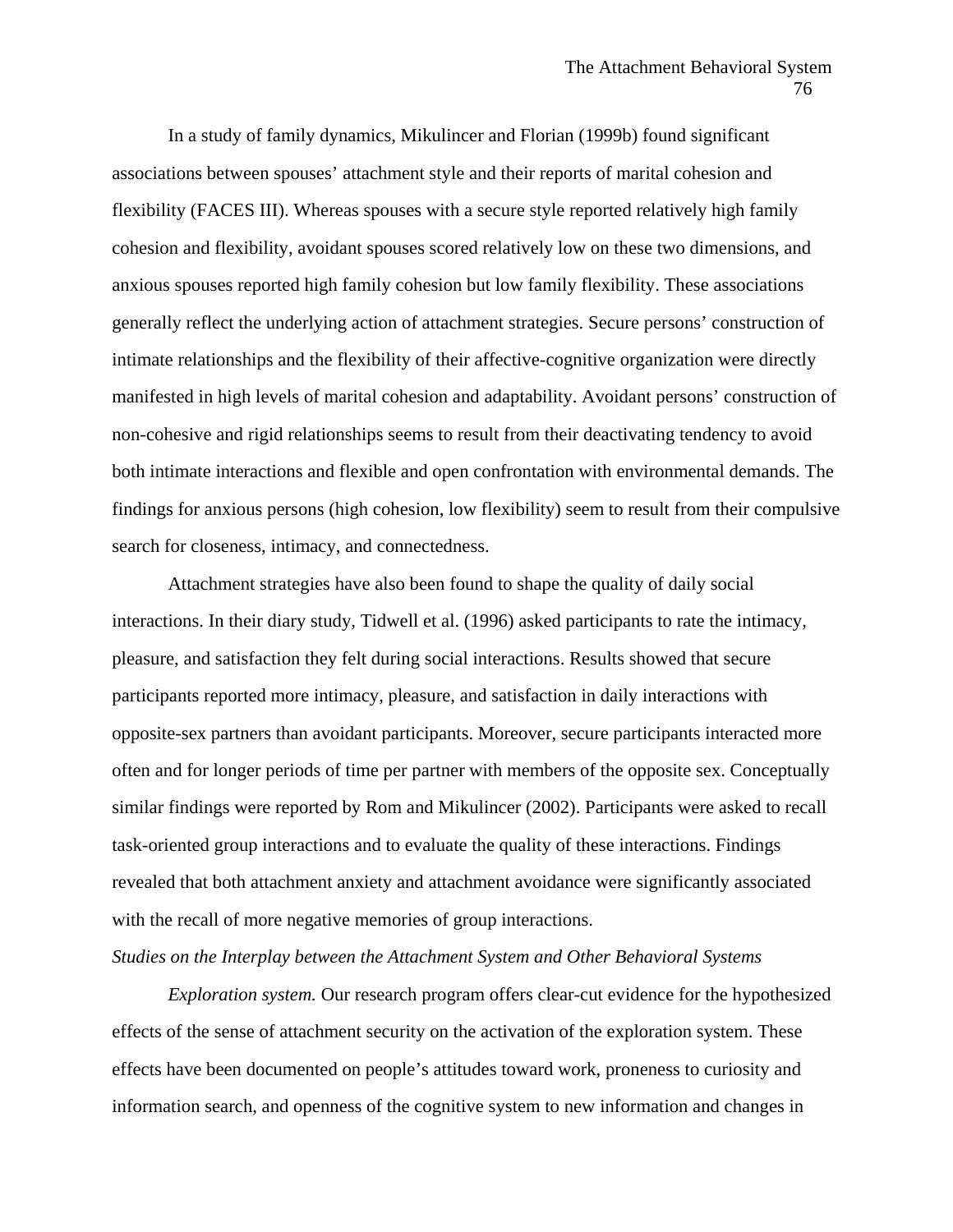In a study of family dynamics, Mikulincer and Florian (1999b) found significant associations between spouses' attachment style and their reports of marital cohesion and flexibility (FACES III). Whereas spouses with a secure style reported relatively high family cohesion and flexibility, avoidant spouses scored relatively low on these two dimensions, and anxious spouses reported high family cohesion but low family flexibility. These associations generally reflect the underlying action of attachment strategies. Secure persons' construction of intimate relationships and the flexibility of their affective-cognitive organization were directly manifested in high levels of marital cohesion and adaptability. Avoidant persons' construction of non-cohesive and rigid relationships seems to result from their deactivating tendency to avoid both intimate interactions and flexible and open confrontation with environmental demands. The findings for anxious persons (high cohesion, low flexibility) seem to result from their compulsive search for closeness, intimacy, and connectedness.

Attachment strategies have also been found to shape the quality of daily social interactions. In their diary study, Tidwell et al. (1996) asked participants to rate the intimacy, pleasure, and satisfaction they felt during social interactions. Results showed that secure participants reported more intimacy, pleasure, and satisfaction in daily interactions with opposite-sex partners than avoidant participants. Moreover, secure participants interacted more often and for longer periods of time per partner with members of the opposite sex. Conceptually similar findings were reported by Rom and Mikulincer (2002). Participants were asked to recall task-oriented group interactions and to evaluate the quality of these interactions. Findings revealed that both attachment anxiety and attachment avoidance were significantly associated with the recall of more negative memories of group interactions.

*Studies on the Interplay between the Attachment System and Other Behavioral Systems*

*Exploration system.* Our research program offers clear-cut evidence for the hypothesized effects of the sense of attachment security on the activation of the exploration system. These effects have been documented on people's attitudes toward work, proneness to curiosity and information search, and openness of the cognitive system to new information and changes in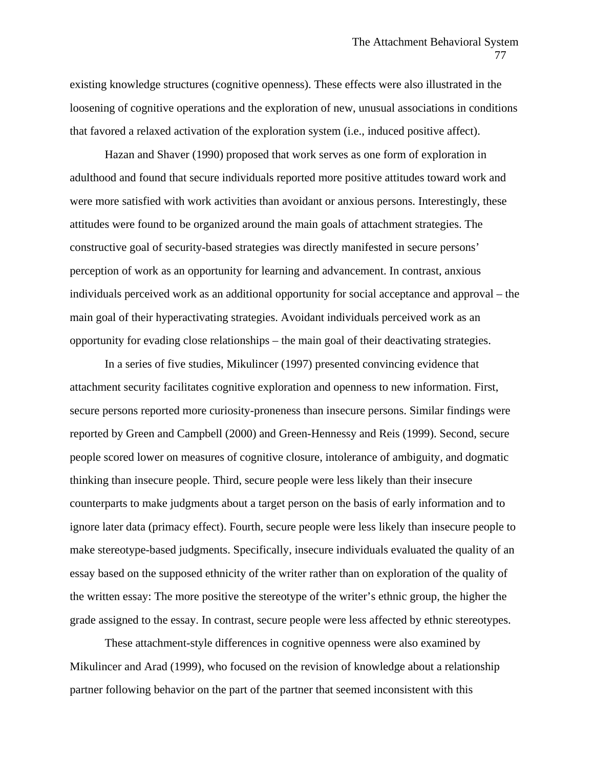existing knowledge structures (cognitive openness). These effects were also illustrated in the loosening of cognitive operations and the exploration of new, unusual associations in conditions that favored a relaxed activation of the exploration system (i.e., induced positive affect).

Hazan and Shaver (1990) proposed that work serves as one form of exploration in adulthood and found that secure individuals reported more positive attitudes toward work and were more satisfied with work activities than avoidant or anxious persons. Interestingly, these attitudes were found to be organized around the main goals of attachment strategies. The constructive goal of security-based strategies was directly manifested in secure persons' perception of work as an opportunity for learning and advancement. In contrast, anxious individuals perceived work as an additional opportunity for social acceptance and approval – the main goal of their hyperactivating strategies. Avoidant individuals perceived work as an opportunity for evading close relationships – the main goal of their deactivating strategies.

In a series of five studies, Mikulincer (1997) presented convincing evidence that attachment security facilitates cognitive exploration and openness to new information. First, secure persons reported more curiosity-proneness than insecure persons. Similar findings were reported by Green and Campbell (2000) and Green-Hennessy and Reis (1999). Second, secure people scored lower on measures of cognitive closure, intolerance of ambiguity, and dogmatic thinking than insecure people. Third, secure people were less likely than their insecure counterparts to make judgments about a target person on the basis of early information and to ignore later data (primacy effect). Fourth, secure people were less likely than insecure people to make stereotype-based judgments. Specifically, insecure individuals evaluated the quality of an essay based on the supposed ethnicity of the writer rather than on exploration of the quality of the written essay: The more positive the stereotype of the writer's ethnic group, the higher the grade assigned to the essay. In contrast, secure people were less affected by ethnic stereotypes.

These attachment-style differences in cognitive openness were also examined by Mikulincer and Arad (1999), who focused on the revision of knowledge about a relationship partner following behavior on the part of the partner that seemed inconsistent with this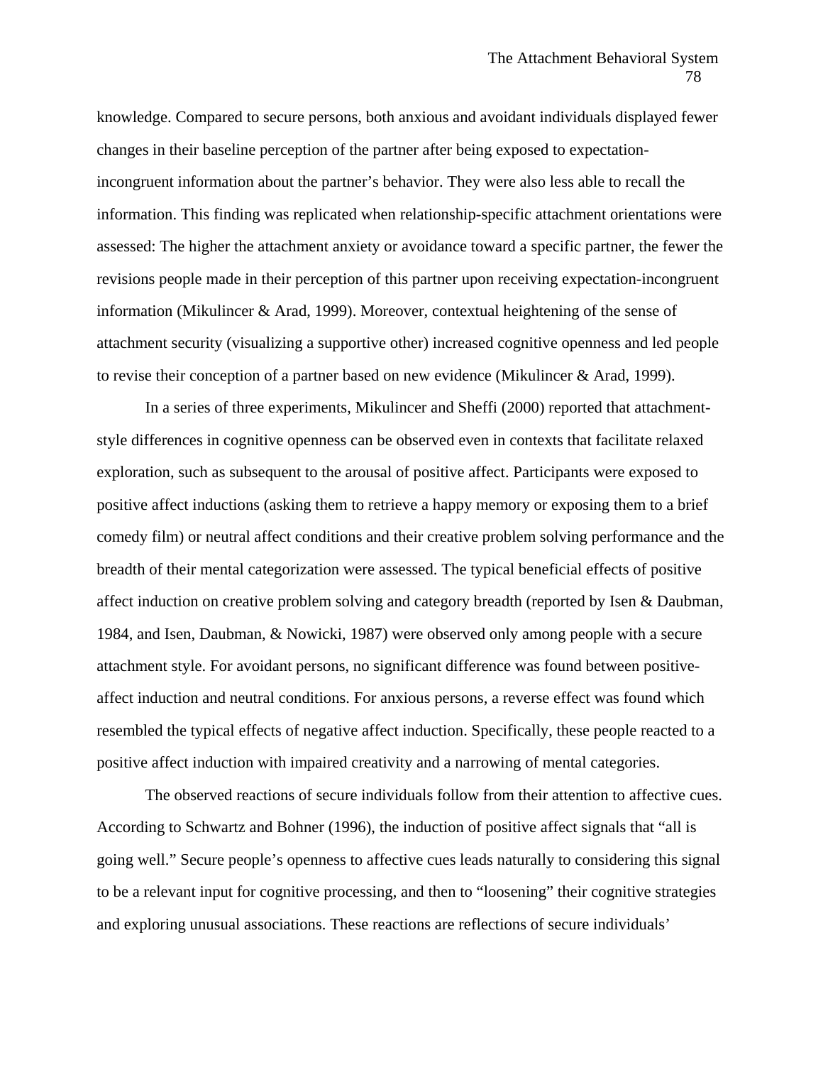knowledge. Compared to secure persons, both anxious and avoidant individuals displayed fewer changes in their baseline perception of the partner after being exposed to expectation-incongruent information about the partner's behavior. They were also less able to recall the information. This finding was replicated when relationship-specific attachment orientations were assessed: The higher the attachment anxiety or avoidance toward a specific partner, the fewer the revisions people made in their perception of this partner upon receiving expectation-incongruent information (Mikulincer & Arad, 1999). Moreover, contextual heightening of the sense of attachment security (visualizing a supportive other) increased cognitive openness and led people to revise their conception of a partner based on new evidence (Mikulincer & Arad, 1999).

In a series of three experiments, Mikulincer and Sheffi (2000) reported that attachment-style differences in cognitive openness can be observed even in contexts that facilitate relaxed exploration, such as subsequent to the arousal of positive affect. Participants were exposed to positive affect inductions (asking them to retrieve a happy memory or exposing them to a brief comedy film) or neutral affect conditions and their creative problem solving performance and the breadth of their mental categorization were assessed. The typical beneficial effects of positive affect induction on creative problem solving and category breadth (reported by Isen & Daubman, 1984, and Isen, Daubman, & Nowicki, 1987) were observed only among people with a secure attachment style. For avoidant persons, no significant difference was found between positive-affect induction and neutral conditions. For anxious persons, a reverse effect was found which resembled the typical effects of negative affect induction. Specifically, these people reacted to a positive affect induction with impaired creativity and a narrowing of mental categories.

The observed reactions of secure individuals follow from their attention to affective cues. According to Schwartz and Bohner (1996), the induction of positive affect signals that "all is going well." Secure people's openness to affective cues leads naturally to considering this signal to be a relevant input for cognitive processing, and then to "loosening" their cognitive strategies and exploring unusual associations. These reactions are reflections of secure individuals'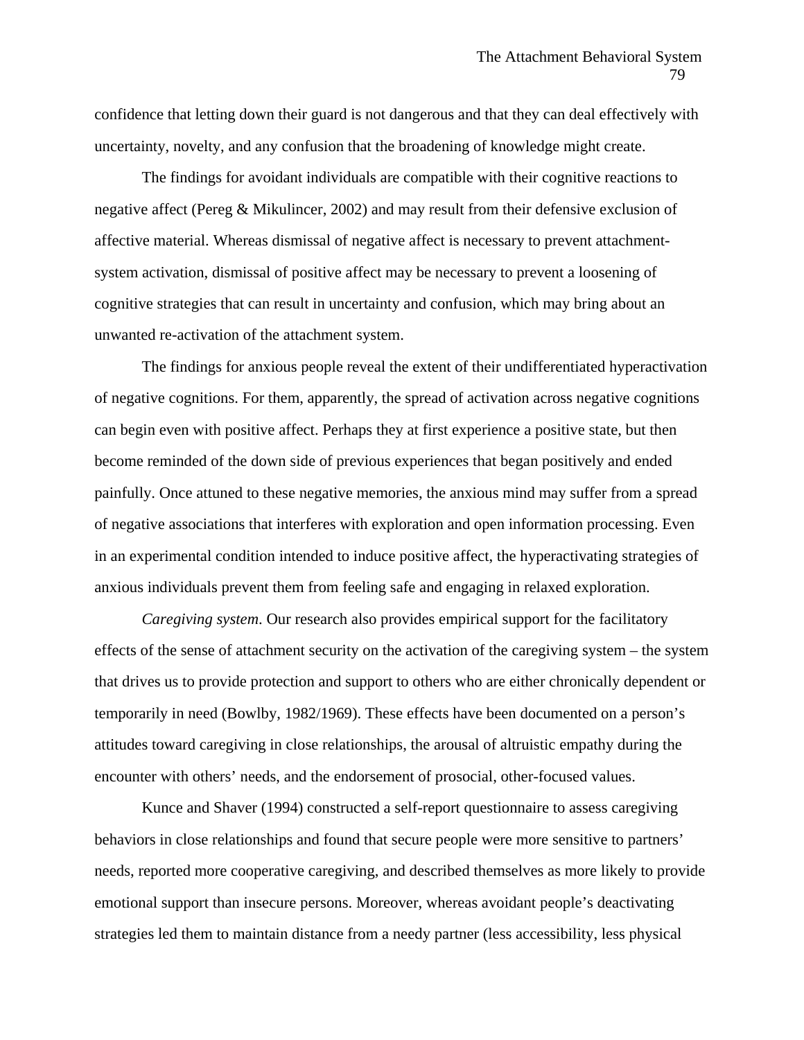confidence that letting down their guard is not dangerous and that they can deal effectively with uncertainty, novelty, and any confusion that the broadening of knowledge might create.

The findings for avoidant individuals are compatible with their cognitive reactions to negative affect (Pereg & Mikulincer, 2002) and may result from their defensive exclusion of affective material. Whereas dismissal of negative affect is necessary to prevent attachment-system activation, dismissal of positive affect may be necessary to prevent a loosening of cognitive strategies that can result in uncertainty and confusion, which may bring about an unwanted re-activation of the attachment system.

The findings for anxious people reveal the extent of their undifferentiated hyperactivation of negative cognitions. For them, apparently, the spread of activation across negative cognitions can begin even with positive affect. Perhaps they at first experience a positive state, but then become reminded of the down side of previous experiences that began positively and ended painfully. Once attuned to these negative memories, the anxious mind may suffer from a spread of negative associations that interferes with exploration and open information processing. Even in an experimental condition intended to induce positive affect, the hyperactivating strategies of anxious individuals prevent them from feeling safe and engaging in relaxed exploration.

*Caregiving system*. Our research also provides empirical support for the facilitatory effects of the sense of attachment security on the activation of the caregiving system – the system that drives us to provide protection and support to others who are either chronically dependent or temporarily in need (Bowlby, 1982/1969). These effects have been documented on a person's attitudes toward caregiving in close relationships, the arousal of altruistic empathy during the encounter with others' needs, and the endorsement of prosocial, other-focused values.

Kunce and Shaver (1994) constructed a self-report questionnaire to assess caregiving behaviors in close relationships and found that secure people were more sensitive to partners' needs, reported more cooperative caregiving, and described themselves as more likely to provide emotional support than insecure persons. Moreover, whereas avoidant people's deactivating strategies led them to maintain distance from a needy partner (less accessibility, less physical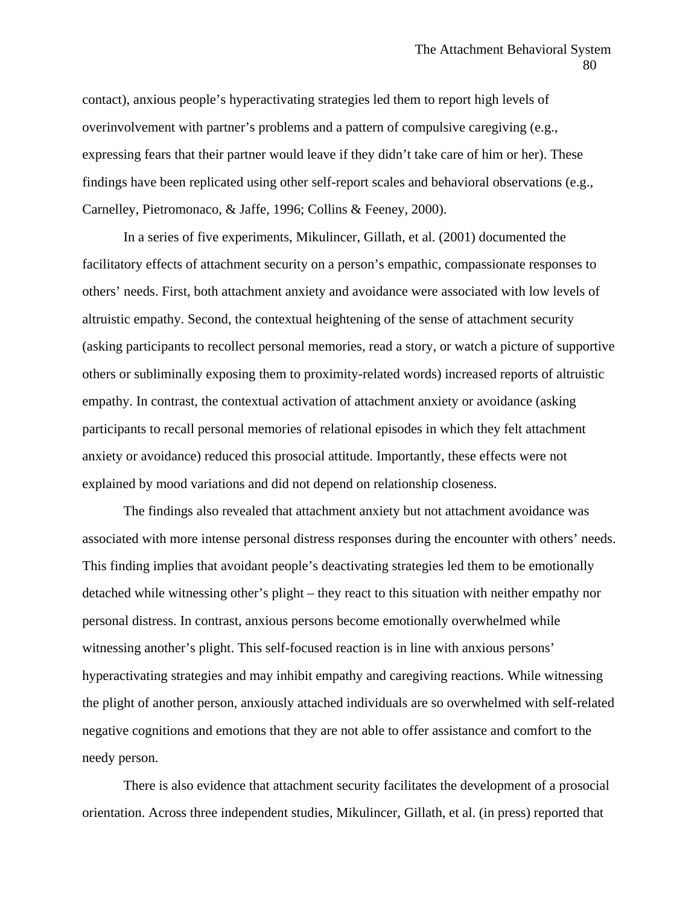contact), anxious people's hyperactivating strategies led them to report high levels of overinvolvement with partner's problems and a pattern of compulsive caregiving (e.g., expressing fears that their partner would leave if they didn't take care of him or her). These findings have been replicated using other self-report scales and behavioral observations (e.g., Carnelley, Pietromonaco, & Jaffe, 1996; Collins & Feeney, 2000).

In a series of five experiments, Mikulincer, Gillath, et al. (2001) documented the facilitatory effects of attachment security on a person's empathic, compassionate responses to others' needs. First, both attachment anxiety and avoidance were associated with low levels of altruistic empathy. Second, the contextual heightening of the sense of attachment security (asking participants to recollect personal memories, read a story, or watch a picture of supportive others or subliminally exposing them to proximity-related words) increased reports of altruistic empathy. In contrast, the contextual activation of attachment anxiety or avoidance (asking participants to recall personal memories of relational episodes in which they felt attachment anxiety or avoidance) reduced this prosocial attitude. Importantly, these effects were not explained by mood variations and did not depend on relationship closeness.

The findings also revealed that attachment anxiety but not attachment avoidance was associated with more intense personal distress responses during the encounter with others' needs. This finding implies that avoidant people's deactivating strategies led them to be emotionally detached while witnessing other's plight – they react to this situation with neither empathy nor personal distress. In contrast, anxious persons become emotionally overwhelmed while witnessing another's plight. This self-focused reaction is in line with anxious persons' hyperactivating strategies and may inhibit empathy and caregiving reactions. While witnessing the plight of another person, anxiously attached individuals are so overwhelmed with self-related negative cognitions and emotions that they are not able to offer assistance and comfort to the needy person.

There is also evidence that attachment security facilitates the development of a prosocial orientation. Across three independent studies, Mikulincer, Gillath, et al. (in press) reported that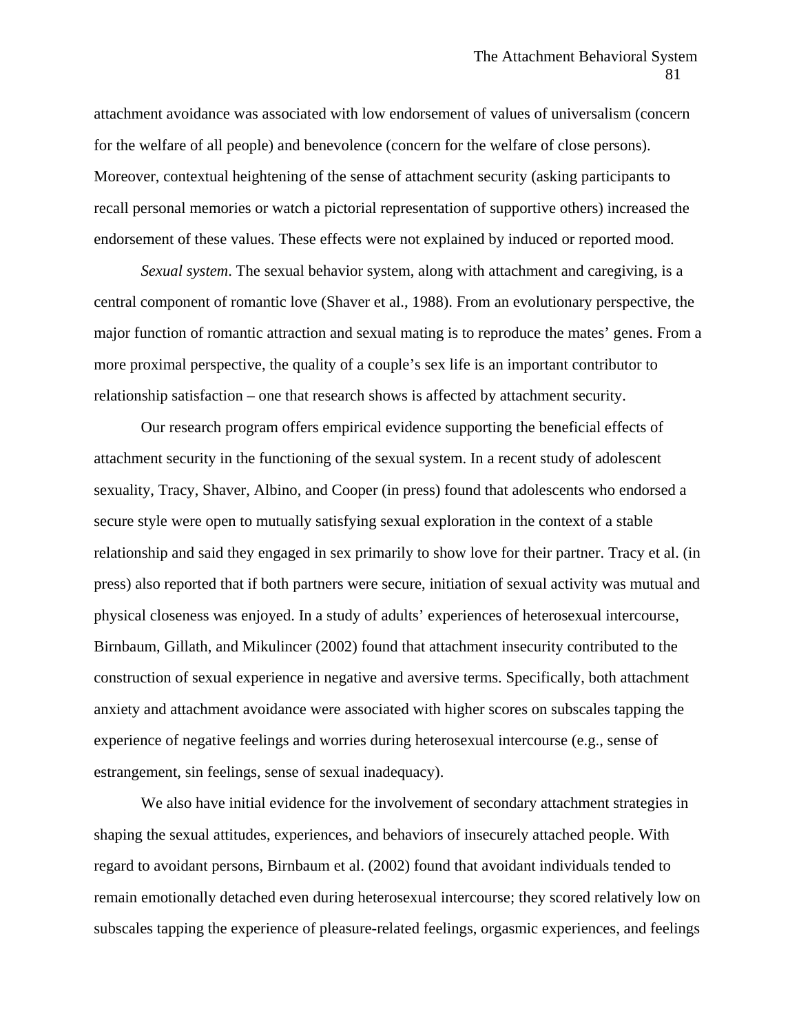attachment avoidance was associated with low endorsement of values of universalism (concern for the welfare of all people) and benevolence (concern for the welfare of close persons). Moreover, contextual heightening of the sense of attachment security (asking participants to recall personal memories or watch a pictorial representation of supportive others) increased the endorsement of these values. These effects were not explained by induced or reported mood.

*Sexual system*. The sexual behavior system, along with attachment and caregiving, is a central component of romantic love (Shaver et al., 1988). From an evolutionary perspective, the major function of romantic attraction and sexual mating is to reproduce the mates' genes. From a more proximal perspective, the quality of a couple's sex life is an important contributor to relationship satisfaction – one that research shows is affected by attachment security.

Our research program offers empirical evidence supporting the beneficial effects of attachment security in the functioning of the sexual system. In a recent study of adolescent sexuality, Tracy, Shaver, Albino, and Cooper (in press) found that adolescents who endorsed a secure style were open to mutually satisfying sexual exploration in the context of a stable relationship and said they engaged in sex primarily to show love for their partner. Tracy et al. (in press) also reported that if both partners were secure, initiation of sexual activity was mutual and physical closeness was enjoyed. In a study of adults' experiences of heterosexual intercourse, Birnbaum, Gillath, and Mikulincer (2002) found that attachment insecurity contributed to the construction of sexual experience in negative and aversive terms. Specifically, both attachment anxiety and attachment avoidance were associated with higher scores on subscales tapping the experience of negative feelings and worries during heterosexual intercourse (e.g., sense of estrangement, sin feelings, sense of sexual inadequacy).

We also have initial evidence for the involvement of secondary attachment strategies in shaping the sexual attitudes, experiences, and behaviors of insecurely attached people. With regard to avoidant persons, Birnbaum et al. (2002) found that avoidant individuals tended to remain emotionally detached even during heterosexual intercourse; they scored relatively low on subscales tapping the experience of pleasure-related feelings, orgasmic experiences, and feelings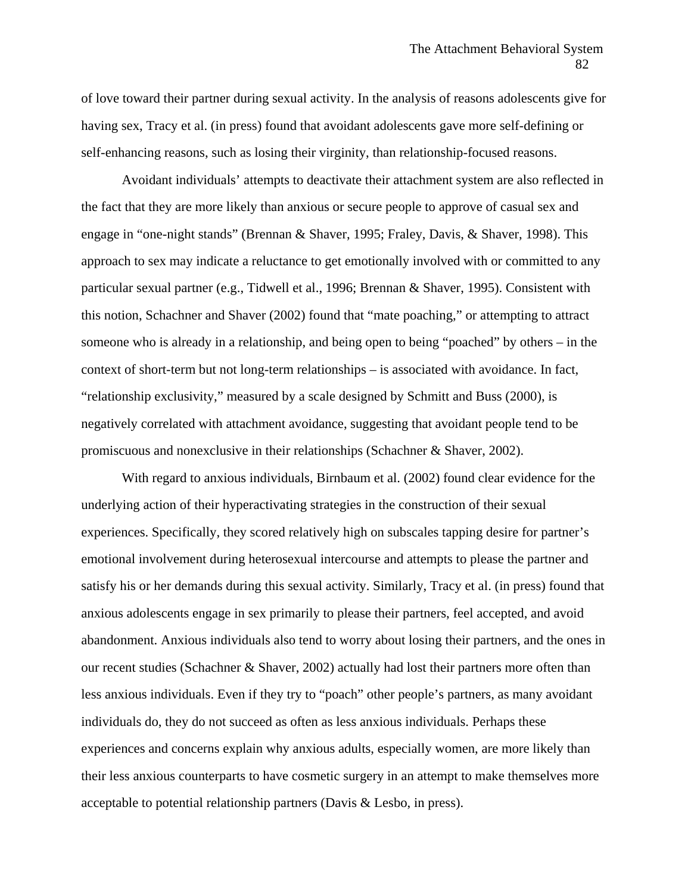of love toward their partner during sexual activity. In the analysis of reasons adolescents give for having sex, Tracy et al. (in press) found that avoidant adolescents gave more self-defining or self-enhancing reasons, such as losing their virginity, than relationship-focused reasons.

Avoidant individuals' attempts to deactivate their attachment system are also reflected in the fact that they are more likely than anxious or secure people to approve of casual sex and engage in "one-night stands" (Brennan & Shaver, 1995; Fraley, Davis, & Shaver, 1998). This approach to sex may indicate a reluctance to get emotionally involved with or committed to any particular sexual partner (e.g., Tidwell et al., 1996; Brennan & Shaver, 1995). Consistent with this notion, Schachner and Shaver (2002) found that "mate poaching," or attempting to attract someone who is already in a relationship, and being open to being "poached" by others – in the context of short-term but not long-term relationships – is associated with avoidance. In fact, "relationship exclusivity," measured by a scale designed by Schmitt and Buss (2000), is negatively correlated with attachment avoidance, suggesting that avoidant people tend to be promiscuous and nonexclusive in their relationships (Schachner & Shaver, 2002).

With regard to anxious individuals, Birnbaum et al. (2002) found clear evidence for the underlying action of their hyperactivating strategies in the construction of their sexual experiences. Specifically, they scored relatively high on subscales tapping desire for partner's emotional involvement during heterosexual intercourse and attempts to please the partner and satisfy his or her demands during this sexual activity. Similarly, Tracy et al. (in press) found that anxious adolescents engage in sex primarily to please their partners, feel accepted, and avoid abandonment. Anxious individuals also tend to worry about losing their partners, and the ones in our recent studies (Schachner & Shaver, 2002) actually had lost their partners more often than less anxious individuals. Even if they try to "poach" other people's partners, as many avoidant individuals do, they do not succeed as often as less anxious individuals. Perhaps these experiences and concerns explain why anxious adults, especially women, are more likely than their less anxious counterparts to have cosmetic surgery in an attempt to make themselves more acceptable to potential relationship partners (Davis & Lesbo, in press).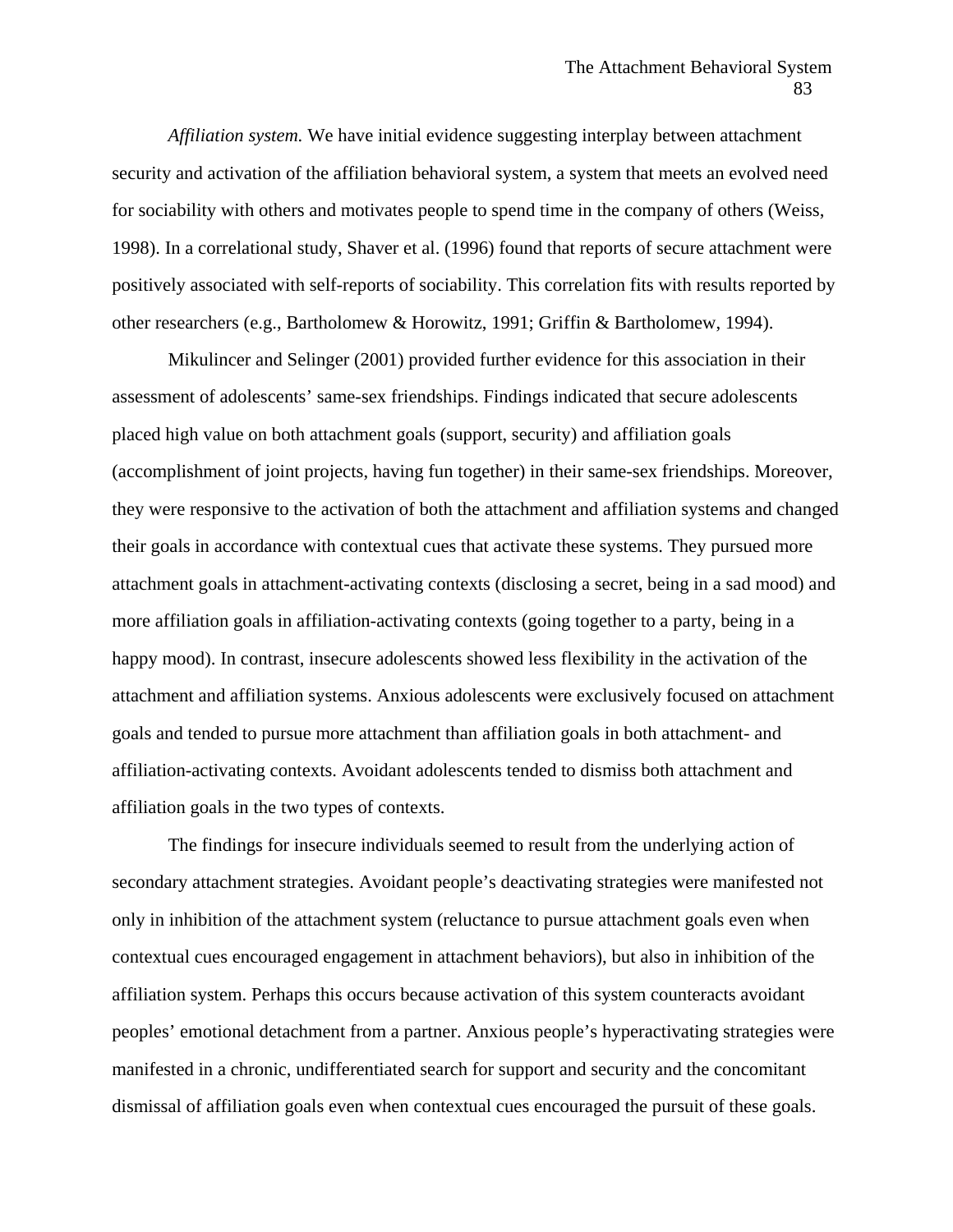*Affiliation system.* We have initial evidence suggesting interplay between attachment security and activation of the affiliation behavioral system, a system that meets an evolved need for sociability with others and motivates people to spend time in the company of others (Weiss, 1998). In a correlational study, Shaver et al. (1996) found that reports of secure attachment were positively associated with self-reports of sociability. This correlation fits with results reported by other researchers (e.g., Bartholomew & Horowitz, 1991; Griffin & Bartholomew, 1994).

Mikulincer and Selinger (2001) provided further evidence for this association in their assessment of adolescents' same-sex friendships. Findings indicated that secure adolescents placed high value on both attachment goals (support, security) and affiliation goals (accomplishment of joint projects, having fun together) in their same-sex friendships. Moreover, they were responsive to the activation of both the attachment and affiliation systems and changed their goals in accordance with contextual cues that activate these systems. They pursued more attachment goals in attachment-activating contexts (disclosing a secret, being in a sad mood) and more affiliation goals in affiliation-activating contexts (going together to a party, being in a happy mood). In contrast, insecure adolescents showed less flexibility in the activation of the attachment and affiliation systems. Anxious adolescents were exclusively focused on attachment goals and tended to pursue more attachment than affiliation goals in both attachment- and affiliation-activating contexts. Avoidant adolescents tended to dismiss both attachment and affiliation goals in the two types of contexts.

The findings for insecure individuals seemed to result from the underlying action of secondary attachment strategies. Avoidant people's deactivating strategies were manifested not only in inhibition of the attachment system (reluctance to pursue attachment goals even when contextual cues encouraged engagement in attachment behaviors), but also in inhibition of the affiliation system. Perhaps this occurs because activation of this system counteracts avoidant peoples' emotional detachment from a partner. Anxious people's hyperactivating strategies were manifested in a chronic, undifferentiated search for support and security and the concomitant dismissal of affiliation goals even when contextual cues encouraged the pursuit of these goals.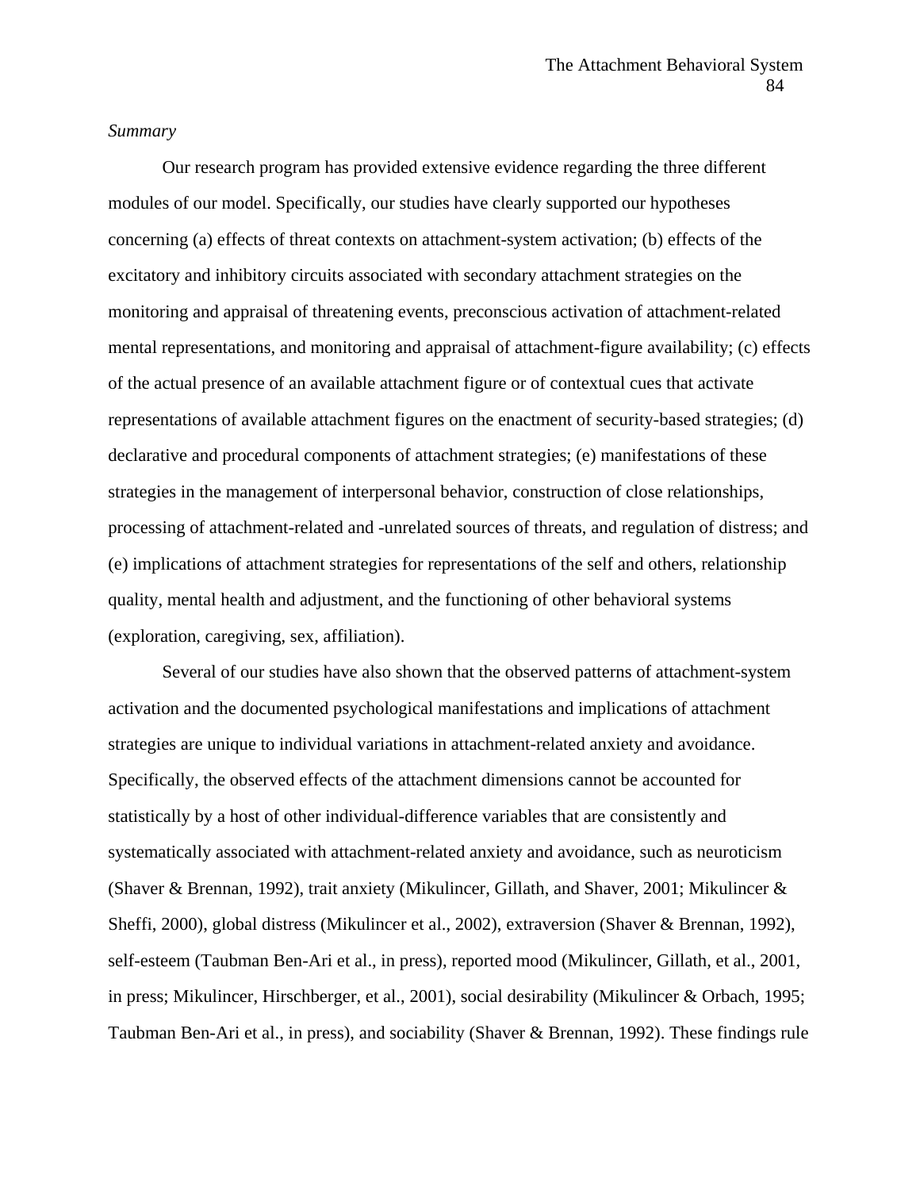*Summary*

Our research program has provided extensive evidence regarding the three different modules of our model. Specifically, our studies have clearly supported our hypotheses concerning (a) effects of threat contexts on attachment-system activation; (b) effects of the excitatory and inhibitory circuits associated with secondary attachment strategies on the monitoring and appraisal of threatening events, preconscious activation of attachment-related mental representations, and monitoring and appraisal of attachment-figure availability; (c) effects of the actual presence of an available attachment figure or of contextual cues that activate representations of available attachment figures on the enactment of security-based strategies; (d) declarative and procedural components of attachment strategies; (e) manifestations of these strategies in the management of interpersonal behavior, construction of close relationships, processing of attachment-related and -unrelated sources of threats, and regulation of distress; and (e) implications of attachment strategies for representations of the self and others, relationship quality, mental health and adjustment, and the functioning of other behavioral systems (exploration, caregiving, sex, affiliation).

Several of our studies have also shown that the observed patterns of attachment-system activation and the documented psychological manifestations and implications of attachment strategies are unique to individual variations in attachment-related anxiety and avoidance. Specifically, the observed effects of the attachment dimensions cannot be accounted for statistically by a host of other individual-difference variables that are consistently and systematically associated with attachment-related anxiety and avoidance, such as neuroticism (Shaver & Brennan, 1992), trait anxiety (Mikulincer, Gillath, and Shaver, 2001; Mikulincer & Sheffi, 2000), global distress (Mikulincer et al., 2002), extraversion (Shaver & Brennan, 1992), self-esteem (Taubman Ben-Ari et al., in press), reported mood (Mikulincer, Gillath, et al., 2001, in press; Mikulincer, Hirschberger, et al., 2001), social desirability (Mikulincer & Orbach, 1995; Taubman Ben-Ari et al., in press), and sociability (Shaver & Brennan, 1992). These findings rule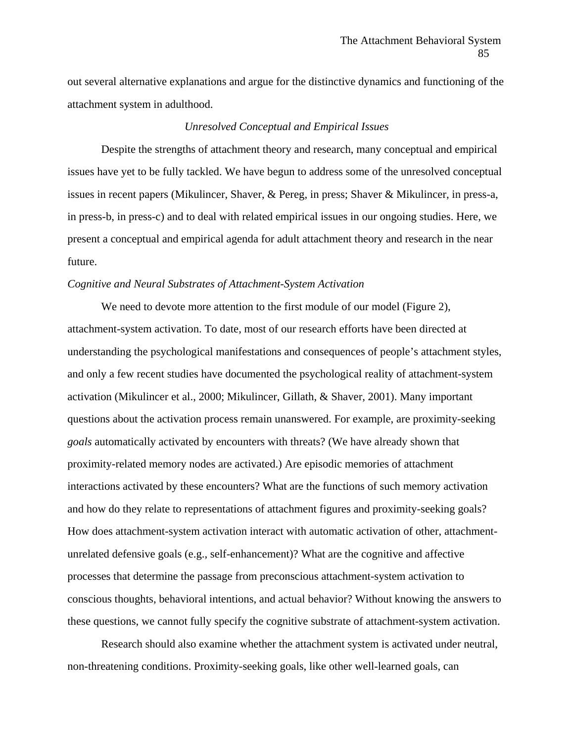out several alternative explanations and argue for the distinctive dynamics and functioning of the attachment system in adulthood.

## *Unresolved Conceptual and Empirical Issues*

Despite the strengths of attachment theory and research, many conceptual and empirical issues have yet to be fully tackled. We have begun to address some of the unresolved conceptual issues in recent papers (Mikulincer, Shaver, & Pereg, in press; Shaver & Mikulincer, in press-a, in press-b, in press-c) and to deal with related empirical issues in our ongoing studies. Here, we present a conceptual and empirical agenda for adult attachment theory and research in the near future.

### *Cognitive and Neural Substrates of Attachment-System Activation*

We need to devote more attention to the first module of our model (Figure 2), attachment-system activation. To date, most of our research efforts have been directed at understanding the psychological manifestations and consequences of people's attachment styles, and only a few recent studies have documented the psychological reality of attachment-system activation (Mikulincer et al., 2000; Mikulincer, Gillath, & Shaver, 2001). Many important questions about the activation process remain unanswered. For example, are proximity-seeking *goals* automatically activated by encounters with threats? (We have already shown that proximity-related memory nodes are activated.) Are episodic memories of attachment interactions activated by these encounters? What are the functions of such memory activation and how do they relate to representations of attachment figures and proximity-seeking goals? How does attachment-system activation interact with automatic activation of other, attachment-unrelated defensive goals (e.g., self-enhancement)? What are the cognitive and affective processes that determine the passage from preconscious attachment-system activation to conscious thoughts, behavioral intentions, and actual behavior? Without knowing the answers to these questions, we cannot fully specify the cognitive substrate of attachment-system activation.

Research should also examine whether the attachment system is activated under neutral, non-threatening conditions. Proximity-seeking goals, like other well-learned goals, can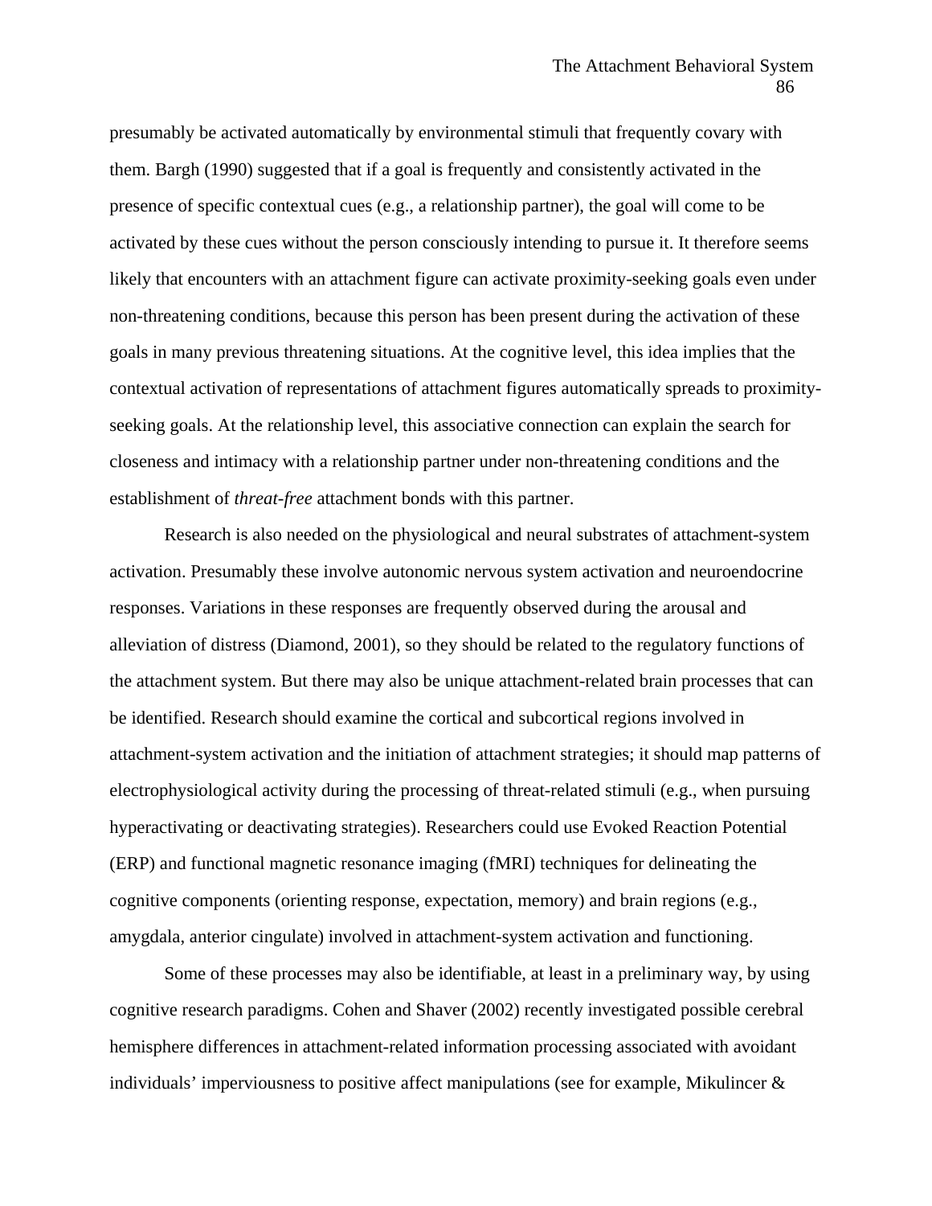presumably be activated automatically by environmental stimuli that frequently covary with them. Bargh (1990) suggested that if a goal is frequently and consistently activated in the presence of specific contextual cues (e.g., a relationship partner), the goal will come to be activated by these cues without the person consciously intending to pursue it. It therefore seems likely that encounters with an attachment figure can activate proximity-seeking goals even under non-threatening conditions, because this person has been present during the activation of these goals in many previous threatening situations. At the cognitive level, this idea implies that the contextual activation of representations of attachment figures automatically spreads to proximity-seeking goals. At the relationship level, this associative connection can explain the search for closeness and intimacy with a relationship partner under non-threatening conditions and the establishment of *threat-free* attachment bonds with this partner.

Research is also needed on the physiological and neural substrates of attachment-system activation. Presumably these involve autonomic nervous system activation and neuroendocrine responses. Variations in these responses are frequently observed during the arousal and alleviation of distress (Diamond, 2001), so they should be related to the regulatory functions of the attachment system. But there may also be unique attachment-related brain processes that can be identified. Research should examine the cortical and subcortical regions involved in attachment-system activation and the initiation of attachment strategies; it should map patterns of electrophysiological activity during the processing of threat-related stimuli (e.g., when pursuing hyperactivating or deactivating strategies). Researchers could use Evoked Reaction Potential (ERP) and functional magnetic resonance imaging (fMRI) techniques for delineating the cognitive components (orienting response, expectation, memory) and brain regions (e.g., amygdala, anterior cingulate) involved in attachment-system activation and functioning.

Some of these processes may also be identifiable, at least in a preliminary way, by using cognitive research paradigms. Cohen and Shaver (2002) recently investigated possible cerebral hemisphere differences in attachment-related information processing associated with avoidant individuals' imperviousness to positive affect manipulations (see for example, Mikulincer &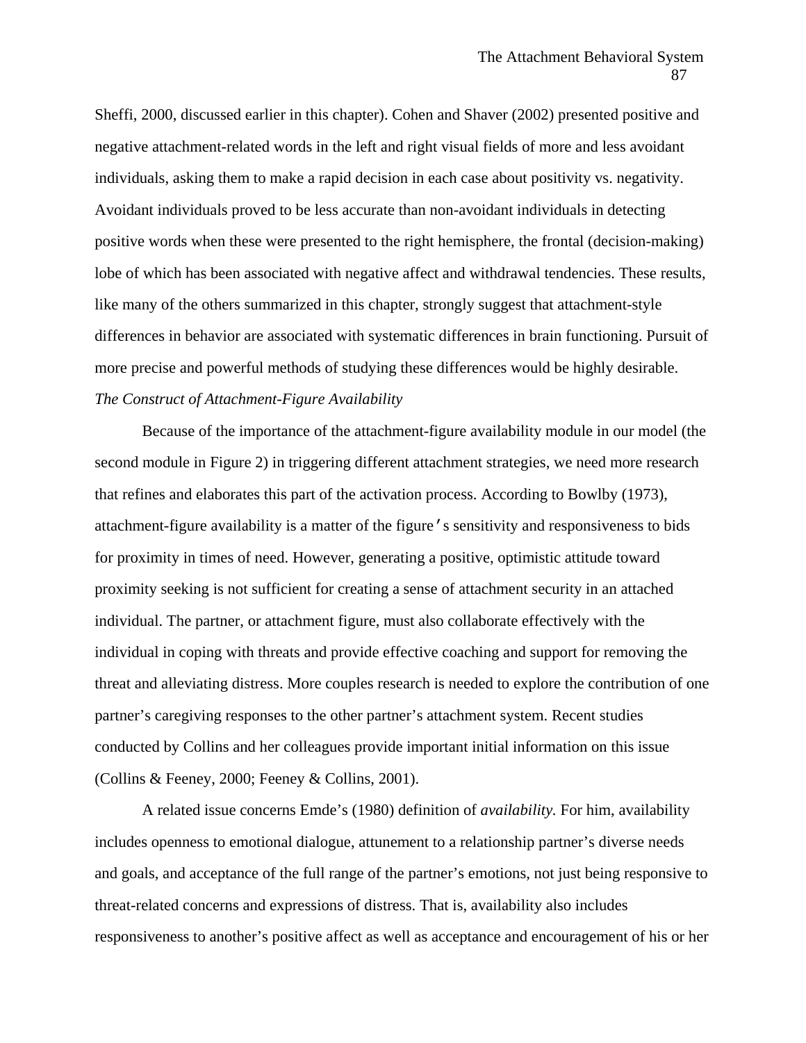Sheffi, 2000, discussed earlier in this chapter). Cohen and Shaver (2002) presented positive and negative attachment-related words in the left and right visual fields of more and less avoidant individuals, asking them to make a rapid decision in each case about positivity vs. negativity. Avoidant individuals proved to be less accurate than non-avoidant individuals in detecting positive words when these were presented to the right hemisphere, the frontal (decision-making) lobe of which has been associated with negative affect and withdrawal tendencies. These results, like many of the others summarized in this chapter, strongly suggest that attachment-style differences in behavior are associated with systematic differences in brain functioning. Pursuit of more precise and powerful methods of studying these differences would be highly desirable.

*The Construct of Attachment-Figure Availability*

Because of the importance of the attachment-figure availability module in our model (the second module in Figure 2) in triggering different attachment strategies, we need more research that refines and elaborates this part of the activation process. According to Bowlby (1973), attachment-figure availability is a matter of the figure's sensitivity and responsiveness to bids for proximity in times of need. However, generating a positive, optimistic attitude toward proximity seeking is not sufficient for creating a sense of attachment security in an attached individual. The partner, or attachment figure, must also collaborate effectively with the individual in coping with threats and provide effective coaching and support for removing the threat and alleviating distress. More couples research is needed to explore the contribution of one partner's caregiving responses to the other partner's attachment system. Recent studies conducted by Collins and her colleagues provide important initial information on this issue (Collins & Feeney, 2000; Feeney & Collins, 2001).

A related issue concerns Emde's (1980) definition of *availability.* For him, availability includes openness to emotional dialogue, attunement to a relationship partner's diverse needs and goals, and acceptance of the full range of the partner's emotions, not just being responsive to threat-related concerns and expressions of distress. That is, availability also includes responsiveness to another's positive affect as well as acceptance and encouragement of his or her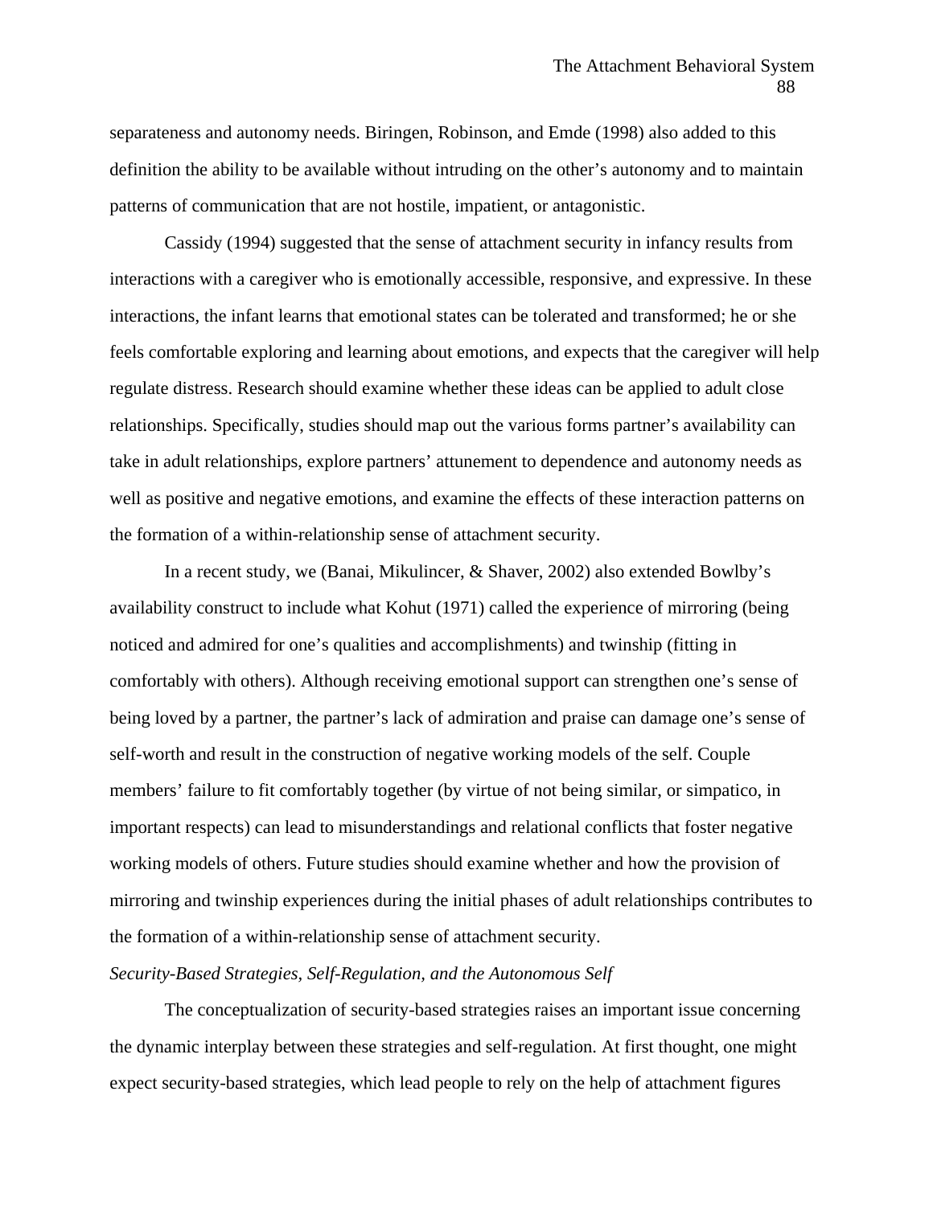separateness and autonomy needs. Biringen, Robinson, and Emde (1998) also added to this definition the ability to be available without intruding on the other's autonomy and to maintain patterns of communication that are not hostile, impatient, or antagonistic.

Cassidy (1994) suggested that the sense of attachment security in infancy results from interactions with a caregiver who is emotionally accessible, responsive, and expressive. In these interactions, the infant learns that emotional states can be tolerated and transformed; he or she feels comfortable exploring and learning about emotions, and expects that the caregiver will help regulate distress. Research should examine whether these ideas can be applied to adult close relationships. Specifically, studies should map out the various forms partner's availability can take in adult relationships, explore partners' attunement to dependence and autonomy needs as well as positive and negative emotions, and examine the effects of these interaction patterns on the formation of a within-relationship sense of attachment security.

In a recent study, we (Banai, Mikulincer, & Shaver, 2002) also extended Bowlby's availability construct to include what Kohut (1971) called the experience of mirroring (being noticed and admired for one's qualities and accomplishments) and twinship (fitting in comfortably with others). Although receiving emotional support can strengthen one's sense of being loved by a partner, the partner's lack of admiration and praise can damage one's sense of self-worth and result in the construction of negative working models of the self. Couple members' failure to fit comfortably together (by virtue of not being similar, or simpatico, in important respects) can lead to misunderstandings and relational conflicts that foster negative working models of others. Future studies should examine whether and how the provision of mirroring and twinship experiences during the initial phases of adult relationships contributes to the formation of a within-relationship sense of attachment security.

*Security-Based Strategies, Self-Regulation, and the Autonomous Self*

The conceptualization of security-based strategies raises an important issue concerning the dynamic interplay between these strategies and self-regulation. At first thought, one might expect security-based strategies, which lead people to rely on the help of attachment figures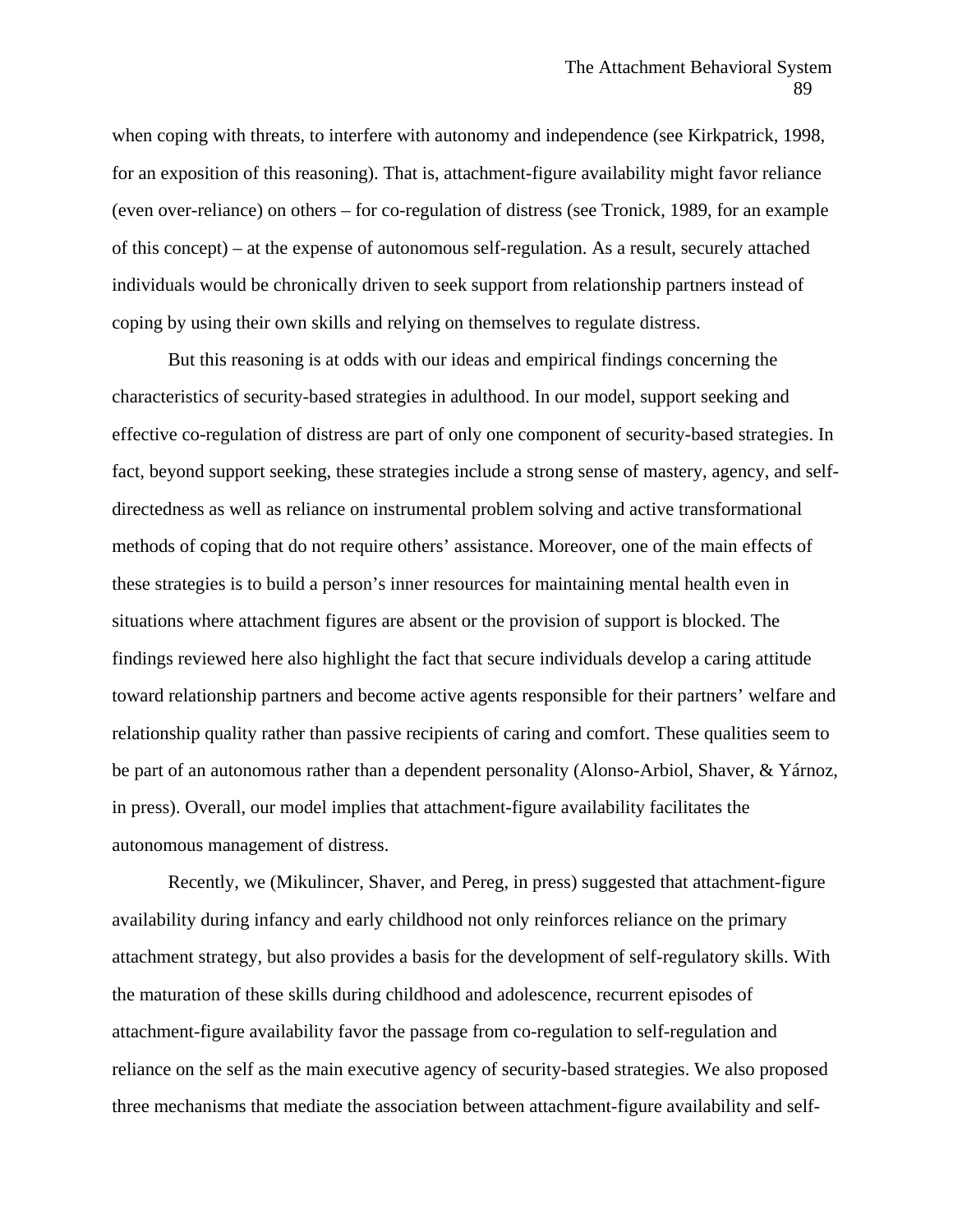when coping with threats, to interfere with autonomy and independence (see Kirkpatrick, 1998, for an exposition of this reasoning). That is, attachment-figure availability might favor reliance (even over-reliance) on others – for co-regulation of distress (see Tronick, 1989, for an example of this concept) – at the expense of autonomous self-regulation. As a result, securely attached individuals would be chronically driven to seek support from relationship partners instead of coping by using their own skills and relying on themselves to regulate distress.

But this reasoning is at odds with our ideas and empirical findings concerning the characteristics of security-based strategies in adulthood. In our model, support seeking and effective co-regulation of distress are part of only one component of security-based strategies. In fact, beyond support seeking, these strategies include a strong sense of mastery, agency, and self-directedness as well as reliance on instrumental problem solving and active transformational methods of coping that do not require others' assistance. Moreover, one of the main effects of these strategies is to build a person's inner resources for maintaining mental health even in situations where attachment figures are absent or the provision of support is blocked. The findings reviewed here also highlight the fact that secure individuals develop a caring attitude toward relationship partners and become active agents responsible for their partners' welfare and relationship quality rather than passive recipients of caring and comfort. These qualities seem to be part of an autonomous rather than a dependent personality (Alonso-Arbiol, Shaver, & Yárnoz, in press). Overall, our model implies that attachment-figure availability facilitates the autonomous management of distress.

Recently, we (Mikulincer, Shaver, and Pereg, in press) suggested that attachment-figure availability during infancy and early childhood not only reinforces reliance on the primary attachment strategy, but also provides a basis for the development of self-regulatory skills. With the maturation of these skills during childhood and adolescence, recurrent episodes of attachment-figure availability favor the passage from co-regulation to self-regulation and reliance on the self as the main executive agency of security-based strategies. We also proposed three mechanisms that mediate the association between attachment-figure availability and self-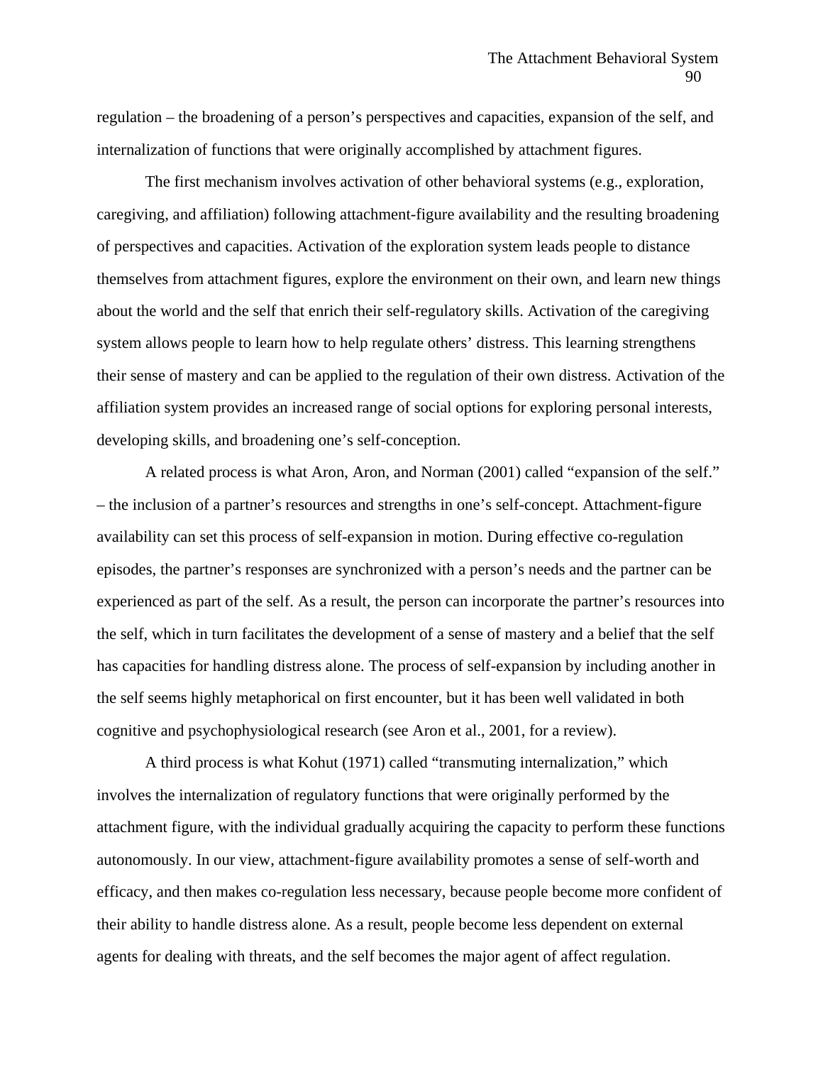regulation – the broadening of a person's perspectives and capacities, expansion of the self, and internalization of functions that were originally accomplished by attachment figures.

The first mechanism involves activation of other behavioral systems (e.g., exploration, caregiving, and affiliation) following attachment-figure availability and the resulting broadening of perspectives and capacities. Activation of the exploration system leads people to distance themselves from attachment figures, explore the environment on their own, and learn new things about the world and the self that enrich their self-regulatory skills. Activation of the caregiving system allows people to learn how to help regulate others' distress. This learning strengthens their sense of mastery and can be applied to the regulation of their own distress. Activation of the affiliation system provides an increased range of social options for exploring personal interests, developing skills, and broadening one's self-conception.

A related process is what Aron, Aron, and Norman (2001) called "expansion of the self." – the inclusion of a partner's resources and strengths in one's self-concept. Attachment-figure availability can set this process of self-expansion in motion. During effective co-regulation episodes, the partner's responses are synchronized with a person's needs and the partner can be experienced as part of the self. As a result, the person can incorporate the partner's resources into the self, which in turn facilitates the development of a sense of mastery and a belief that the self has capacities for handling distress alone. The process of self-expansion by including another in the self seems highly metaphorical on first encounter, but it has been well validated in both cognitive and psychophysiological research (see Aron et al., 2001, for a review).

A third process is what Kohut (1971) called "transmuting internalization," which involves the internalization of regulatory functions that were originally performed by the attachment figure, with the individual gradually acquiring the capacity to perform these functions autonomously. In our view, attachment-figure availability promotes a sense of self-worth and efficacy, and then makes co-regulation less necessary, because people become more confident of their ability to handle distress alone. As a result, people become less dependent on external agents for dealing with threats, and the self becomes the major agent of affect regulation.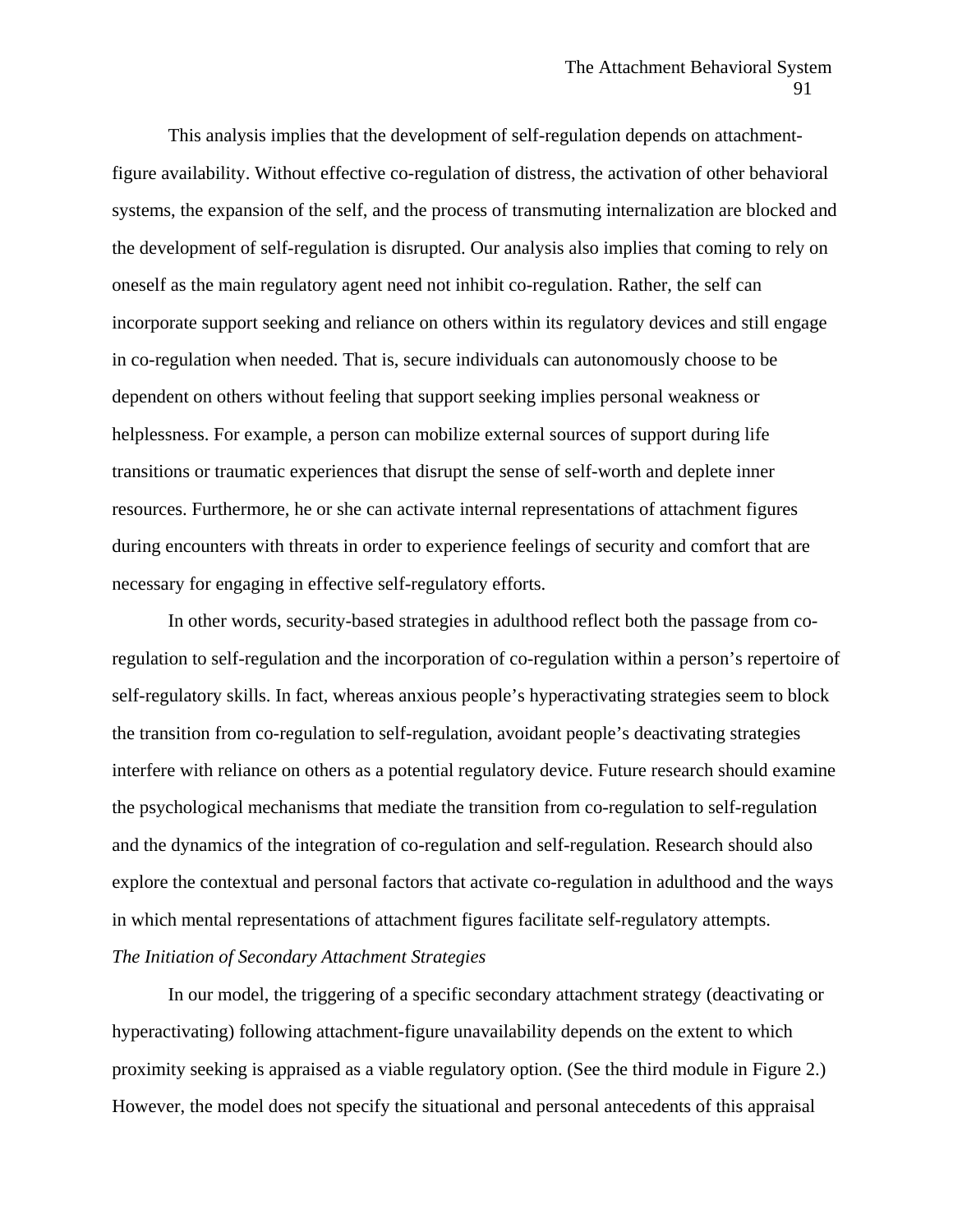This analysis implies that the development of self-regulation depends on attachment-figure availability. Without effective co-regulation of distress, the activation of other behavioral systems, the expansion of the self, and the process of transmuting internalization are blocked and the development of self-regulation is disrupted. Our analysis also implies that coming to rely on oneself as the main regulatory agent need not inhibit co-regulation. Rather, the self can incorporate support seeking and reliance on others within its regulatory devices and still engage in co-regulation when needed. That is, secure individuals can autonomously choose to be dependent on others without feeling that support seeking implies personal weakness or helplessness. For example, a person can mobilize external sources of support during life transitions or traumatic experiences that disrupt the sense of self-worth and deplete inner resources. Furthermore, he or she can activate internal representations of attachment figures during encounters with threats in order to experience feelings of security and comfort that are necessary for engaging in effective self-regulatory efforts.

In other words, security-based strategies in adulthood reflect both the passage from co-regulation to self-regulation and the incorporation of co-regulation within a person's repertoire of self-regulatory skills. In fact, whereas anxious people's hyperactivating strategies seem to block the transition from co-regulation to self-regulation, avoidant people's deactivating strategies interfere with reliance on others as a potential regulatory device. Future research should examine the psychological mechanisms that mediate the transition from co-regulation to self-regulation and the dynamics of the integration of co-regulation and self-regulation. Research should also explore the contextual and personal factors that activate co-regulation in adulthood and the ways in which mental representations of attachment figures facilitate self-regulatory attempts.

*The Initiation of Secondary Attachment Strategies*

In our model, the triggering of a specific secondary attachment strategy (deactivating or hyperactivating) following attachment-figure unavailability depends on the extent to which proximity seeking is appraised as a viable regulatory option. (See the third module in Figure 2.) However, the model does not specify the situational and personal antecedents of this appraisal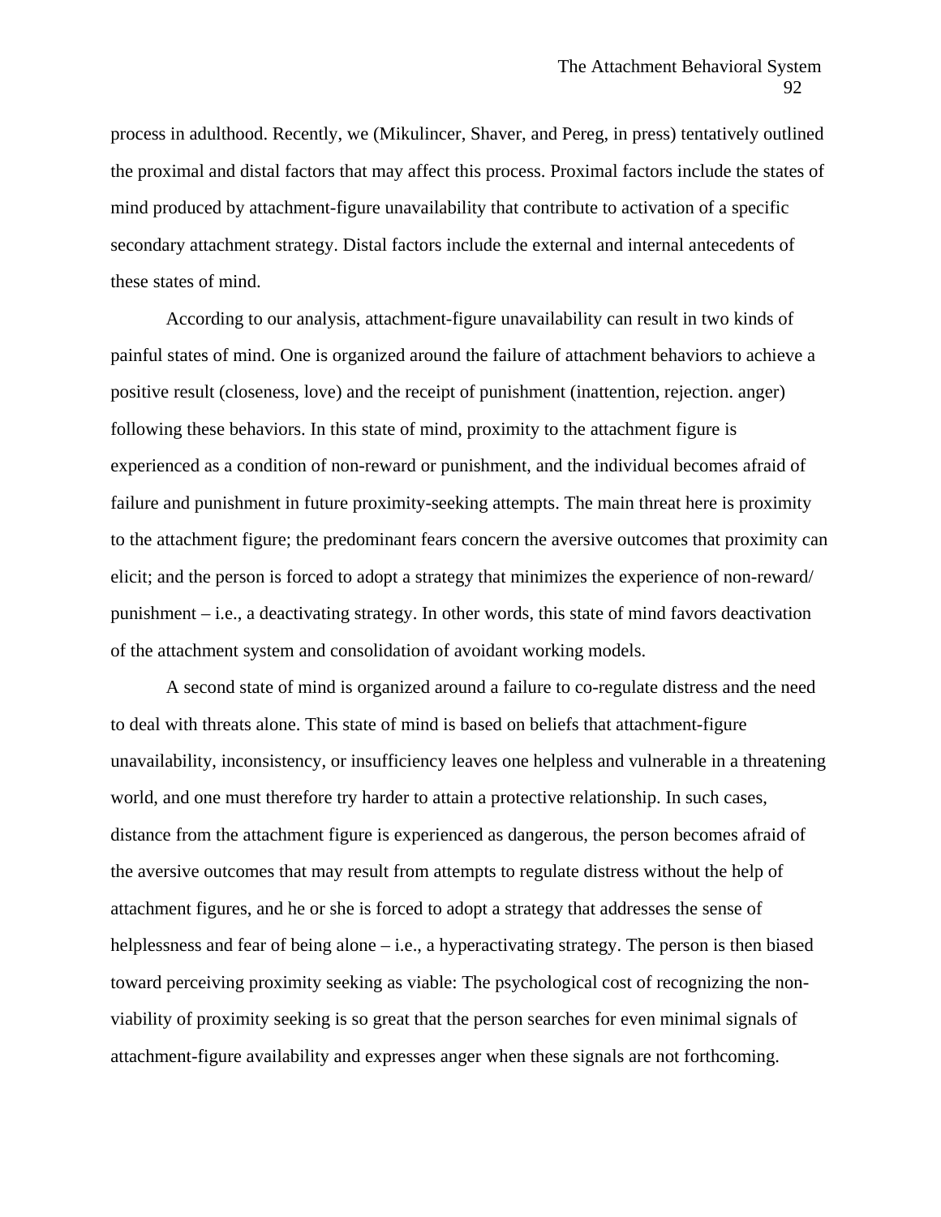process in adulthood. Recently, we (Mikulincer, Shaver, and Pereg, in press) tentatively outlined the proximal and distal factors that may affect this process. Proximal factors include the states of mind produced by attachment-figure unavailability that contribute to activation of a specific secondary attachment strategy. Distal factors include the external and internal antecedents of these states of mind.

According to our analysis, attachment-figure unavailability can result in two kinds of painful states of mind. One is organized around the failure of attachment behaviors to achieve a positive result (closeness, love) and the receipt of punishment (inattention, rejection. anger) following these behaviors. In this state of mind, proximity to the attachment figure is experienced as a condition of non-reward or punishment, and the individual becomes afraid of failure and punishment in future proximity-seeking attempts. The main threat here is proximity to the attachment figure; the predominant fears concern the aversive outcomes that proximity can elicit; and the person is forced to adopt a strategy that minimizes the experience of non-reward/ punishment – i.e., a deactivating strategy. In other words, this state of mind favors deactivation of the attachment system and consolidation of avoidant working models.

A second state of mind is organized around a failure to co-regulate distress and the need to deal with threats alone. This state of mind is based on beliefs that attachment-figure unavailability, inconsistency, or insufficiency leaves one helpless and vulnerable in a threatening world, and one must therefore try harder to attain a protective relationship. In such cases, distance from the attachment figure is experienced as dangerous, the person becomes afraid of the aversive outcomes that may result from attempts to regulate distress without the help of attachment figures, and he or she is forced to adopt a strategy that addresses the sense of helplessness and fear of being alone – i.e., a hyperactivating strategy. The person is then biased toward perceiving proximity seeking as viable: The psychological cost of recognizing the non-viability of proximity seeking is so great that the person searches for even minimal signals of attachment-figure availability and expresses anger when these signals are not forthcoming.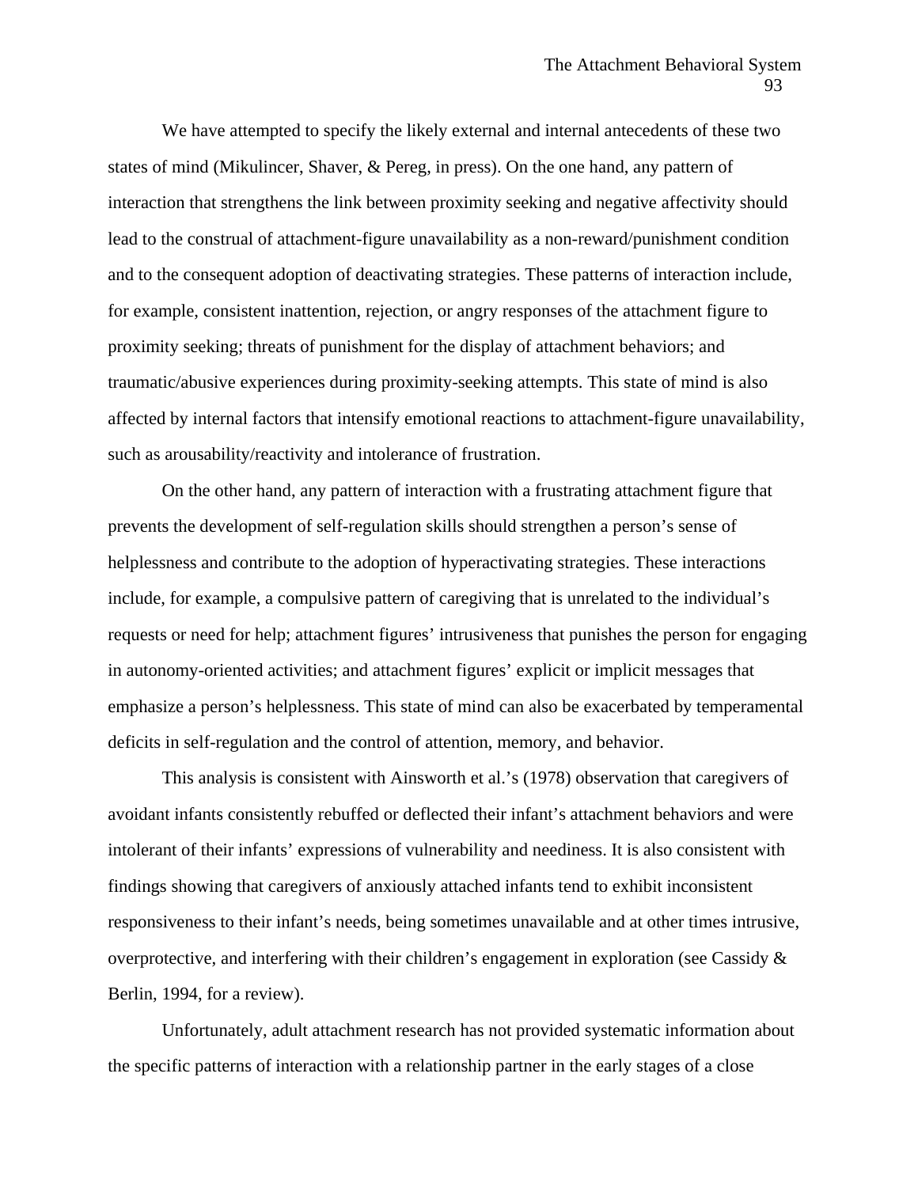We have attempted to specify the likely external and internal antecedents of these two states of mind (Mikulincer, Shaver, & Pereg, in press). On the one hand, any pattern of interaction that strengthens the link between proximity seeking and negative affectivity should lead to the construal of attachment-figure unavailability as a non-reward/punishment condition and to the consequent adoption of deactivating strategies. These patterns of interaction include, for example, consistent inattention, rejection, or angry responses of the attachment figure to proximity seeking; threats of punishment for the display of attachment behaviors; and traumatic/abusive experiences during proximity-seeking attempts. This state of mind is also affected by internal factors that intensify emotional reactions to attachment-figure unavailability, such as arousability/reactivity and intolerance of frustration.

On the other hand, any pattern of interaction with a frustrating attachment figure that prevents the development of self-regulation skills should strengthen a person's sense of helplessness and contribute to the adoption of hyperactivating strategies. These interactions include, for example, a compulsive pattern of caregiving that is unrelated to the individual's requests or need for help; attachment figures' intrusiveness that punishes the person for engaging in autonomy-oriented activities; and attachment figures' explicit or implicit messages that emphasize a person's helplessness. This state of mind can also be exacerbated by temperamental deficits in self-regulation and the control of attention, memory, and behavior.

This analysis is consistent with Ainsworth et al.'s (1978) observation that caregivers of avoidant infants consistently rebuffed or deflected their infant's attachment behaviors and were intolerant of their infants' expressions of vulnerability and neediness. It is also consistent with findings showing that caregivers of anxiously attached infants tend to exhibit inconsistent responsiveness to their infant's needs, being sometimes unavailable and at other times intrusive, overprotective, and interfering with their children's engagement in exploration (see Cassidy & Berlin, 1994, for a review).

Unfortunately, adult attachment research has not provided systematic information about the specific patterns of interaction with a relationship partner in the early stages of a close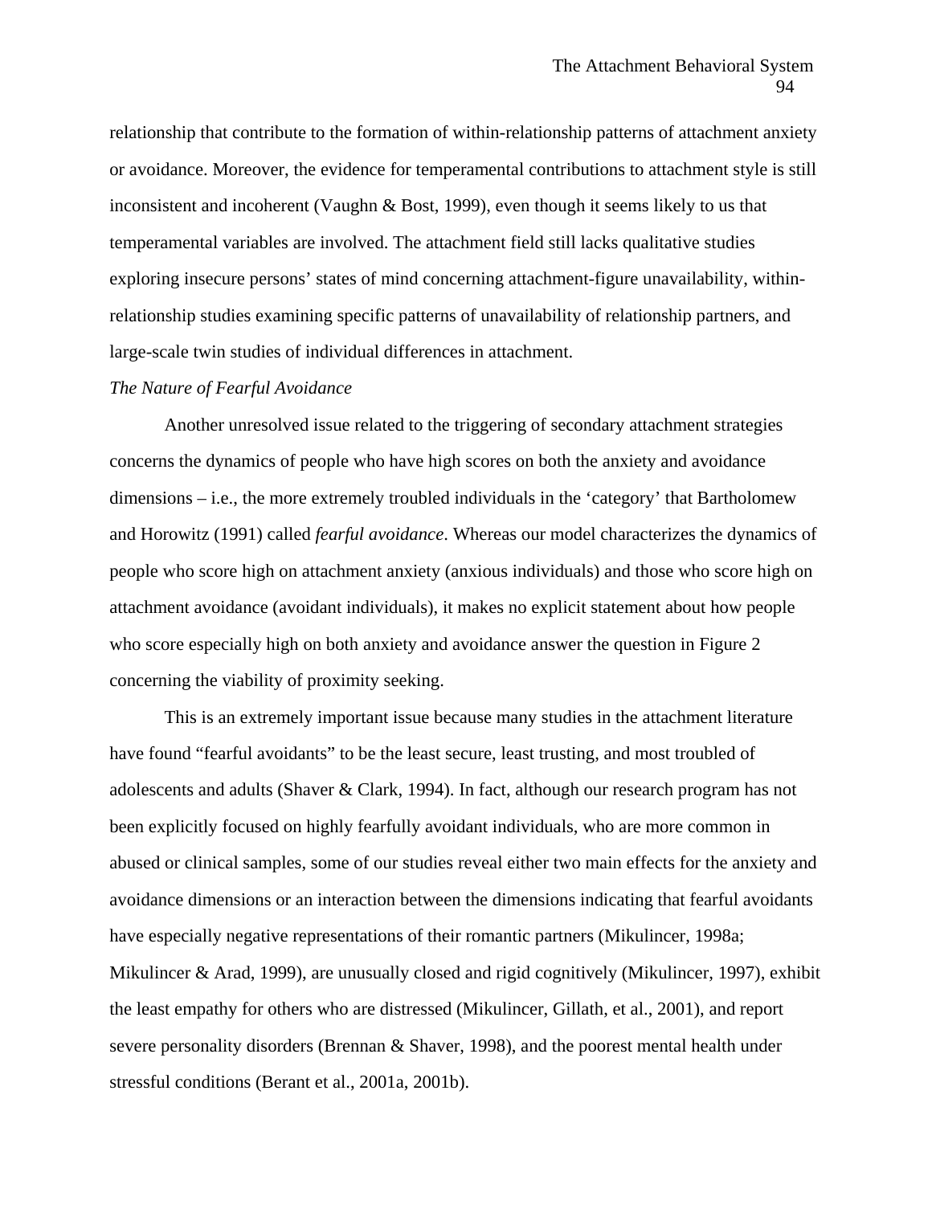relationship that contribute to the formation of within-relationship patterns of attachment anxiety or avoidance. Moreover, the evidence for temperamental contributions to attachment style is still inconsistent and incoherent (Vaughn & Bost, 1999), even though it seems likely to us that temperamental variables are involved. The attachment field still lacks qualitative studies exploring insecure persons' states of mind concerning attachment-figure unavailability, within-relationship studies examining specific patterns of unavailability of relationship partners, and large-scale twin studies of individual differences in attachment.

*The Nature of Fearful Avoidance*

Another unresolved issue related to the triggering of secondary attachment strategies concerns the dynamics of people who have high scores on both the anxiety and avoidance dimensions – i.e., the more extremely troubled individuals in the 'category' that Bartholomew and Horowitz (1991) called *fearful avoidance*. Whereas our model characterizes the dynamics of people who score high on attachment anxiety (anxious individuals) and those who score high on attachment avoidance (avoidant individuals), it makes no explicit statement about how people who score especially high on both anxiety and avoidance answer the question in Figure 2 concerning the viability of proximity seeking.

This is an extremely important issue because many studies in the attachment literature have found "fearful avoidants" to be the least secure, least trusting, and most troubled of adolescents and adults (Shaver & Clark, 1994). In fact, although our research program has not been explicitly focused on highly fearfully avoidant individuals, who are more common in abused or clinical samples, some of our studies reveal either two main effects for the anxiety and avoidance dimensions or an interaction between the dimensions indicating that fearful avoidants have especially negative representations of their romantic partners (Mikulincer, 1998a; Mikulincer & Arad, 1999), are unusually closed and rigid cognitively (Mikulincer, 1997), exhibit the least empathy for others who are distressed (Mikulincer, Gillath, et al., 2001), and report severe personality disorders (Brennan & Shaver, 1998), and the poorest mental health under stressful conditions (Berant et al., 2001a, 2001b).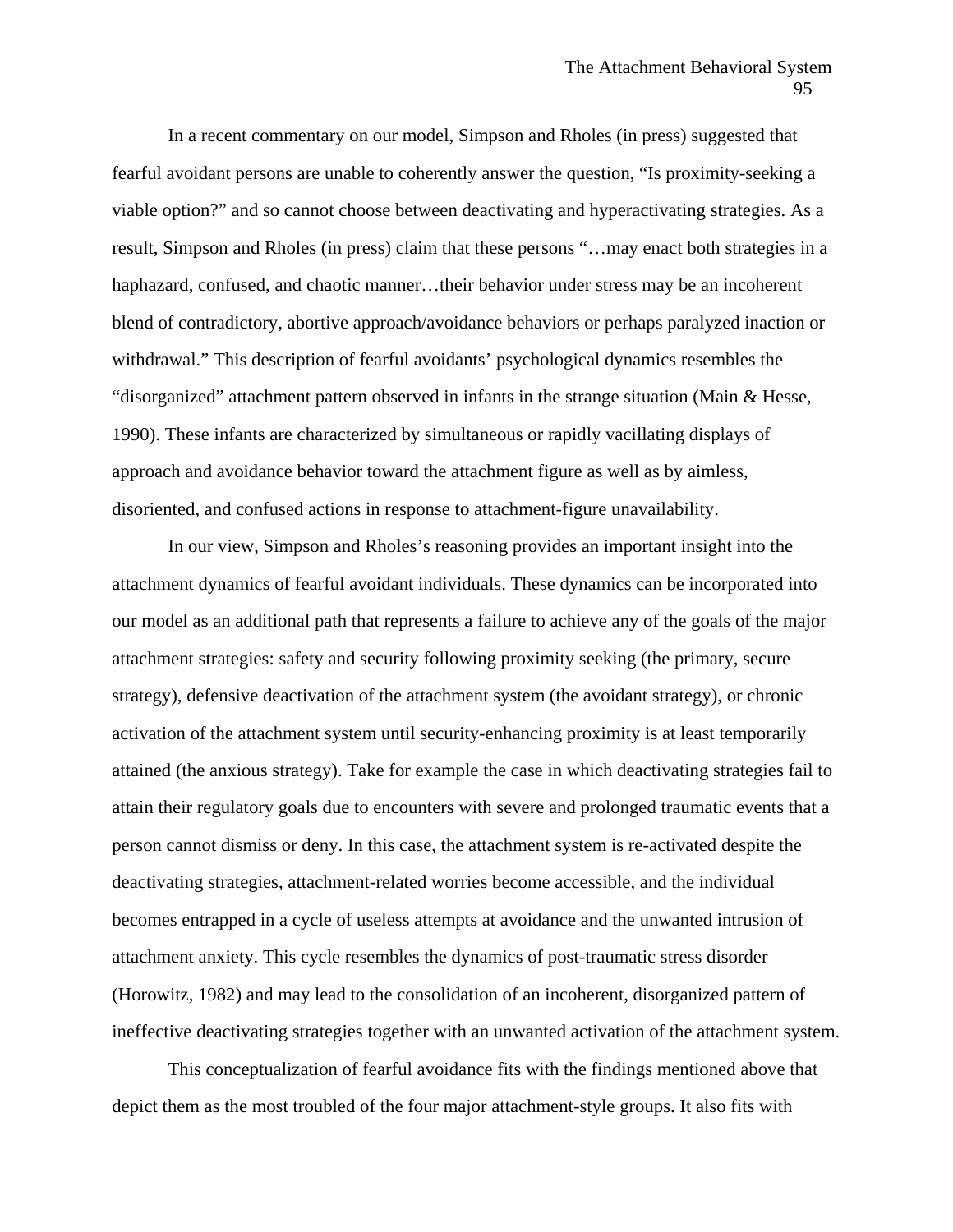In a recent commentary on our model, Simpson and Rholes (in press) suggested that fearful avoidant persons are unable to coherently answer the question, "Is proximity-seeking a viable option?" and so cannot choose between deactivating and hyperactivating strategies. As a result, Simpson and Rholes (in press) claim that these persons "…may enact both strategies in a haphazard, confused, and chaotic manner…their behavior under stress may be an incoherent blend of contradictory, abortive approach/avoidance behaviors or perhaps paralyzed inaction or withdrawal." This description of fearful avoidants' psychological dynamics resembles the "disorganized" attachment pattern observed in infants in the strange situation (Main & Hesse, 1990). These infants are characterized by simultaneous or rapidly vacillating displays of approach and avoidance behavior toward the attachment figure as well as by aimless, disoriented, and confused actions in response to attachment-figure unavailability.

In our view, Simpson and Rholes's reasoning provides an important insight into the attachment dynamics of fearful avoidant individuals. These dynamics can be incorporated into our model as an additional path that represents a failure to achieve any of the goals of the major attachment strategies: safety and security following proximity seeking (the primary, secure strategy), defensive deactivation of the attachment system (the avoidant strategy), or chronic activation of the attachment system until security-enhancing proximity is at least temporarily attained (the anxious strategy). Take for example the case in which deactivating strategies fail to attain their regulatory goals due to encounters with severe and prolonged traumatic events that a person cannot dismiss or deny. In this case, the attachment system is re-activated despite the deactivating strategies, attachment-related worries become accessible, and the individual becomes entrapped in a cycle of useless attempts at avoidance and the unwanted intrusion of attachment anxiety. This cycle resembles the dynamics of post-traumatic stress disorder (Horowitz, 1982) and may lead to the consolidation of an incoherent, disorganized pattern of ineffective deactivating strategies together with an unwanted activation of the attachment system.

This conceptualization of fearful avoidance fits with the findings mentioned above that depict them as the most troubled of the four major attachment-style groups. It also fits with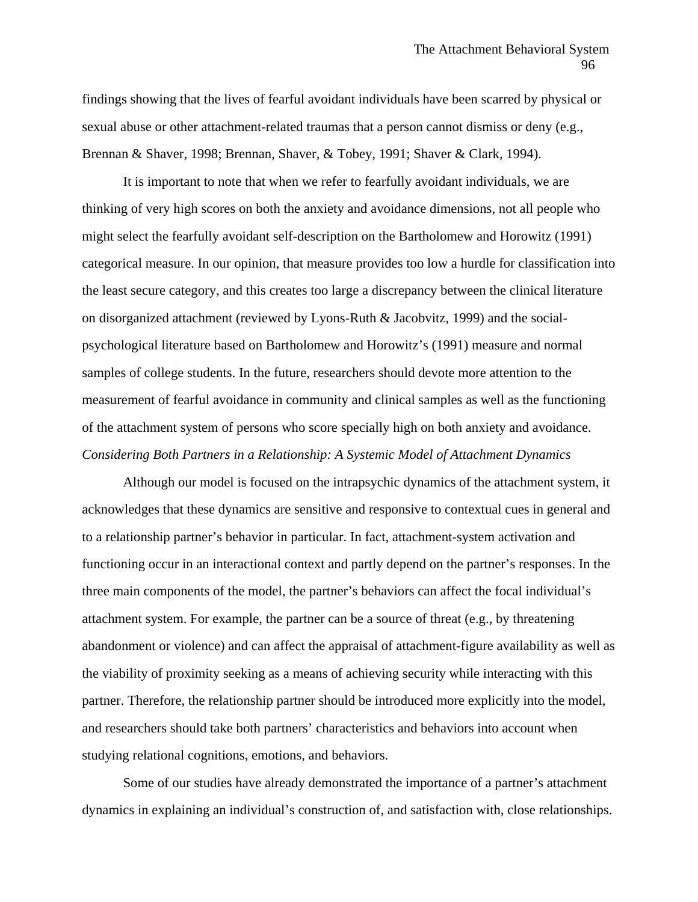findings showing that the lives of fearful avoidant individuals have been scarred by physical or sexual abuse or other attachment-related traumas that a person cannot dismiss or deny (e.g., Brennan & Shaver, 1998; Brennan, Shaver, & Tobey, 1991; Shaver & Clark, 1994).

It is important to note that when we refer to fearfully avoidant individuals, we are thinking of very high scores on both the anxiety and avoidance dimensions, not all people who might select the fearfully avoidant self-description on the Bartholomew and Horowitz (1991) categorical measure. In our opinion, that measure provides too low a hurdle for classification into the least secure category, and this creates too large a discrepancy between the clinical literature on disorganized attachment (reviewed by Lyons-Ruth & Jacobvitz, 1999) and the social-psychological literature based on Bartholomew and Horowitz's (1991) measure and normal samples of college students. In the future, researchers should devote more attention to the measurement of fearful avoidance in community and clinical samples as well as the functioning of the attachment system of persons who score specially high on both anxiety and avoidance.

### *Considering Both Partners in a Relationship: A Systemic Model of Attachment Dynamics*

Although our model is focused on the intrapsychic dynamics of the attachment system, it acknowledges that these dynamics are sensitive and responsive to contextual cues in general and to a relationship partner's behavior in particular. In fact, attachment-system activation and functioning occur in an interactional context and partly depend on the partner's responses. In the three main components of the model, the partner's behaviors can affect the focal individual's attachment system. For example, the partner can be a source of threat (e.g., by threatening abandonment or violence) and can affect the appraisal of attachment-figure availability as well as the viability of proximity seeking as a means of achieving security while interacting with this partner. Therefore, the relationship partner should be introduced more explicitly into the model, and researchers should take both partners' characteristics and behaviors into account when studying relational cognitions, emotions, and behaviors.

Some of our studies have already demonstrated the importance of a partner's attachment dynamics in explaining an individual's construction of, and satisfaction with, close relationships.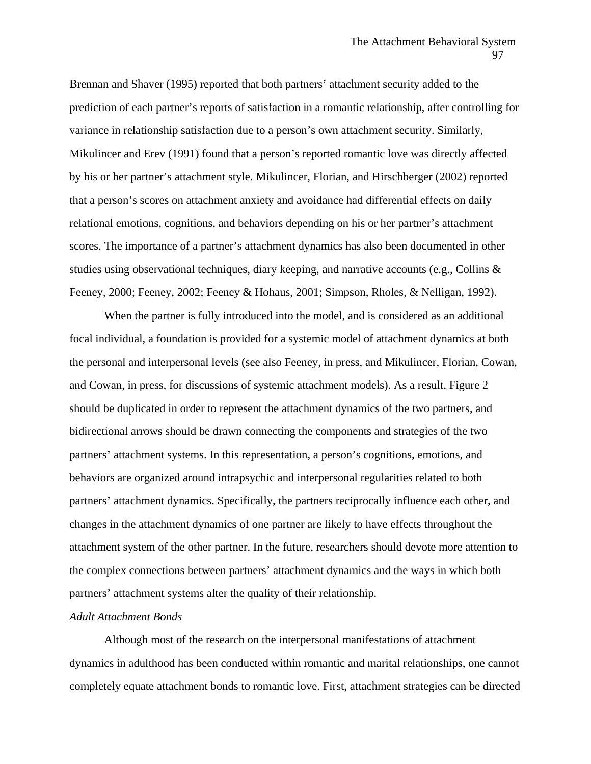Brennan and Shaver (1995) reported that both partners' attachment security added to the prediction of each partner's reports of satisfaction in a romantic relationship, after controlling for variance in relationship satisfaction due to a person's own attachment security. Similarly, Mikulincer and Erev (1991) found that a person's reported romantic love was directly affected by his or her partner's attachment style. Mikulincer, Florian, and Hirschberger (2002) reported that a person's scores on attachment anxiety and avoidance had differential effects on daily relational emotions, cognitions, and behaviors depending on his or her partner's attachment scores. The importance of a partner's attachment dynamics has also been documented in other studies using observational techniques, diary keeping, and narrative accounts (e.g., Collins & Feeney, 2000; Feeney, 2002; Feeney & Hohaus, 2001; Simpson, Rholes, & Nelligan, 1992).

When the partner is fully introduced into the model, and is considered as an additional focal individual, a foundation is provided for a systemic model of attachment dynamics at both the personal and interpersonal levels (see also Feeney, in press, and Mikulincer, Florian, Cowan, and Cowan, in press, for discussions of systemic attachment models). As a result, Figure 2 should be duplicated in order to represent the attachment dynamics of the two partners, and bidirectional arrows should be drawn connecting the components and strategies of the two partners' attachment systems. In this representation, a person's cognitions, emotions, and behaviors are organized around intrapsychic and interpersonal regularities related to both partners' attachment dynamics. Specifically, the partners reciprocally influence each other, and changes in the attachment dynamics of one partner are likely to have effects throughout the attachment system of the other partner. In the future, researchers should devote more attention to the complex connections between partners' attachment dynamics and the ways in which both partners' attachment systems alter the quality of their relationship.

*Adult Attachment Bonds*

Although most of the research on the interpersonal manifestations of attachment dynamics in adulthood has been conducted within romantic and marital relationships, one cannot completely equate attachment bonds to romantic love. First, attachment strategies can be directed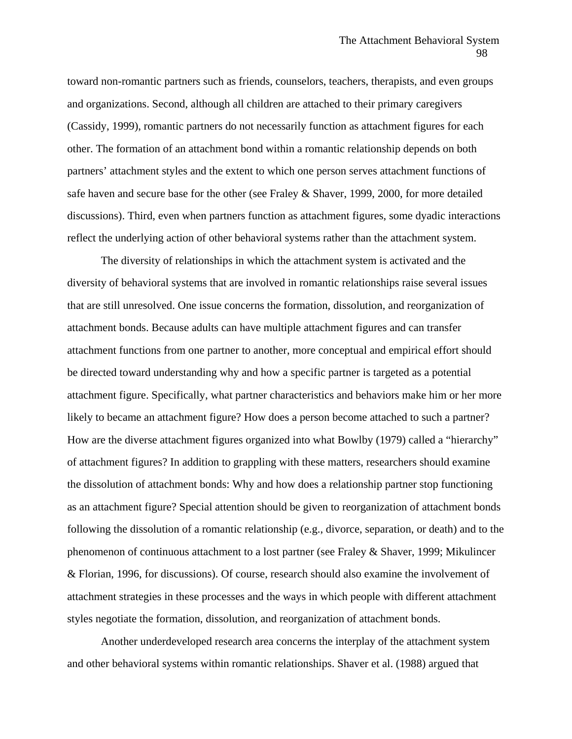toward non-romantic partners such as friends, counselors, teachers, therapists, and even groups and organizations. Second, although all children are attached to their primary caregivers (Cassidy, 1999), romantic partners do not necessarily function as attachment figures for each other. The formation of an attachment bond within a romantic relationship depends on both partners' attachment styles and the extent to which one person serves attachment functions of safe haven and secure base for the other (see Fraley & Shaver, 1999, 2000, for more detailed discussions). Third, even when partners function as attachment figures, some dyadic interactions reflect the underlying action of other behavioral systems rather than the attachment system.

The diversity of relationships in which the attachment system is activated and the diversity of behavioral systems that are involved in romantic relationships raise several issues that are still unresolved. One issue concerns the formation, dissolution, and reorganization of attachment bonds. Because adults can have multiple attachment figures and can transfer attachment functions from one partner to another, more conceptual and empirical effort should be directed toward understanding why and how a specific partner is targeted as a potential attachment figure. Specifically, what partner characteristics and behaviors make him or her more likely to became an attachment figure? How does a person become attached to such a partner? How are the diverse attachment figures organized into what Bowlby (1979) called a "hierarchy" of attachment figures? In addition to grappling with these matters, researchers should examine the dissolution of attachment bonds: Why and how does a relationship partner stop functioning as an attachment figure? Special attention should be given to reorganization of attachment bonds following the dissolution of a romantic relationship (e.g., divorce, separation, or death) and to the phenomenon of continuous attachment to a lost partner (see Fraley & Shaver, 1999; Mikulincer & Florian, 1996, for discussions). Of course, research should also examine the involvement of attachment strategies in these processes and the ways in which people with different attachment styles negotiate the formation, dissolution, and reorganization of attachment bonds.

Another underdeveloped research area concerns the interplay of the attachment system and other behavioral systems within romantic relationships. Shaver et al. (1988) argued that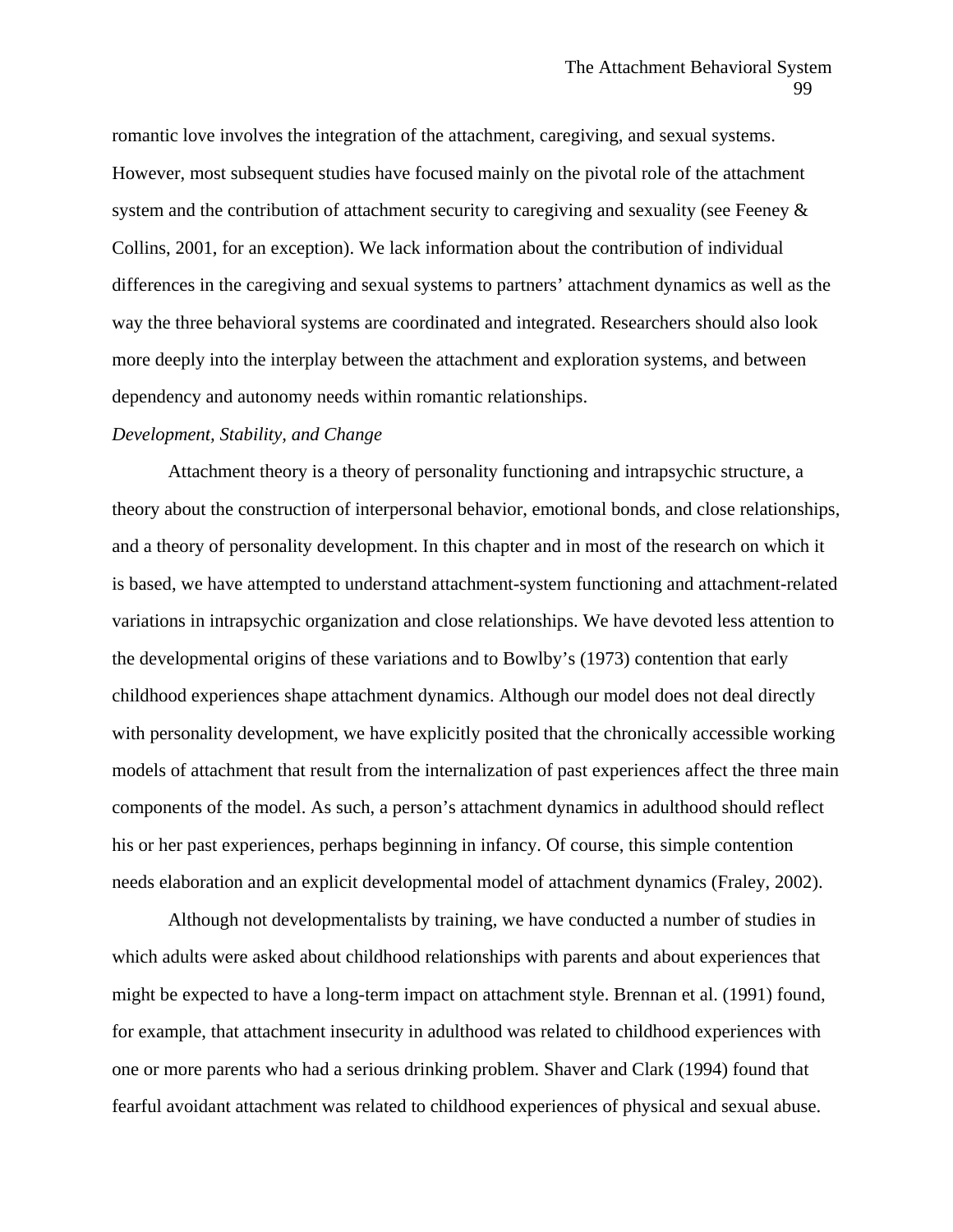romantic love involves the integration of the attachment, caregiving, and sexual systems. However, most subsequent studies have focused mainly on the pivotal role of the attachment system and the contribution of attachment security to caregiving and sexuality (see Feeney & Collins, 2001, for an exception). We lack information about the contribution of individual differences in the caregiving and sexual systems to partners' attachment dynamics as well as the way the three behavioral systems are coordinated and integrated. Researchers should also look more deeply into the interplay between the attachment and exploration systems, and between dependency and autonomy needs within romantic relationships.

*Development, Stability, and Change*

Attachment theory is a theory of personality functioning and intrapsychic structure, a theory about the construction of interpersonal behavior, emotional bonds, and close relationships, and a theory of personality development. In this chapter and in most of the research on which it is based, we have attempted to understand attachment-system functioning and attachment-related variations in intrapsychic organization and close relationships. We have devoted less attention to the developmental origins of these variations and to Bowlby's (1973) contention that early childhood experiences shape attachment dynamics. Although our model does not deal directly with personality development, we have explicitly posited that the chronically accessible working models of attachment that result from the internalization of past experiences affect the three main components of the model. As such, a person's attachment dynamics in adulthood should reflect his or her past experiences, perhaps beginning in infancy. Of course, this simple contention needs elaboration and an explicit developmental model of attachment dynamics (Fraley, 2002).

Although not developmentalists by training, we have conducted a number of studies in which adults were asked about childhood relationships with parents and about experiences that might be expected to have a long-term impact on attachment style. Brennan et al. (1991) found, for example, that attachment insecurity in adulthood was related to childhood experiences with one or more parents who had a serious drinking problem. Shaver and Clark (1994) found that fearful avoidant attachment was related to childhood experiences of physical and sexual abuse.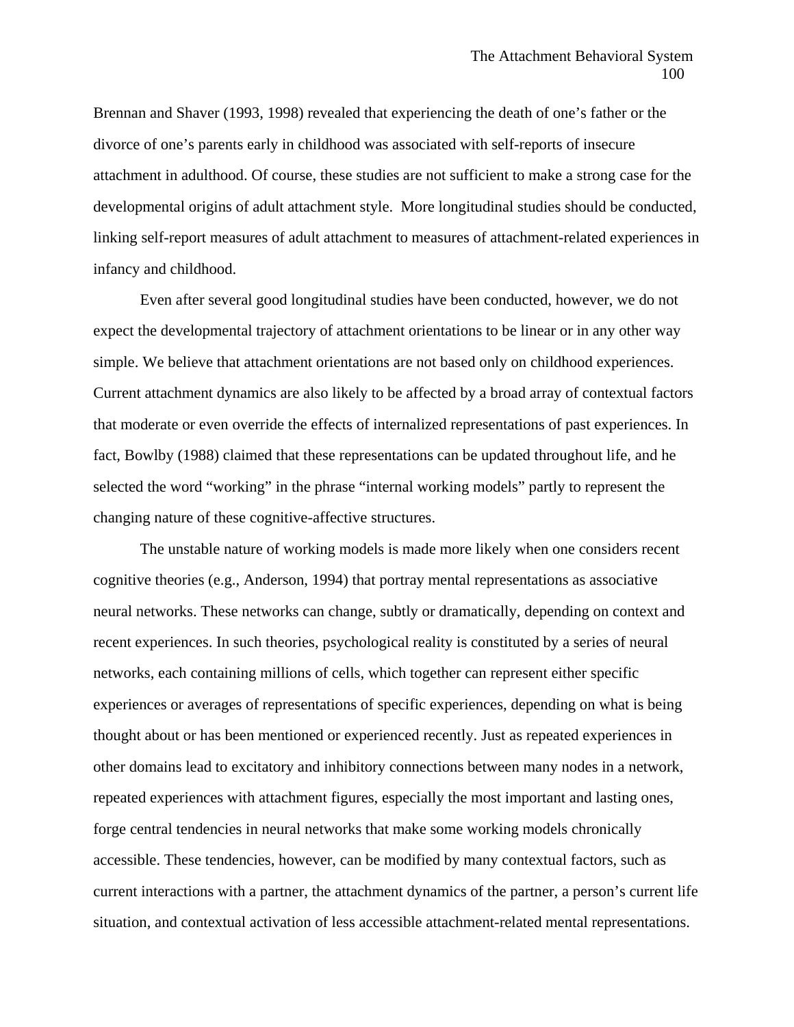Brennan and Shaver (1993, 1998) revealed that experiencing the death of one's father or the divorce of one's parents early in childhood was associated with self-reports of insecure attachment in adulthood. Of course, these studies are not sufficient to make a strong case for the developmental origins of adult attachment style. More longitudinal studies should be conducted, linking self-report measures of adult attachment to measures of attachment-related experiences in infancy and childhood.

Even after several good longitudinal studies have been conducted, however, we do not expect the developmental trajectory of attachment orientations to be linear or in any other way simple. We believe that attachment orientations are not based only on childhood experiences. Current attachment dynamics are also likely to be affected by a broad array of contextual factors that moderate or even override the effects of internalized representations of past experiences. In fact, Bowlby (1988) claimed that these representations can be updated throughout life, and he selected the word "working" in the phrase "internal working models" partly to represent the changing nature of these cognitive-affective structures.

The unstable nature of working models is made more likely when one considers recent cognitive theories (e.g., Anderson, 1994) that portray mental representations as associative neural networks. These networks can change, subtly or dramatically, depending on context and recent experiences. In such theories, psychological reality is constituted by a series of neural networks, each containing millions of cells, which together can represent either specific experiences or averages of representations of specific experiences, depending on what is being thought about or has been mentioned or experienced recently. Just as repeated experiences in other domains lead to excitatory and inhibitory connections between many nodes in a network, repeated experiences with attachment figures, especially the most important and lasting ones, forge central tendencies in neural networks that make some working models chronically accessible. These tendencies, however, can be modified by many contextual factors, such as current interactions with a partner, the attachment dynamics of the partner, a person's current life situation, and contextual activation of less accessible attachment-related mental representations.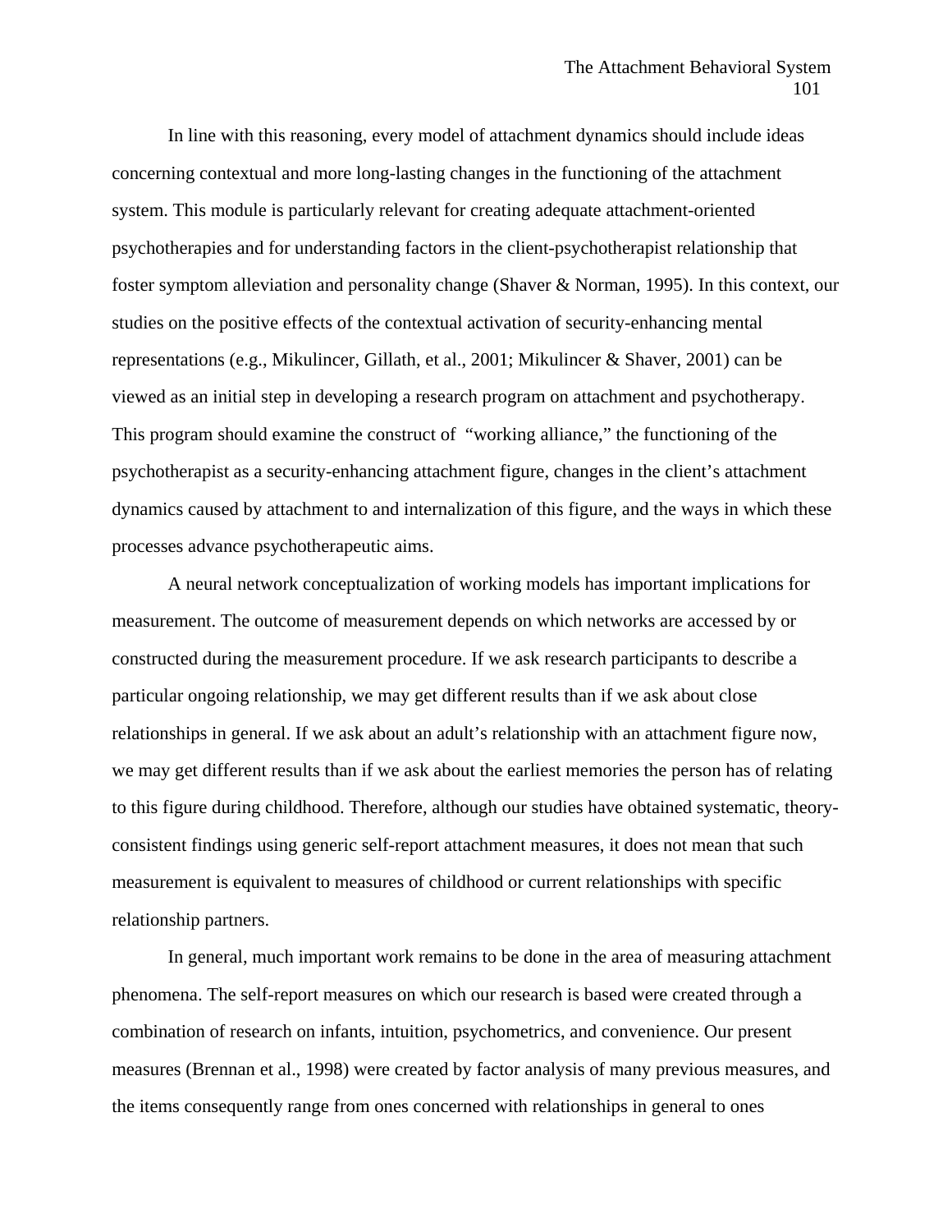In line with this reasoning, every model of attachment dynamics should include ideas concerning contextual and more long-lasting changes in the functioning of the attachment system. This module is particularly relevant for creating adequate attachment-oriented psychotherapies and for understanding factors in the client-psychotherapist relationship that foster symptom alleviation and personality change (Shaver & Norman, 1995). In this context, our studies on the positive effects of the contextual activation of security-enhancing mental representations (e.g., Mikulincer, Gillath, et al., 2001; Mikulincer & Shaver, 2001) can be viewed as an initial step in developing a research program on attachment and psychotherapy. This program should examine the construct of "working alliance," the functioning of the psychotherapist as a security-enhancing attachment figure, changes in the client's attachment dynamics caused by attachment to and internalization of this figure, and the ways in which these processes advance psychotherapeutic aims.

A neural network conceptualization of working models has important implications for measurement. The outcome of measurement depends on which networks are accessed by or constructed during the measurement procedure. If we ask research participants to describe a particular ongoing relationship, we may get different results than if we ask about close relationships in general. If we ask about an adult's relationship with an attachment figure now, we may get different results than if we ask about the earliest memories the person has of relating to this figure during childhood. Therefore, although our studies have obtained systematic, theory-consistent findings using generic self-report attachment measures, it does not mean that such measurement is equivalent to measures of childhood or current relationships with specific relationship partners.

In general, much important work remains to be done in the area of measuring attachment phenomena. The self-report measures on which our research is based were created through a combination of research on infants, intuition, psychometrics, and convenience. Our present measures (Brennan et al., 1998) were created by factor analysis of many previous measures, and the items consequently range from ones concerned with relationships in general to ones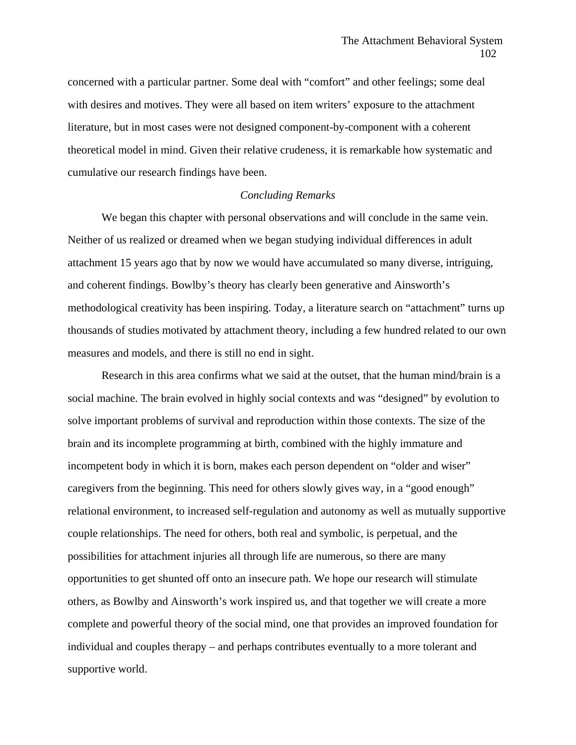concerned with a particular partner. Some deal with "comfort" and other feelings; some deal with desires and motives. They were all based on item writers' exposure to the attachment literature, but in most cases were not designed component-by-component with a coherent theoretical model in mind. Given their relative crudeness, it is remarkable how systematic and cumulative our research findings have been.

## *Concluding Remarks*

We began this chapter with personal observations and will conclude in the same vein. Neither of us realized or dreamed when we began studying individual differences in adult attachment 15 years ago that by now we would have accumulated so many diverse, intriguing, and coherent findings. Bowlby's theory has clearly been generative and Ainsworth's methodological creativity has been inspiring. Today, a literature search on "attachment" turns up thousands of studies motivated by attachment theory, including a few hundred related to our own measures and models, and there is still no end in sight.

Research in this area confirms what we said at the outset, that the human mind/brain is a social machine. The brain evolved in highly social contexts and was "designed" by evolution to solve important problems of survival and reproduction within those contexts. The size of the brain and its incomplete programming at birth, combined with the highly immature and incompetent body in which it is born, makes each person dependent on "older and wiser" caregivers from the beginning. This need for others slowly gives way, in a "good enough" relational environment, to increased self-regulation and autonomy as well as mutually supportive couple relationships. The need for others, both real and symbolic, is perpetual, and the possibilities for attachment injuries all through life are numerous, so there are many opportunities to get shunted off onto an insecure path. We hope our research will stimulate others, as Bowlby and Ainsworth's work inspired us, and that together we will create a more complete and powerful theory of the social mind, one that provides an improved foundation for individual and couples therapy – and perhaps contributes eventually to a more tolerant and supportive world.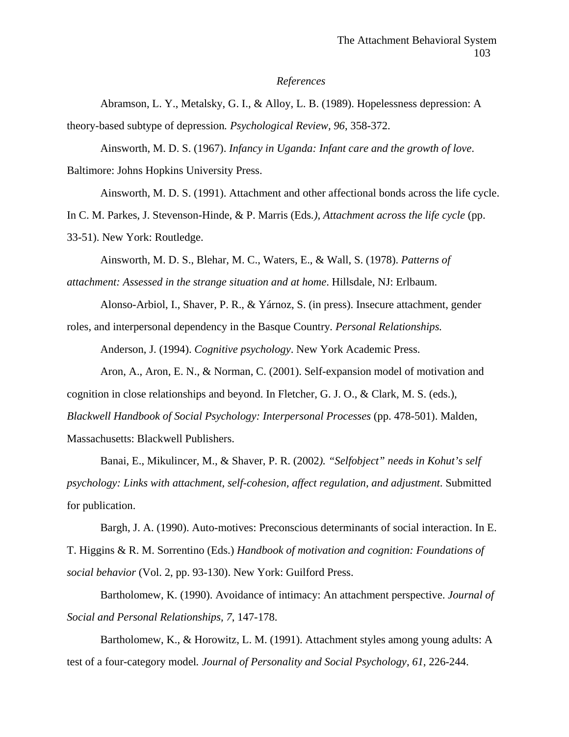*References*

Abramson, L. Y., Metalsky, G. I., & Alloy, L. B. (1989). Hopelessness depression: A theory-based subtype of depression*. Psychological Review, 96*, 358-372.

Ainsworth, M. D. S. (1967). *Infancy in Uganda: Infant care and the growth of love*. Baltimore: Johns Hopkins University Press.

Ainsworth, M. D. S. (1991). Attachment and other affectional bonds across the life cycle. In C. M. Parkes, J. Stevenson-Hinde, & P. Marris (Eds*.), Attachment across the life cycle* (pp. 33-51). New York: Routledge.

Ainsworth, M. D. S., Blehar, M. C., Waters, E., & Wall, S. (1978). *Patterns of attachment: Assessed in the strange situation and at home*. Hillsdale, NJ: Erlbaum.

Alonso-Arbiol, I., Shaver, P. R., & Yárnoz, S. (in press). Insecure attachment, gender roles, and interpersonal dependency in the Basque Country*. Personal Relationships.*

Anderson, J. (1994). *Cognitive psychology*. New York Academic Press.

Aron, A., Aron, E. N., & Norman, C. (2001). Self-expansion model of motivation and cognition in close relationships and beyond. In Fletcher, G. J. O., & Clark, M. S. (eds.), *Blackwell Handbook of Social Psychology: Interpersonal Processes* (pp. 478-501). Malden, Massachusetts: Blackwell Publishers.

Banai, E., Mikulincer, M., & Shaver, P. R. (2002*). "Selfobject" needs in Kohut's self psychology: Links with attachment, self-cohesion, affect regulation, and adjustment*. Submitted for publication.

Bargh, J. A. (1990). Auto-motives: Preconscious determinants of social interaction. In E. T. Higgins & R. M. Sorrentino (Eds.) *Handbook of motivation and cognition: Foundations of social behavior* (Vol. 2, pp. 93-130). New York: Guilford Press.

Bartholomew, K. (1990). Avoidance of intimacy: An attachment perspective. *Journal of Social and Personal Relationships, 7*, 147-178.

Bartholomew, K., & Horowitz, L. M. (1991). Attachment styles among young adults: A test of a four-category model*. Journal of Personality and Social Psychology*, *61*, 226-244.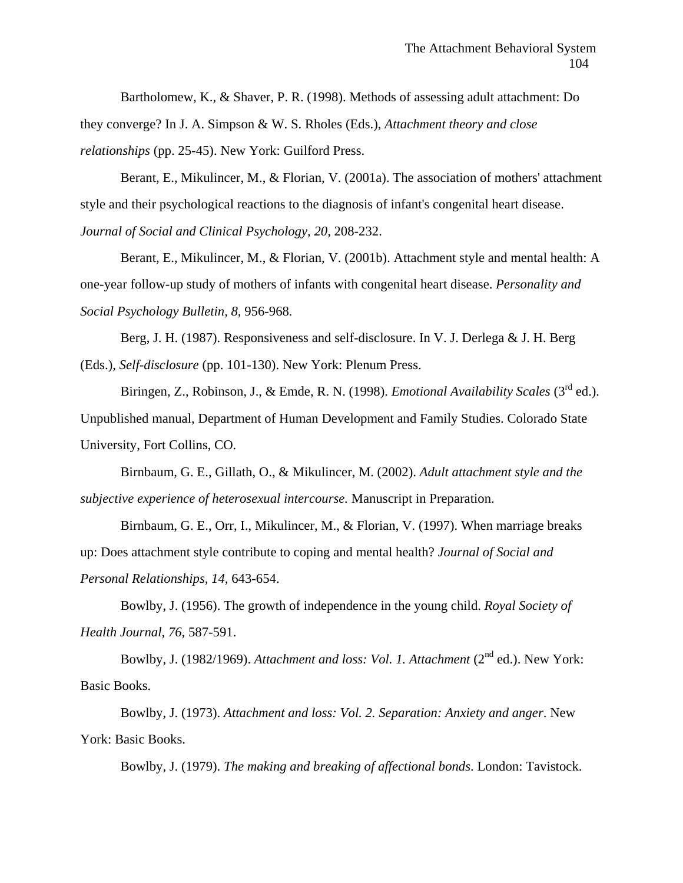Bartholomew, K., & Shaver, P. R. (1998). Methods of assessing adult attachment: Do they converge? In J. A. Simpson & W. S. Rholes (Eds.), *Attachment theory and close relationships* (pp. 25-45). New York: Guilford Press.

Berant, E., Mikulincer, M., & Florian, V. (2001a). The association of mothers' attachment style and their psychological reactions to the diagnosis of infant's congenital heart disease. *Journal of Social and Clinical Psychology, 20,* 208-232.

Berant, E., Mikulincer, M., & Florian, V. (2001b). Attachment style and mental health: A one-year follow-up study of mothers of infants with congenital heart disease. *Personality and Social Psychology Bulletin, 8,* 956-968.

Berg, J. H. (1987). Responsiveness and self-disclosure. In V. J. Derlega & J. H. Berg (Eds.), *Self-disclosure* (pp. 101-130). New York: Plenum Press.

Biringen, Z., Robinson, J., & Emde, R. N. (1998). *Emotional Availability Scales* (3rd ed.). Unpublished manual, Department of Human Development and Family Studies. Colorado State University, Fort Collins, CO.

Birnbaum, G. E., Gillath, O., & Mikulincer, M. (2002). *Adult attachment style and the subjective experience of heterosexual intercourse.* Manuscript in Preparation.

Birnbaum, G. E., Orr, I., Mikulincer, M., & Florian, V. (1997). When marriage breaks up: Does attachment style contribute to coping and mental health? *Journal of Social and Personal Relationships, 14,* 643-654.

Bowlby, J. (1956). The growth of independence in the young child. *Royal Society of Health Journal, 76*, 587-591.

Bowlby, J. (1982/1969). *Attachment and loss: Vol. 1. Attachment* (2nd ed.). New York: Basic Books.

Bowlby, J. (1973). *Attachment and loss: Vol. 2. Separation: Anxiety and anger*. New York: Basic Books.

Bowlby, J. (1979). *The making and breaking of affectional bonds*. London: Tavistock.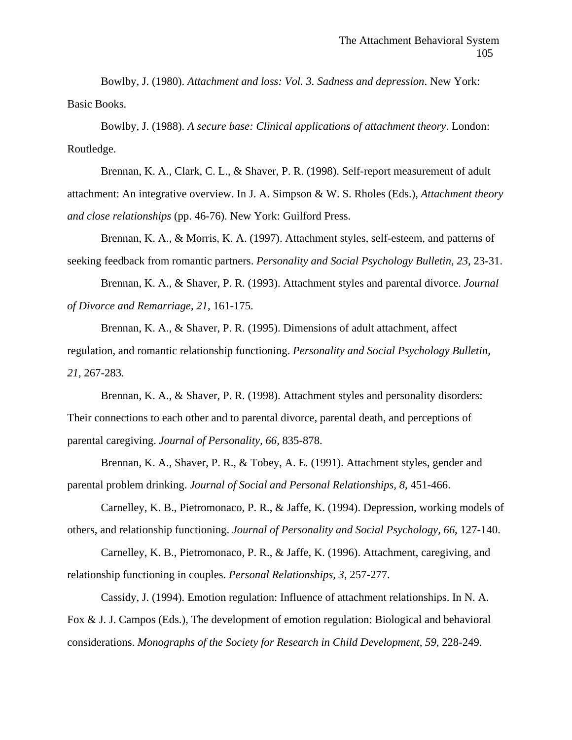Bowlby, J. (1980). *Attachment and loss: Vol. 3. Sadness and depression*. New York: Basic Books.

Bowlby, J. (1988). *A secure base: Clinical applications of attachment theory*. London: Routledge.

Brennan, K. A., Clark, C. L., & Shaver, P. R. (1998). Self-report measurement of adult attachment: An integrative overview. In J. A. Simpson & W. S. Rholes (Eds.), *Attachment theory and close relationships* (pp. 46-76). New York: Guilford Press.

Brennan, K. A., & Morris, K. A. (1997). Attachment styles, self-esteem, and patterns of seeking feedback from romantic partners. *Personality and Social Psychology Bulletin, 23,* 23-31.

Brennan, K. A., & Shaver, P. R. (1993). Attachment styles and parental divorce. *Journal of Divorce and Remarriage, 21,* 161-175.

Brennan, K. A., & Shaver, P. R. (1995). Dimensions of adult attachment, affect regulation, and romantic relationship functioning. *Personality and Social Psychology Bulletin, 21,* 267-283.

Brennan, K. A., & Shaver, P. R. (1998). Attachment styles and personality disorders: Their connections to each other and to parental divorce, parental death, and perceptions of parental caregiving. *Journal of Personality, 66,* 835-878.

Brennan, K. A., Shaver, P. R., & Tobey, A. E. (1991). Attachment styles, gender and parental problem drinking. *Journal of Social and Personal Relationships, 8,* 451-466.

Carnelley, K. B., Pietromonaco, P. R., & Jaffe, K. (1994). Depression, working models of others, and relationship functioning. *Journal of Personality and Social Psychology, 66*, 127-140.

Carnelley, K. B., Pietromonaco, P. R., & Jaffe, K. (1996). Attachment, caregiving, and relationship functioning in couples. *Personal Relationships, 3*, 257-277.

Cassidy, J. (1994). Emotion regulation: Influence of attachment relationships. In N. A. Fox & J. J. Campos (Eds.), The development of emotion regulation: Biological and behavioral considerations. *Monographs of the Society for Research in Child Development, 59*, 228-249.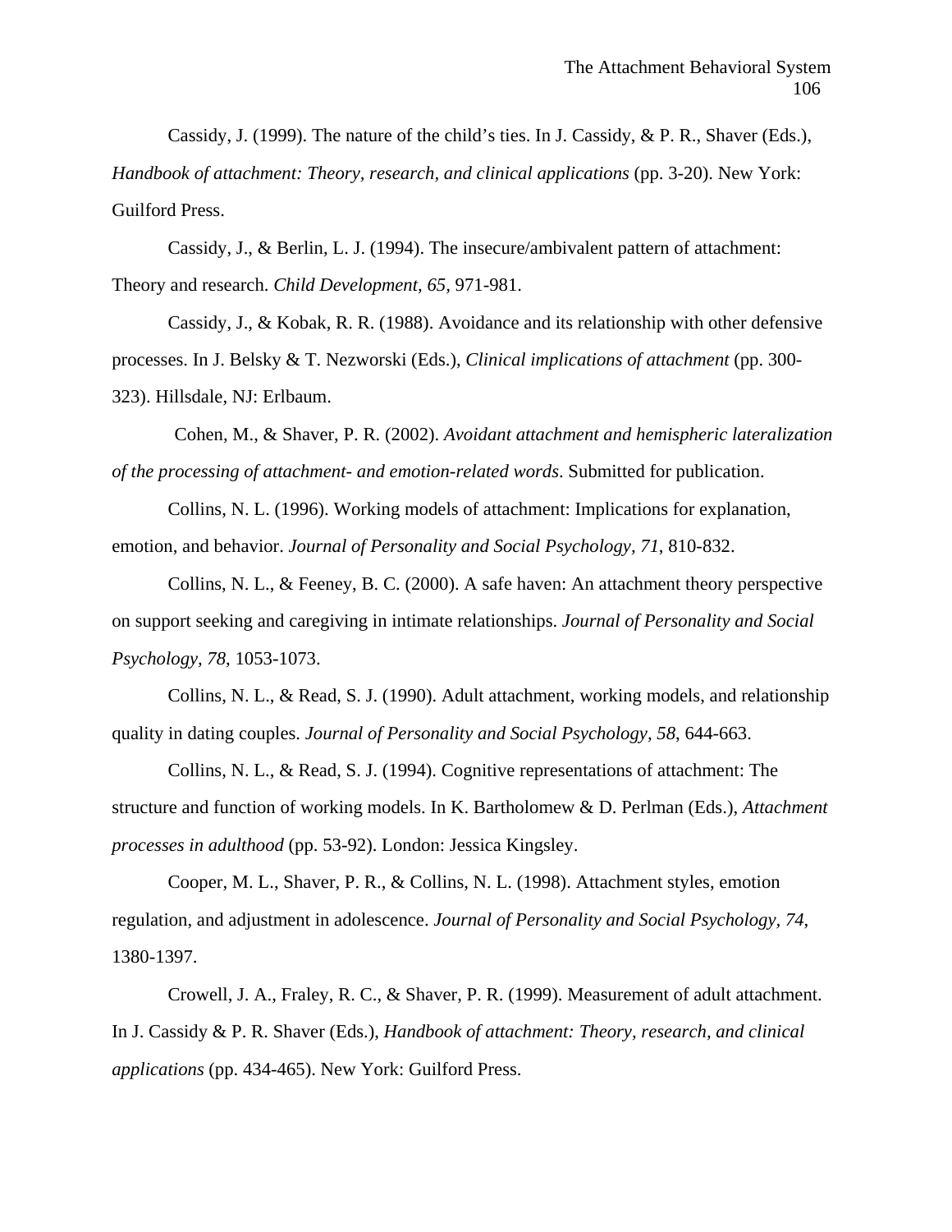Cassidy, J. (1999). The nature of the child's ties. In J. Cassidy, & P. R., Shaver (Eds.), *Handbook of attachment: Theory, research, and clinical applications* (pp. 3-20). New York: Guilford Press.

Cassidy, J., & Berlin, L. J. (1994). The insecure/ambivalent pattern of attachment: Theory and research. *Child Development, 65*, 971-981.

Cassidy, J., & Kobak, R. R. (1988). Avoidance and its relationship with other defensive processes. In J. Belsky & T. Nezworski (Eds.), *Clinical implications of attachment* (pp. 300-323). Hillsdale, NJ: Erlbaum.

Cohen, M., & Shaver, P. R. (2002). *Avoidant attachment and hemispheric lateralization of the processing of attachment- and emotion-related words*. Submitted for publication.

Collins, N. L. (1996). Working models of attachment: Implications for explanation, emotion, and behavior. *Journal of Personality and Social Psychology, 71*, 810-832.

Collins, N. L., & Feeney, B. C. (2000). A safe haven: An attachment theory perspective on support seeking and caregiving in intimate relationships. *Journal of Personality and Social Psychology, 78*, 1053-1073.

Collins, N. L., & Read, S. J. (1990). Adult attachment, working models, and relationship quality in dating couples. *Journal of Personality and Social Psychology, 58*, 644-663.

Collins, N. L., & Read, S. J. (1994). Cognitive representations of attachment: The structure and function of working models. In K. Bartholomew & D. Perlman (Eds.), *Attachment processes in adulthood* (pp. 53-92). London: Jessica Kingsley.

Cooper, M. L., Shaver, P. R., & Collins, N. L. (1998). Attachment styles, emotion regulation, and adjustment in adolescence. *Journal of Personality and Social Psychology, 74*, 1380-1397.

Crowell, J. A., Fraley, R. C., & Shaver, P. R. (1999). Measurement of adult attachment. In J. Cassidy & P. R. Shaver (Eds.), *Handbook of attachment: Theory, research, and clinical applications* (pp. 434-465). New York: Guilford Press.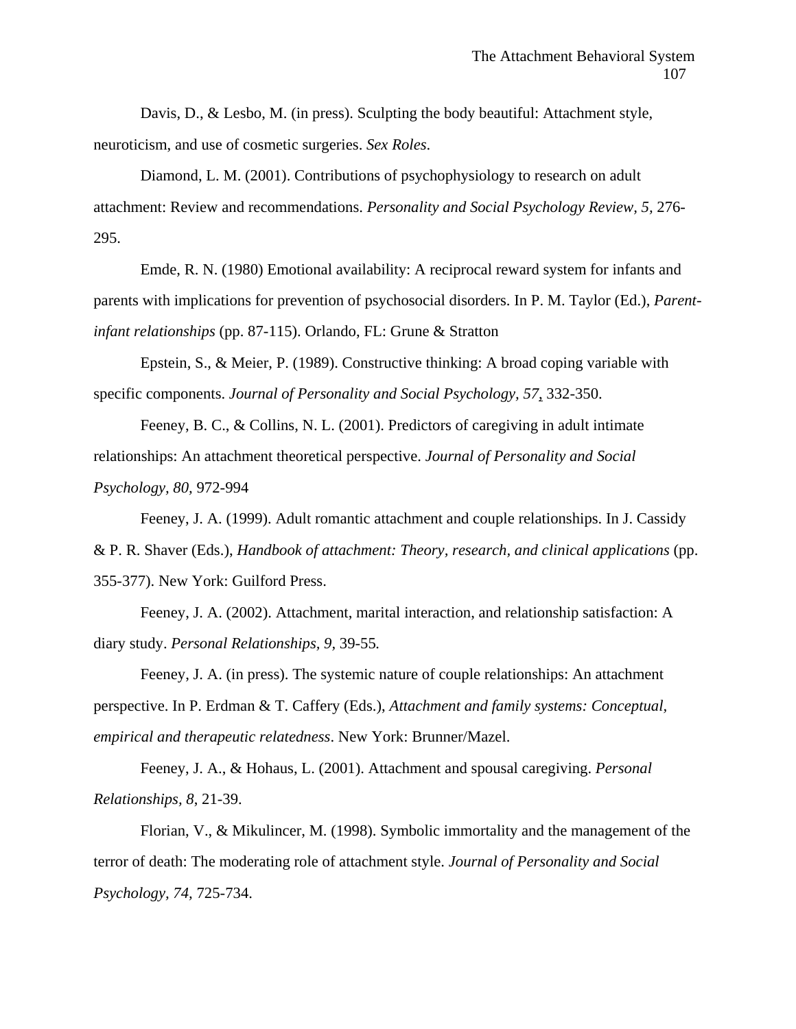Davis, D., & Lesbo, M. (in press). Sculpting the body beautiful: Attachment style, neuroticism, and use of cosmetic surgeries. *Sex Roles*.

Diamond, L. M. (2001). Contributions of psychophysiology to research on adult attachment: Review and recommendations. *Personality and Social Psychology Review, 5,* 276-295.

Emde, R. N. (1980) Emotional availability: A reciprocal reward system for infants and parents with implications for prevention of psychosocial disorders. In P. M. Taylor (Ed.), *Parent-infant relationships* (pp. 87-115). Orlando, FL: Grune & Stratton

Epstein, S., & Meier, P. (1989). Constructive thinking: A broad coping variable with specific components. *Journal of Personality and Social Psychology, 57*, 332-350.

Feeney, B. C., & Collins, N. L. (2001). Predictors of caregiving in adult intimate relationships: An attachment theoretical perspective. *Journal of Personality and Social Psychology, 80,* 972-994

Feeney, J. A. (1999). Adult romantic attachment and couple relationships. In J. Cassidy & P. R. Shaver (Eds.), *Handbook of attachment: Theory, research, and clinical applications* (pp. 355-377). New York: Guilford Press.

Feeney, J. A. (2002). Attachment, marital interaction, and relationship satisfaction: A diary study. *Personal Relationships, 9,* 39-55.

Feeney, J. A. (in press). The systemic nature of couple relationships: An attachment perspective. In P. Erdman & T. Caffery (Eds.), *Attachment and family systems: Conceptual, empirical and therapeutic relatedness*. New York: Brunner/Mazel.

Feeney, J. A., & Hohaus, L. (2001). Attachment and spousal caregiving. *Personal Relationships, 8*, 21-39.

Florian, V., & Mikulincer, M. (1998). Symbolic immortality and the management of the terror of death: The moderating role of attachment style. *Journal of Personality and Social Psychology, 74,* 725-734.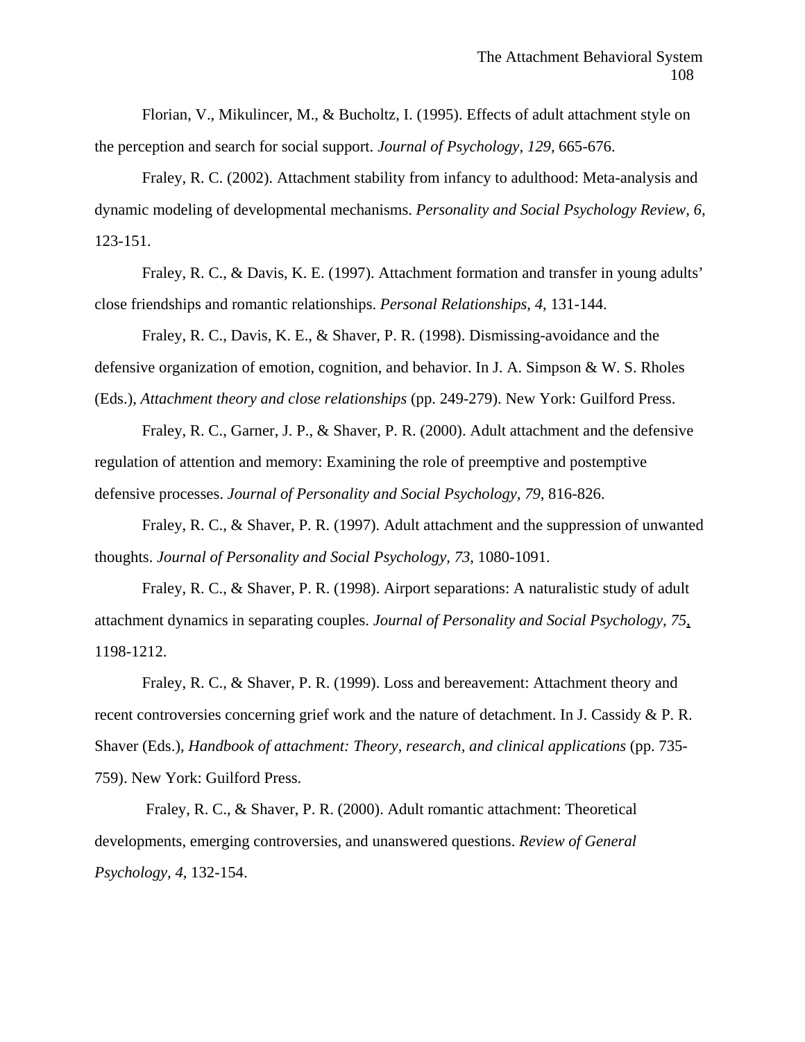Florian, V., Mikulincer, M., & Bucholtz, I. (1995). Effects of adult attachment style on the perception and search for social support. *Journal of Psychology, 129*, 665-676.

Fraley, R. C. (2002). Attachment stability from infancy to adulthood: Meta-analysis and dynamic modeling of developmental mechanisms. *Personality and Social Psychology Review, 6*, 123-151.

Fraley, R. C., & Davis, K. E. (1997). Attachment formation and transfer in young adults' close friendships and romantic relationships. *Personal Relationships, 4*, 131-144.

Fraley, R. C., Davis, K. E., & Shaver, P. R. (1998). Dismissing-avoidance and the defensive organization of emotion, cognition, and behavior. In J. A. Simpson & W. S. Rholes (Eds.), *Attachment theory and close relationships* (pp. 249-279). New York: Guilford Press.

Fraley, R. C., Garner, J. P., & Shaver, P. R. (2000). Adult attachment and the defensive regulation of attention and memory: Examining the role of preemptive and postemptive defensive processes. *Journal of Personality and Social Psychology, 79*, 816-826.

Fraley, R. C., & Shaver, P. R. (1997). Adult attachment and the suppression of unwanted thoughts. *Journal of Personality and Social Psychology, 73*, 1080-1091.

Fraley, R. C., & Shaver, P. R. (1998). Airport separations: A naturalistic study of adult attachment dynamics in separating couples. *Journal of Personality and Social Psychology, 75*, 1198-1212.

Fraley, R. C., & Shaver, P. R. (1999). Loss and bereavement: Attachment theory and recent controversies concerning grief work and the nature of detachment. In J. Cassidy & P. R. Shaver (Eds.), *Handbook of attachment: Theory, research, and clinical applications* (pp. 735-759). New York: Guilford Press.

Fraley, R. C., & Shaver, P. R. (2000). Adult romantic attachment: Theoretical developments, emerging controversies, and unanswered questions. *Review of General Psychology, 4*, 132-154.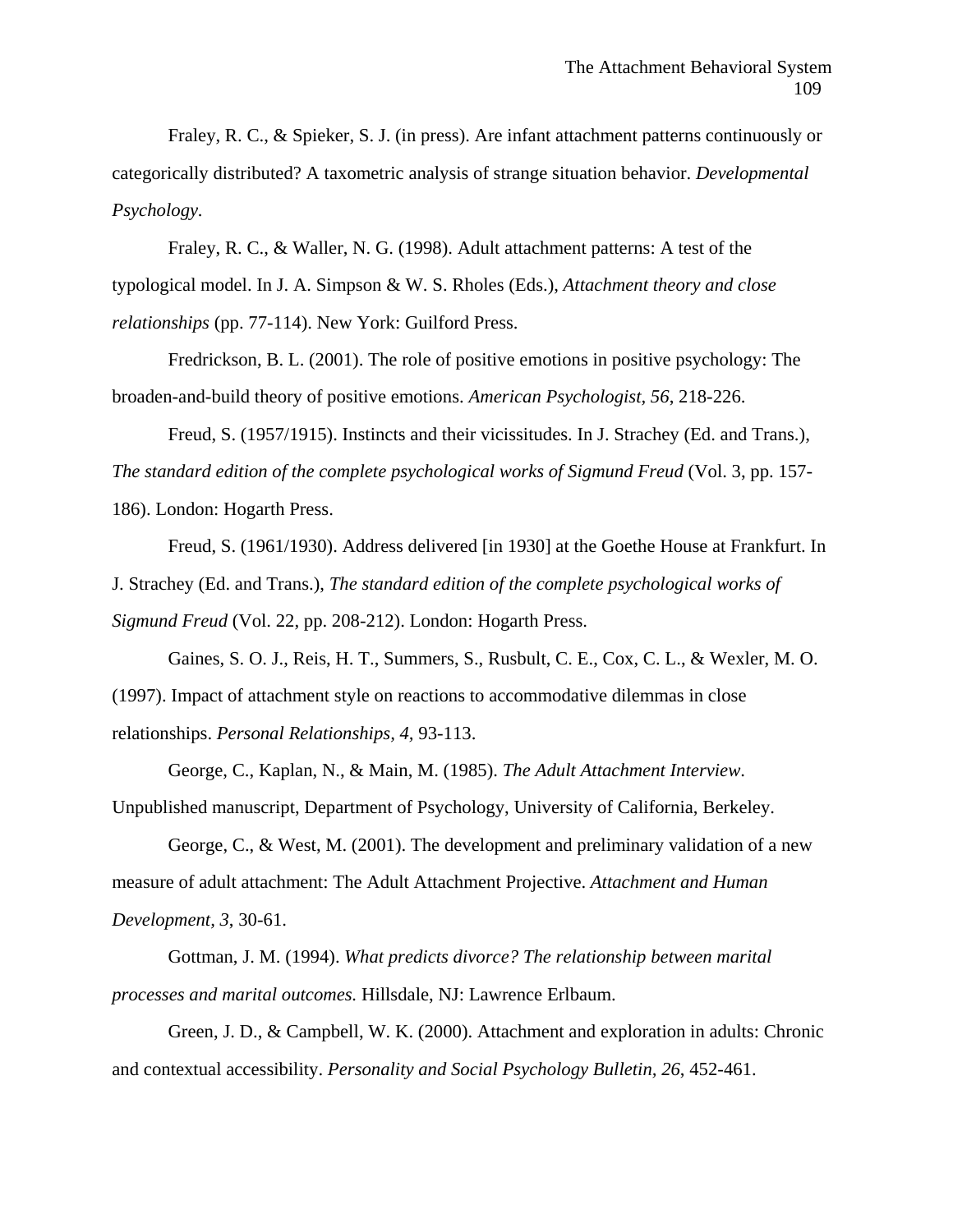Fraley, R. C., & Spieker, S. J. (in press). Are infant attachment patterns continuously or categorically distributed? A taxometric analysis of strange situation behavior. *Developmental Psychology*.

Fraley, R. C., & Waller, N. G. (1998). Adult attachment patterns: A test of the typological model. In J. A. Simpson & W. S. Rholes (Eds.), *Attachment theory and close relationships* (pp. 77-114). New York: Guilford Press.

Fredrickson, B. L. (2001). The role of positive emotions in positive psychology: The broaden-and-build theory of positive emotions. *American Psychologist, 56*, 218-226.

Freud, S. (1957/1915). Instincts and their vicissitudes. In J. Strachey (Ed. and Trans.), *The standard edition of the complete psychological works of Sigmund Freud* (Vol. 3, pp. 157-186). London: Hogarth Press.

Freud, S. (1961/1930). Address delivered [in 1930] at the Goethe House at Frankfurt. In J. Strachey (Ed. and Trans.), *The standard edition of the complete psychological works of Sigmund Freud* (Vol. 22, pp. 208-212). London: Hogarth Press.

Gaines, S. O. J., Reis, H. T., Summers, S., Rusbult, C. E., Cox, C. L., & Wexler, M. O. (1997). Impact of attachment style on reactions to accommodative dilemmas in close relationships. *Personal Relationships, 4*, 93-113.

George, C., Kaplan, N., & Main, M. (1985). *The Adult Attachment Interview*. Unpublished manuscript, Department of Psychology, University of California, Berkeley.

George, C., & West, M. (2001). The development and preliminary validation of a new measure of adult attachment: The Adult Attachment Projective. *Attachment and Human Development, 3*, 30-61.

Gottman, J. M. (1994). *What predicts divorce? The relationship between marital processes and marital outcomes.* Hillsdale, NJ: Lawrence Erlbaum.

Green, J. D., & Campbell, W. K. (2000). Attachment and exploration in adults: Chronic and contextual accessibility. *Personality and Social Psychology Bulletin, 26*, 452-461.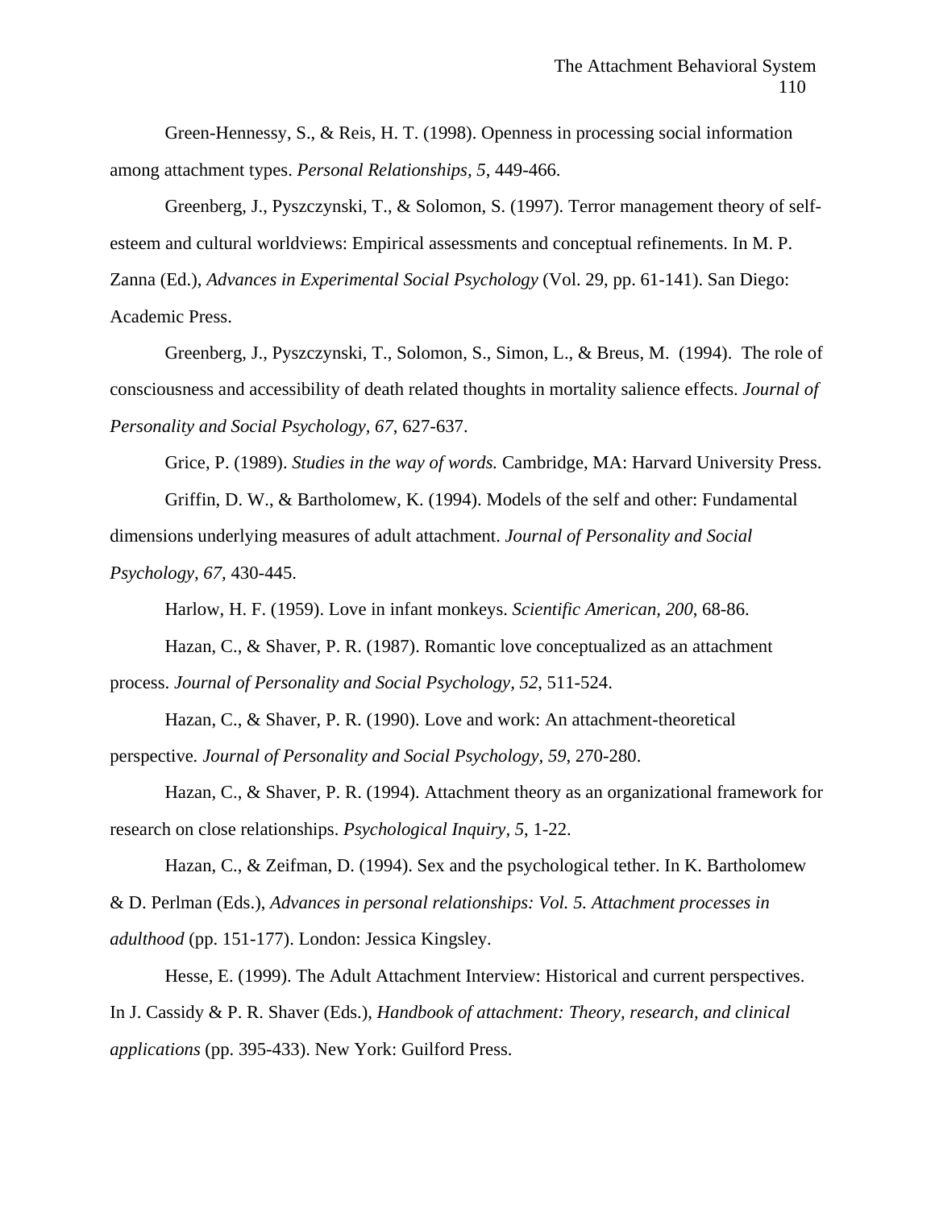Green-Hennessy, S., & Reis, H. T. (1998). Openness in processing social information among attachment types. *Personal Relationships, 5*, 449-466.

Greenberg, J., Pyszczynski, T., & Solomon, S. (1997). Terror management theory of self-esteem and cultural worldviews: Empirical assessments and conceptual refinements. In M. P. Zanna (Ed.), *Advances in Experimental Social Psychology* (Vol. 29, pp. 61-141). San Diego: Academic Press.

Greenberg, J., Pyszczynski, T., Solomon, S., Simon, L., & Breus, M. (1994). The role of consciousness and accessibility of death related thoughts in mortality salience effects. *Journal of Personality and Social Psychology, 67*, 627-637.

Grice, P. (1989). *Studies in the way of words.* Cambridge, MA: Harvard University Press.

Griffin, D. W., & Bartholomew, K. (1994). Models of the self and other: Fundamental dimensions underlying measures of adult attachment. *Journal of Personality and Social Psychology, 67,* 430-445.

Harlow, H. F. (1959). Love in infant monkeys. *Scientific American, 200*, 68-86.

Hazan, C., & Shaver, P. R. (1987). Romantic love conceptualized as an attachment process. *Journal of Personality and Social Psychology, 52,* 511-524.

Hazan, C., & Shaver, P. R. (1990). Love and work: An attachment-theoretical perspective. *Journal of Personality and Social Psychology, 59*, 270-280.

Hazan, C., & Shaver, P. R. (1994). Attachment theory as an organizational framework for research on close relationships. *Psychological Inquiry, 5*, 1-22.

Hazan, C., & Zeifman, D. (1994). Sex and the psychological tether. In K. Bartholomew & D. Perlman (Eds.), *Advances in personal relationships: Vol. 5. Attachment processes in adulthood* (pp. 151-177). London: Jessica Kingsley.

Hesse, E. (1999). The Adult Attachment Interview: Historical and current perspectives. In J. Cassidy & P. R. Shaver (Eds.), *Handbook of attachment: Theory, research, and clinical applications* (pp. 395-433). New York: Guilford Press.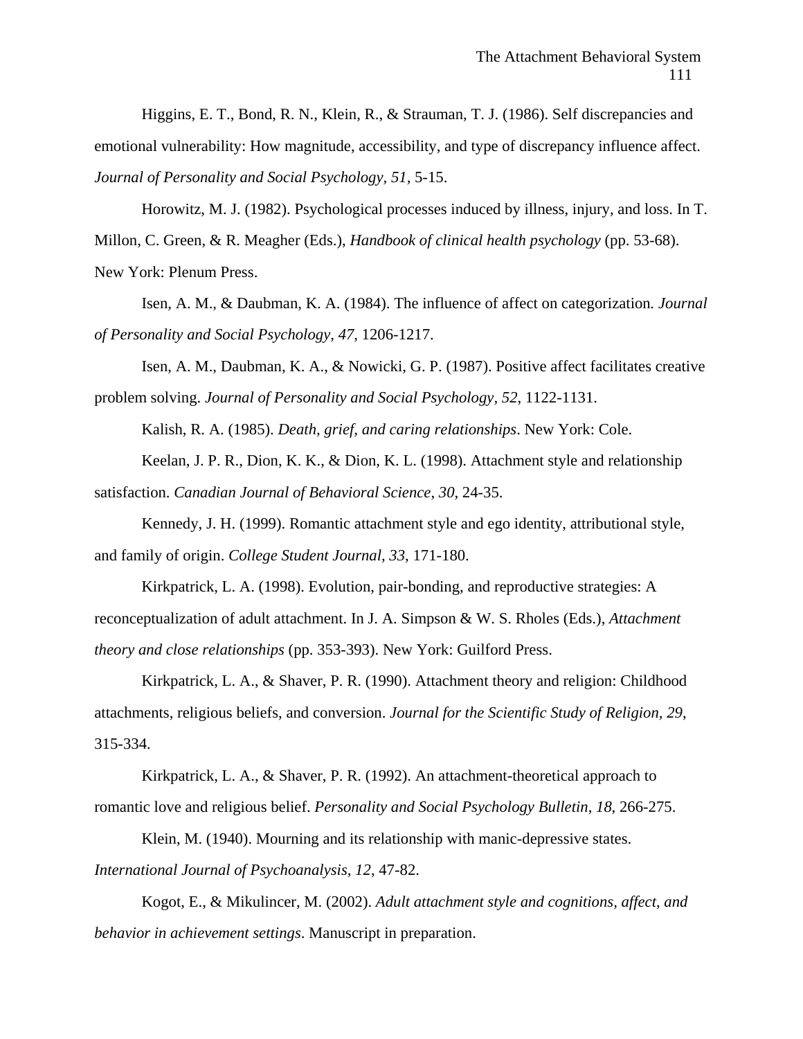Higgins, E. T., Bond, R. N., Klein, R., & Strauman, T. J. (1986). Self discrepancies and emotional vulnerability: How magnitude, accessibility, and type of discrepancy influence affect. *Journal of Personality and Social Psychology, 51*, 5-15.

Horowitz, M. J. (1982). Psychological processes induced by illness, injury, and loss. In T. Millon, C. Green, & R. Meagher (Eds.), *Handbook of clinical health psychology* (pp. 53-68). New York: Plenum Press.

Isen, A. M., & Daubman, K. A. (1984). The influence of affect on categorization. *Journal of Personality and Social Psychology, 47*, 1206-1217.

Isen, A. M., Daubman, K. A., & Nowicki, G. P. (1987). Positive affect facilitates creative problem solving. *Journal of Personality and Social Psychology, 52*, 1122-1131.

Kalish, R. A. (1985). *Death, grief, and caring relationships*. New York: Cole.

Keelan, J. P. R., Dion, K. K., & Dion, K. L. (1998). Attachment style and relationship satisfaction. *Canadian Journal of Behavioral Science, 30*, 24-35.

Kennedy, J. H. (1999). Romantic attachment style and ego identity, attributional style, and family of origin. *College Student Journal, 33*, 171-180.

Kirkpatrick, L. A. (1998). Evolution, pair-bonding, and reproductive strategies: A reconceptualization of adult attachment. In J. A. Simpson & W. S. Rholes (Eds.), *Attachment theory and close relationships* (pp. 353-393). New York: Guilford Press.

Kirkpatrick, L. A., & Shaver, P. R. (1990). Attachment theory and religion: Childhood attachments, religious beliefs, and conversion. *Journal for the Scientific Study of Religion, 29*, 315-334.

Kirkpatrick, L. A., & Shaver, P. R. (1992). An attachment-theoretical approach to romantic love and religious belief. *Personality and Social Psychology Bulletin, 18*, 266-275.

Klein, M. (1940). Mourning and its relationship with manic-depressive states. *International Journal of Psychoanalysis, 12*, 47-82.

Kogot, E., & Mikulincer, M. (2002). *Adult attachment style and cognitions, affect, and behavior in achievement settings*. Manuscript in preparation.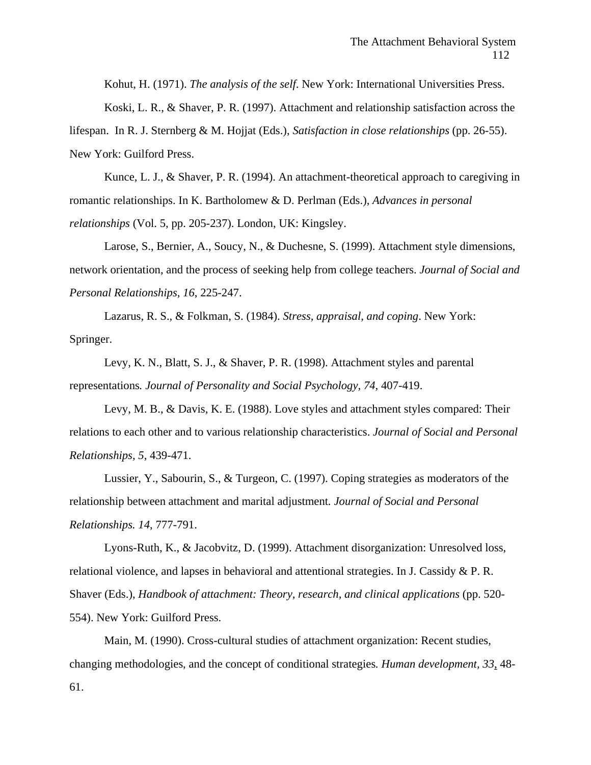Kohut, H. (1971). *The analysis of the self*. New York: International Universities Press.

Koski, L. R., & Shaver, P. R. (1997). Attachment and relationship satisfaction across the lifespan. In R. J. Sternberg & M. Hojjat (Eds.), *Satisfaction in close relationships* (pp. 26-55). New York: Guilford Press.

Kunce, L. J., & Shaver, P. R. (1994). An attachment-theoretical approach to caregiving in romantic relationships. In K. Bartholomew & D. Perlman (Eds.), *Advances in personal relationships* (Vol. 5, pp. 205-237). London, UK: Kingsley.

Larose, S., Bernier, A., Soucy, N., & Duchesne, S. (1999). Attachment style dimensions, network orientation, and the process of seeking help from college teachers. *Journal of Social and Personal Relationships, 16*, 225-247.

Lazarus, R. S., & Folkman, S. (1984). *Stress, appraisal, and coping*. New York: Springer.

Levy, K. N., Blatt, S. J., & Shaver, P. R. (1998). Attachment styles and parental representations*. Journal of Personality and Social Psychology, 74*, 407-419.

Levy, M. B., & Davis, K. E. (1988). Love styles and attachment styles compared: Their relations to each other and to various relationship characteristics. *Journal of Social and Personal Relationships, 5*, 439-471.

Lussier, Y., Sabourin, S., & Turgeon, C. (1997). Coping strategies as moderators of the relationship between attachment and marital adjustment*. Journal of Social and Personal Relationships. 14*, 777-791.

Lyons-Ruth, K., & Jacobvitz, D. (1999). Attachment disorganization: Unresolved loss, relational violence, and lapses in behavioral and attentional strategies. In J. Cassidy & P. R. Shaver (Eds.), *Handbook of attachment: Theory, research, and clinical applications* (pp. 520-554). New York: Guilford Press.

Main, M. (1990). Cross-cultural studies of attachment organization: Recent studies, changing methodologies, and the concept of conditional strategies*. Human development, 33*, 48-61.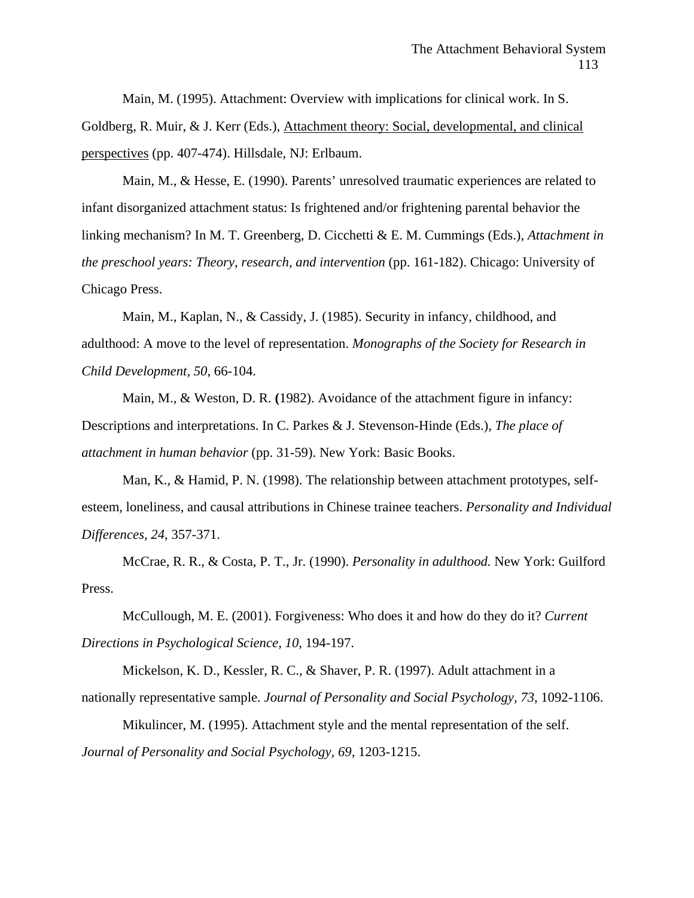Main, M. (1995). Attachment: Overview with implications for clinical work. In S. Goldberg, R. Muir, & J. Kerr (Eds.), <u>Attachment theory: Social, developmental, and clinical perspectives</u> (pp. 407-474). Hillsdale, NJ: Erlbaum.

Main, M., & Hesse, E. (1990). Parents' unresolved traumatic experiences are related to infant disorganized attachment status: Is frightened and/or frightening parental behavior the linking mechanism? In M. T. Greenberg, D. Cicchetti & E. M. Cummings (Eds.), *Attachment in the preschool years: Theory, research, and intervention* (pp. 161-182). Chicago: University of Chicago Press.

Main, M., Kaplan, N., & Cassidy, J. (1985). Security in infancy, childhood, and adulthood: A move to the level of representation. *Monographs of the Society for Research in Child Development, 50*, 66-104.

Main, M., & Weston, D. R. **(**1982). Avoidance of the attachment figure in infancy: Descriptions and interpretations. In C. Parkes & J. Stevenson-Hinde (Eds.), *The place of attachment in human behavior* (pp. 31-59). New York: Basic Books.

Man, K., & Hamid, P. N. (1998). The relationship between attachment prototypes, self-esteem, loneliness, and causal attributions in Chinese trainee teachers. *Personality and Individual Differences, 24*, 357-371.

McCrae, R. R., & Costa, P. T., Jr. (1990). *Personality in adulthood.* New York: Guilford Press.

McCullough, M. E. (2001). Forgiveness: Who does it and how do they do it? *Current Directions in Psychological Science, 10*, 194-197.

Mickelson, K. D., Kessler, R. C., & Shaver, P. R. (1997). Adult attachment in a nationally representative sample. *Journal of Personality and Social Psychology, 73*, 1092-1106.

Mikulincer, M. (1995). Attachment style and the mental representation of the self. *Journal of Personality and Social Psychology, 69*, 1203-1215.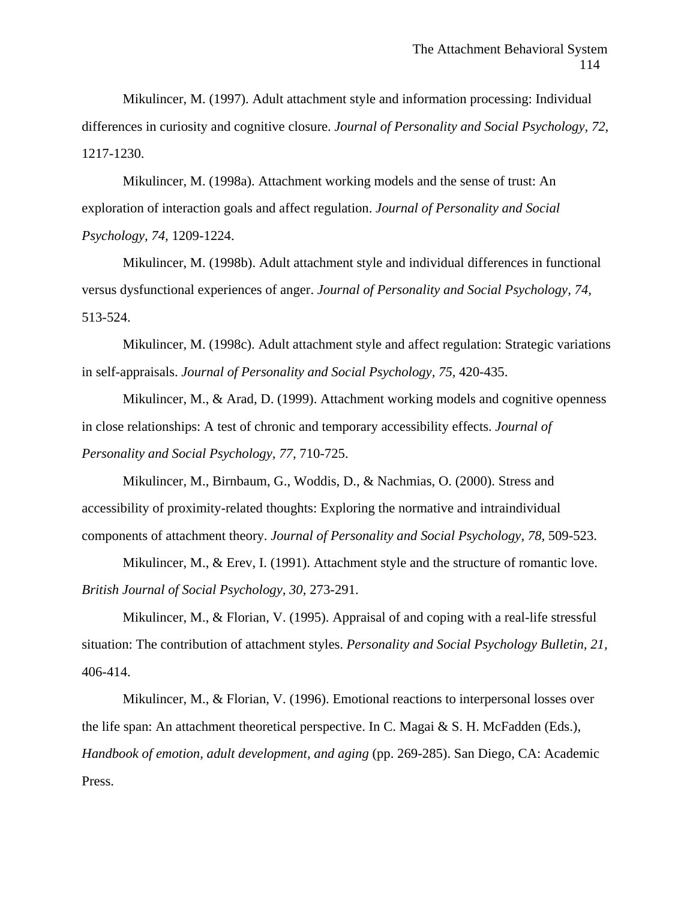Mikulincer, M. (1997). Adult attachment style and information processing: Individual differences in curiosity and cognitive closure. *Journal of Personality and Social Psychology, 72,* 1217-1230.

Mikulincer, M. (1998a). Attachment working models and the sense of trust: An exploration of interaction goals and affect regulation. *Journal of Personality and Social Psychology, 74,* 1209-1224.

Mikulincer, M. (1998b). Adult attachment style and individual differences in functional versus dysfunctional experiences of anger. *Journal of Personality and Social Psychology, 74,* 513-524.

Mikulincer, M. (1998c). Adult attachment style and affect regulation: Strategic variations in self-appraisals. *Journal of Personality and Social Psychology, 75,* 420-435.

Mikulincer, M., & Arad, D. (1999). Attachment working models and cognitive openness in close relationships: A test of chronic and temporary accessibility effects. *Journal of Personality and Social Psychology, 77,* 710-725.

Mikulincer, M., Birnbaum, G., Woddis, D., & Nachmias, O. (2000). Stress and accessibility of proximity-related thoughts: Exploring the normative and intraindividual components of attachment theory. *Journal of Personality and Social Psychology, 78,* 509-523.

Mikulincer, M., & Erev, I. (1991). Attachment style and the structure of romantic love. *British Journal of Social Psychology, 30,* 273-291.

Mikulincer, M., & Florian, V. (1995). Appraisal of and coping with a real-life stressful situation: The contribution of attachment styles. *Personality and Social Psychology Bulletin, 21,* 406-414.

Mikulincer, M., & Florian, V. (1996). Emotional reactions to interpersonal losses over the life span: An attachment theoretical perspective. In C. Magai & S. H. McFadden (Eds.), *Handbook of emotion, adult development, and aging* (pp. 269-285). San Diego, CA: Academic Press.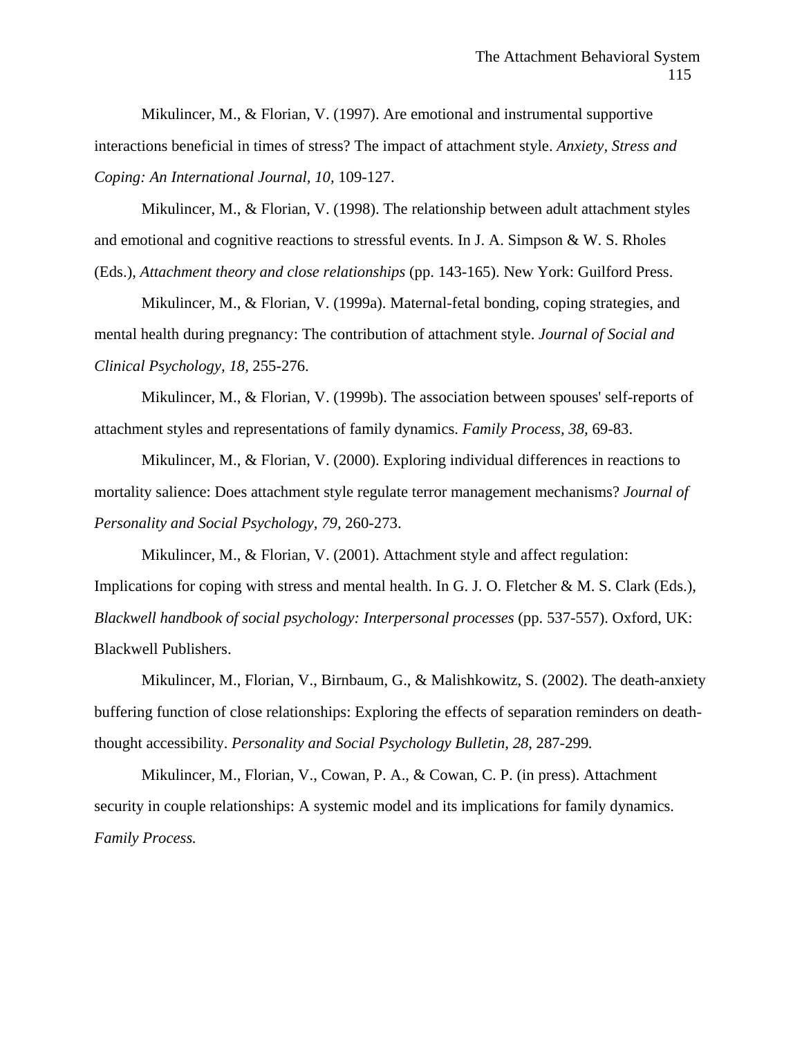Mikulincer, M., & Florian, V. (1997). Are emotional and instrumental supportive interactions beneficial in times of stress? The impact of attachment style. *Anxiety, Stress and Coping: An International Journal, 10,* 109-127.

Mikulincer, M., & Florian, V. (1998). The relationship between adult attachment styles and emotional and cognitive reactions to stressful events. In J. A. Simpson & W. S. Rholes (Eds.), *Attachment theory and close relationships* (pp. 143-165). New York: Guilford Press.

Mikulincer, M., & Florian, V. (1999a). Maternal-fetal bonding, coping strategies, and mental health during pregnancy: The contribution of attachment style. *Journal of Social and Clinical Psychology, 18,* 255-276.

Mikulincer, M., & Florian, V. (1999b). The association between spouses' self-reports of attachment styles and representations of family dynamics. *Family Process, 38,* 69-83.

Mikulincer, M., & Florian, V. (2000). Exploring individual differences in reactions to mortality salience: Does attachment style regulate terror management mechanisms? *Journal of Personality and Social Psychology, 79,* 260-273.

Mikulincer, M., & Florian, V. (2001). Attachment style and affect regulation: Implications for coping with stress and mental health. In G. J. O. Fletcher & M. S. Clark (Eds.), *Blackwell handbook of social psychology: Interpersonal processes* (pp. 537-557). Oxford, UK: Blackwell Publishers.

Mikulincer, M., Florian, V., Birnbaum, G., & Malishkowitz, S. (2002). The death-anxiety buffering function of close relationships: Exploring the effects of separation reminders on death-thought accessibility. *Personality and Social Psychology Bulletin, 28*, 287-299.

Mikulincer, M., Florian, V., Cowan, P. A., & Cowan, C. P. (in press). Attachment security in couple relationships: A systemic model and its implications for family dynamics. *Family Process.*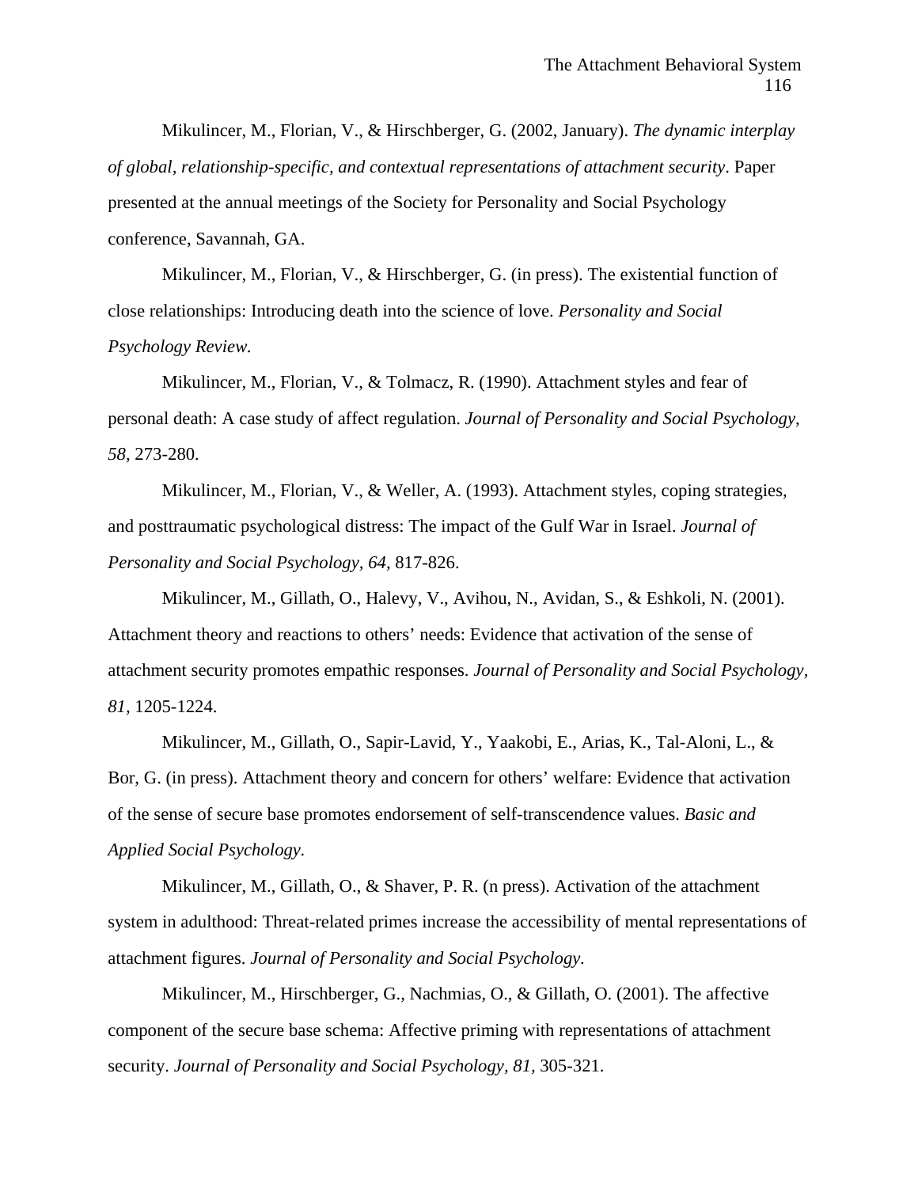Mikulincer, M., Florian, V., & Hirschberger, G. (2002, January). *The dynamic interplay of global, relationship-specific, and contextual representations of attachment security*. Paper presented at the annual meetings of the Society for Personality and Social Psychology conference, Savannah, GA.

Mikulincer, M., Florian, V., & Hirschberger, G. (in press). The existential function of close relationships: Introducing death into the science of love. *Personality and Social Psychology Review.*

Mikulincer, M., Florian, V., & Tolmacz, R. (1990). Attachment styles and fear of personal death: A case study of affect regulation. *Journal of Personality and Social Psychology, 58*, 273-280.

Mikulincer, M., Florian, V., & Weller, A. (1993). Attachment styles, coping strategies, and posttraumatic psychological distress: The impact of the Gulf War in Israel. *Journal of Personality and Social Psychology, 64*, 817-826.

Mikulincer, M., Gillath, O., Halevy, V., Avihou, N., Avidan, S., & Eshkoli, N. (2001). Attachment theory and reactions to others' needs: Evidence that activation of the sense of attachment security promotes empathic responses. *Journal of Personality and Social Psychology, 81*, 1205-1224.

Mikulincer, M., Gillath, O., Sapir-Lavid, Y., Yaakobi, E., Arias, K., Tal-Aloni, L., & Bor, G. (in press). Attachment theory and concern for others' welfare: Evidence that activation of the sense of secure base promotes endorsement of self-transcendence values. *Basic and Applied Social Psychology.*

Mikulincer, M., Gillath, O., & Shaver, P. R. (n press). Activation of the attachment system in adulthood: Threat-related primes increase the accessibility of mental representations of attachment figures. *Journal of Personality and Social Psychology.*

Mikulincer, M., Hirschberger, G., Nachmias, O., & Gillath, O. (2001). The affective component of the secure base schema: Affective priming with representations of attachment security. *Journal of Personality and Social Psychology, 81*, 305-321.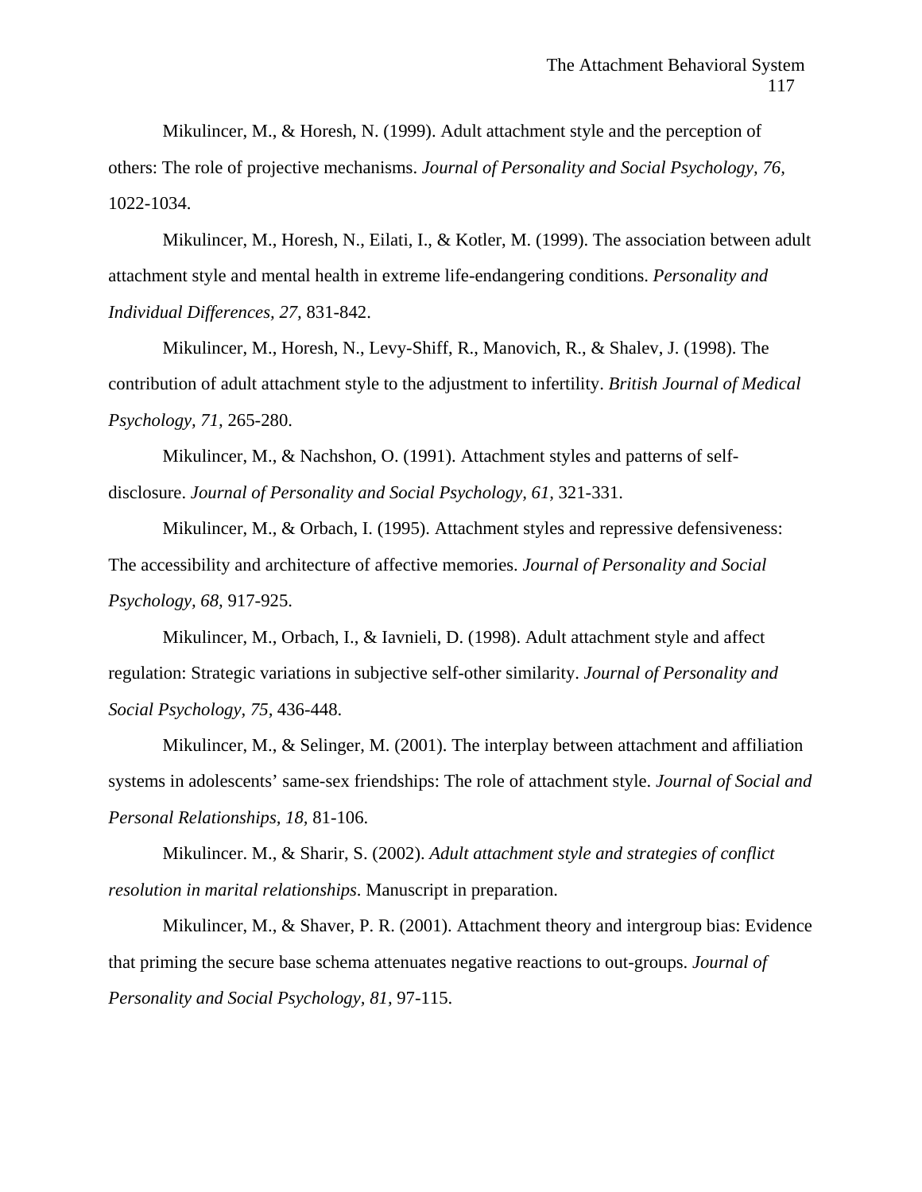Mikulincer, M., & Horesh, N. (1999). Adult attachment style and the perception of others: The role of projective mechanisms. *Journal of Personality and Social Psychology, 76,* 1022-1034.

Mikulincer, M., Horesh, N., Eilati, I., & Kotler, M. (1999). The association between adult attachment style and mental health in extreme life-endangering conditions. *Personality and Individual Differences, 27,* 831-842.

Mikulincer, M., Horesh, N., Levy-Shiff, R., Manovich, R., & Shalev, J. (1998). The contribution of adult attachment style to the adjustment to infertility. *British Journal of Medical Psychology, 71,* 265-280.

Mikulincer, M., & Nachshon, O. (1991). Attachment styles and patterns of self-disclosure. *Journal of Personality and Social Psychology, 61,* 321-331.

Mikulincer, M., & Orbach, I. (1995). Attachment styles and repressive defensiveness: The accessibility and architecture of affective memories. *Journal of Personality and Social Psychology, 68,* 917-925.

Mikulincer, M., Orbach, I., & Iavnieli, D. (1998). Adult attachment style and affect regulation: Strategic variations in subjective self-other similarity. *Journal of Personality and Social Psychology, 75,* 436-448.

Mikulincer, M., & Selinger, M. (2001). The interplay between attachment and affiliation systems in adolescents' same-sex friendships: The role of attachment style. *Journal of Social and Personal Relationships, 18,* 81-106.

Mikulincer. M., & Sharir, S. (2002). *Adult attachment style and strategies of conflict resolution in marital relationships*. Manuscript in preparation.

Mikulincer, M., & Shaver, P. R. (2001). Attachment theory and intergroup bias: Evidence that priming the secure base schema attenuates negative reactions to out-groups. *Journal of Personality and Social Psychology, 81,* 97-115.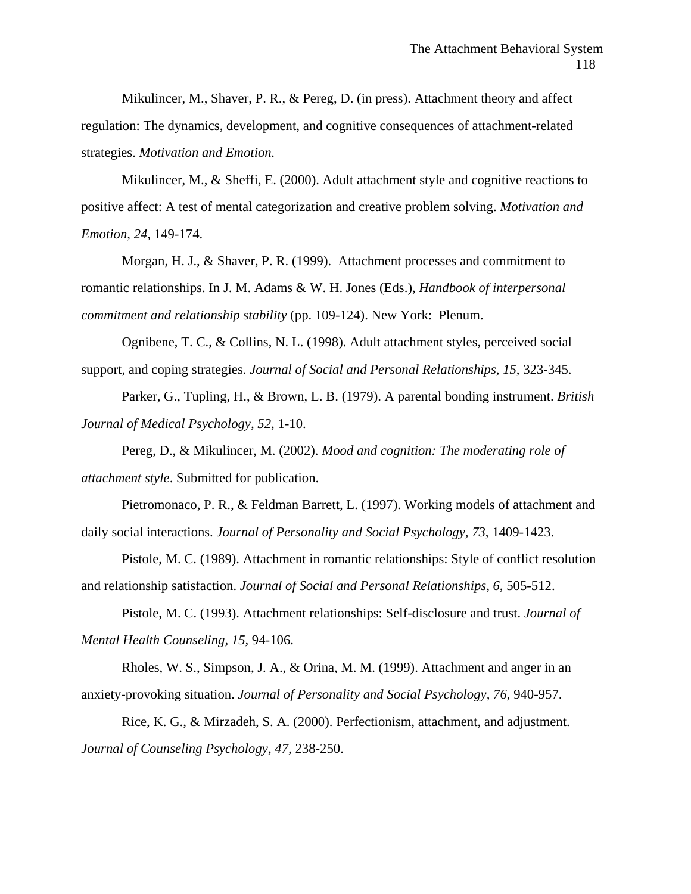Mikulincer, M., Shaver, P. R., & Pereg, D. (in press). Attachment theory and affect regulation: The dynamics, development, and cognitive consequences of attachment-related strategies. *Motivation and Emotion.*

Mikulincer, M., & Sheffi, E. (2000). Adult attachment style and cognitive reactions to positive affect: A test of mental categorization and creative problem solving. *Motivation and Emotion, 24*, 149-174.

Morgan, H. J., & Shaver, P. R. (1999). Attachment processes and commitment to romantic relationships. In J. M. Adams & W. H. Jones (Eds.), *Handbook of interpersonal commitment and relationship stability* (pp. 109-124). New York: Plenum.

Ognibene, T. C., & Collins, N. L. (1998). Adult attachment styles, perceived social support, and coping strategies. *Journal of Social and Personal Relationships, 15*, 323-345.

Parker, G., Tupling, H., & Brown, L. B. (1979). A parental bonding instrument. *British Journal of Medical Psychology, 52*, 1-10.

Pereg, D., & Mikulincer, M. (2002). *Mood and cognition: The moderating role of attachment style*. Submitted for publication.

Pietromonaco, P. R., & Feldman Barrett, L. (1997). Working models of attachment and daily social interactions. *Journal of Personality and Social Psychology*, *73*, 1409-1423.

Pistole, M. C. (1989). Attachment in romantic relationships: Style of conflict resolution and relationship satisfaction. *Journal of Social and Personal Relationships, 6*, 505-512.

Pistole, M. C. (1993). Attachment relationships: Self-disclosure and trust. *Journal of Mental Health Counseling, 15*, 94-106.

Rholes, W. S., Simpson, J. A., & Orina, M. M. (1999). Attachment and anger in an anxiety-provoking situation. *Journal of Personality and Social Psychology, 76*, 940-957.

Rice, K. G., & Mirzadeh, S. A. (2000). Perfectionism, attachment, and adjustment. *Journal of Counseling Psychology, 47*, 238-250.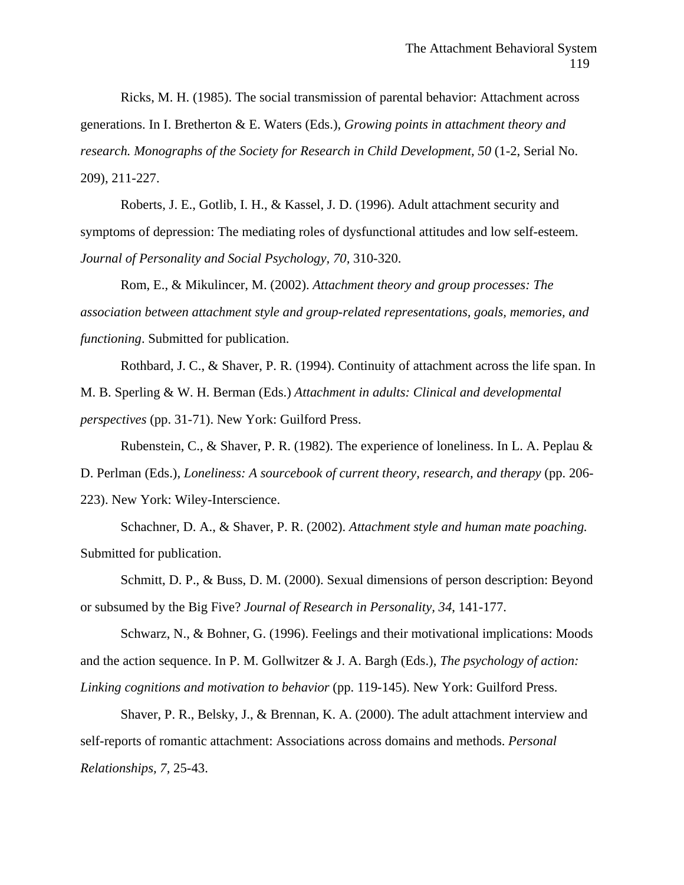Ricks, M. H. (1985). The social transmission of parental behavior: Attachment across generations. In I. Bretherton & E. Waters (Eds.), *Growing points in attachment theory and research. Monographs of the Society for Research in Child Development, 50* (1-2, Serial No. 209), 211-227.

Roberts, J. E., Gotlib, I. H., & Kassel, J. D. (1996). Adult attachment security and symptoms of depression: The mediating roles of dysfunctional attitudes and low self-esteem. *Journal of Personality and Social Psychology, 70*, 310-320.

Rom, E., & Mikulincer, M. (2002). *Attachment theory and group processes: The association between attachment style and group-related representations, goals, memories, and functioning*. Submitted for publication.

Rothbard, J. C., & Shaver, P. R. (1994). Continuity of attachment across the life span. In M. B. Sperling & W. H. Berman (Eds.) *Attachment in adults: Clinical and developmental perspectives* (pp. 31-71). New York: Guilford Press.

Rubenstein, C., & Shaver, P. R. (1982). The experience of loneliness. In L. A. Peplau & D. Perlman (Eds.), *Loneliness: A sourcebook of current theory, research, and therapy* (pp. 206-223). New York: Wiley-Interscience.

Schachner, D. A., & Shaver, P. R. (2002). *Attachment style and human mate poaching.* Submitted for publication.

Schmitt, D. P., & Buss, D. M. (2000). Sexual dimensions of person description: Beyond or subsumed by the Big Five? *Journal of Research in Personality, 34*, 141-177.

Schwarz, N., & Bohner, G. (1996). Feelings and their motivational implications: Moods and the action sequence. In P. M. Gollwitzer & J. A. Bargh (Eds.), *The psychology of action: Linking cognitions and motivation to behavior* (pp. 119-145). New York: Guilford Press.

Shaver, P. R., Belsky, J., & Brennan, K. A. (2000). The adult attachment interview and self-reports of romantic attachment: Associations across domains and methods. *Personal Relationships, 7*, 25-43.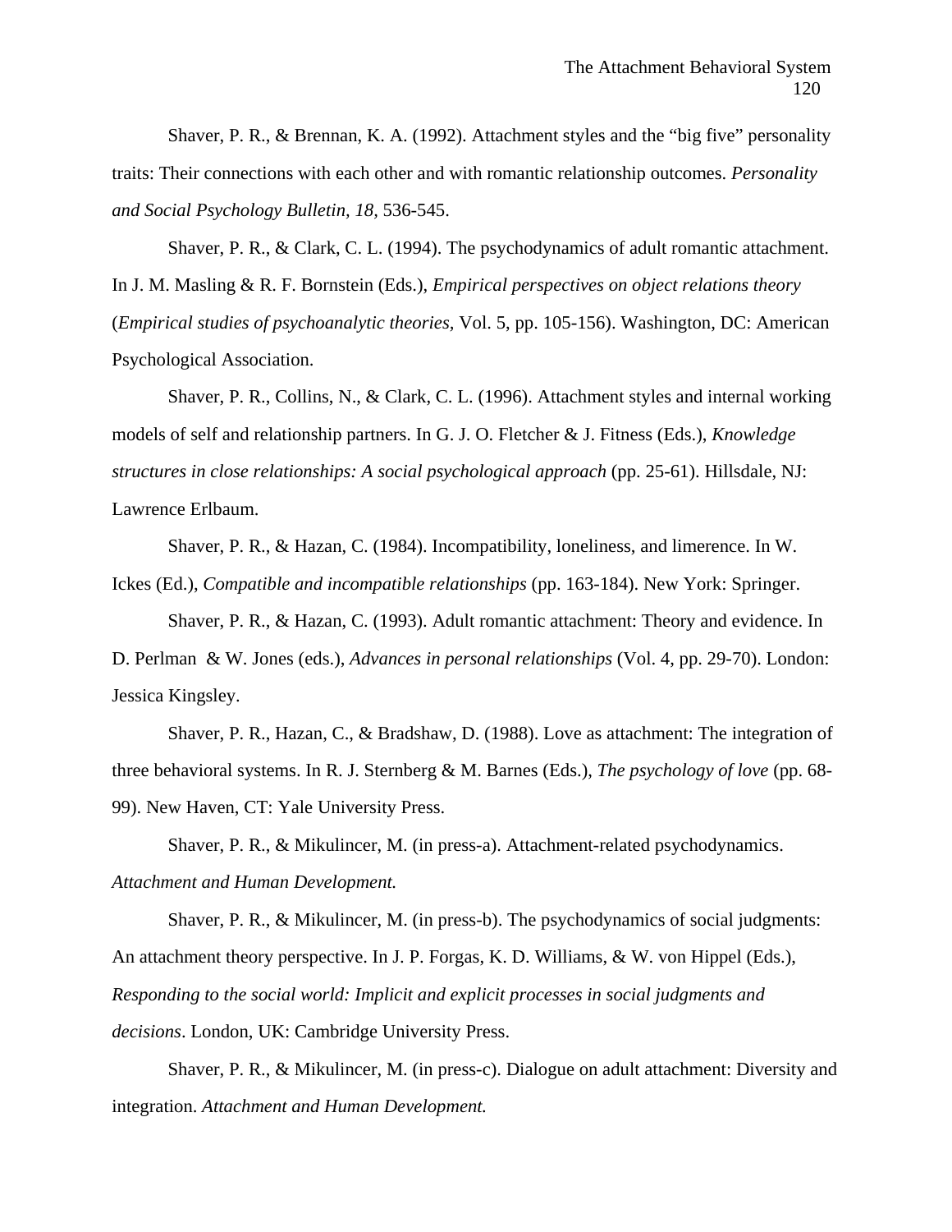Shaver, P. R., & Brennan, K. A. (1992). Attachment styles and the "big five" personality traits: Their connections with each other and with romantic relationship outcomes. *Personality and Social Psychology Bulletin, 18*, 536-545.

Shaver, P. R., & Clark, C. L. (1994). The psychodynamics of adult romantic attachment. In J. M. Masling & R. F. Bornstein (Eds.), *Empirical perspectives on object relations theory* (*Empirical studies of psychoanalytic theories*, Vol. 5, pp. 105-156). Washington, DC: American Psychological Association.

Shaver, P. R., Collins, N., & Clark, C. L. (1996). Attachment styles and internal working models of self and relationship partners. In G. J. O. Fletcher & J. Fitness (Eds.), *Knowledge structures in close relationships: A social psychological approach* (pp. 25-61). Hillsdale, NJ: Lawrence Erlbaum.

Shaver, P. R., & Hazan, C. (1984). Incompatibility, loneliness, and limerence. In W. Ickes (Ed.), *Compatible and incompatible relationships* (pp. 163-184). New York: Springer.

Shaver, P. R., & Hazan, C. (1993). Adult romantic attachment: Theory and evidence. In D. Perlman & W. Jones (eds.), *Advances in personal relationships* (Vol. 4, pp. 29-70). London: Jessica Kingsley.

Shaver, P. R., Hazan, C., & Bradshaw, D. (1988). Love as attachment: The integration of three behavioral systems. In R. J. Sternberg & M. Barnes (Eds.), *The psychology of love* (pp. 68-99). New Haven, CT: Yale University Press.

Shaver, P. R., & Mikulincer, M. (in press-a). Attachment-related psychodynamics. *Attachment and Human Development.*

Shaver, P. R., & Mikulincer, M. (in press-b). The psychodynamics of social judgments: An attachment theory perspective. In J. P. Forgas, K. D. Williams, & W. von Hippel (Eds.), *Responding to the social world: Implicit and explicit processes in social judgments and decisions*. London, UK: Cambridge University Press.

Shaver, P. R., & Mikulincer, M. (in press-c). Dialogue on adult attachment: Diversity and integration. *Attachment and Human Development.*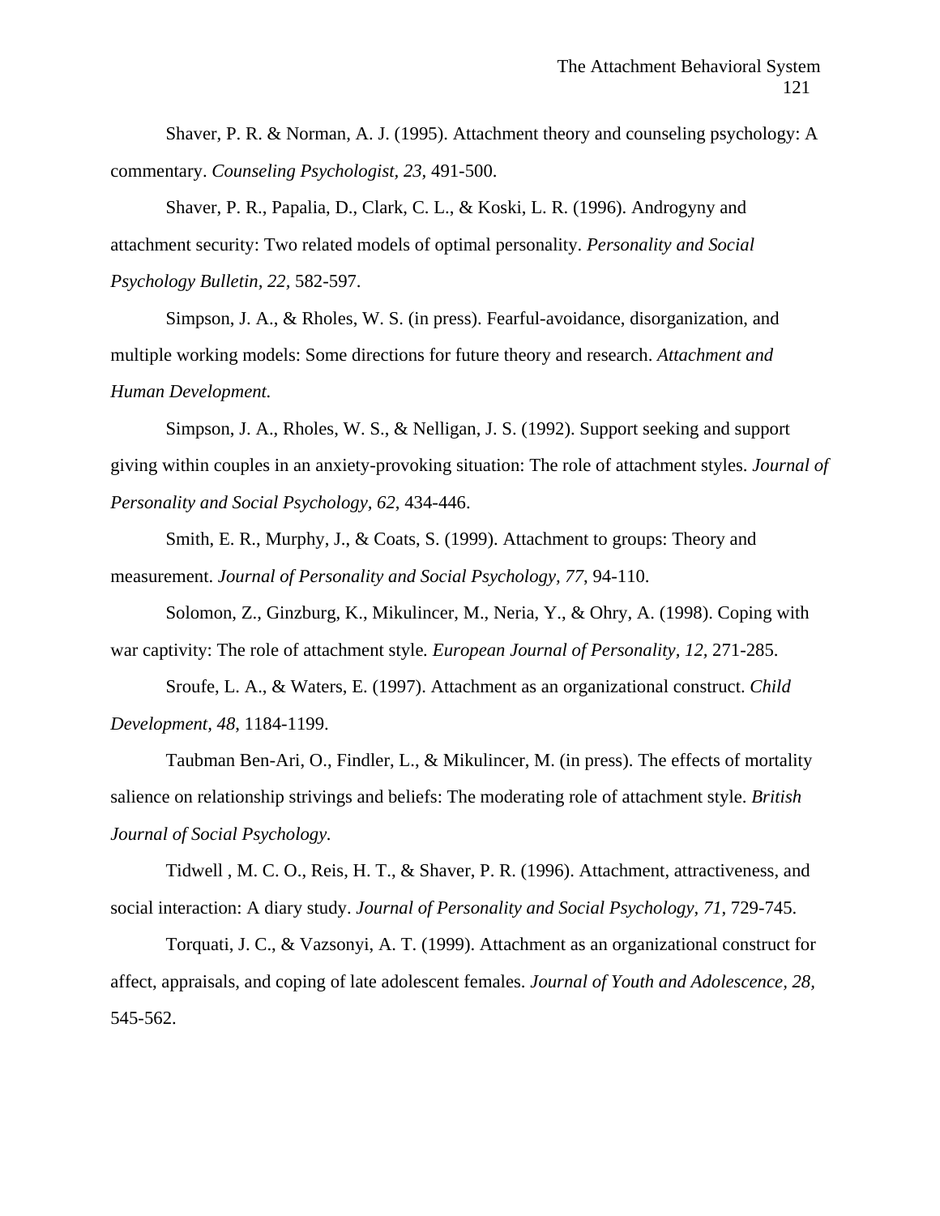Shaver, P. R. & Norman, A. J. (1995). Attachment theory and counseling psychology: A commentary. *Counseling Psychologist, 23,* 491-500.

Shaver, P. R., Papalia, D., Clark, C. L., & Koski, L. R. (1996). Androgyny and attachment security: Two related models of optimal personality. *Personality and Social Psychology Bulletin, 22,* 582-597.

Simpson, J. A., & Rholes, W. S. (in press). Fearful-avoidance, disorganization, and multiple working models: Some directions for future theory and research. *Attachment and Human Development.*

Simpson, J. A., Rholes, W. S., & Nelligan, J. S. (1992). Support seeking and support giving within couples in an anxiety-provoking situation: The role of attachment styles. *Journal of Personality and Social Psychology, 62,* 434-446.

Smith, E. R., Murphy, J., & Coats, S. (1999). Attachment to groups: Theory and measurement. *Journal of Personality and Social Psychology*, *77*, 94-110.

Solomon, Z., Ginzburg, K., Mikulincer, M., Neria, Y., & Ohry, A. (1998). Coping with war captivity: The role of attachment style*. European Journal of Personality, 12,* 271-285.

Sroufe, L. A., & Waters, E. (1997). Attachment as an organizational construct. *Child Development, 48*, 1184-1199.

Taubman Ben-Ari, O., Findler, L., & Mikulincer, M. (in press). The effects of mortality salience on relationship strivings and beliefs: The moderating role of attachment style. *British Journal of Social Psychology.*

Tidwell , M. C. O., Reis, H. T., & Shaver, P. R. (1996). Attachment, attractiveness, and social interaction: A diary study. *Journal of Personality and Social Psychology, 71*, 729-745.

Torquati, J. C., & Vazsonyi, A. T. (1999). Attachment as an organizational construct for affect, appraisals, and coping of late adolescent females. *Journal of Youth and Adolescence, 28,* 545-562.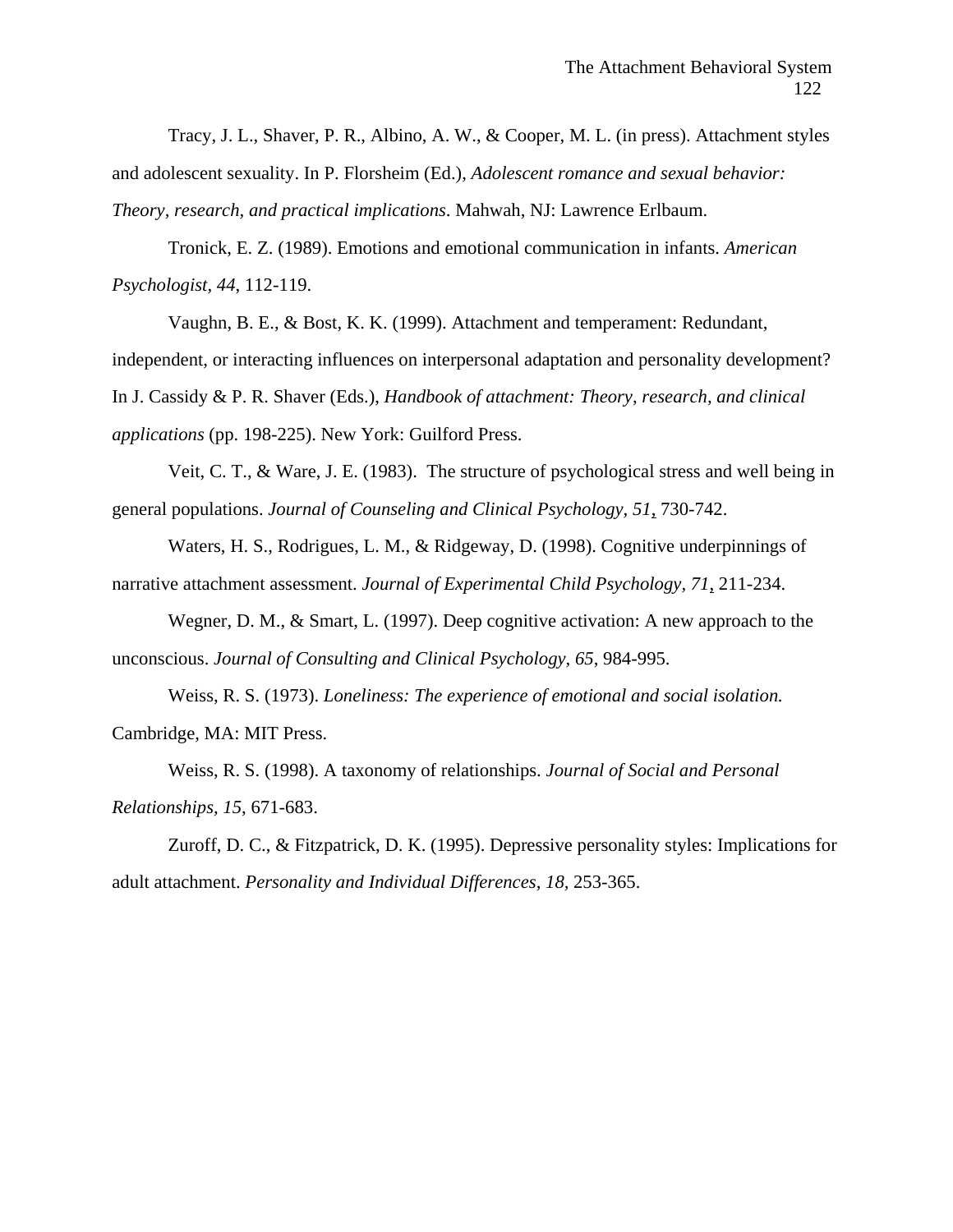Tracy, J. L., Shaver, P. R., Albino, A. W., & Cooper, M. L. (in press). Attachment styles and adolescent sexuality. In P. Florsheim (Ed.), *Adolescent romance and sexual behavior: Theory, research, and practical implications*. Mahwah, NJ: Lawrence Erlbaum.

Tronick, E. Z. (1989). Emotions and emotional communication in infants. *American Psychologist, 44*, 112-119.

Vaughn, B. E., & Bost, K. K. (1999). Attachment and temperament: Redundant, independent, or interacting influences on interpersonal adaptation and personality development? In J. Cassidy & P. R. Shaver (Eds.), *Handbook of attachment: Theory, research, and clinical applications* (pp. 198-225). New York: Guilford Press.

Veit, C. T., & Ware, J. E. (1983). The structure of psychological stress and well being in general populations. *Journal of Counseling and Clinical Psychology, 51*, 730-742.

Waters, H. S., Rodrigues, L. M., & Ridgeway, D. (1998). Cognitive underpinnings of narrative attachment assessment. *Journal of Experimental Child Psychology, 71*, 211-234.

Wegner, D. M., & Smart, L. (1997). Deep cognitive activation: A new approach to the unconscious. *Journal of Consulting and Clinical Psychology, 65*, 984-995.

Weiss, R. S. (1973). *Loneliness: The experience of emotional and social isolation.* Cambridge, MA: MIT Press.

Weiss, R. S. (1998). A taxonomy of relationships. *Journal of Social and Personal Relationships, 15*, 671-683.

Zuroff, D. C., & Fitzpatrick, D. K. (1995). Depressive personality styles: Implications for adult attachment. *Personality and Individual Differences, 18,* 253-365.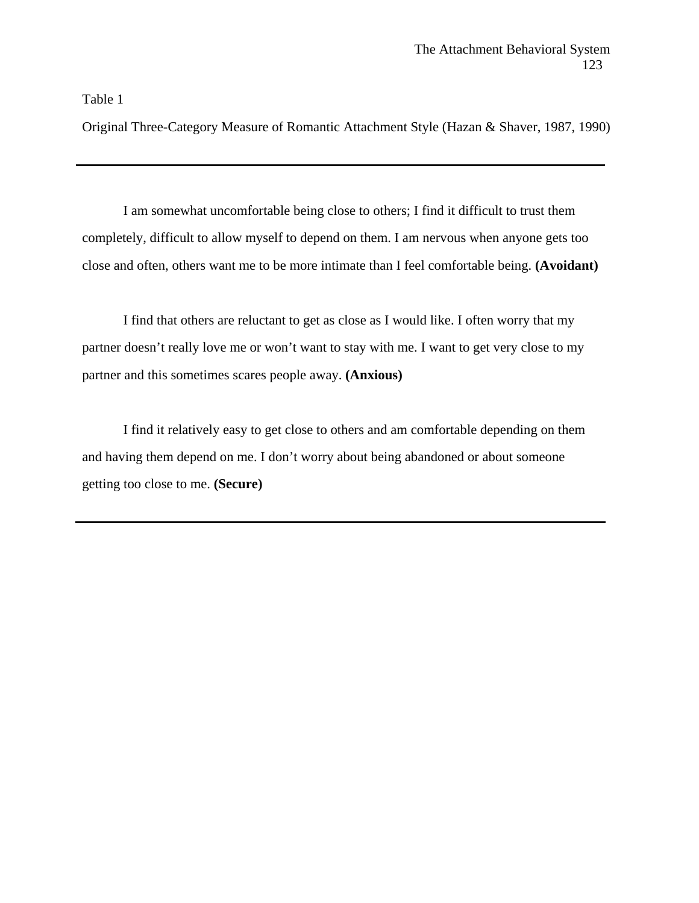Table 1

Original Three-Category Measure of Romantic Attachment Style (Hazan & Shaver, 1987, 1990)

---

I am somewhat uncomfortable being close to others; I find it difficult to trust them completely, difficult to allow myself to depend on them. I am nervous when anyone gets too close and often, others want me to be more intimate than I feel comfortable being. **(Avoidant)**

I find that others are reluctant to get as close as I would like. I often worry that my partner doesn't really love me or won't want to stay with me. I want to get very close to my partner and this sometimes scares people away. **(Anxious)**

I find it relatively easy to get close to others and am comfortable depending on them and having them depend on me. I don't worry about being abandoned or about someone getting too close to me. **(Secure)**

---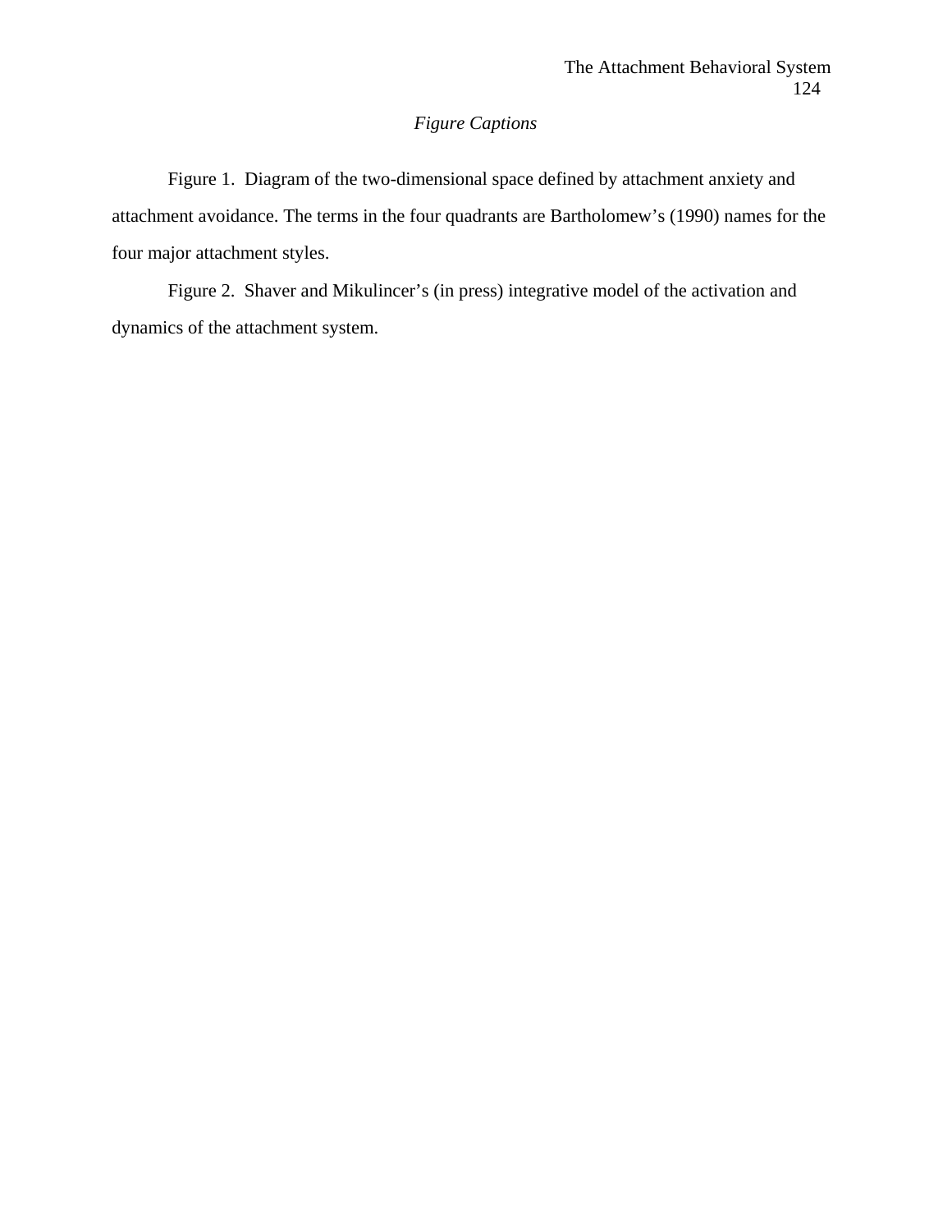*Figure Captions*

Figure 1. Diagram of the two-dimensional space defined by attachment anxiety and attachment avoidance. The terms in the four quadrants are Bartholomew's (1990) names for the four major attachment styles.

Figure 2. Shaver and Mikulincer's (in press) integrative model of the activation and dynamics of the attachment system.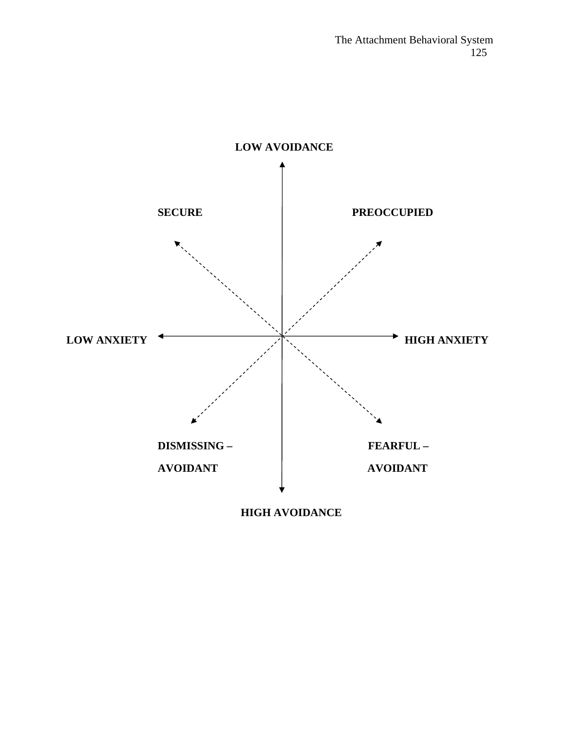LOW AVOIDANCE

SECURE

PREOCCUPIED

LOW ANXIETY

HIGH ANXIETY

DISMISSING –
AVOIDANT

FEARFUL –
AVOIDANT

HIGH AVOIDANCE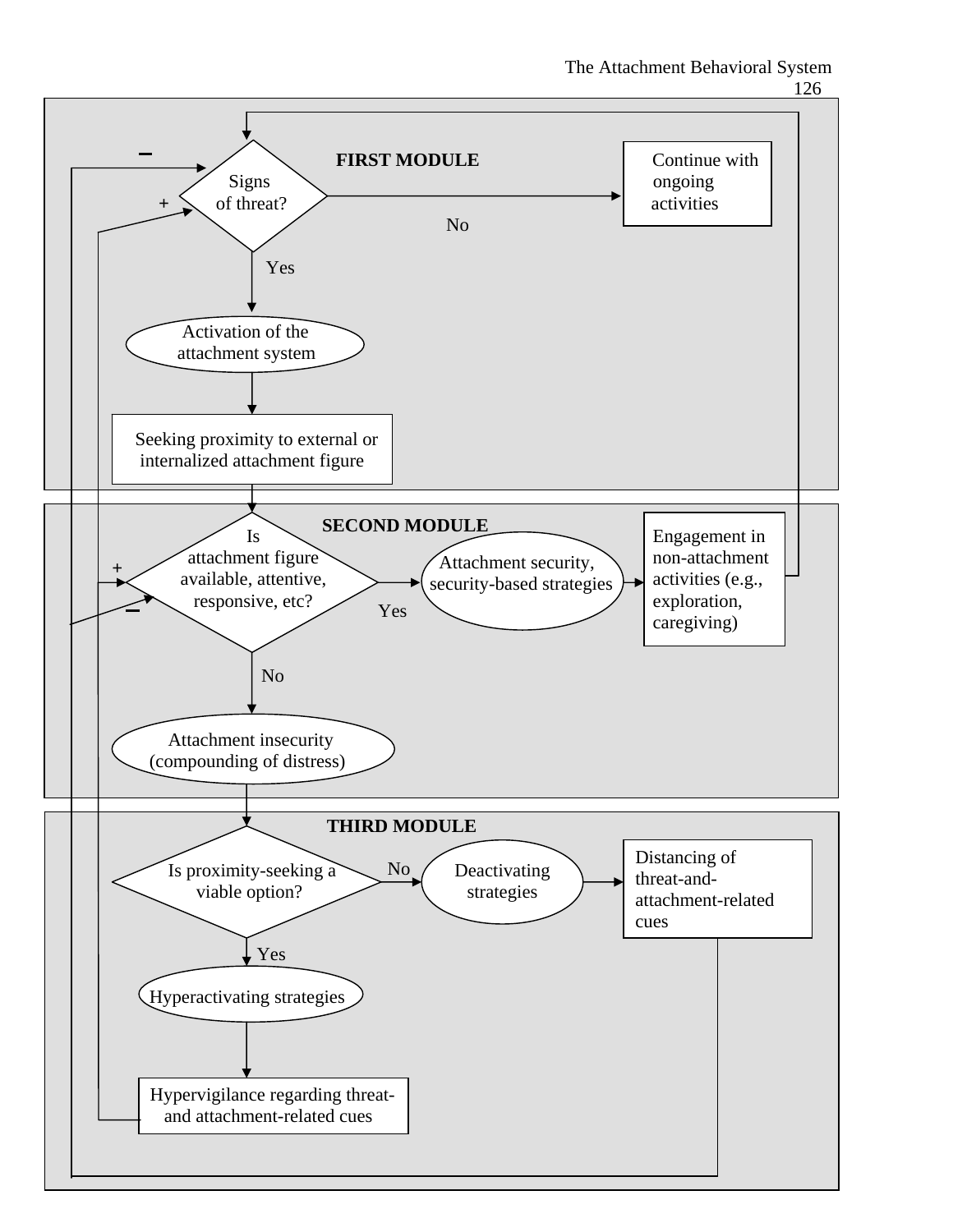FIRST MODULE

Signs of threat?

Continue with ongoing activities

No

Yes

+

−

Activation of the attachment system

Seeking proximity to external or internalized attachment figure

SECOND MODULE

Is attachment figure available, attentive, responsive, etc?

Attachment security, security-based strategies

Engagement in non-attachment activities (e.g., exploration, caregiving)

Yes

+

−

No

Attachment insecurity (compounding of distress)

THIRD MODULE

Is proximity-seeking a viable option?

No

Deactivating strategies

Distancing of threat-and-attachment-related cues

Yes

Hyperactivating strategies

Hypervigilance regarding threat- and attachment-related cues